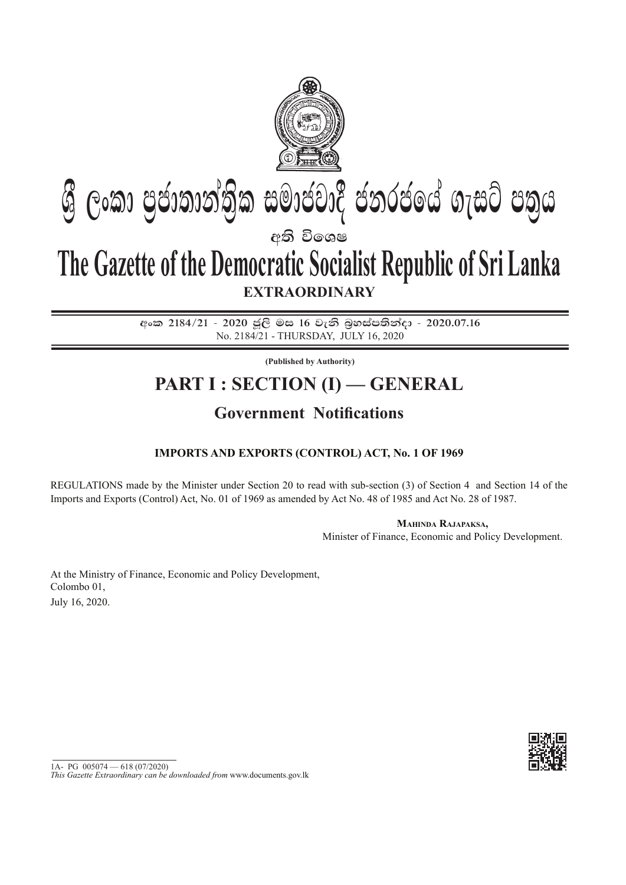# ශ්‍රී ලංකා ප්‍රජාතාන්ත්‍රික සමාජවාදී ජනරජයේ ගැසට් පත්‍රය

**අති විශෙෂ**

# The Gazette of the Democratic Socialist Republic of Sri Lanka

**EXTRAORDINARY**

අංක 2184/21 - 2020 ජූලි මස 16 වැනි බ්‍රහස්පතින්දා - 2020.07.16

No. 2184/21 - THURSDAY, JULY 16, 2020

**(Published by Authority)**

## PART I : SECTION (I) — GENERAL

### Government Notifications

**IMPORTS AND EXPORTS (CONTROL) ACT, No. 1 OF 1969**

REGULATIONS made by the Minister under Section 20 to read with sub-section (3) of Section 4 and Section 14 of the Imports and Exports (Control) Act, No. 01 of 1969 as amended by Act No. 48 of 1985 and Act No. 28 of 1987.

**Mahinda Rajapaksa,**
Minister of Finance, Economic and Policy Development.

At the Ministry of Finance, Economic and Policy Development,
Colombo 01,
July 16, 2020.

1A- PG 005074 — 618 (07/2020)

*This Gazette Extraordinary can be downloaded from* www.documents.gov.lk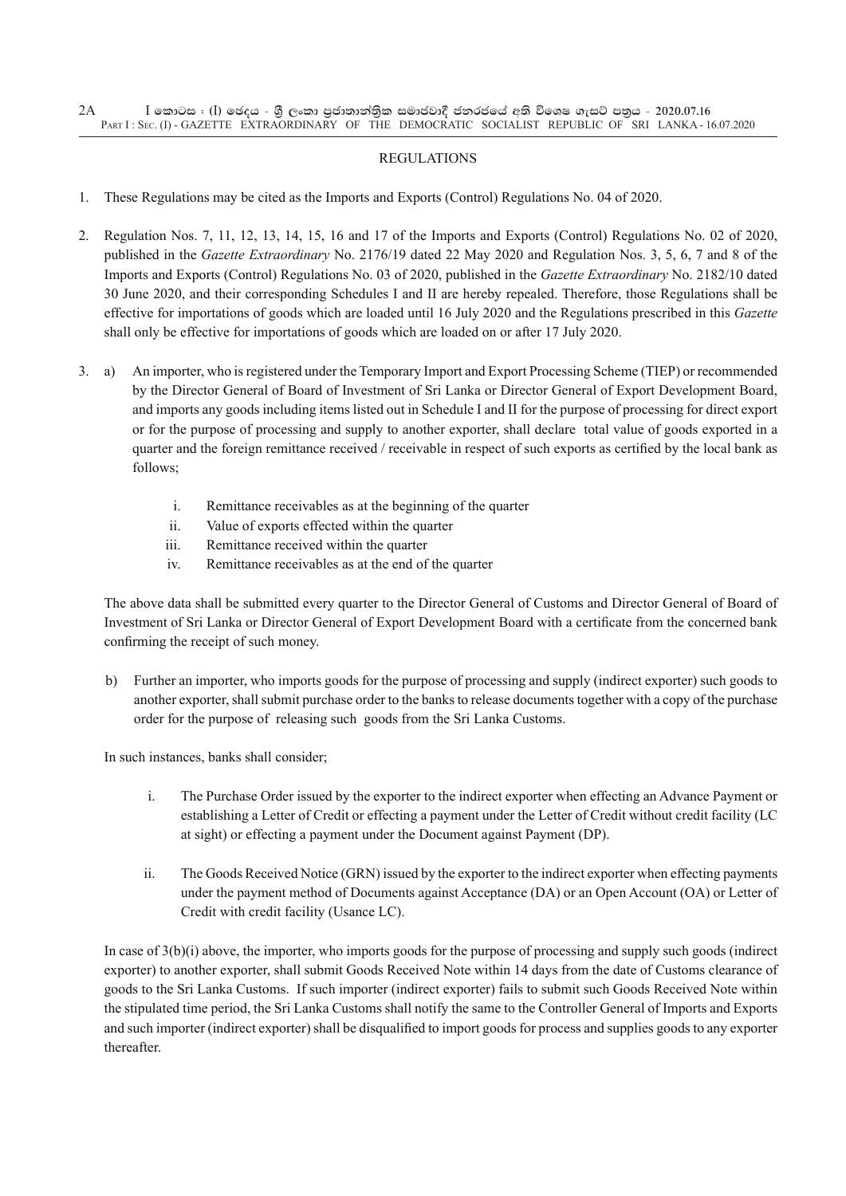## REGULATIONS

1. These Regulations may be cited as the Imports and Exports (Control) Regulations No. 04 of 2020.

2. Regulation Nos. 7, 11, 12, 13, 14, 15, 16 and 17 of the Imports and Exports (Control) Regulations No. 02 of 2020, published in the *Gazette Extraordinary* No. 2176/19 dated 22 May 2020 and Regulation Nos. 3, 5, 6, 7 and 8 of the Imports and Exports (Control) Regulations No. 03 of 2020, published in the *Gazette Extraordinary* No. 2182/10 dated 30 June 2020, and their corresponding Schedules I and II are hereby repealed. Therefore, those Regulations shall be effective for importations of goods which are loaded until 16 July 2020 and the Regulations prescribed in this *Gazette* shall only be effective for importations of goods which are loaded on or after 17 July 2020.

3. a) An importer, who is registered under the Temporary Import and Export Processing Scheme (TIEP) or recommended by the Director General of Board of Investment of Sri Lanka or Director General of Export Development Board, and imports any goods including items listed out in Schedule I and II for the purpose of processing for direct export or for the purpose of processing and supply to another exporter, shall declare total value of goods exported in a quarter and the foreign remittance received / receivable in respect of such exports as certified by the local bank as follows;

   i. Remittance receivables as at the beginning of the quarter
   ii. Value of exports effected within the quarter
   iii. Remittance received within the quarter
   iv. Remittance receivables as at the end of the quarter

   The above data shall be submitted every quarter to the Director General of Customs and Director General of Board of Investment of Sri Lanka or Director General of Export Development Board with a certificate from the concerned bank confirming the receipt of such money.

   b) Further an importer, who imports goods for the purpose of processing and supply (indirect exporter) such goods to another exporter, shall submit purchase order to the banks to release documents together with a copy of the purchase order for the purpose of releasing such goods from the Sri Lanka Customs.

   In such instances, banks shall consider;

   i. The Purchase Order issued by the exporter to the indirect exporter when effecting an Advance Payment or establishing a Letter of Credit or effecting a payment under the Letter of Credit without credit facility (LC at sight) or effecting a payment under the Document against Payment (DP).

   ii. The Goods Received Notice (GRN) issued by the exporter to the indirect exporter when effecting payments under the payment method of Documents against Acceptance (DA) or an Open Account (OA) or Letter of Credit with credit facility (Usance LC).

   In case of 3(b)(i) above, the importer, who imports goods for the purpose of processing and supply such goods (indirect exporter) to another exporter, shall submit Goods Received Note within 14 days from the date of Customs clearance of goods to the Sri Lanka Customs. If such importer (indirect exporter) fails to submit such Goods Received Note within the stipulated time period, the Sri Lanka Customs shall notify the same to the Controller General of Imports and Exports and such importer (indirect exporter) shall be disqualified to import goods for process and supplies goods to any exporter thereafter.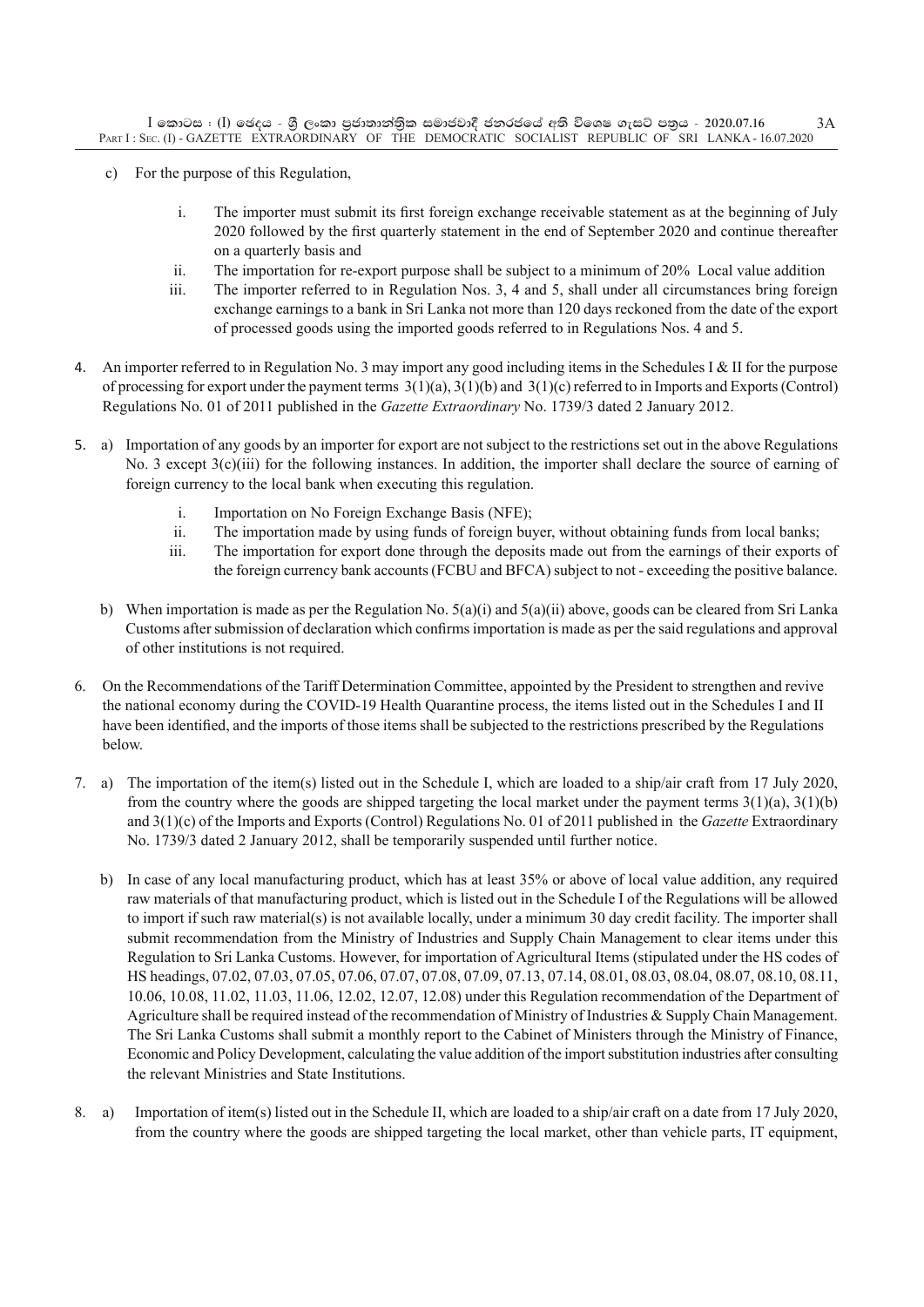c) For the purpose of this Regulation,

   i. The importer must submit its first foreign exchange receivable statement as at the beginning of July 2020 followed by the first quarterly statement in the end of September 2020 and continue thereafter on a quarterly basis and

   ii. The importation for re-export purpose shall be subject to a minimum of 20% Local value addition

   iii. The importer referred to in Regulation Nos. 3, 4 and 5, shall under all circumstances bring foreign exchange earnings to a bank in Sri Lanka not more than 120 days reckoned from the date of the export of processed goods using the imported goods referred to in Regulations Nos. 4 and 5.

4. An importer referred to in Regulation No. 3 may import any good including items in the Schedules I & II for the purpose of processing for export under the payment terms 3(1)(a), 3(1)(b) and 3(1)(c) referred to in Imports and Exports (Control) Regulations No. 01 of 2011 published in the *Gazette Extraordinary* No. 1739/3 dated 2 January 2012.

5. a) Importation of any goods by an importer for export are not subject to the restrictions set out in the above Regulations No. 3 except 3(c)(iii) for the following instances. In addition, the importer shall declare the source of earning of foreign currency to the local bank when executing this regulation.

   i. Importation on No Foreign Exchange Basis (NFE);

   ii. The importation made by using funds of foreign buyer, without obtaining funds from local banks;

   iii. The importation for export done through the deposits made out from the earnings of their exports of the foreign currency bank accounts (FCBU and BFCA) subject to not - exceeding the positive balance.

   b) When importation is made as per the Regulation No. 5(a)(i) and 5(a)(ii) above, goods can be cleared from Sri Lanka Customs after submission of declaration which confirms importation is made as per the said regulations and approval of other institutions is not required.

6. On the Recommendations of the Tariff Determination Committee, appointed by the President to strengthen and revive the national economy during the COVID-19 Health Quarantine process, the items listed out in the Schedules I and II have been identified, and the imports of those items shall be subjected to the restrictions prescribed by the Regulations below.

7. a) The importation of the item(s) listed out in the Schedule I, which are loaded to a ship/air craft from 17 July 2020, from the country where the goods are shipped targeting the local market under the payment terms 3(1)(a), 3(1)(b) and 3(1)(c) of the Imports and Exports (Control) Regulations No. 01 of 2011 published in the *Gazette* Extraordinary No. 1739/3 dated 2 January 2012, shall be temporarily suspended until further notice.

   b) In case of any local manufacturing product, which has at least 35% or above of local value addition, any required raw materials of that manufacturing product, which is listed out in the Schedule I of the Regulations will be allowed to import if such raw material(s) is not available locally, under a minimum 30 day credit facility. The importer shall submit recommendation from the Ministry of Industries and Supply Chain Management to clear items under this Regulation to Sri Lanka Customs. However, for importation of Agricultural Items (stipulated under the HS codes of HS headings, 07.02, 07.03, 07.05, 07.06, 07.07, 07.08, 07.09, 07.13, 07.14, 08.01, 08.03, 08.04, 08.07, 08.10, 08.11, 10.06, 10.08, 11.02, 11.03, 11.06, 12.02, 12.07, 12.08) under this Regulation recommendation of the Department of Agriculture shall be required instead of the recommendation of Ministry of Industries & Supply Chain Management. The Sri Lanka Customs shall submit a monthly report to the Cabinet of Ministers through the Ministry of Finance, Economic and Policy Development, calculating the value addition of the import substitution industries after consulting the relevant Ministries and State Institutions.

8. a) Importation of item(s) listed out in the Schedule II, which are loaded to a ship/air craft on a date from 17 July 2020, from the country where the goods are shipped targeting the local market, other than vehicle parts, IT equipment,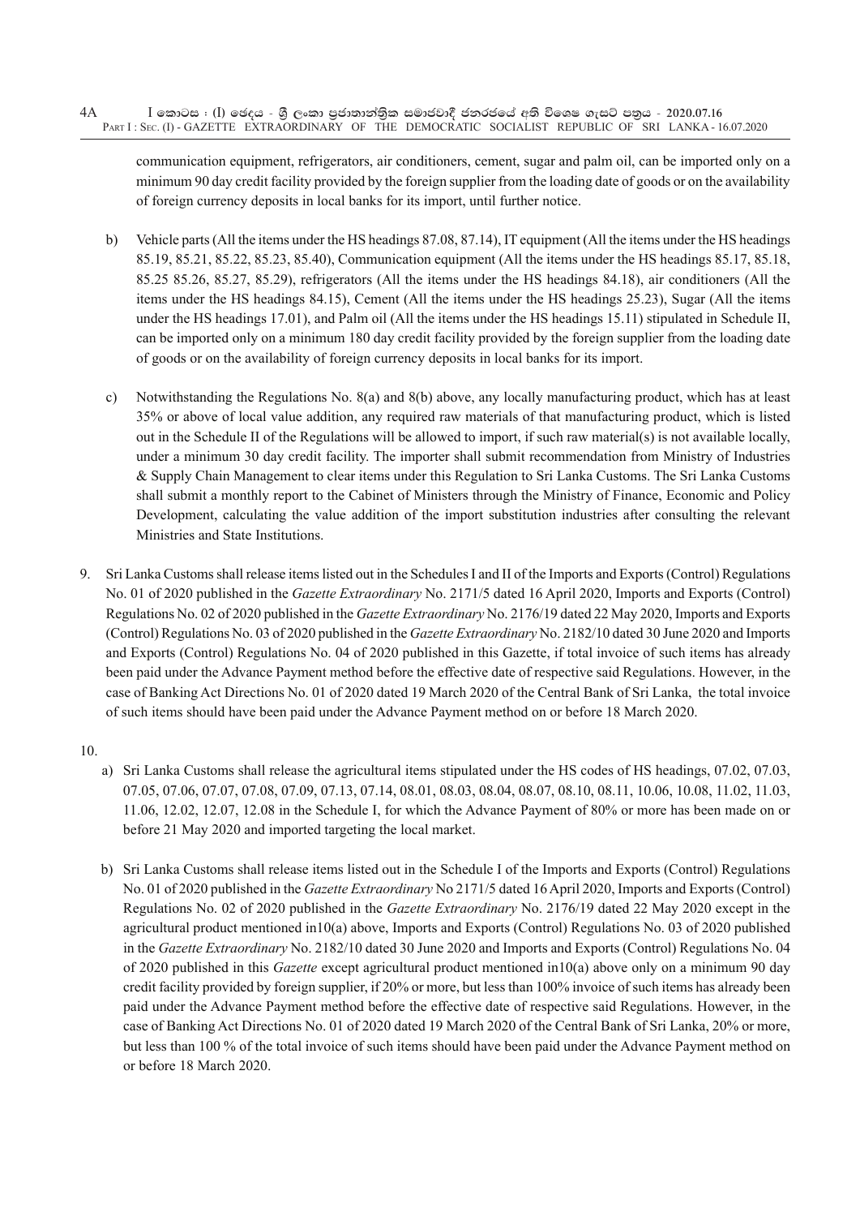communication equipment, refrigerators, air conditioners, cement, sugar and palm oil, can be imported only on a minimum 90 day credit facility provided by the foreign supplier from the loading date of goods or on the availability of foreign currency deposits in local banks for its import, until further notice.

b) Vehicle parts (All the items under the HS headings 87.08, 87.14), IT equipment (All the items under the HS headings 85.19, 85.21, 85.22, 85.23, 85.40), Communication equipment (All the items under the HS headings 85.17, 85.18, 85.25 85.26, 85.27, 85.29), refrigerators (All the items under the HS headings 84.18), air conditioners (All the items under the HS headings 84.15), Cement (All the items under the HS headings 25.23), Sugar (All the items under the HS headings 17.01), and Palm oil (All the items under the HS headings 15.11) stipulated in Schedule II, can be imported only on a minimum 180 day credit facility provided by the foreign supplier from the loading date of goods or on the availability of foreign currency deposits in local banks for its import.

c) Notwithstanding the Regulations No. 8(a) and 8(b) above, any locally manufacturing product, which has at least 35% or above of local value addition, any required raw materials of that manufacturing product, which is listed out in the Schedule II of the Regulations will be allowed to import, if such raw material(s) is not available locally, under a minimum 30 day credit facility. The importer shall submit recommendation from Ministry of Industries & Supply Chain Management to clear items under this Regulation to Sri Lanka Customs. The Sri Lanka Customs shall submit a monthly report to the Cabinet of Ministers through the Ministry of Finance, Economic and Policy Development, calculating the value addition of the import substitution industries after consulting the relevant Ministries and State Institutions.

9. Sri Lanka Customs shall release items listed out in the Schedules I and II of the Imports and Exports (Control) Regulations No. 01 of 2020 published in the *Gazette Extraordinary* No. 2171/5 dated 16 April 2020, Imports and Exports (Control) Regulations No. 02 of 2020 published in the *Gazette Extraordinary* No. 2176/19 dated 22 May 2020, Imports and Exports (Control) Regulations No. 03 of 2020 published in the *Gazette Extraordinary* No. 2182/10 dated 30 June 2020 and Imports and Exports (Control) Regulations No. 04 of 2020 published in this Gazette, if total invoice of such items has already been paid under the Advance Payment method before the effective date of respective said Regulations. However, in the case of Banking Act Directions No. 01 of 2020 dated 19 March 2020 of the Central Bank of Sri Lanka, the total invoice of such items should have been paid under the Advance Payment method on or before 18 March 2020.

10.

a) Sri Lanka Customs shall release the agricultural items stipulated under the HS codes of HS headings, 07.02, 07.03, 07.05, 07.06, 07.07, 07.08, 07.09, 07.13, 07.14, 08.01, 08.03, 08.04, 08.07, 08.10, 08.11, 10.06, 10.08, 11.02, 11.03, 11.06, 12.02, 12.07, 12.08 in the Schedule I, for which the Advance Payment of 80% or more has been made on or before 21 May 2020 and imported targeting the local market.

b) Sri Lanka Customs shall release items listed out in the Schedule I of the Imports and Exports (Control) Regulations No. 01 of 2020 published in the *Gazette Extraordinary* No 2171/5 dated 16 April 2020, Imports and Exports (Control) Regulations No. 02 of 2020 published in the *Gazette Extraordinary* No. 2176/19 dated 22 May 2020 except in the agricultural product mentioned in10(a) above, Imports and Exports (Control) Regulations No. 03 of 2020 published in the *Gazette Extraordinary* No. 2182/10 dated 30 June 2020 and Imports and Exports (Control) Regulations No. 04 of 2020 published in this *Gazette* except agricultural product mentioned in10(a) above only on a minimum 90 day credit facility provided by foreign supplier, if 20% or more, but less than 100% invoice of such items has already been paid under the Advance Payment method before the effective date of respective said Regulations. However, in the case of Banking Act Directions No. 01 of 2020 dated 19 March 2020 of the Central Bank of Sri Lanka, 20% or more, but less than 100 % of the total invoice of such items should have been paid under the Advance Payment method on or before 18 March 2020.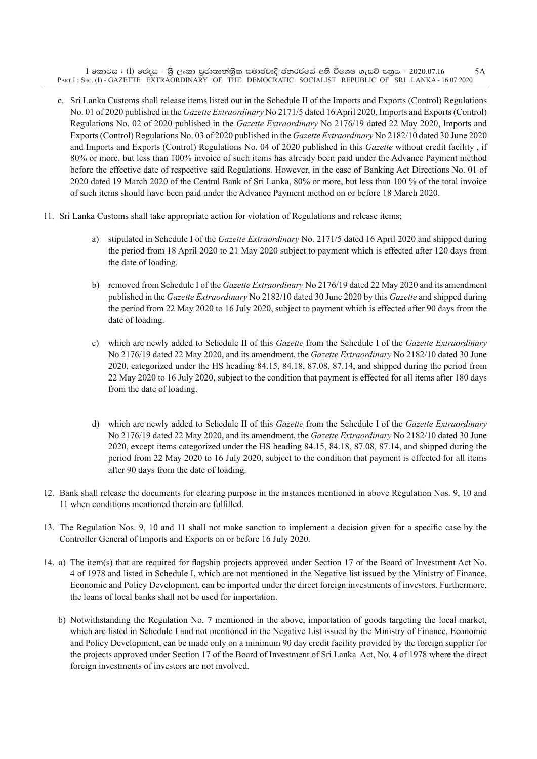c. Sri Lanka Customs shall release items listed out in the Schedule II of the Imports and Exports (Control) Regulations No. 01 of 2020 published in the *Gazette Extraordinary* No 2171/5 dated 16 April 2020, Imports and Exports (Control) Regulations No. 02 of 2020 published in the *Gazette Extraordinary* No 2176/19 dated 22 May 2020, Imports and Exports (Control) Regulations No. 03 of 2020 published in the *Gazette Extraordinary* No 2182/10 dated 30 June 2020 and Imports and Exports (Control) Regulations No. 04 of 2020 published in this *Gazette* without credit facility , if 80% or more, but less than 100% invoice of such items has already been paid under the Advance Payment method before the effective date of respective said Regulations. However, in the case of Banking Act Directions No. 01 of 2020 dated 19 March 2020 of the Central Bank of Sri Lanka, 80% or more, but less than 100 % of the total invoice of such items should have been paid under the Advance Payment method on or before 18 March 2020.

11. Sri Lanka Customs shall take appropriate action for violation of Regulations and release items;

   a) stipulated in Schedule I of the *Gazette Extraordinary* No. 2171/5 dated 16 April 2020 and shipped during the period from 18 April 2020 to 21 May 2020 subject to payment which is effected after 120 days from the date of loading.

   b) removed from Schedule I of the *Gazette Extraordinary* No 2176/19 dated 22 May 2020 and its amendment published in the *Gazette Extraordinary* No 2182/10 dated 30 June 2020 by this *Gazette* and shipped during the period from 22 May 2020 to 16 July 2020, subject to payment which is effected after 90 days from the date of loading.

   c) which are newly added to Schedule II of this *Gazette* from the Schedule I of the *Gazette Extraordinary* No 2176/19 dated 22 May 2020, and its amendment, the *Gazette Extraordinary* No 2182/10 dated 30 June 2020, categorized under the HS heading 84.15, 84.18, 87.08, 87.14, and shipped during the period from 22 May 2020 to 16 July 2020, subject to the condition that payment is effected for all items after 180 days from the date of loading.

   d) which are newly added to Schedule II of this *Gazette* from the Schedule I of the *Gazette Extraordinary* No 2176/19 dated 22 May 2020, and its amendment, the *Gazette Extraordinary* No 2182/10 dated 30 June 2020, except items categorized under the HS heading 84.15, 84.18, 87.08, 87.14, and shipped during the period from 22 May 2020 to 16 July 2020, subject to the condition that payment is effected for all items after 90 days from the date of loading.

12. Bank shall release the documents for clearing purpose in the instances mentioned in above Regulation Nos. 9, 10 and 11 when conditions mentioned therein are fulfilled.

13. The Regulation Nos. 9, 10 and 11 shall not make sanction to implement a decision given for a specific case by the Controller General of Imports and Exports on or before 16 July 2020.

14. a) The item(s) that are required for flagship projects approved under Section 17 of the Board of Investment Act No. 4 of 1978 and listed in Schedule I, which are not mentioned in the Negative list issued by the Ministry of Finance, Economic and Policy Development, can be imported under the direct foreign investments of investors. Furthermore, the loans of local banks shall not be used for importation.

   b) Notwithstanding the Regulation No. 7 mentioned in the above, importation of goods targeting the local market, which are listed in Schedule I and not mentioned in the Negative List issued by the Ministry of Finance, Economic and Policy Development, can be made only on a minimum 90 day credit facility provided by the foreign supplier for the projects approved under Section 17 of the Board of Investment of Sri Lanka Act, No. 4 of 1978 where the direct foreign investments of investors are not involved.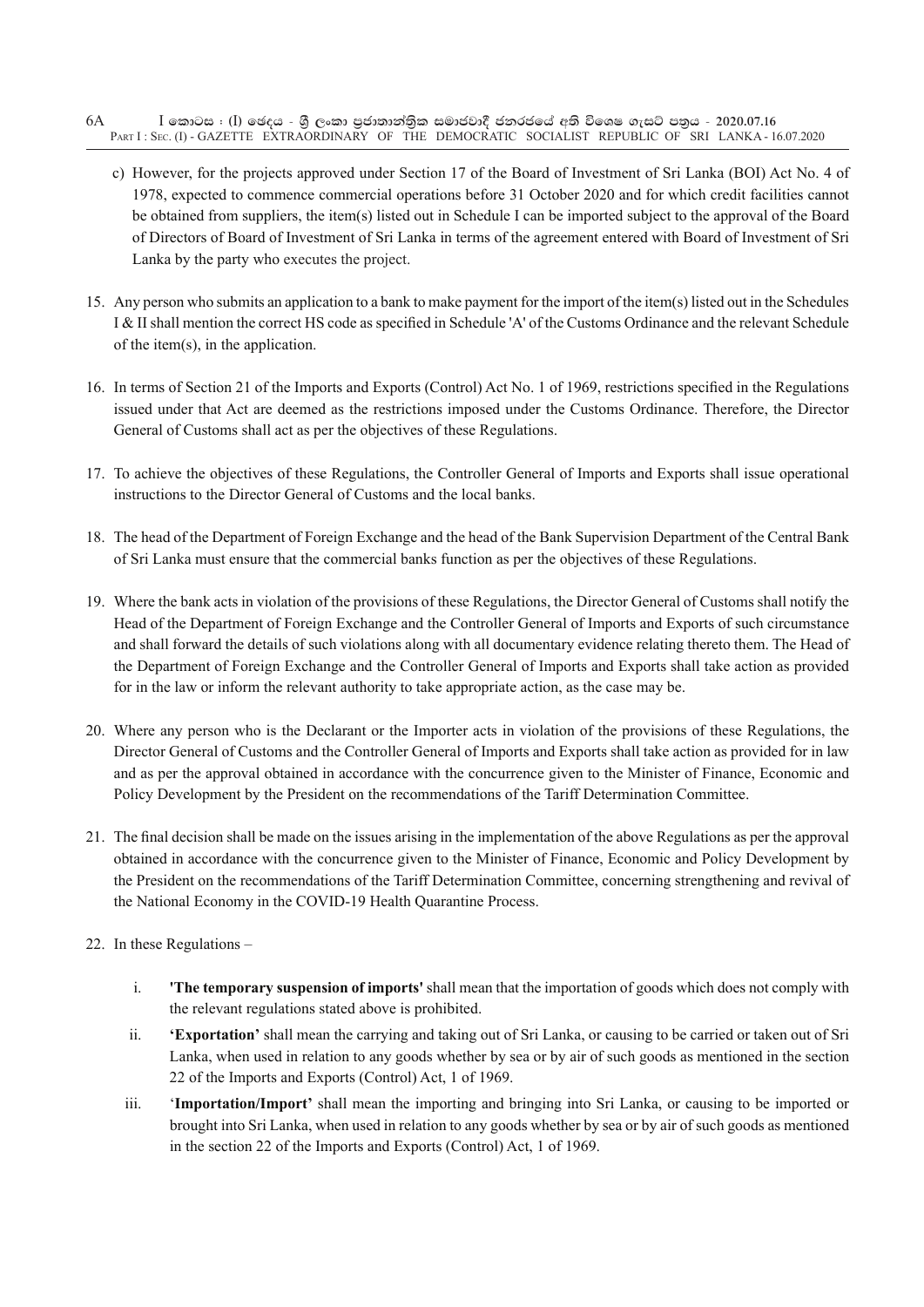c) However, for the projects approved under Section 17 of the Board of Investment of Sri Lanka (BOI) Act No. 4 of 1978, expected to commence commercial operations before 31 October 2020 and for which credit facilities cannot be obtained from suppliers, the item(s) listed out in Schedule I can be imported subject to the approval of the Board of Directors of Board of Investment of Sri Lanka in terms of the agreement entered with Board of Investment of Sri Lanka by the party who executes the project.

15. Any person who submits an application to a bank to make payment for the import of the item(s) listed out in the Schedules I & II shall mention the correct HS code as specified in Schedule 'A' of the Customs Ordinance and the relevant Schedule of the item(s), in the application.

16. In terms of Section 21 of the Imports and Exports (Control) Act No. 1 of 1969, restrictions specified in the Regulations issued under that Act are deemed as the restrictions imposed under the Customs Ordinance. Therefore, the Director General of Customs shall act as per the objectives of these Regulations.

17. To achieve the objectives of these Regulations, the Controller General of Imports and Exports shall issue operational instructions to the Director General of Customs and the local banks.

18. The head of the Department of Foreign Exchange and the head of the Bank Supervision Department of the Central Bank of Sri Lanka must ensure that the commercial banks function as per the objectives of these Regulations.

19. Where the bank acts in violation of the provisions of these Regulations, the Director General of Customs shall notify the Head of the Department of Foreign Exchange and the Controller General of Imports and Exports of such circumstance and shall forward the details of such violations along with all documentary evidence relating thereto them. The Head of the Department of Foreign Exchange and the Controller General of Imports and Exports shall take action as provided for in the law or inform the relevant authority to take appropriate action, as the case may be.

20. Where any person who is the Declarant or the Importer acts in violation of the provisions of these Regulations, the Director General of Customs and the Controller General of Imports and Exports shall take action as provided for in law and as per the approval obtained in accordance with the concurrence given to the Minister of Finance, Economic and Policy Development by the President on the recommendations of the Tariff Determination Committee.

21. The final decision shall be made on the issues arising in the implementation of the above Regulations as per the approval obtained in accordance with the concurrence given to the Minister of Finance, Economic and Policy Development by the President on the recommendations of the Tariff Determination Committee, concerning strengthening and revival of the National Economy in the COVID-19 Health Quarantine Process.

22. In these Regulations –

    i. **'The temporary suspension of imports'** shall mean that the importation of goods which does not comply with the relevant regulations stated above is prohibited.

    ii. **'Exportation'** shall mean the carrying and taking out of Sri Lanka, or causing to be carried or taken out of Sri Lanka, when used in relation to any goods whether by sea or by air of such goods as mentioned in the section 22 of the Imports and Exports (Control) Act, 1 of 1969.

    iii. '**Importation/Import'** shall mean the importing and bringing into Sri Lanka, or causing to be imported or brought into Sri Lanka, when used in relation to any goods whether by sea or by air of such goods as mentioned in the section 22 of the Imports and Exports (Control) Act, 1 of 1969.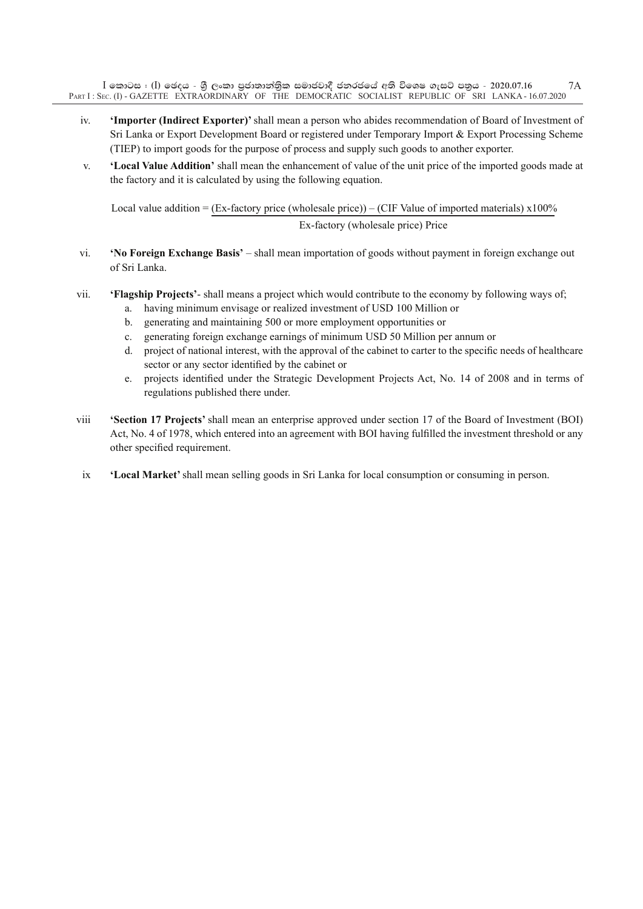iv. **'Importer (Indirect Exporter)'** shall mean a person who abides recommendation of Board of Investment of Sri Lanka or Export Development Board or registered under Temporary Import & Export Processing Scheme (TIEP) to import goods for the purpose of process and supply such goods to another exporter.

v. **'Local Value Addition'** shall mean the enhancement of value of the unit price of the imported goods made at the factory and it is calculated by using the following equation.

$$\text{Local value addition} = \frac{(\text{Ex-factory price (wholesale price)}) - (\text{CIF Value of imported materials}) \times 100\%}{\text{Ex-factory (wholesale price) Price}}$$

vi. **'No Foreign Exchange Basis'** – shall mean importation of goods without payment in foreign exchange out of Sri Lanka.

vii. **'Flagship Projects'**- shall means a project which would contribute to the economy by following ways of;

   a. having minimum envisage or realized investment of USD 100 Million or
   b. generating and maintaining 500 or more employment opportunities or
   c. generating foreign exchange earnings of minimum USD 50 Million per annum or
   d. project of national interest, with the approval of the cabinet to carter to the specific needs of healthcare sector or any sector identified by the cabinet or
   e. projects identified under the Strategic Development Projects Act, No. 14 of 2008 and in terms of regulations published there under.

viii **'Section 17 Projects'** shall mean an enterprise approved under section 17 of the Board of Investment (BOI) Act, No. 4 of 1978, which entered into an agreement with BOI having fulfilled the investment threshold or any other specified requirement.

ix **'Local Market'** shall mean selling goods in Sri Lanka for local consumption or consuming in person.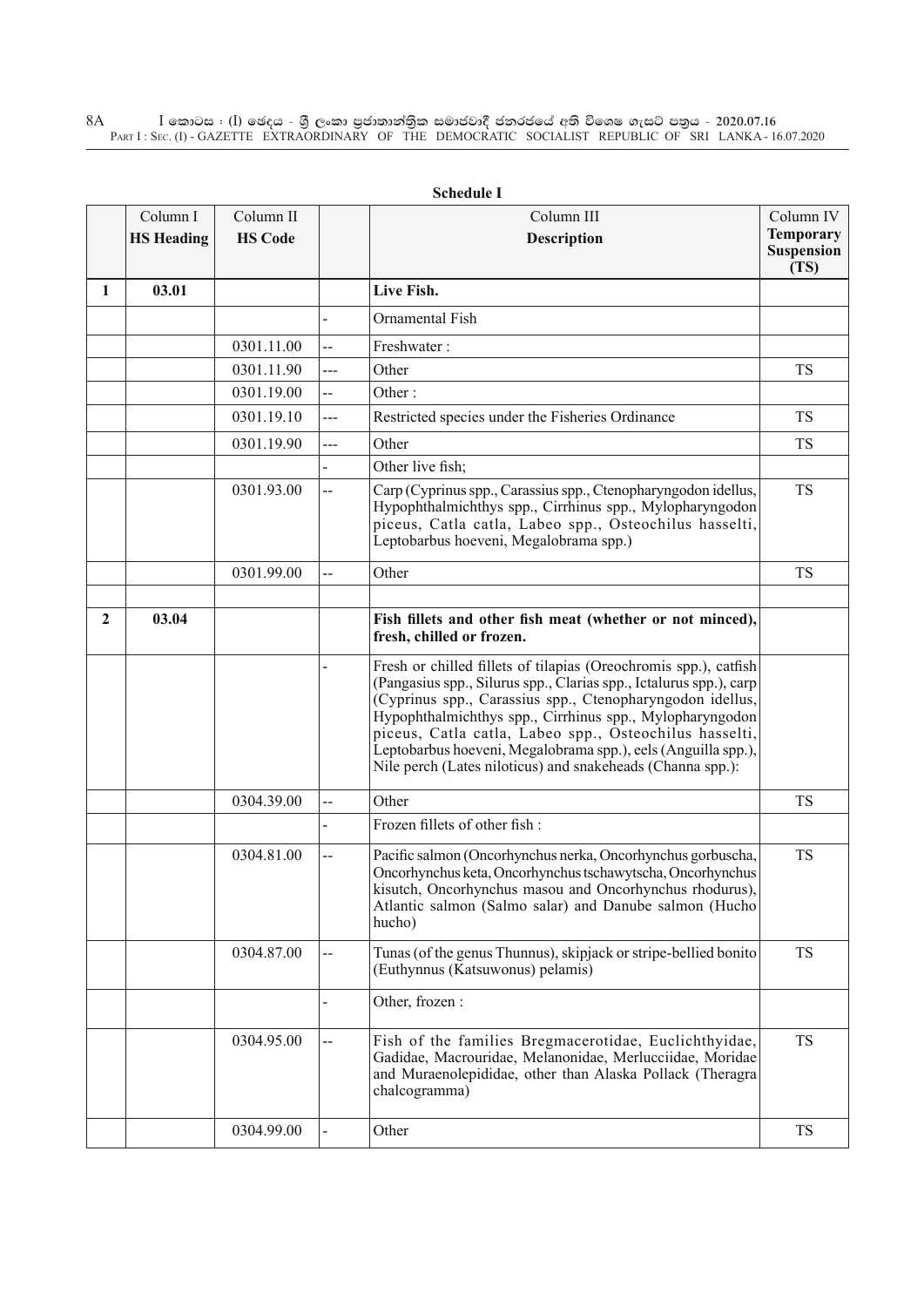**Schedule I**

| | Column I<br>**HS Heading** | Column II<br>**HS Code** | | Column III<br>**Description** | Column IV<br>**Temporary Suspension (TS)** |
|---|---|---|---|---|---|
| **1** | **03.01** | | | **Live Fish.** | |
| | | | - | Ornamental Fish | |
| | | 0301.11.00 | -- | Freshwater : | |
| | | 0301.11.90 | --- | Other | TS |
| | | 0301.19.00 | -- | Other : | |
| | | 0301.19.10 | --- | Restricted species under the Fisheries Ordinance | TS |
| | | 0301.19.90 | --- | Other | TS |
| | | | - | Other live fish; | |
| | | 0301.93.00 | -- | Carp (Cyprinus spp., Carassius spp., Ctenopharyngodon idellus, Hypophthalmichthys spp., Cirrhinus spp., Mylopharyngodon piceus, Catla catla, Labeo spp., Osteochilus hasselti, Leptobarbus hoeveni, Megalobrama spp.) | TS |
| | | 0301.99.00 | -- | Other | TS |
| | | | | | |
| **2** | **03.04** | | | **Fish fillets and other fish meat (whether or not minced), fresh, chilled or frozen.** | |
| | | | - | Fresh or chilled fillets of tilapias (Oreochromis spp.), catfish (Pangasius spp., Silurus spp., Clarias spp., Ictalurus spp.), carp (Cyprinus spp., Carassius spp., Ctenopharyngodon idellus, Hypophthalmichthys spp., Cirrhinus spp., Mylopharyngodon piceus, Catla catla, Labeo spp., Osteochilus hasselti, Leptobarbus hoeveni, Megalobrama spp.), eels (Anguilla spp.), Nile perch (Lates niloticus) and snakeheads (Channa spp.): | |
| | | 0304.39.00 | -- | Other | TS |
| | | | - | Frozen fillets of other fish : | |
| | | 0304.81.00 | -- | Pacific salmon (Oncorhynchus nerka, Oncorhynchus gorbuscha, Oncorhynchus keta, Oncorhynchus tschawytscha, Oncorhynchus kisutch, Oncorhynchus masou and Oncorhynchus rhodurus), Atlantic salmon (Salmo salar) and Danube salmon (Hucho hucho) | TS |
| | | 0304.87.00 | -- | Tunas (of the genus Thunnus), skipjack or stripe-bellied bonito (Euthynnus (Katsuwonus) pelamis) | TS |
| | | | - | Other, frozen : | |
| | | 0304.95.00 | -- | Fish of the families Bregmacerotidae, Euclichthyidae, Gadidae, Macrouridae, Melanonidae, Merlucciidae, Moridae and Muraenolepididae, other than Alaska Pollack (Theragra chalcogramma) | TS |
| | | 0304.99.00 | - | Other | TS |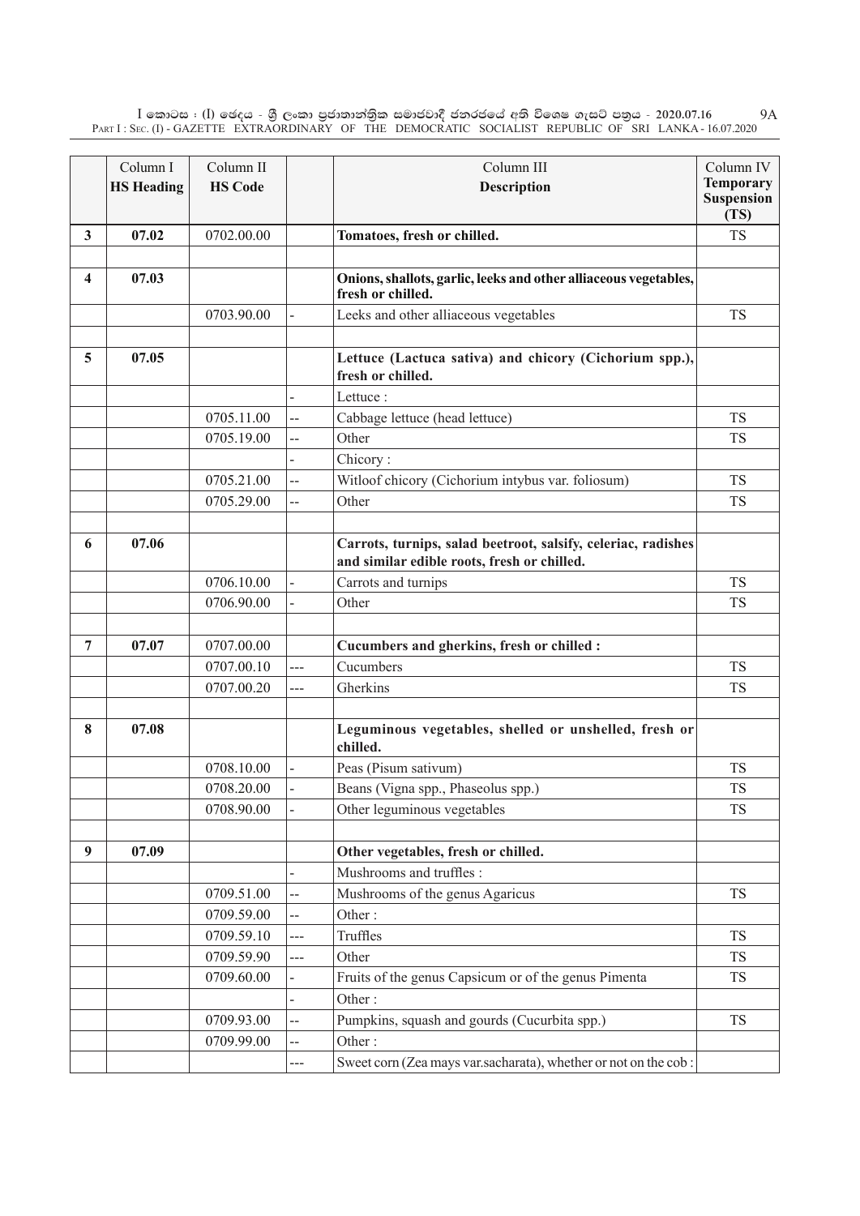| | Column I<br>**HS Heading** | Column II<br>**HS Code** | | Column III<br>**Description** | Column IV<br>**Temporary Suspension (TS)** |
|---|---|---|---|---|---|
| **3** | **07.02** | 0702.00.00 | | **Tomatoes, fresh or chilled.** | TS |
| | | | | | |
| **4** | **07.03** | | | **Onions, shallots, garlic, leeks and other alliaceous vegetables, fresh or chilled.** | |
| | | 0703.90.00 | - | Leeks and other alliaceous vegetables | TS |
| | | | | | |
| **5** | **07.05** | | | **Lettuce (Lactuca sativa) and chicory (Cichorium spp.), fresh or chilled.** | |
| | | | - | Lettuce : | |
| | | 0705.11.00 | -- | Cabbage lettuce (head lettuce) | TS |
| | | 0705.19.00 | -- | Other | TS |
| | | | - | Chicory : | |
| | | 0705.21.00 | -- | Witloof chicory (Cichorium intybus var. foliosum) | TS |
| | | 0705.29.00 | -- | Other | TS |
| | | | | | |
| **6** | **07.06** | | | **Carrots, turnips, salad beetroot, salsify, celeriac, radishes and similar edible roots, fresh or chilled.** | |
| | | 0706.10.00 | - | Carrots and turnips | TS |
| | | 0706.90.00 | - | Other | TS |
| | | | | | |
| **7** | **07.07** | 0707.00.00 | | **Cucumbers and gherkins, fresh or chilled :** | |
| | | 0707.00.10 | --- | Cucumbers | TS |
| | | 0707.00.20 | --- | Gherkins | TS |
| | | | | | |
| **8** | **07.08** | | | **Leguminous vegetables, shelled or unshelled, fresh or chilled.** | |
| | | 0708.10.00 | - | Peas (Pisum sativum) | TS |
| | | 0708.20.00 | - | Beans (Vigna spp., Phaseolus spp.) | TS |
| | | 0708.90.00 | - | Other leguminous vegetables | TS |
| | | | | | |
| **9** | **07.09** | | | **Other vegetables, fresh or chilled.** | |
| | | | - | Mushrooms and truffles : | |
| | | 0709.51.00 | -- | Mushrooms of the genus Agaricus | TS |
| | | 0709.59.00 | -- | Other : | |
| | | 0709.59.10 | --- | Truffles | TS |
| | | 0709.59.90 | --- | Other | TS |
| | | 0709.60.00 | - | Fruits of the genus Capsicum or of the genus Pimenta | TS |
| | | | - | Other : | |
| | | 0709.93.00 | -- | Pumpkins, squash and gourds (Cucurbita spp.) | TS |
| | | 0709.99.00 | -- | Other : | |
| | | | --- | Sweet corn (Zea mays var.sacharata), whether or not on the cob : | |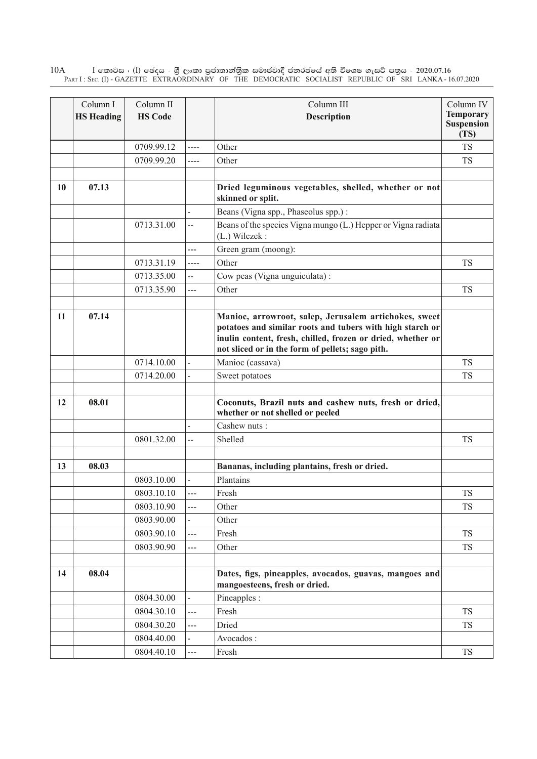| | Column I **HS Heading** | Column II **HS Code** | | Column III **Description** | Column IV **Temporary Suspension (TS)** |
|---|---|---|---|---|---|
| | | 0709.99.12 | ---- | Other | TS |
| | | 0709.99.20 | ---- | Other | TS |
| | | | | | |
| **10** | **07.13** | | | **Dried leguminous vegetables, shelled, whether or not skinned or split.** | |
| | | | - | Beans (Vigna spp., Phaseolus spp.) : | |
| | | 0713.31.00 | -- | Beans of the species Vigna mungo (L.) Hepper or Vigna radiata (L.) Wilczek : | |
| | | | --- | Green gram (moong): | |
| | | 0713.31.19 | ---- | Other | TS |
| | | 0713.35.00 | -- | Cow peas (Vigna unguiculata) : | |
| | | 0713.35.90 | --- | Other | TS |
| | | | | | |
| **11** | **07.14** | | | **Manioc, arrowroot, salep, Jerusalem artichokes, sweet potatoes and similar roots and tubers with high starch or inulin content, fresh, chilled, frozen or dried, whether or not sliced or in the form of pellets; sago pith.** | |
| | | 0714.10.00 | - | Manioc (cassava) | TS |
| | | 0714.20.00 | - | Sweet potatoes | TS |
| | | | | | |
| **12** | **08.01** | | | **Coconuts, Brazil nuts and cashew nuts, fresh or dried, whether or not shelled or peeled** | |
| | | | - | Cashew nuts : | |
| | | 0801.32.00 | -- | Shelled | TS |
| | | | | | |
| **13** | **08.03** | | | **Bananas, including plantains, fresh or dried.** | |
| | | 0803.10.00 | - | Plantains | |
| | | 0803.10.10 | --- | Fresh | TS |
| | | 0803.10.90 | --- | Other | TS |
| | | 0803.90.00 | - | Other | |
| | | 0803.90.10 | --- | Fresh | TS |
| | | 0803.90.90 | --- | Other | TS |
| | | | | | |
| **14** | **08.04** | | | **Dates, figs, pineapples, avocados, guavas, mangoes and mangoesteens, fresh or dried.** | |
| | | 0804.30.00 | - | Pineapples : | |
| | | 0804.30.10 | --- | Fresh | TS |
| | | 0804.30.20 | --- | Dried | TS |
| | | 0804.40.00 | - | Avocados : | |
| | | 0804.40.10 | --- | Fresh | TS |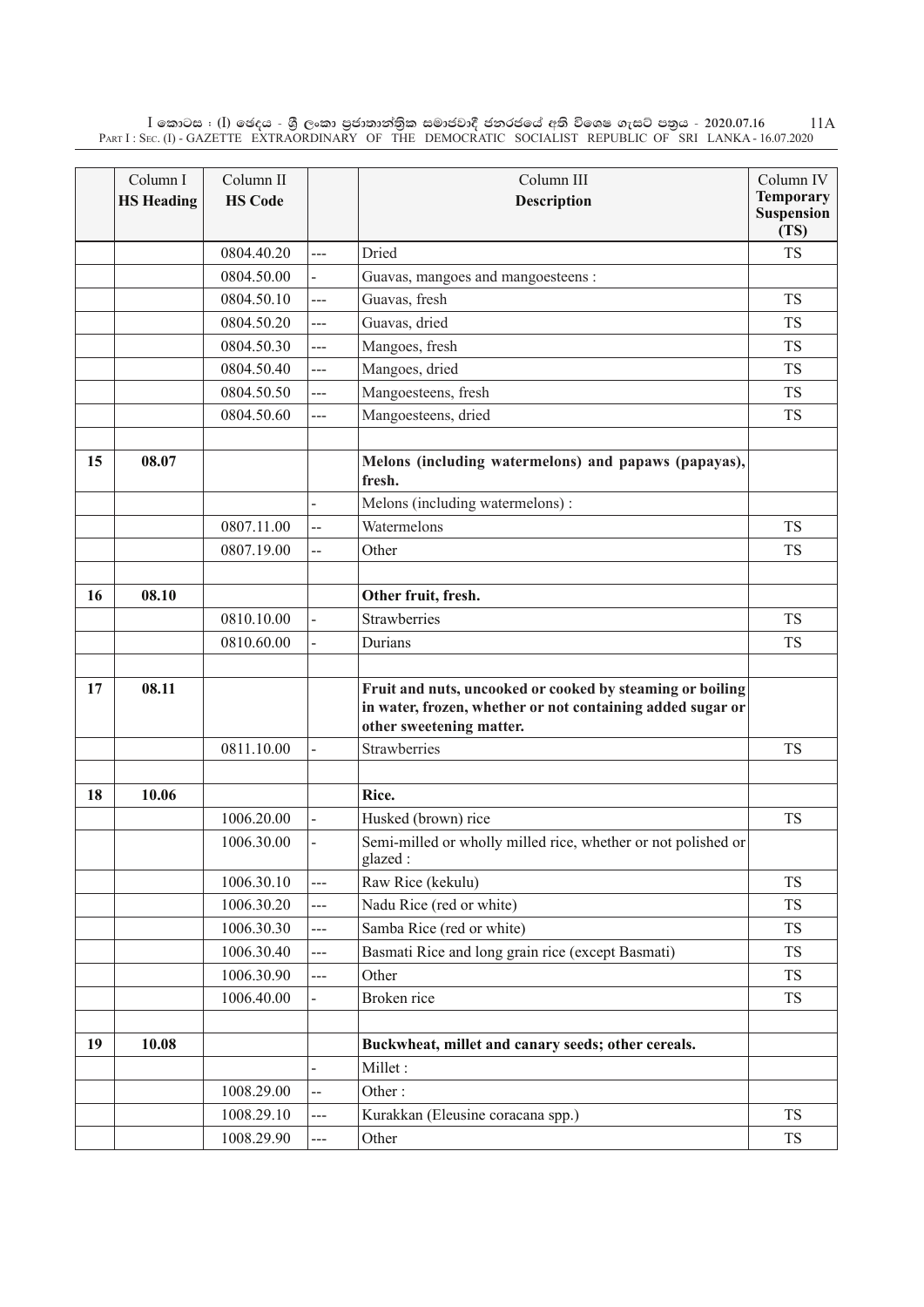| | Column I<br>**HS Heading** | Column II<br>**HS Code** | | Column III<br>**Description** | Column IV<br>**Temporary Suspension (TS)** |
|---|---|---|---|---|---|
| | | 0804.40.20 | --- | Dried | TS |
| | | 0804.50.00 | - | Guavas, mangoes and mangoesteens : | |
| | | 0804.50.10 | --- | Guavas, fresh | TS |
| | | 0804.50.20 | --- | Guavas, dried | TS |
| | | 0804.50.30 | --- | Mangoes, fresh | TS |
| | | 0804.50.40 | --- | Mangoes, dried | TS |
| | | 0804.50.50 | --- | Mangoesteens, fresh | TS |
| | | 0804.50.60 | --- | Mangoesteens, dried | TS |
| | | | | | |
| **15** | **08.07** | | | **Melons (including watermelons) and papaws (papayas), fresh.** | |
| | | | - | Melons (including watermelons) : | |
| | | 0807.11.00 | -- | Watermelons | TS |
| | | 0807.19.00 | -- | Other | TS |
| | | | | | |
| **16** | **08.10** | | | **Other fruit, fresh.** | |
| | | 0810.10.00 | - | Strawberries | TS |
| | | 0810.60.00 | - | Durians | TS |
| | | | | | |
| **17** | **08.11** | | | **Fruit and nuts, uncooked or cooked by steaming or boiling in water, frozen, whether or not containing added sugar or other sweetening matter.** | |
| | | 0811.10.00 | - | Strawberries | TS |
| | | | | | |
| **18** | **10.06** | | | **Rice.** | |
| | | 1006.20.00 | - | Husked (brown) rice | TS |
| | | 1006.30.00 | - | Semi-milled or wholly milled rice, whether or not polished or glazed : | |
| | | 1006.30.10 | --- | Raw Rice (kekulu) | TS |
| | | 1006.30.20 | --- | Nadu Rice (red or white) | TS |
| | | 1006.30.30 | --- | Samba Rice (red or white) | TS |
| | | 1006.30.40 | --- | Basmati Rice and long grain rice (except Basmati) | TS |
| | | 1006.30.90 | --- | Other | TS |
| | | 1006.40.00 | - | Broken rice | TS |
| | | | | | |
| **19** | **10.08** | | | **Buckwheat, millet and canary seeds; other cereals.** | |
| | | | - | Millet : | |
| | | 1008.29.00 | -- | Other : | |
| | | 1008.29.10 | --- | Kurakkan (Eleusine coracana spp.) | TS |
| | | 1008.29.90 | --- | Other | TS |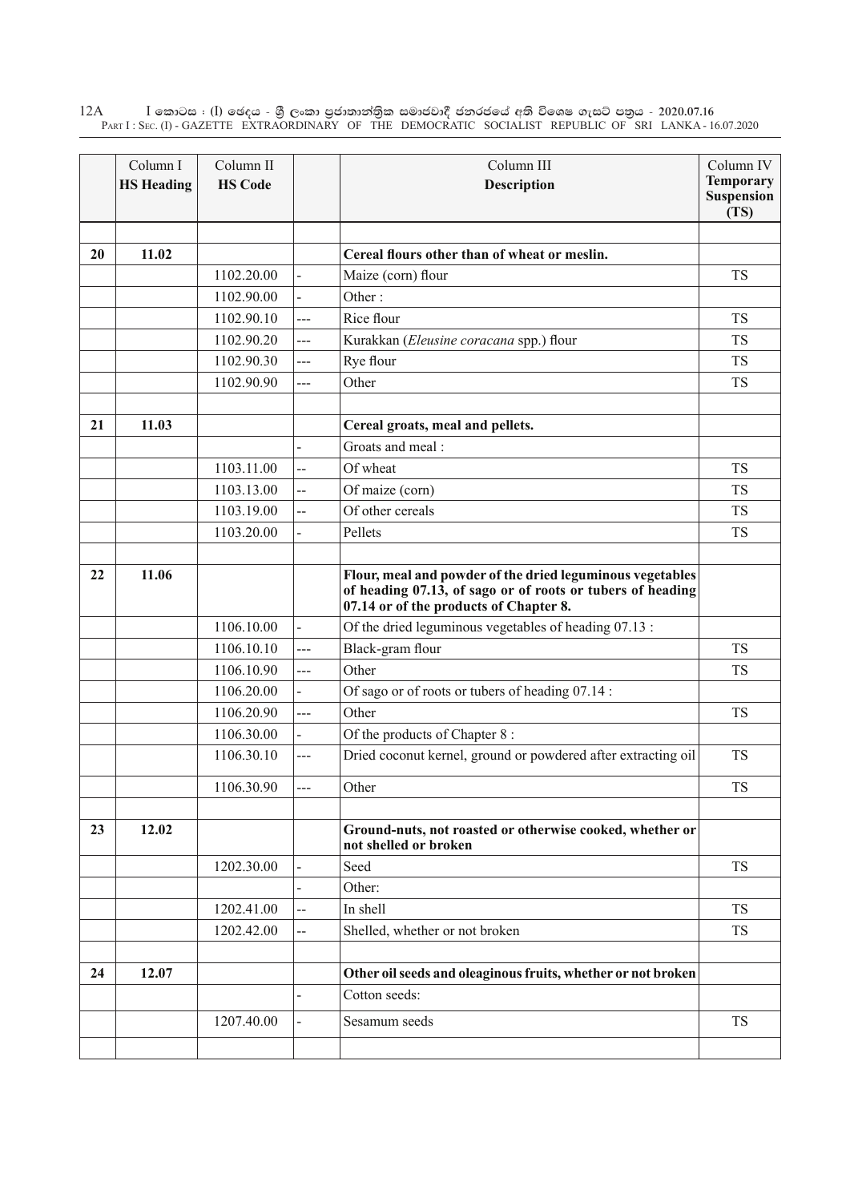| | Column I **HS Heading** | Column II **HS Code** | | Column III **Description** | Column IV **Temporary Suspension (TS)** |
|---|---|---|---|---|---|
| | | | | | |
| **20** | **11.02** | | | **Cereal flours other than of wheat or meslin.** | |
| | | 1102.20.00 | - | Maize (corn) flour | TS |
| | | 1102.90.00 | - | Other : | |
| | | 1102.90.10 | --- | Rice flour | TS |
| | | 1102.90.20 | --- | Kurakkan (*Eleusine coracana* spp.) flour | TS |
| | | 1102.90.30 | --- | Rye flour | TS |
| | | 1102.90.90 | --- | Other | TS |
| | | | | | |
| **21** | **11.03** | | | **Cereal groats, meal and pellets.** | |
| | | | - | Groats and meal : | |
| | | 1103.11.00 | -- | Of wheat | TS |
| | | 1103.13.00 | -- | Of maize (corn) | TS |
| | | 1103.19.00 | -- | Of other cereals | TS |
| | | 1103.20.00 | - | Pellets | TS |
| | | | | | |
| **22** | **11.06** | | | **Flour, meal and powder of the dried leguminous vegetables of heading 07.13, of sago or of roots or tubers of heading 07.14 or of the products of Chapter 8.** | |
| | | 1106.10.00 | - | Of the dried leguminous vegetables of heading 07.13 : | |
| | | 1106.10.10 | --- | Black-gram flour | TS |
| | | 1106.10.90 | --- | Other | TS |
| | | 1106.20.00 | - | Of sago or of roots or tubers of heading 07.14 : | |
| | | 1106.20.90 | --- | Other | TS |
| | | 1106.30.00 | - | Of the products of Chapter 8 : | |
| | | 1106.30.10 | --- | Dried coconut kernel, ground or powdered after extracting oil | TS |
| | | 1106.30.90 | --- | Other | TS |
| | | | | | |
| **23** | **12.02** | | | **Ground-nuts, not roasted or otherwise cooked, whether or not shelled or broken** | |
| | | 1202.30.00 | - | Seed | TS |
| | | | - | Other: | |
| | | 1202.41.00 | -- | In shell | TS |
| | | 1202.42.00 | -- | Shelled, whether or not broken | TS |
| | | | | | |
| **24** | **12.07** | | | **Other oil seeds and oleaginous fruits, whether or not broken** | |
| | | | - | Cotton seeds: | |
| | | 1207.40.00 | - | Sesamum seeds | TS |
| | | | | | |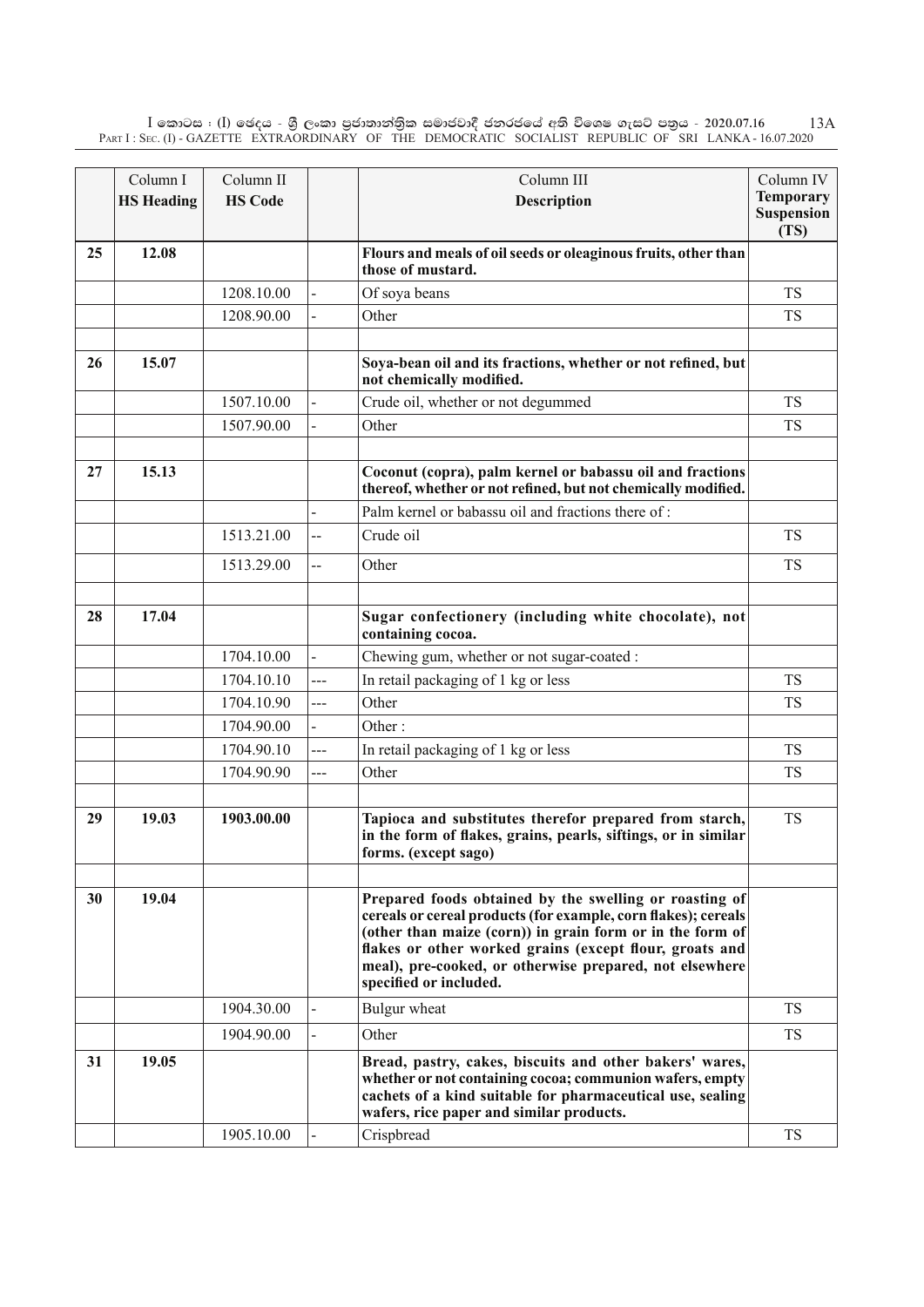| | Column I<br>**HS Heading** | Column II<br>**HS Code** | | Column III<br>**Description** | Column IV<br>**Temporary Suspension (TS)** |
|---|---|---|---|---|---|
| 25 | 12.08 | | | **Flours and meals of oil seeds or oleaginous fruits, other than those of mustard.** | |
| | | 1208.10.00 | - | Of soya beans | TS |
| | | 1208.90.00 | - | Other | TS |
| | | | | | |
| 26 | 15.07 | | | **Soya-bean oil and its fractions, whether or not refined, but not chemically modified.** | |
| | | 1507.10.00 | - | Crude oil, whether or not degummed | TS |
| | | 1507.90.00 | - | Other | TS |
| | | | | | |
| 27 | 15.13 | | | **Coconut (copra), palm kernel or babassu oil and fractions thereof, whether or not refined, but not chemically modified.** | |
| | | | - | Palm kernel or babassu oil and fractions there of : | |
| | | 1513.21.00 | -- | Crude oil | TS |
| | | 1513.29.00 | -- | Other | TS |
| | | | | | |
| 28 | 17.04 | | | **Sugar confectionery (including white chocolate), not containing cocoa.** | |
| | | 1704.10.00 | - | Chewing gum, whether or not sugar-coated : | |
| | | 1704.10.10 | --- | In retail packaging of 1 kg or less | TS |
| | | 1704.10.90 | --- | Other | TS |
| | | 1704.90.00 | - | Other : | |
| | | 1704.90.10 | --- | In retail packaging of 1 kg or less | TS |
| | | 1704.90.90 | --- | Other | TS |
| | | | | | |
| 29 | 19.03 | 1903.00.00 | | **Tapioca and substitutes therefor prepared from starch, in the form of flakes, grains, pearls, siftings, or in similar forms. (except sago)** | TS |
| | | | | | |
| 30 | 19.04 | | | **Prepared foods obtained by the swelling or roasting of cereals or cereal products (for example, corn flakes); cereals (other than maize (corn)) in grain form or in the form of flakes or other worked grains (except flour, groats and meal), pre-cooked, or otherwise prepared, not elsewhere specified or included.** | |
| | | 1904.30.00 | - | Bulgur wheat | TS |
| | | 1904.90.00 | - | Other | TS |
| 31 | 19.05 | | | **Bread, pastry, cakes, biscuits and other bakers' wares, whether or not containing cocoa; communion wafers, empty cachets of a kind suitable for pharmaceutical use, sealing wafers, rice paper and similar products.** | |
| | | 1905.10.00 | - | Crispbread | TS |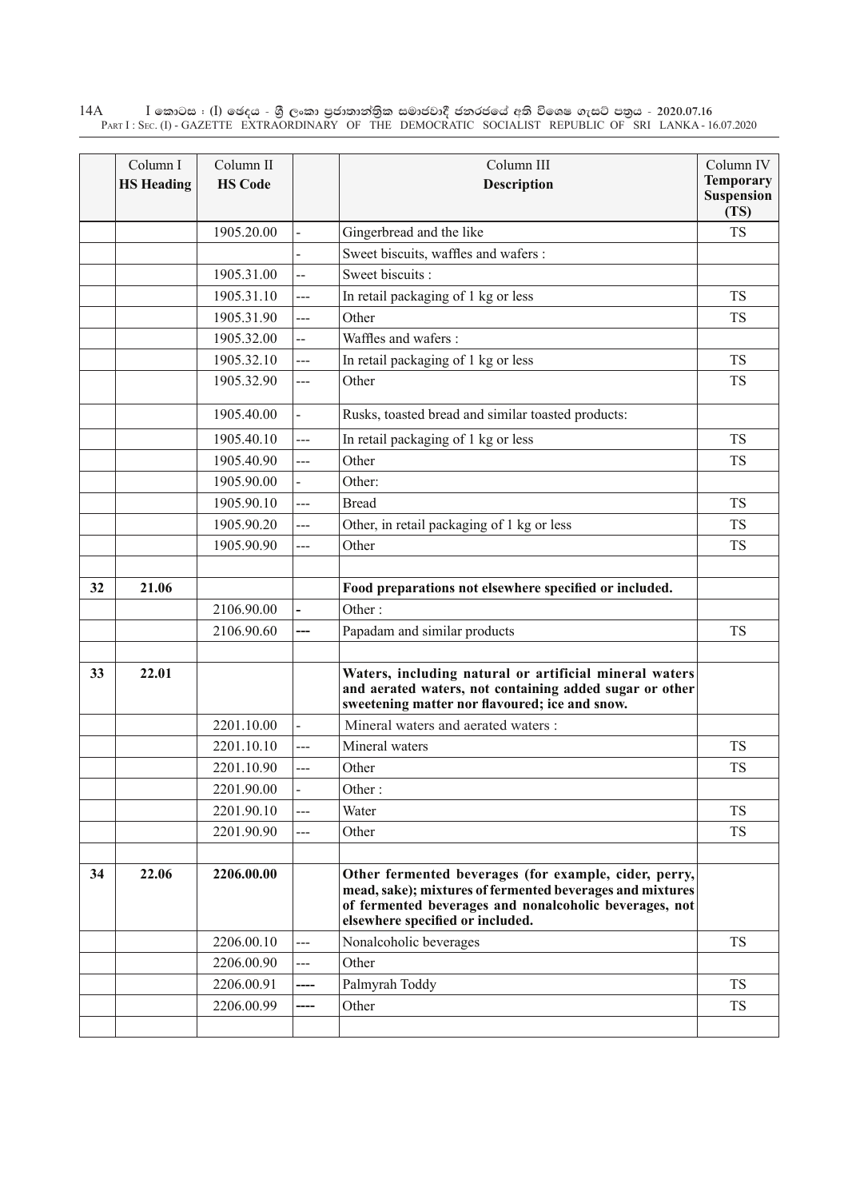| | Column I<br>**HS Heading** | Column II<br>**HS Code** | | Column III<br>**Description** | Column IV<br>**Temporary Suspension (TS)** |
|---|---|---|---|---|---|
| | | 1905.20.00 | - | Gingerbread and the like | TS |
| | | | - | Sweet biscuits, waffles and wafers : | |
| | | 1905.31.00 | -- | Sweet biscuits : | |
| | | 1905.31.10 | --- | In retail packaging of 1 kg or less | TS |
| | | 1905.31.90 | --- | Other | TS |
| | | 1905.32.00 | -- | Waffles and wafers : | |
| | | 1905.32.10 | --- | In retail packaging of 1 kg or less | TS |
| | | 1905.32.90 | --- | Other | TS |
| | | 1905.40.00 | - | Rusks, toasted bread and similar toasted products: | |
| | | 1905.40.10 | --- | In retail packaging of 1 kg or less | TS |
| | | 1905.40.90 | --- | Other | TS |
| | | 1905.90.00 | - | Other: | |
| | | 1905.90.10 | --- | Bread | TS |
| | | 1905.90.20 | --- | Other, in retail packaging of 1 kg or less | TS |
| | | 1905.90.90 | --- | Other | TS |
| | | | | | |
| **32** | **21.06** | | | **Food preparations not elsewhere specified or included.** | |
| | | 2106.90.00 | **-** | Other : | |
| | | 2106.90.60 | **---** | Papadam and similar products | TS |
| | | | | | |
| **33** | **22.01** | | | **Waters, including natural or artificial mineral waters and aerated waters, not containing added sugar or other sweetening matter nor flavoured; ice and snow.** | |
| | | 2201.10.00 | - | Mineral waters and aerated waters : | |
| | | 2201.10.10 | --- | Mineral waters | TS |
| | | 2201.10.90 | --- | Other | TS |
| | | 2201.90.00 | - | Other : | |
| | | 2201.90.10 | --- | Water | TS |
| | | 2201.90.90 | --- | Other | TS |
| | | | | | |
| **34** | **22.06** | **2206.00.00** | | **Other fermented beverages (for example, cider, perry, mead, sake); mixtures of fermented beverages and mixtures of fermented beverages and nonalcoholic beverages, not elsewhere specified or included.** | |
| | | 2206.00.10 | --- | Nonalcoholic beverages | TS |
| | | 2206.00.90 | --- | Other | |
| | | 2206.00.91 | **----** | Palmyrah Toddy | TS |
| | | 2206.00.99 | **----** | Other | TS |
| | | | | | |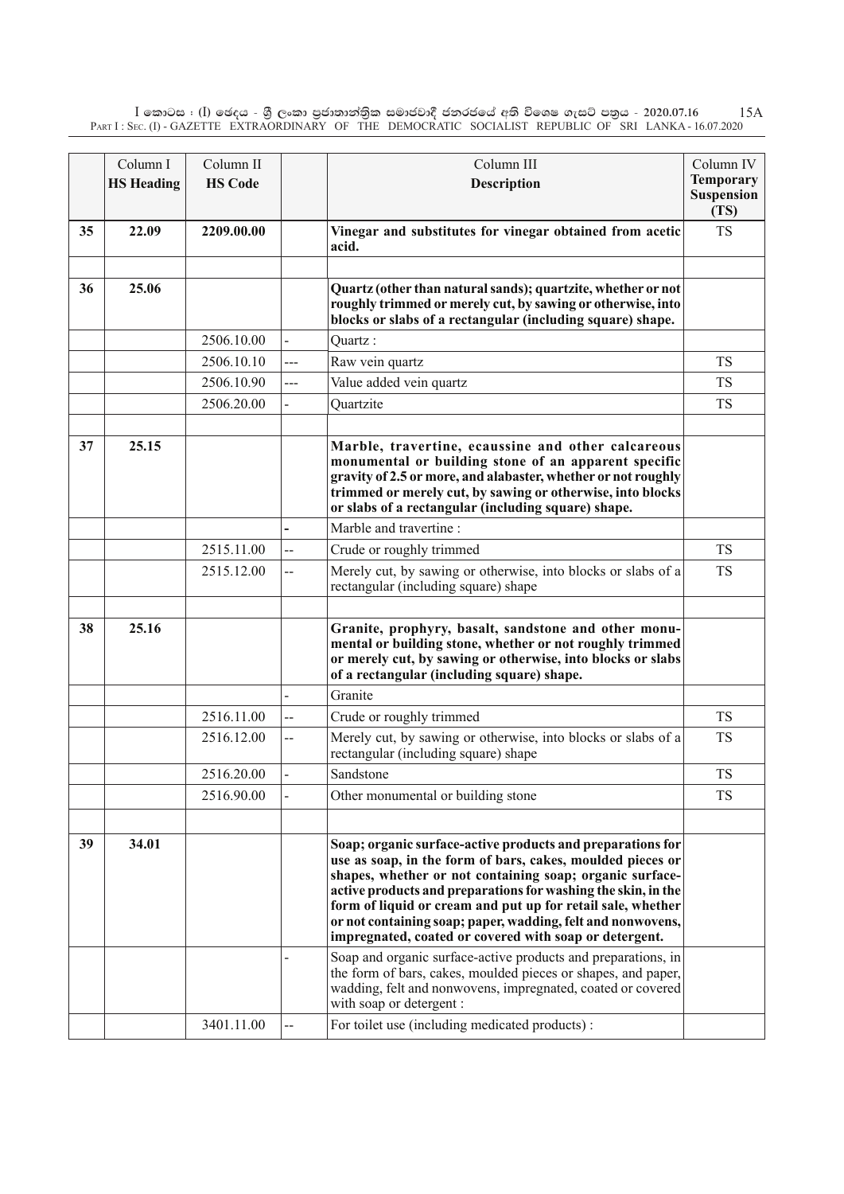| | Column I<br>**HS Heading** | Column II<br>**HS Code** | | Column III<br>**Description** | Column IV<br>**Temporary Suspension (TS)** |
|---|---|---|---|---|---|
| **35** | **22.09** | **2209.00.00** | | **Vinegar and substitutes for vinegar obtained from acetic acid.** | TS |
| | | | | | |
| **36** | **25.06** | | | **Quartz (other than natural sands); quartzite, whether or not roughly trimmed or merely cut, by sawing or otherwise, into blocks or slabs of a rectangular (including square) shape.** | |
| | | 2506.10.00 | - | Quartz : | |
| | | 2506.10.10 | --- | Raw vein quartz | TS |
| | | 2506.10.90 | --- | Value added vein quartz | TS |
| | | 2506.20.00 | - | Quartzite | TS |
| | | | | | |
| **37** | **25.15** | | | **Marble, travertine, ecaussine and other calcareous monumental or building stone of an apparent specific gravity of 2.5 or more, and alabaster, whether or not roughly trimmed or merely cut, by sawing or otherwise, into blocks or slabs of a rectangular (including square) shape.** | |
| | | | - | Marble and travertine : | |
| | | 2515.11.00 | -- | Crude or roughly trimmed | TS |
| | | 2515.12.00 | -- | Merely cut, by sawing or otherwise, into blocks or slabs of a rectangular (including square) shape | TS |
| | | | | | |
| **38** | **25.16** | | | **Granite, prophyry, basalt, sandstone and other monumental or building stone, whether or not roughly trimmed or merely cut, by sawing or otherwise, into blocks or slabs of a rectangular (including square) shape.** | |
| | | | - | Granite | |
| | | 2516.11.00 | -- | Crude or roughly trimmed | TS |
| | | 2516.12.00 | -- | Merely cut, by sawing or otherwise, into blocks or slabs of a rectangular (including square) shape | TS |
| | | 2516.20.00 | - | Sandstone | TS |
| | | 2516.90.00 | - | Other monumental or building stone | TS |
| | | | | | |
| **39** | **34.01** | | | **Soap; organic surface-active products and preparations for use as soap, in the form of bars, cakes, moulded pieces or shapes, whether or not containing soap; organic surface-active products and preparations for washing the skin, in the form of liquid or cream and put up for retail sale, whether or not containing soap; paper, wadding, felt and nonwovens, impregnated, coated or covered with soap or detergent.** | |
| | | | - | Soap and organic surface-active products and preparations, in the form of bars, cakes, moulded pieces or shapes, and paper, wadding, felt and nonwovens, impregnated, coated or covered with soap or detergent : | |
| | | 3401.11.00 | -- | For toilet use (including medicated products) : | |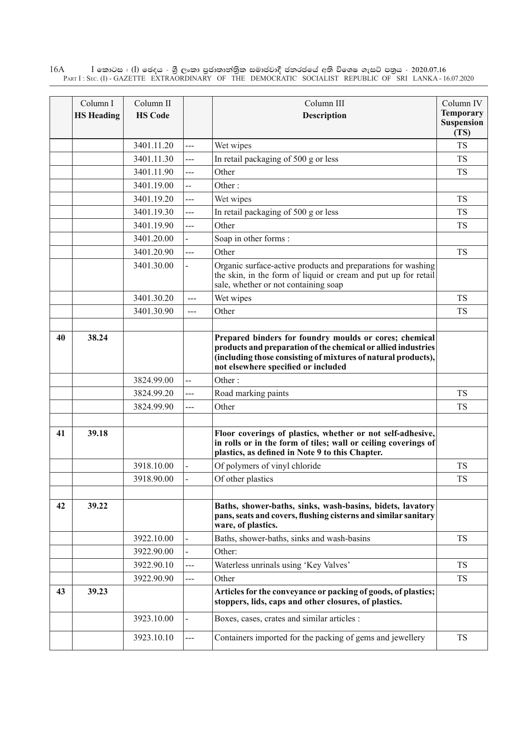| | Column I<br>**HS Heading** | Column II<br>**HS Code** | | Column III<br>**Description** | Column IV<br>**Temporary Suspension (TS)** |
|---|---|---|---|---|---|
| | | 3401.11.20 | --- | Wet wipes | TS |
| | | 3401.11.30 | --- | In retail packaging of 500 g or less | TS |
| | | 3401.11.90 | --- | Other | TS |
| | | 3401.19.00 | -- | Other : | |
| | | 3401.19.20 | --- | Wet wipes | TS |
| | | 3401.19.30 | --- | In retail packaging of 500 g or less | TS |
| | | 3401.19.90 | --- | Other | TS |
| | | 3401.20.00 | - | Soap in other forms : | |
| | | 3401.20.90 | --- | Other | TS |
| | | 3401.30.00 | - | Organic surface-active products and preparations for washing the skin, in the form of liquid or cream and put up for retail sale, whether or not containing soap | |
| | | 3401.30.20 | --- | Wet wipes | TS |
| | | 3401.30.90 | --- | Other | TS |
| | | | | | |
| **40** | **38.24** | | | **Prepared binders for foundry moulds or cores; chemical products and preparation of the chemical or allied industries (including those consisting of mixtures of natural products), not elsewhere specified or included** | |
| | | 3824.99.00 | -- | Other : | |
| | | 3824.99.20 | --- | Road marking paints | TS |
| | | 3824.99.90 | --- | Other | TS |
| | | | | | |
| **41** | **39.18** | | | **Floor coverings of plastics, whether or not self-adhesive, in rolls or in the form of tiles; wall or ceiling coverings of plastics, as defined in Note 9 to this Chapter.** | |
| | | 3918.10.00 | - | Of polymers of vinyl chloride | TS |
| | | 3918.90.00 | - | Of other plastics | TS |
| | | | | | |
| **42** | **39.22** | | | **Baths, shower-baths, sinks, wash-basins, bidets, lavatory pans, seats and covers, flushing cisterns and similar sanitary ware, of plastics.** | |
| | | 3922.10.00 | - | Baths, shower-baths, sinks and wash-basins | TS |
| | | 3922.90.00 | - | Other: | |
| | | 3922.90.10 | --- | Waterless unrinals using 'Key Valves' | TS |
| | | 3922.90.90 | --- | Other | TS |
| **43** | **39.23** | | | **Articles for the conveyance or packing of goods, of plastics; stoppers, lids, caps and other closures, of plastics.** | |
| | | 3923.10.00 | - | Boxes, cases, crates and similar articles : | |
| | | 3923.10.10 | --- | Containers imported for the packing of gems and jewellery | TS |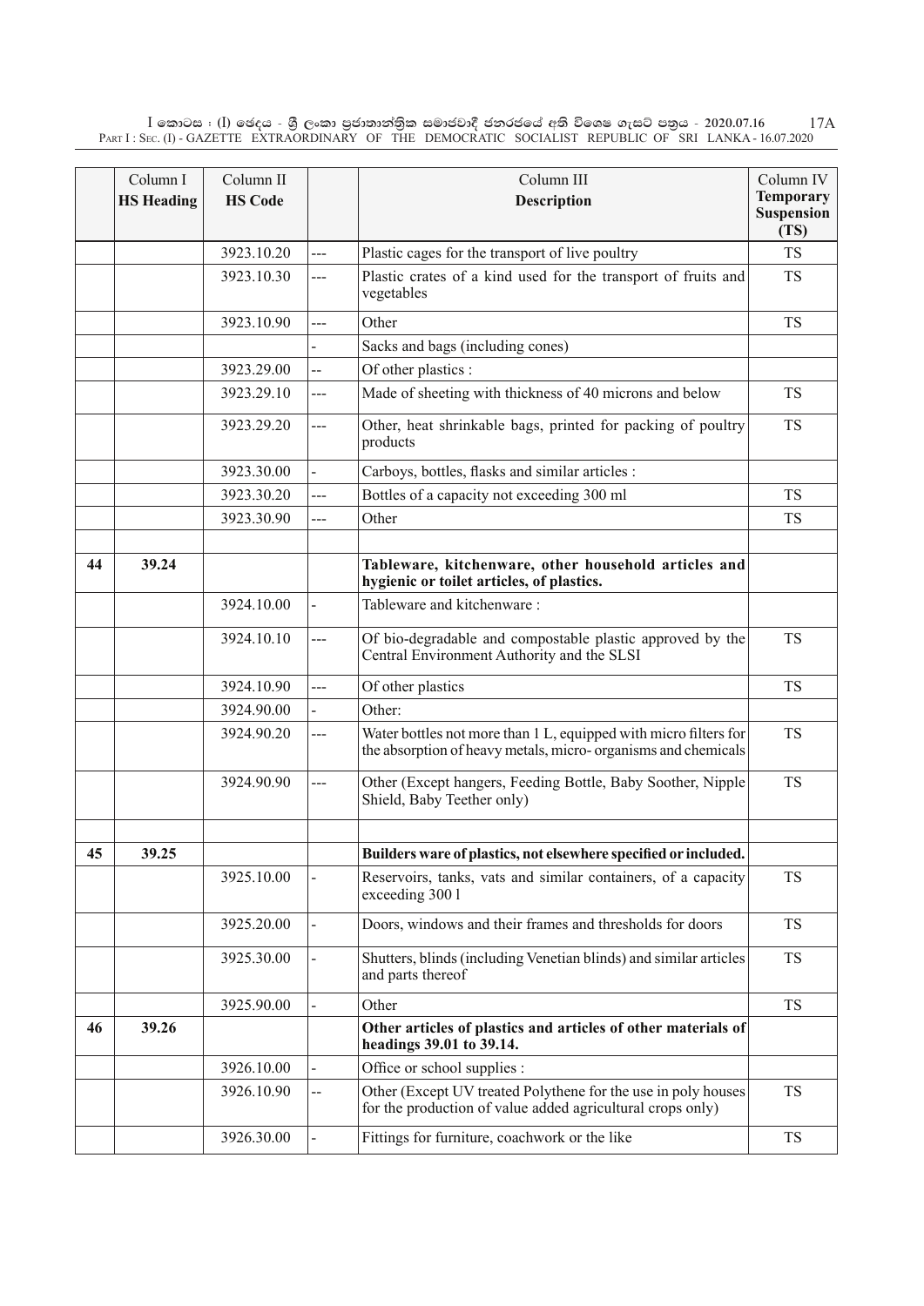| | Column I<br>**HS Heading** | Column II<br>**HS Code** | | Column III<br>**Description** | Column IV<br>**Temporary Suspension (TS)** |
|---|---|---|---|---|---|
| | | 3923.10.20 | --- | Plastic cages for the transport of live poultry | TS |
| | | 3923.10.30 | --- | Plastic crates of a kind used for the transport of fruits and vegetables | TS |
| | | 3923.10.90 | --- | Other | TS |
| | | | - | Sacks and bags (including cones) | |
| | | 3923.29.00 | -- | Of other plastics : | |
| | | 3923.29.10 | --- | Made of sheeting with thickness of 40 microns and below | TS |
| | | 3923.29.20 | --- | Other, heat shrinkable bags, printed for packing of poultry products | TS |
| | | 3923.30.00 | - | Carboys, bottles, flasks and similar articles : | |
| | | 3923.30.20 | --- | Bottles of a capacity not exceeding 300 ml | TS |
| | | 3923.30.90 | --- | Other | TS |
| | | | | | |
| **44** | **39.24** | | | **Tableware, kitchenware, other household articles and hygienic or toilet articles, of plastics.** | |
| | | 3924.10.00 | - | Tableware and kitchenware : | |
| | | 3924.10.10 | --- | Of bio-degradable and compostable plastic approved by the Central Environment Authority and the SLSI | TS |
| | | 3924.10.90 | --- | Of other plastics | TS |
| | | 3924.90.00 | - | Other: | |
| | | 3924.90.20 | --- | Water bottles not more than 1 L, equipped with micro filters for the absorption of heavy metals, micro- organisms and chemicals | TS |
| | | 3924.90.90 | --- | Other (Except hangers, Feeding Bottle, Baby Soother, Nipple Shield, Baby Teether only) | TS |
| | | | | | |
| **45** | **39.25** | | | **Builders ware of plastics, not elsewhere specified or included.** | |
| | | 3925.10.00 | - | Reservoirs, tanks, vats and similar containers, of a capacity exceeding 300 l | TS |
| | | 3925.20.00 | - | Doors, windows and their frames and thresholds for doors | TS |
| | | 3925.30.00 | - | Shutters, blinds (including Venetian blinds) and similar articles and parts thereof | TS |
| | | 3925.90.00 | - | Other | TS |
| **46** | **39.26** | | | **Other articles of plastics and articles of other materials of headings 39.01 to 39.14.** | |
| | | 3926.10.00 | - | Office or school supplies : | |
| | | 3926.10.90 | -- | Other (Except UV treated Polythene for the use in poly houses for the production of value added agricultural crops only) | TS |
| | | 3926.30.00 | - | Fittings for furniture, coachwork or the like | TS |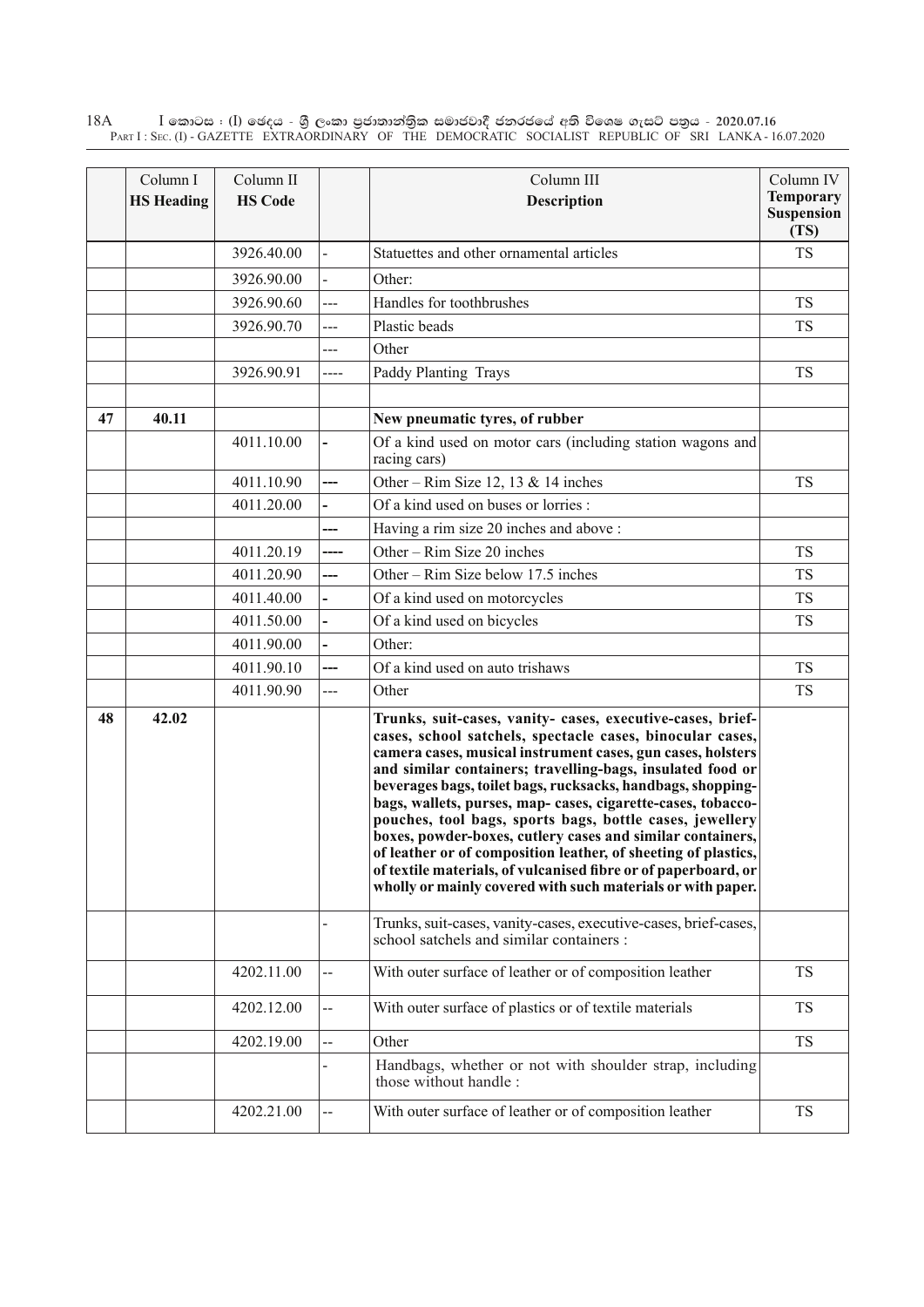| | Column I<br>**HS Heading** | Column II<br>**HS Code** | | Column III<br>**Description** | Column IV<br>**Temporary Suspension (TS)** |
|---|---|---|---|---|---|
| | | 3926.40.00 | - | Statuettes and other ornamental articles | TS |
| | | 3926.90.00 | - | Other: | |
| | | 3926.90.60 | --- | Handles for toothbrushes | TS |
| | | 3926.90.70 | --- | Plastic beads | TS |
| | | | --- | Other | |
| | | 3926.90.91 | ---- | Paddy Planting Trays | TS |
| | | | | | |
| **47** | **40.11** | | | **New pneumatic tyres, of rubber** | |
| | | 4011.10.00 | - | Of a kind used on motor cars (including station wagons and racing cars) | |
| | | 4011.10.90 | --- | Other – Rim Size 12, 13 & 14 inches | TS |
| | | 4011.20.00 | - | Of a kind used on buses or lorries : | |
| | | | --- | Having a rim size 20 inches and above : | |
| | | 4011.20.19 | ---- | Other – Rim Size 20 inches | TS |
| | | 4011.20.90 | --- | Other – Rim Size below 17.5 inches | TS |
| | | 4011.40.00 | - | Of a kind used on motorcycles | TS |
| | | 4011.50.00 | - | Of a kind used on bicycles | TS |
| | | 4011.90.00 | - | Other: | |
| | | 4011.90.10 | --- | Of a kind used on auto trishaws | TS |
| | | 4011.90.90 | --- | Other | TS |
| **48** | **42.02** | | | **Trunks, suit-cases, vanity- cases, executive-cases, brief-cases, school satchels, spectacle cases, binocular cases, camera cases, musical instrument cases, gun cases, holsters and similar containers; travelling-bags, insulated food or beverages bags, toilet bags, rucksacks, handbags, shopping-bags, wallets, purses, map- cases, cigarette-cases, tobacco-pouches, tool bags, sports bags, bottle cases, jewellery boxes, powder-boxes, cutlery cases and similar containers, of leather or of composition leather, of sheeting of plastics, of textile materials, of vulcanised fibre or of paperboard, or wholly or mainly covered with such materials or with paper.** | |
| | | | - | Trunks, suit-cases, vanity-cases, executive-cases, brief-cases, school satchels and similar containers : | |
| | | 4202.11.00 | -- | With outer surface of leather or of composition leather | TS |
| | | 4202.12.00 | -- | With outer surface of plastics or of textile materials | TS |
| | | 4202.19.00 | -- | Other | TS |
| | | | - | Handbags, whether or not with shoulder strap, including those without handle : | |
| | | 4202.21.00 | -- | With outer surface of leather or of composition leather | TS |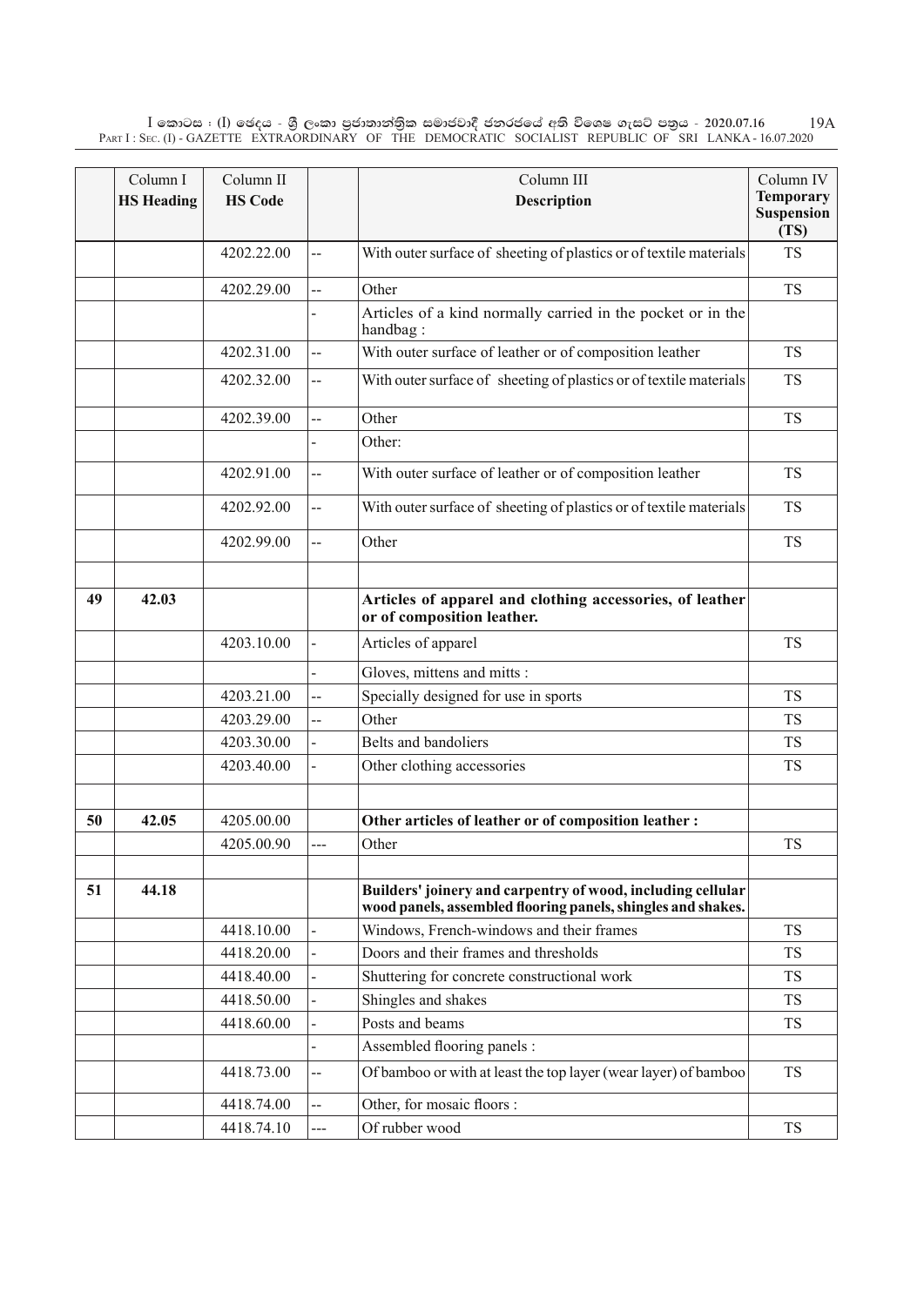| | Column I<br>**HS Heading** | Column II<br>**HS Code** | | Column III<br>**Description** | Column IV<br>**Temporary Suspension (TS)** |
|---|---|---|---|---|---|
| | | 4202.22.00 | -- | With outer surface of sheeting of plastics or of textile materials | TS |
| | | 4202.29.00 | -- | Other | TS |
| | | | - | Articles of a kind normally carried in the pocket or in the handbag : | |
| | | 4202.31.00 | -- | With outer surface of leather or of composition leather | TS |
| | | 4202.32.00 | -- | With outer surface of sheeting of plastics or of textile materials | TS |
| | | 4202.39.00 | -- | Other | TS |
| | | | - | Other: | |
| | | 4202.91.00 | -- | With outer surface of leather or of composition leather | TS |
| | | 4202.92.00 | -- | With outer surface of sheeting of plastics or of textile materials | TS |
| | | 4202.99.00 | -- | Other | TS |
| | | | | | |
| **49** | **42.03** | | | **Articles of apparel and clothing accessories, of leather or of composition leather.** | |
| | | 4203.10.00 | - | Articles of apparel | TS |
| | | | - | Gloves, mittens and mitts : | |
| | | 4203.21.00 | -- | Specially designed for use in sports | TS |
| | | 4203.29.00 | -- | Other | TS |
| | | 4203.30.00 | - | Belts and bandoliers | TS |
| | | 4203.40.00 | - | Other clothing accessories | TS |
| | | | | | |
| **50** | **42.05** | 4205.00.00 | | **Other articles of leather or of composition leather :** | |
| | | 4205.00.90 | --- | Other | TS |
| | | | | | |
| **51** | **44.18** | | | **Builders' joinery and carpentry of wood, including cellular wood panels, assembled flooring panels, shingles and shakes.** | |
| | | 4418.10.00 | - | Windows, French-windows and their frames | TS |
| | | 4418.20.00 | - | Doors and their frames and thresholds | TS |
| | | 4418.40.00 | - | Shuttering for concrete constructional work | TS |
| | | 4418.50.00 | - | Shingles and shakes | TS |
| | | 4418.60.00 | - | Posts and beams | TS |
| | | | - | Assembled flooring panels : | |
| | | 4418.73.00 | -- | Of bamboo or with at least the top layer (wear layer) of bamboo | TS |
| | | 4418.74.00 | -- | Other, for mosaic floors : | |
| | | 4418.74.10 | --- | Of rubber wood | TS |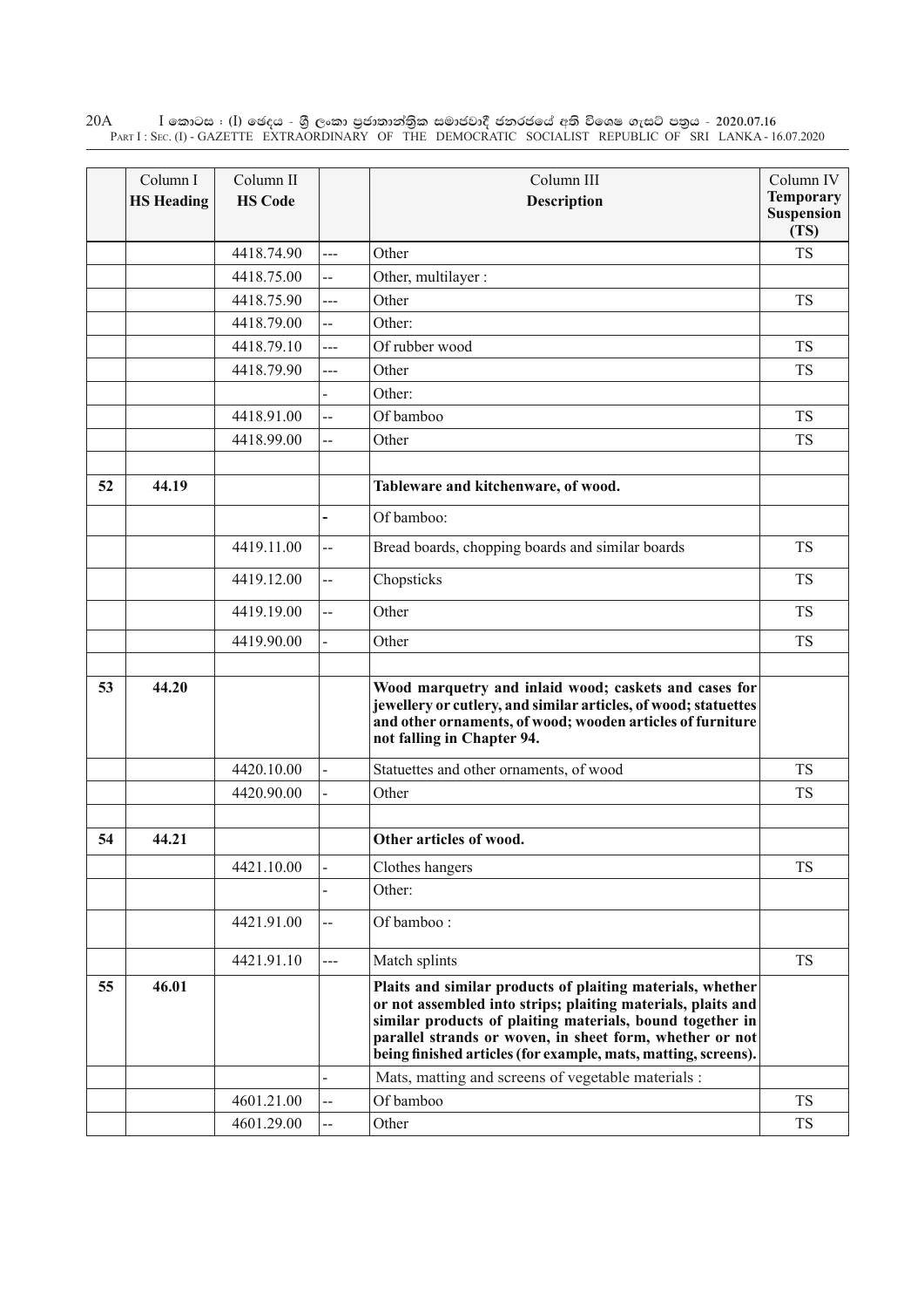| | Column I<br>**HS Heading** | Column II<br>**HS Code** | | Column III<br>**Description** | Column IV<br>**Temporary Suspension (TS)** |
|---|---|---|---|---|---|
| | | 4418.74.90 | --- | Other | TS |
| | | 4418.75.00 | -- | Other, multilayer : | |
| | | 4418.75.90 | --- | Other | TS |
| | | 4418.79.00 | -- | Other: | |
| | | 4418.79.10 | --- | Of rubber wood | TS |
| | | 4418.79.90 | --- | Other | TS |
| | | | - | Other: | |
| | | 4418.91.00 | -- | Of bamboo | TS |
| | | 4418.99.00 | -- | Other | TS |
| | | | | | |
| **52** | **44.19** | | | **Tableware and kitchenware, of wood.** | |
| | | | - | Of bamboo: | |
| | | 4419.11.00 | -- | Bread boards, chopping boards and similar boards | TS |
| | | 4419.12.00 | -- | Chopsticks | TS |
| | | 4419.19.00 | -- | Other | TS |
| | | 4419.90.00 | - | Other | TS |
| | | | | | |
| **53** | **44.20** | | | **Wood marquetry and inlaid wood; caskets and cases for jewellery or cutlery, and similar articles, of wood; statuettes and other ornaments, of wood; wooden articles of furniture not falling in Chapter 94.** | |
| | | 4420.10.00 | - | Statuettes and other ornaments, of wood | TS |
| | | 4420.90.00 | - | Other | TS |
| | | | | | |
| **54** | **44.21** | | | **Other articles of wood.** | |
| | | 4421.10.00 | - | Clothes hangers | TS |
| | | | - | Other: | |
| | | 4421.91.00 | -- | Of bamboo : | |
| | | 4421.91.10 | --- | Match splints | TS |
| **55** | **46.01** | | | **Plaits and similar products of plaiting materials, whether or not assembled into strips; plaiting materials, plaits and similar products of plaiting materials, bound together in parallel strands or woven, in sheet form, whether or not being finished articles (for example, mats, matting, screens).** | |
| | | | - | Mats, matting and screens of vegetable materials : | |
| | | 4601.21.00 | -- | Of bamboo | TS |
| | | 4601.29.00 | -- | Other | TS |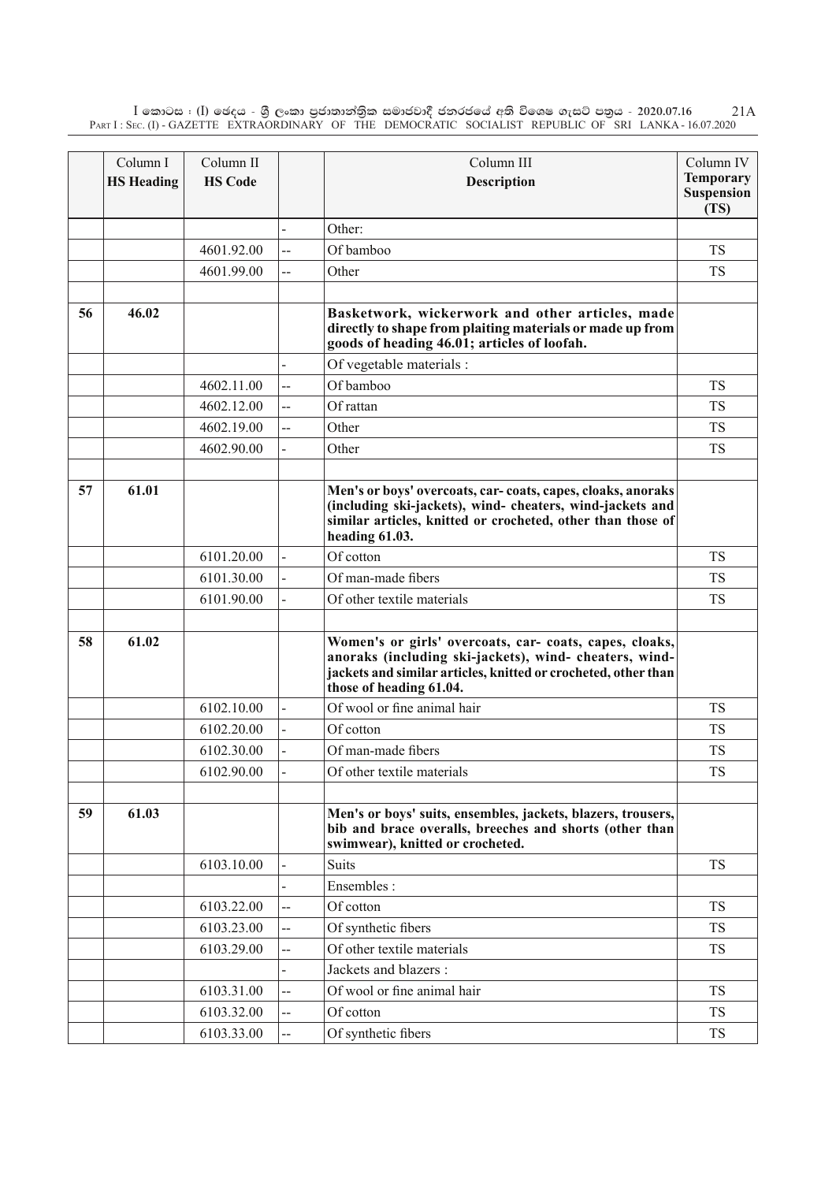|  | Column I<br>**HS Heading** | Column II<br>**HS Code** |  | Column III<br>**Description** | Column IV<br>**Temporary Suspension (TS)** |
|---|---|---|---|---|---|
|  |  |  | - | Other: |  |
|  |  | 4601.92.00 | -- | Of bamboo | TS |
|  |  | 4601.99.00 | -- | Other | TS |
|  |  |  |  |  |  |
| **56** | **46.02** |  |  | **Basketwork, wickerwork and other articles, made directly to shape from plaiting materials or made up from goods of heading 46.01; articles of loofah.** |  |
|  |  |  | - | Of vegetable materials : |  |
|  |  | 4602.11.00 | -- | Of bamboo | TS |
|  |  | 4602.12.00 | -- | Of rattan | TS |
|  |  | 4602.19.00 | -- | Other | TS |
|  |  | 4602.90.00 | - | Other | TS |
|  |  |  |  |  |  |
| **57** | **61.01** |  |  | **Men's or boys' overcoats, car- coats, capes, cloaks, anoraks (including ski-jackets), wind- cheaters, wind-jackets and similar articles, knitted or crocheted, other than those of heading 61.03.** |  |
|  |  | 6101.20.00 | - | Of cotton | TS |
|  |  | 6101.30.00 | - | Of man-made fibers | TS |
|  |  | 6101.90.00 | - | Of other textile materials | TS |
|  |  |  |  |  |  |
| **58** | **61.02** |  |  | **Women's or girls' overcoats, car- coats, capes, cloaks, anoraks (including ski-jackets), wind- cheaters, wind-jackets and similar articles, knitted or crocheted, other than those of heading 61.04.** |  |
|  |  | 6102.10.00 | - | Of wool or fine animal hair | TS |
|  |  | 6102.20.00 | - | Of cotton | TS |
|  |  | 6102.30.00 | - | Of man-made fibers | TS |
|  |  | 6102.90.00 | - | Of other textile materials | TS |
|  |  |  |  |  |  |
| **59** | **61.03** |  |  | **Men's or boys' suits, ensembles, jackets, blazers, trousers, bib and brace overalls, breeches and shorts (other than swimwear), knitted or crocheted.** |  |
|  |  | 6103.10.00 | - | Suits | TS |
|  |  |  | - | Ensembles : |  |
|  |  | 6103.22.00 | -- | Of cotton | TS |
|  |  | 6103.23.00 | -- | Of synthetic fibers | TS |
|  |  | 6103.29.00 | -- | Of other textile materials | TS |
|  |  |  | - | Jackets and blazers : |  |
|  |  | 6103.31.00 | -- | Of wool or fine animal hair | TS |
|  |  | 6103.32.00 | -- | Of cotton | TS |
|  |  | 6103.33.00 | -- | Of synthetic fibers | TS |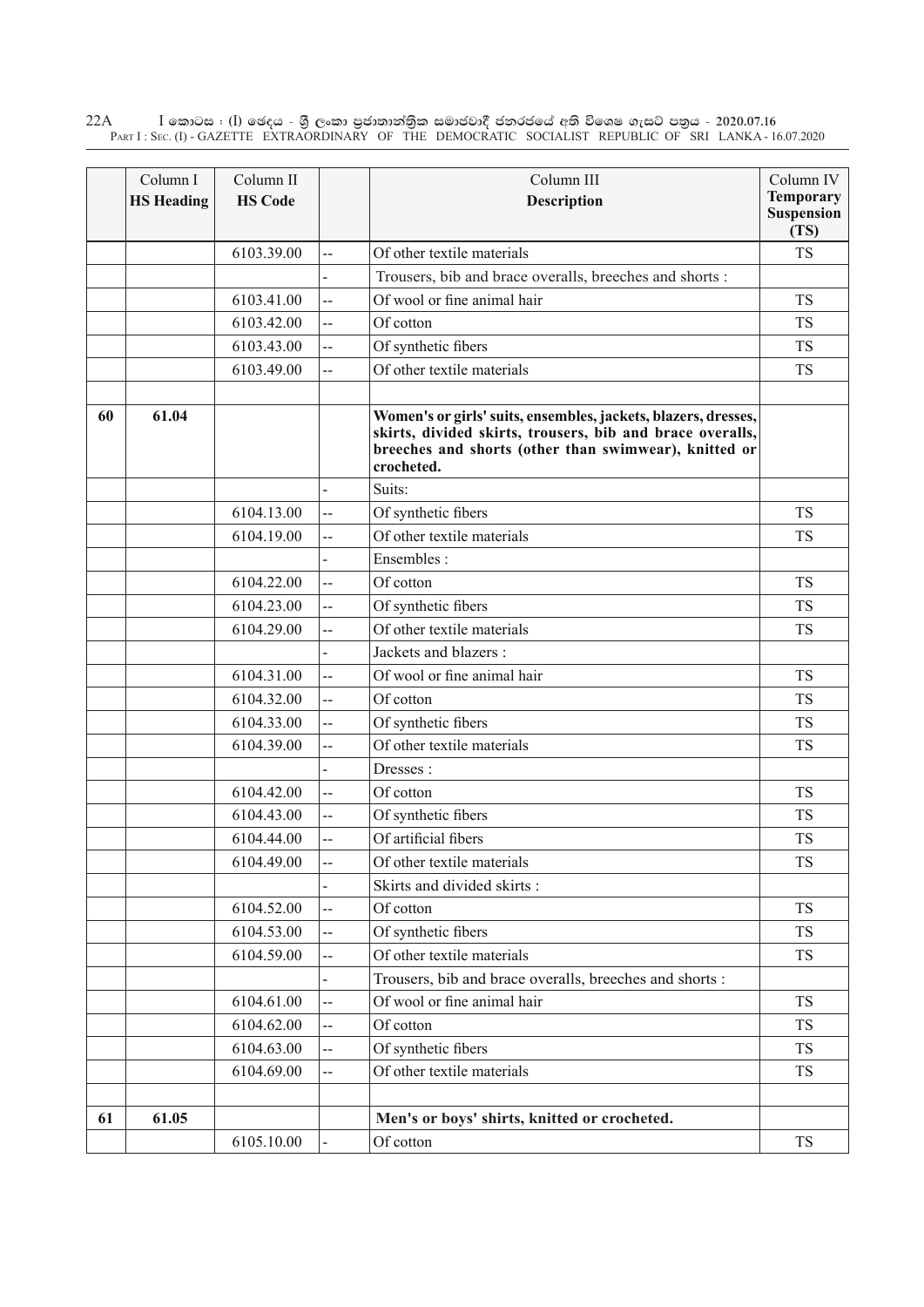| | Column I<br>**HS Heading** | Column II<br>**HS Code** | | Column III<br>**Description** | Column IV<br>**Temporary Suspension (TS)** |
|---|---|---|---|---|---|
| | | 6103.39.00 | -- | Of other textile materials | TS |
| | | | - | Trousers, bib and brace overalls, breeches and shorts : | |
| | | 6103.41.00 | -- | Of wool or fine animal hair | TS |
| | | 6103.42.00 | -- | Of cotton | TS |
| | | 6103.43.00 | -- | Of synthetic fibers | TS |
| | | 6103.49.00 | -- | Of other textile materials | TS |
| | | | | | |
| **60** | **61.04** | | | **Women's or girls' suits, ensembles, jackets, blazers, dresses, skirts, divided skirts, trousers, bib and brace overalls, breeches and shorts (other than swimwear), knitted or crocheted.** | |
| | | | - | Suits: | |
| | | 6104.13.00 | -- | Of synthetic fibers | TS |
| | | 6104.19.00 | -- | Of other textile materials | TS |
| | | | - | Ensembles : | |
| | | 6104.22.00 | -- | Of cotton | TS |
| | | 6104.23.00 | -- | Of synthetic fibers | TS |
| | | 6104.29.00 | -- | Of other textile materials | TS |
| | | | - | Jackets and blazers : | |
| | | 6104.31.00 | -- | Of wool or fine animal hair | TS |
| | | 6104.32.00 | -- | Of cotton | TS |
| | | 6104.33.00 | -- | Of synthetic fibers | TS |
| | | 6104.39.00 | -- | Of other textile materials | TS |
| | | | - | Dresses : | |
| | | 6104.42.00 | -- | Of cotton | TS |
| | | 6104.43.00 | -- | Of synthetic fibers | TS |
| | | 6104.44.00 | -- | Of artificial fibers | TS |
| | | 6104.49.00 | -- | Of other textile materials | TS |
| | | | - | Skirts and divided skirts : | |
| | | 6104.52.00 | -- | Of cotton | TS |
| | | 6104.53.00 | -- | Of synthetic fibers | TS |
| | | 6104.59.00 | -- | Of other textile materials | TS |
| | | | - | Trousers, bib and brace overalls, breeches and shorts : | |
| | | 6104.61.00 | -- | Of wool or fine animal hair | TS |
| | | 6104.62.00 | -- | Of cotton | TS |
| | | 6104.63.00 | -- | Of synthetic fibers | TS |
| | | 6104.69.00 | -- | Of other textile materials | TS |
| | | | | | |
| **61** | **61.05** | | | **Men's or boys' shirts, knitted or crocheted.** | |
| | | 6105.10.00 | - | Of cotton | TS |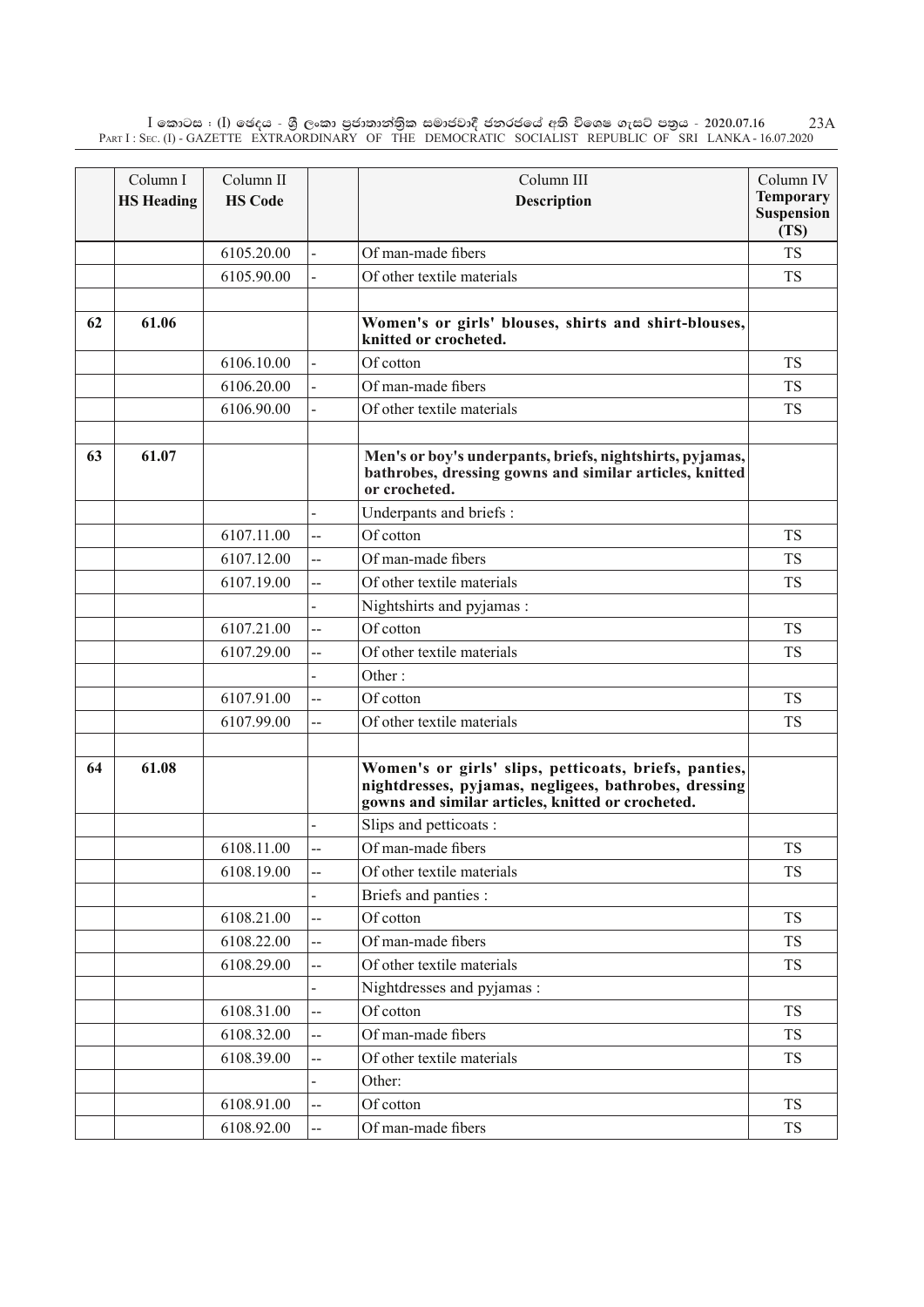|  | Column I<br>**HS Heading** | Column II<br>**HS Code** |  | Column III<br>**Description** | Column IV<br>**Temporary Suspension (TS)** |
|---|---|---|---|---|---|
|  |  | 6105.20.00 | - | Of man-made fibers | TS |
|  |  | 6105.90.00 | - | Of other textile materials | TS |
|  |  |  |  |  |  |
| 62 | 61.06 |  |  | **Women's or girls' blouses, shirts and shirt-blouses, knitted or crocheted.** |  |
|  |  | 6106.10.00 | - | Of cotton | TS |
|  |  | 6106.20.00 | - | Of man-made fibers | TS |
|  |  | 6106.90.00 | - | Of other textile materials | TS |
|  |  |  |  |  |  |
| 63 | 61.07 |  |  | **Men's or boy's underpants, briefs, nightshirts, pyjamas, bathrobes, dressing gowns and similar articles, knitted or crocheted.** |  |
|  |  |  | - | Underpants and briefs : |  |
|  |  | 6107.11.00 | -- | Of cotton | TS |
|  |  | 6107.12.00 | -- | Of man-made fibers | TS |
|  |  | 6107.19.00 | -- | Of other textile materials | TS |
|  |  |  | - | Nightshirts and pyjamas : |  |
|  |  | 6107.21.00 | -- | Of cotton | TS |
|  |  | 6107.29.00 | -- | Of other textile materials | TS |
|  |  |  | - | Other : |  |
|  |  | 6107.91.00 | -- | Of cotton | TS |
|  |  | 6107.99.00 | -- | Of other textile materials | TS |
|  |  |  |  |  |  |
| 64 | 61.08 |  |  | **Women's or girls' slips, petticoats, briefs, panties, nightdresses, pyjamas, negligees, bathrobes, dressing gowns and similar articles, knitted or crocheted.** |  |
|  |  |  | - | Slips and petticoats : |  |
|  |  | 6108.11.00 | -- | Of man-made fibers | TS |
|  |  | 6108.19.00 | -- | Of other textile materials | TS |
|  |  |  | - | Briefs and panties : |  |
|  |  | 6108.21.00 | -- | Of cotton | TS |
|  |  | 6108.22.00 | -- | Of man-made fibers | TS |
|  |  | 6108.29.00 | -- | Of other textile materials | TS |
|  |  |  | - | Nightdresses and pyjamas : |  |
|  |  | 6108.31.00 | -- | Of cotton | TS |
|  |  | 6108.32.00 | -- | Of man-made fibers | TS |
|  |  | 6108.39.00 | -- | Of other textile materials | TS |
|  |  |  | - | Other: |  |
|  |  | 6108.91.00 | -- | Of cotton | TS |
|  |  | 6108.92.00 | -- | Of man-made fibers | TS |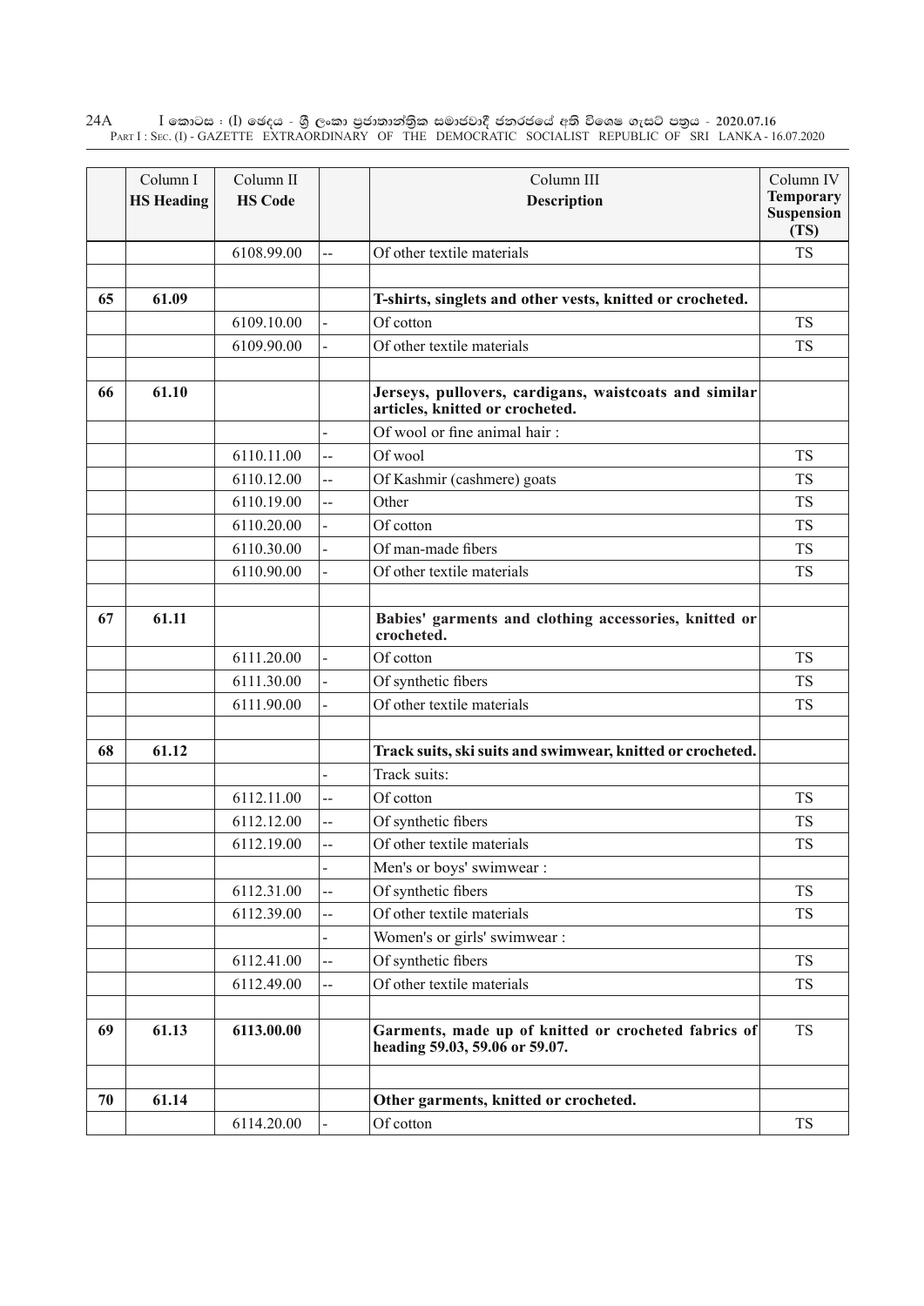| | Column I<br>**HS Heading** | Column II<br>**HS Code** | | Column III<br>**Description** | Column IV<br>**Temporary Suspension (TS)** |
|---|---|---|---|---|---|
| | | 6108.99.00 | -- | Of other textile materials | TS |
| | | | | | |
| **65** | **61.09** | | | **T-shirts, singlets and other vests, knitted or crocheted.** | |
| | | 6109.10.00 | - | Of cotton | TS |
| | | 6109.90.00 | - | Of other textile materials | TS |
| | | | | | |
| **66** | **61.10** | | | **Jerseys, pullovers, cardigans, waistcoats and similar articles, knitted or crocheted.** | |
| | | | - | Of wool or fine animal hair : | |
| | | 6110.11.00 | -- | Of wool | TS |
| | | 6110.12.00 | -- | Of Kashmir (cashmere) goats | TS |
| | | 6110.19.00 | -- | Other | TS |
| | | 6110.20.00 | - | Of cotton | TS |
| | | 6110.30.00 | - | Of man-made fibers | TS |
| | | 6110.90.00 | - | Of other textile materials | TS |
| | | | | | |
| **67** | **61.11** | | | **Babies' garments and clothing accessories, knitted or crocheted.** | |
| | | 6111.20.00 | - | Of cotton | TS |
| | | 6111.30.00 | - | Of synthetic fibers | TS |
| | | 6111.90.00 | - | Of other textile materials | TS |
| | | | | | |
| **68** | **61.12** | | | **Track suits, ski suits and swimwear, knitted or crocheted.** | |
| | | | - | Track suits: | |
| | | 6112.11.00 | -- | Of cotton | TS |
| | | 6112.12.00 | -- | Of synthetic fibers | TS |
| | | 6112.19.00 | -- | Of other textile materials | TS |
| | | | - | Men's or boys' swimwear : | |
| | | 6112.31.00 | -- | Of synthetic fibers | TS |
| | | 6112.39.00 | -- | Of other textile materials | TS |
| | | | - | Women's or girls' swimwear : | |
| | | 6112.41.00 | -- | Of synthetic fibers | TS |
| | | 6112.49.00 | -- | Of other textile materials | TS |
| | | | | | |
| **69** | **61.13** | **6113.00.00** | | **Garments, made up of knitted or crocheted fabrics of heading 59.03, 59.06 or 59.07.** | TS |
| | | | | | |
| **70** | **61.14** | | | **Other garments, knitted or crocheted.** | |
| | | 6114.20.00 | - | Of cotton | TS |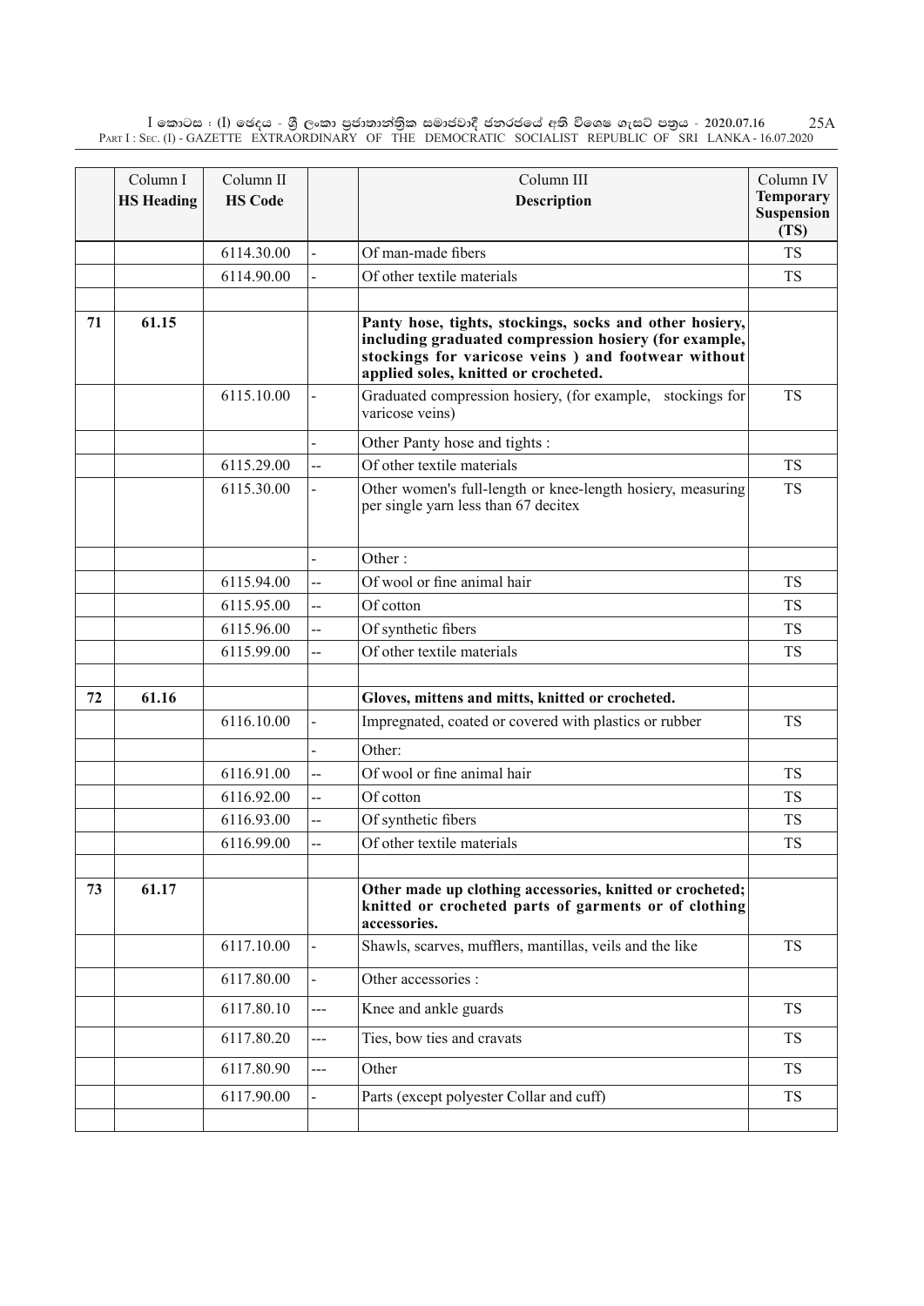| | Column I<br>HS Heading | Column II<br>HS Code | | Column III<br>**Description** | Column IV<br>**Temporary Suspension (TS)** |
|---|---|---|---|---|---|
| | | 6114.30.00 | - | Of man-made fibers | TS |
| | | 6114.90.00 | - | Of other textile materials | TS |
| | | | | | |
| **71** | **61.15** | | | **Panty hose, tights, stockings, socks and other hosiery, including graduated compression hosiery (for example, stockings for varicose veins ) and footwear without applied soles, knitted or crocheted.** | |
| | | 6115.10.00 | - | Graduated compression hosiery, (for example, stockings for varicose veins) | TS |
| | | | - | Other Panty hose and tights : | |
| | | 6115.29.00 | -- | Of other textile materials | TS |
| | | 6115.30.00 | - | Other women's full-length or knee-length hosiery, measuring per single yarn less than 67 decitex | TS |
| | | | - | Other : | |
| | | 6115.94.00 | -- | Of wool or fine animal hair | TS |
| | | 6115.95.00 | -- | Of cotton | TS |
| | | 6115.96.00 | -- | Of synthetic fibers | TS |
| | | 6115.99.00 | -- | Of other textile materials | TS |
| | | | | | |
| **72** | **61.16** | | | **Gloves, mittens and mitts, knitted or crocheted.** | |
| | | 6116.10.00 | - | Impregnated, coated or covered with plastics or rubber | TS |
| | | | - | Other: | |
| | | 6116.91.00 | -- | Of wool or fine animal hair | TS |
| | | 6116.92.00 | -- | Of cotton | TS |
| | | 6116.93.00 | -- | Of synthetic fibers | TS |
| | | 6116.99.00 | -- | Of other textile materials | TS |
| | | | | | |
| **73** | **61.17** | | | **Other made up clothing accessories, knitted or crocheted; knitted or crocheted parts of garments or of clothing accessories.** | |
| | | 6117.10.00 | - | Shawls, scarves, mufflers, mantillas, veils and the like | TS |
| | | 6117.80.00 | - | Other accessories : | |
| | | 6117.80.10 | --- | Knee and ankle guards | TS |
| | | 6117.80.20 | --- | Ties, bow ties and cravats | TS |
| | | 6117.80.90 | --- | Other | TS |
| | | 6117.90.00 | - | Parts (except polyester Collar and cuff) | TS |
| | | | | | |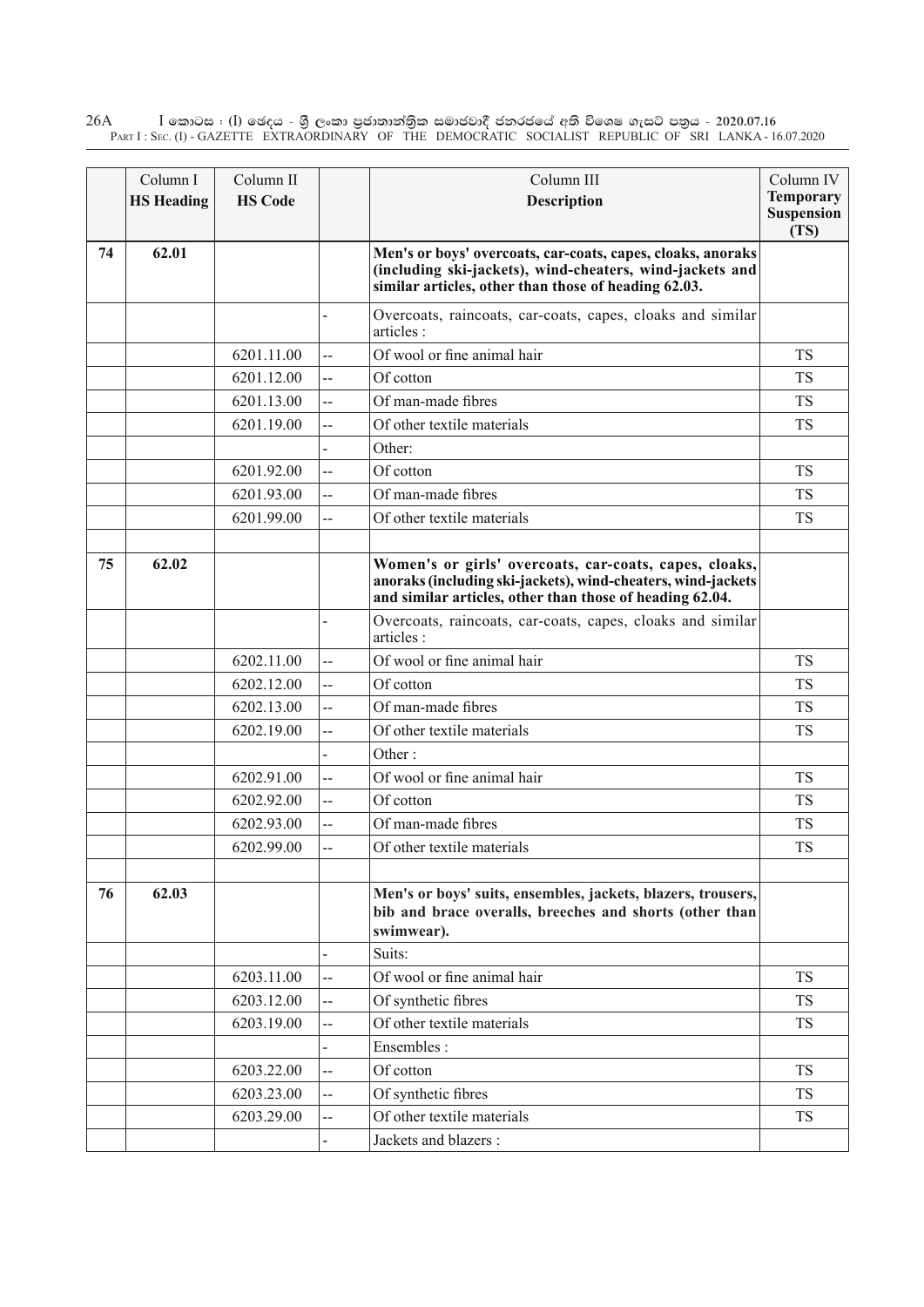| | Column I<br>**HS Heading** | Column II<br>**HS Code** | | Column III<br>**Description** | Column IV<br>**Temporary Suspension (TS)** |
|---|---|---|---|---|---|
| **74** | **62.01** | | | **Men's or boys' overcoats, car-coats, capes, cloaks, anoraks (including ski-jackets), wind-cheaters, wind-jackets and similar articles, other than those of heading 62.03.** | |
| | | | - | Overcoats, raincoats, car-coats, capes, cloaks and similar articles : | |
| | | 6201.11.00 | -- | Of wool or fine animal hair | TS |
| | | 6201.12.00 | -- | Of cotton | TS |
| | | 6201.13.00 | -- | Of man-made fibres | TS |
| | | 6201.19.00 | -- | Of other textile materials | TS |
| | | | - | Other: | |
| | | 6201.92.00 | -- | Of cotton | TS |
| | | 6201.93.00 | -- | Of man-made fibres | TS |
| | | 6201.99.00 | -- | Of other textile materials | TS |
| | | | | | |
| **75** | **62.02** | | | **Women's or girls' overcoats, car-coats, capes, cloaks, anoraks (including ski-jackets), wind-cheaters, wind-jackets and similar articles, other than those of heading 62.04.** | |
| | | | - | Overcoats, raincoats, car-coats, capes, cloaks and similar articles : | |
| | | 6202.11.00 | -- | Of wool or fine animal hair | TS |
| | | 6202.12.00 | -- | Of cotton | TS |
| | | 6202.13.00 | -- | Of man-made fibres | TS |
| | | 6202.19.00 | -- | Of other textile materials | TS |
| | | | - | Other : | |
| | | 6202.91.00 | -- | Of wool or fine animal hair | TS |
| | | 6202.92.00 | -- | Of cotton | TS |
| | | 6202.93.00 | -- | Of man-made fibres | TS |
| | | 6202.99.00 | -- | Of other textile materials | TS |
| | | | | | |
| **76** | **62.03** | | | **Men's or boys' suits, ensembles, jackets, blazers, trousers, bib and brace overalls, breeches and shorts (other than swimwear).** | |
| | | | - | Suits: | |
| | | 6203.11.00 | -- | Of wool or fine animal hair | TS |
| | | 6203.12.00 | -- | Of synthetic fibres | TS |
| | | 6203.19.00 | -- | Of other textile materials | TS |
| | | | - | Ensembles : | |
| | | 6203.22.00 | -- | Of cotton | TS |
| | | 6203.23.00 | -- | Of synthetic fibres | TS |
| | | 6203.29.00 | -- | Of other textile materials | TS |
| | | | - | Jackets and blazers : | |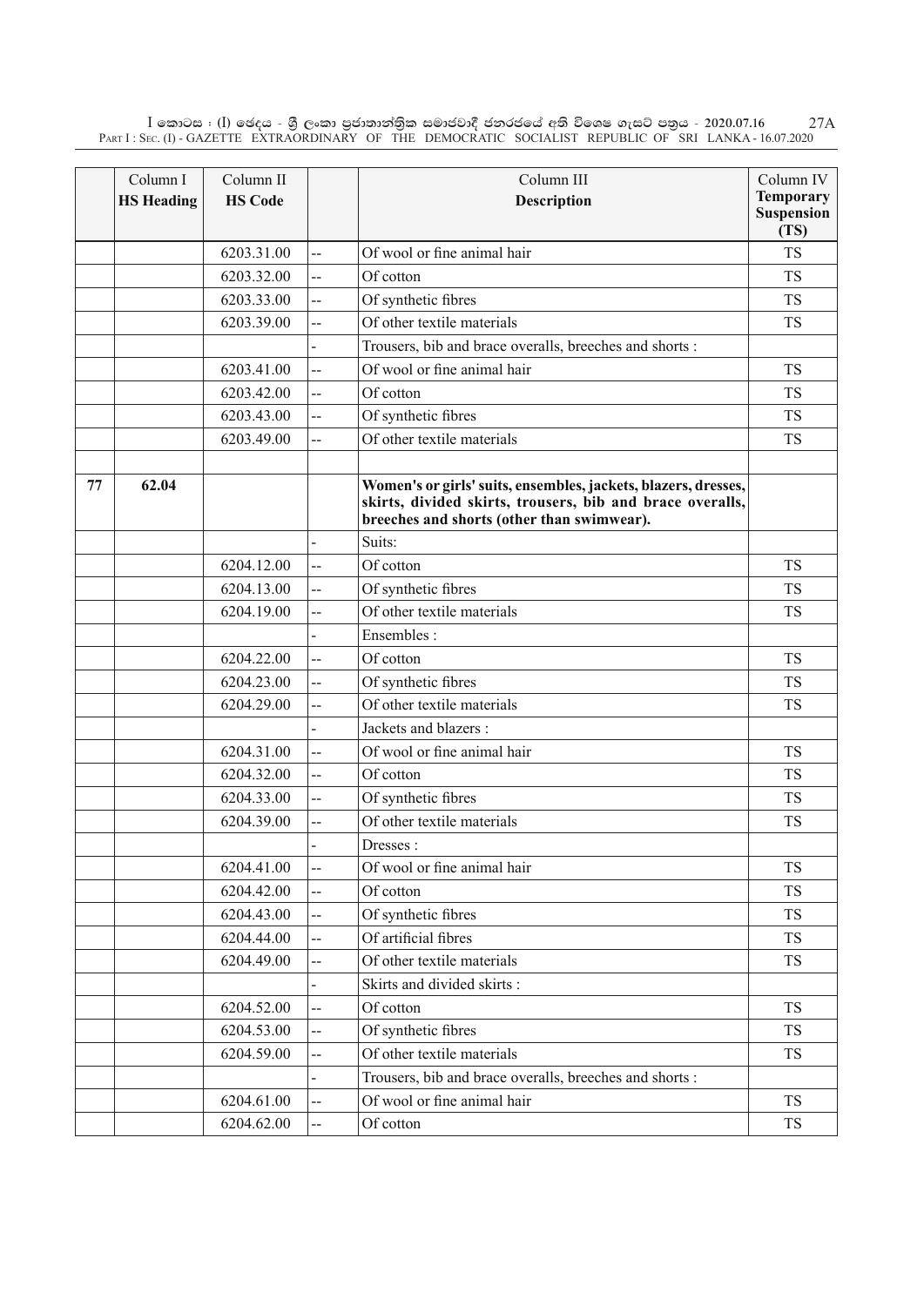| | Column I<br>**HS Heading** | Column II<br>**HS Code** | | Column III<br>**Description** | Column IV<br>**Temporary Suspension (TS)** |
|---|---|---|---|---|---|
| | | 6203.31.00 | -- | Of wool or fine animal hair | TS |
| | | 6203.32.00 | -- | Of cotton | TS |
| | | 6203.33.00 | -- | Of synthetic fibres | TS |
| | | 6203.39.00 | -- | Of other textile materials | TS |
| | | | - | Trousers, bib and brace overalls, breeches and shorts : | |
| | | 6203.41.00 | -- | Of wool or fine animal hair | TS |
| | | 6203.42.00 | -- | Of cotton | TS |
| | | 6203.43.00 | -- | Of synthetic fibres | TS |
| | | 6203.49.00 | -- | Of other textile materials | TS |
| | | | | | |
| 77 | 62.04 | | | **Women's or girls' suits, ensembles, jackets, blazers, dresses, skirts, divided skirts, trousers, bib and brace overalls, breeches and shorts (other than swimwear).** | |
| | | | - | Suits: | |
| | | 6204.12.00 | -- | Of cotton | TS |
| | | 6204.13.00 | -- | Of synthetic fibres | TS |
| | | 6204.19.00 | -- | Of other textile materials | TS |
| | | | - | Ensembles : | |
| | | 6204.22.00 | -- | Of cotton | TS |
| | | 6204.23.00 | -- | Of synthetic fibres | TS |
| | | 6204.29.00 | -- | Of other textile materials | TS |
| | | | - | Jackets and blazers : | |
| | | 6204.31.00 | -- | Of wool or fine animal hair | TS |
| | | 6204.32.00 | -- | Of cotton | TS |
| | | 6204.33.00 | -- | Of synthetic fibres | TS |
| | | 6204.39.00 | -- | Of other textile materials | TS |
| | | | - | Dresses : | |
| | | 6204.41.00 | -- | Of wool or fine animal hair | TS |
| | | 6204.42.00 | -- | Of cotton | TS |
| | | 6204.43.00 | -- | Of synthetic fibres | TS |
| | | 6204.44.00 | -- | Of artificial fibres | TS |
| | | 6204.49.00 | -- | Of other textile materials | TS |
| | | | - | Skirts and divided skirts : | |
| | | 6204.52.00 | -- | Of cotton | TS |
| | | 6204.53.00 | -- | Of synthetic fibres | TS |
| | | 6204.59.00 | -- | Of other textile materials | TS |
| | | | - | Trousers, bib and brace overalls, breeches and shorts : | |
| | | 6204.61.00 | -- | Of wool or fine animal hair | TS |
| | | 6204.62.00 | -- | Of cotton | TS |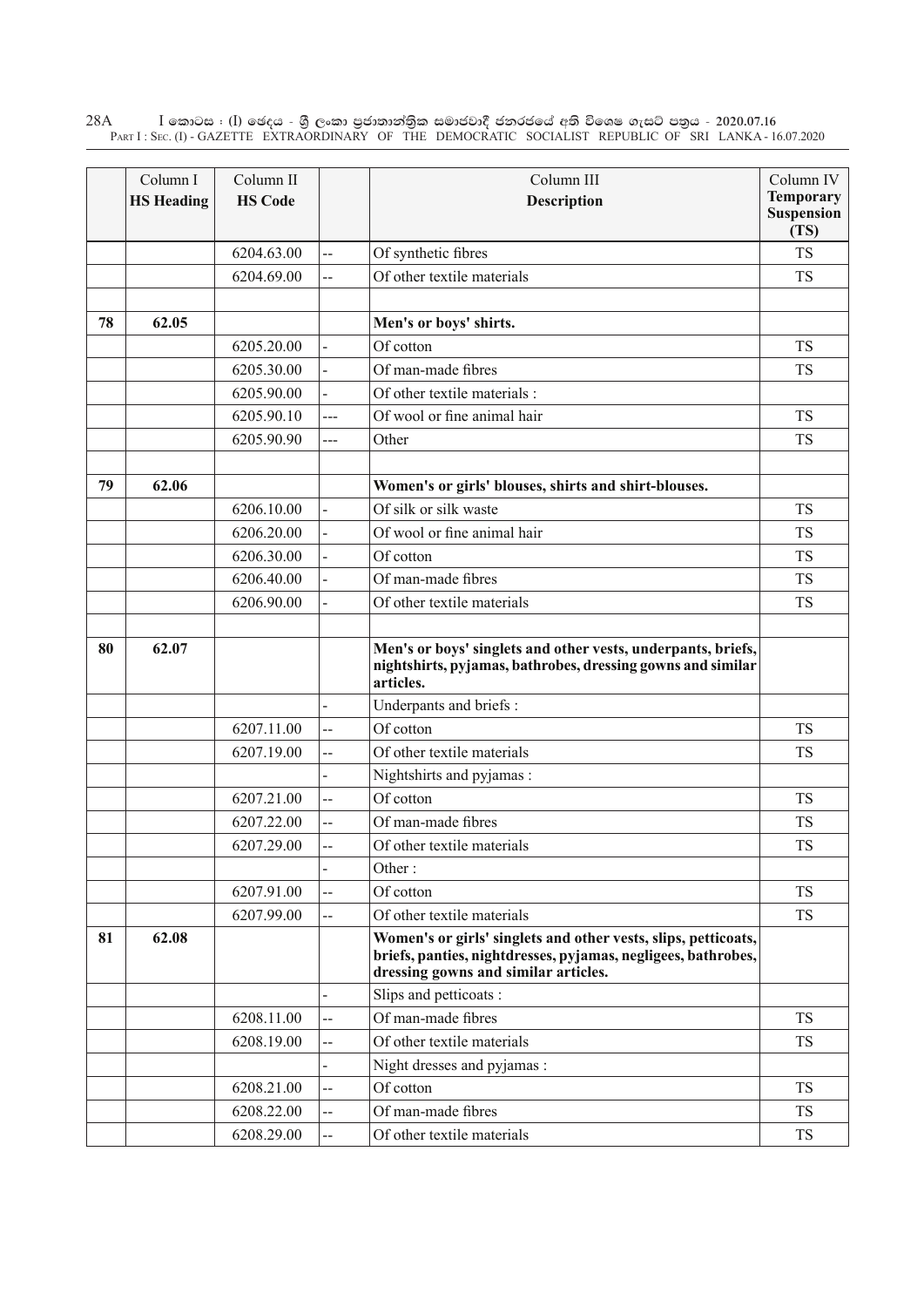| | Column I<br>**HS Heading** | Column II<br>**HS Code** | | Column III<br>**Description** | Column IV<br>**Temporary Suspension (TS)** |
|---|---|---|---|---|---|
| | | 6204.63.00 | -- | Of synthetic fibres | TS |
| | | 6204.69.00 | -- | Of other textile materials | TS |
| | | | | | |
| **78** | **62.05** | | | **Men's or boys' shirts.** | |
| | | 6205.20.00 | - | Of cotton | TS |
| | | 6205.30.00 | - | Of man-made fibres | TS |
| | | 6205.90.00 | - | Of other textile materials : | |
| | | 6205.90.10 | --- | Of wool or fine animal hair | TS |
| | | 6205.90.90 | --- | Other | TS |
| | | | | | |
| **79** | **62.06** | | | **Women's or girls' blouses, shirts and shirt-blouses.** | |
| | | 6206.10.00 | - | Of silk or silk waste | TS |
| | | 6206.20.00 | - | Of wool or fine animal hair | TS |
| | | 6206.30.00 | - | Of cotton | TS |
| | | 6206.40.00 | - | Of man-made fibres | TS |
| | | 6206.90.00 | - | Of other textile materials | TS |
| | | | | | |
| **80** | **62.07** | | | **Men's or boys' singlets and other vests, underpants, briefs, nightshirts, pyjamas, bathrobes, dressing gowns and similar articles.** | |
| | | | - | Underpants and briefs : | |
| | | 6207.11.00 | -- | Of cotton | TS |
| | | 6207.19.00 | -- | Of other textile materials | TS |
| | | | - | Nightshirts and pyjamas : | |
| | | 6207.21.00 | -- | Of cotton | TS |
| | | 6207.22.00 | -- | Of man-made fibres | TS |
| | | 6207.29.00 | -- | Of other textile materials | TS |
| | | | - | Other : | |
| | | 6207.91.00 | -- | Of cotton | TS |
| | | 6207.99.00 | -- | Of other textile materials | TS |
| **81** | **62.08** | | | **Women's or girls' singlets and other vests, slips, petticoats, briefs, panties, nightdresses, pyjamas, negligees, bathrobes, dressing gowns and similar articles.** | |
| | | | - | Slips and petticoats : | |
| | | 6208.11.00 | -- | Of man-made fibres | TS |
| | | 6208.19.00 | -- | Of other textile materials | TS |
| | | | - | Night dresses and pyjamas : | |
| | | 6208.21.00 | -- | Of cotton | TS |
| | | 6208.22.00 | -- | Of man-made fibres | TS |
| | | 6208.29.00 | -- | Of other textile materials | TS |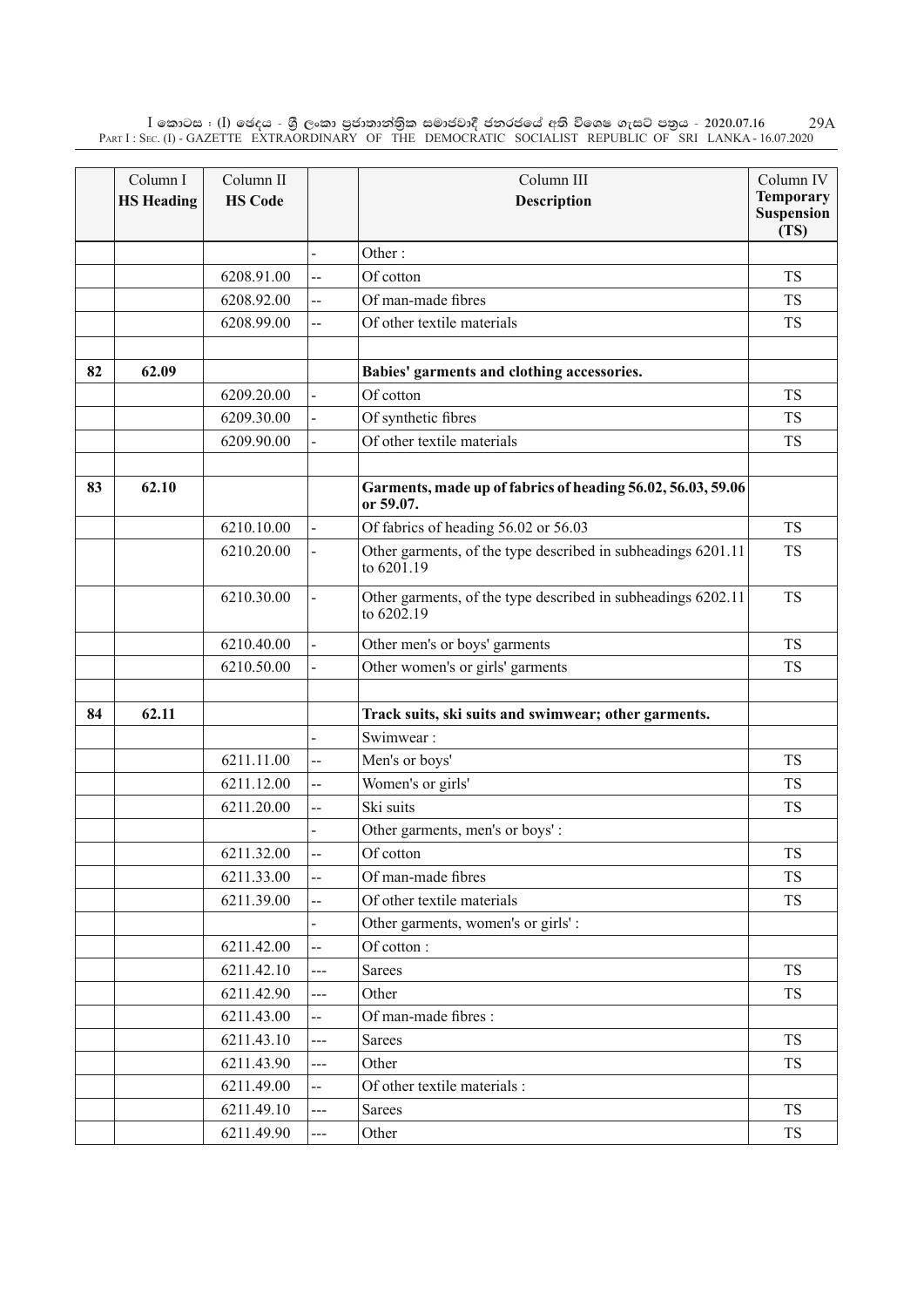| | Column I<br>HS Heading | Column II<br>HS Code | | Column III<br>Description | Column IV<br>**Temporary Suspension (TS)** |
|---|---|---|---|---|---|
| | | | - | Other : | |
| | | 6208.91.00 | -- | Of cotton | TS |
| | | 6208.92.00 | -- | Of man-made fibres | TS |
| | | 6208.99.00 | -- | Of other textile materials | TS |
| | | | | | |
| **82** | **62.09** | | | **Babies' garments and clothing accessories.** | |
| | | 6209.20.00 | - | Of cotton | TS |
| | | 6209.30.00 | - | Of synthetic fibres | TS |
| | | 6209.90.00 | - | Of other textile materials | TS |
| | | | | | |
| **83** | **62.10** | | | **Garments, made up of fabrics of heading 56.02, 56.03, 59.06 or 59.07.** | |
| | | 6210.10.00 | - | Of fabrics of heading 56.02 or 56.03 | TS |
| | | 6210.20.00 | - | Other garments, of the type described in subheadings 6201.11 to 6201.19 | TS |
| | | 6210.30.00 | - | Other garments, of the type described in subheadings 6202.11 to 6202.19 | TS |
| | | 6210.40.00 | - | Other men's or boys' garments | TS |
| | | 6210.50.00 | - | Other women's or girls' garments | TS |
| | | | | | |
| **84** | **62.11** | | | **Track suits, ski suits and swimwear; other garments.** | |
| | | | - | Swimwear : | |
| | | 6211.11.00 | -- | Men's or boys' | TS |
| | | 6211.12.00 | -- | Women's or girls' | TS |
| | | 6211.20.00 | -- | Ski suits | TS |
| | | | - | Other garments, men's or boys' : | |
| | | 6211.32.00 | -- | Of cotton | TS |
| | | 6211.33.00 | -- | Of man-made fibres | TS |
| | | 6211.39.00 | -- | Of other textile materials | TS |
| | | | - | Other garments, women's or girls' : | |
| | | 6211.42.00 | -- | Of cotton : | |
| | | 6211.42.10 | --- | Sarees | TS |
| | | 6211.42.90 | --- | Other | TS |
| | | 6211.43.00 | -- | Of man-made fibres : | |
| | | 6211.43.10 | --- | Sarees | TS |
| | | 6211.43.90 | --- | Other | TS |
| | | 6211.49.00 | -- | Of other textile materials : | |
| | | 6211.49.10 | --- | Sarees | TS |
| | | 6211.49.90 | --- | Other | TS |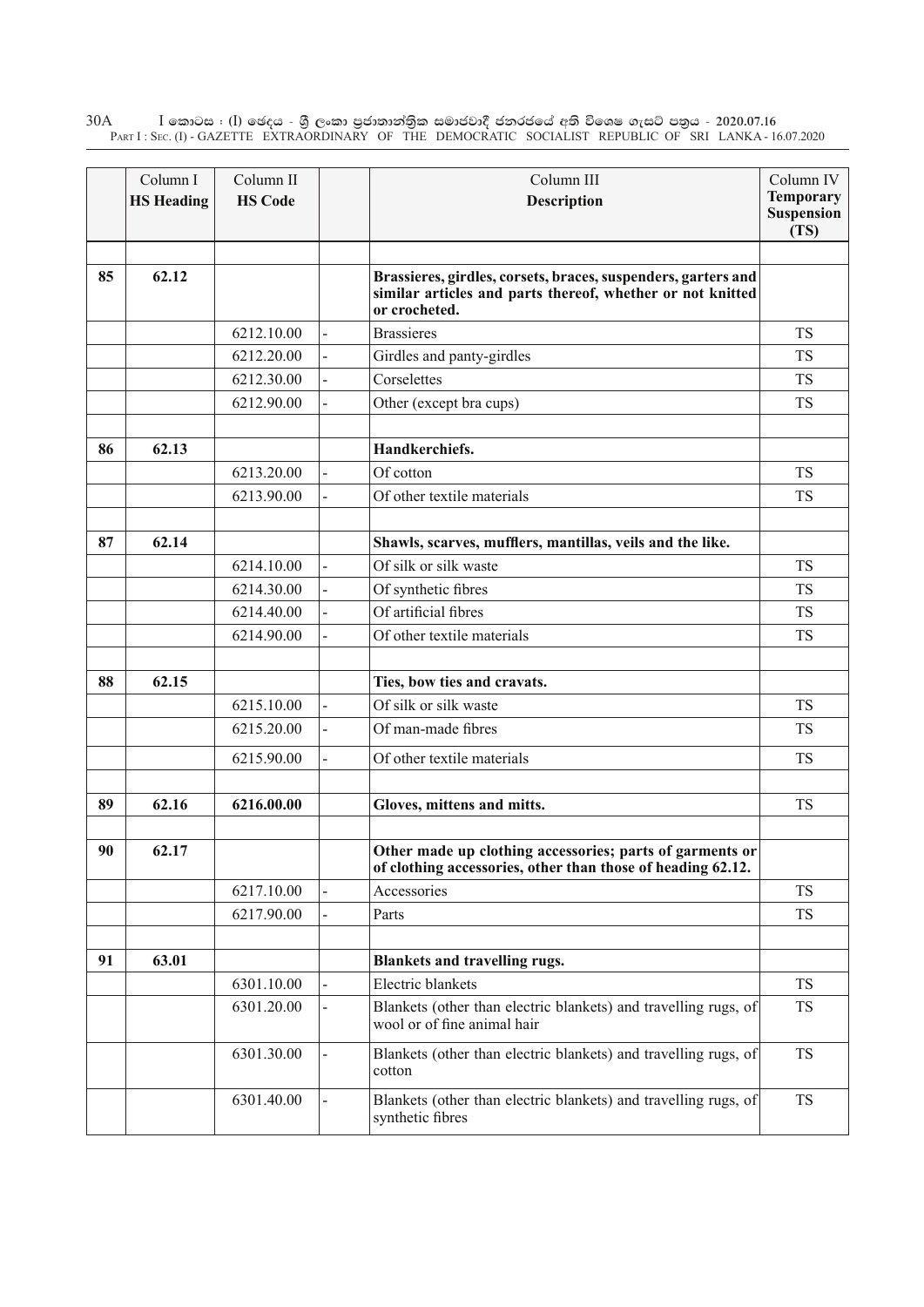| | Column I<br>**HS Heading** | Column II<br>**HS Code** | | Column III<br>**Description** | Column IV<br>**Temporary Suspension (TS)** |
|---|---|---|---|---|---|
| | | | | | |
| **85** | **62.12** | | | **Brassieres, girdles, corsets, braces, suspenders, garters and similar articles and parts thereof, whether or not knitted or crocheted.** | |
| | | 6212.10.00 | - | Brassieres | TS |
| | | 6212.20.00 | - | Girdles and panty-girdles | TS |
| | | 6212.30.00 | - | Corselettes | TS |
| | | 6212.90.00 | - | Other (except bra cups) | TS |
| | | | | | |
| **86** | **62.13** | | | **Handkerchiefs.** | |
| | | 6213.20.00 | - | Of cotton | TS |
| | | 6213.90.00 | - | Of other textile materials | TS |
| | | | | | |
| **87** | **62.14** | | | **Shawls, scarves, mufflers, mantillas, veils and the like.** | |
| | | 6214.10.00 | - | Of silk or silk waste | TS |
| | | 6214.30.00 | - | Of synthetic fibres | TS |
| | | 6214.40.00 | - | Of artificial fibres | TS |
| | | 6214.90.00 | - | Of other textile materials | TS |
| | | | | | |
| **88** | **62.15** | | | **Ties, bow ties and cravats.** | |
| | | 6215.10.00 | - | Of silk or silk waste | TS |
| | | 6215.20.00 | - | Of man-made fibres | TS |
| | | 6215.90.00 | - | Of other textile materials | TS |
| | | | | | |
| **89** | **62.16** | **6216.00.00** | | **Gloves, mittens and mitts.** | TS |
| | | | | | |
| **90** | **62.17** | | | **Other made up clothing accessories; parts of garments or of clothing accessories, other than those of heading 62.12.** | |
| | | 6217.10.00 | - | Accessories | TS |
| | | 6217.90.00 | - | Parts | TS |
| | | | | | |
| **91** | **63.01** | | | **Blankets and travelling rugs.** | |
| | | 6301.10.00 | - | Electric blankets | TS |
| | | 6301.20.00 | - | Blankets (other than electric blankets) and travelling rugs, of wool or of fine animal hair | TS |
| | | 6301.30.00 | - | Blankets (other than electric blankets) and travelling rugs, of cotton | TS |
| | | 6301.40.00 | - | Blankets (other than electric blankets) and travelling rugs, of synthetic fibres | TS |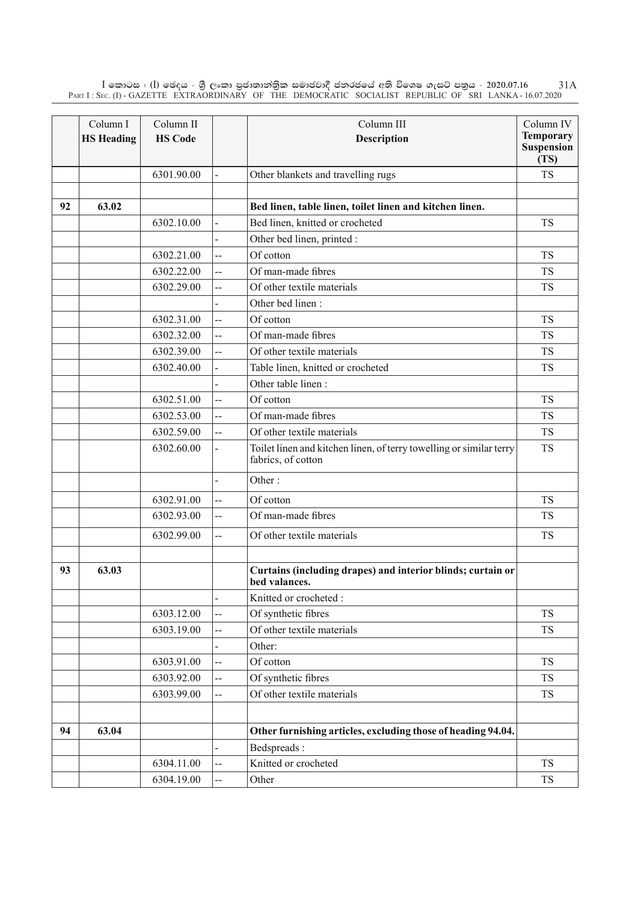| | Column I<br>**HS Heading** | Column II<br>**HS Code** | | Column III<br>**Description** | Column IV<br>**Temporary Suspension (TS)** |
|---|---|---|---|---|---|
| | | 6301.90.00 | - | Other blankets and travelling rugs | TS |
| | | | | | |
| **92** | **63.02** | | | **Bed linen, table linen, toilet linen and kitchen linen.** | |
| | | 6302.10.00 | - | Bed linen, knitted or crocheted | TS |
| | | | - | Other bed linen, printed : | |
| | | 6302.21.00 | -- | Of cotton | TS |
| | | 6302.22.00 | -- | Of man-made fibres | TS |
| | | 6302.29.00 | -- | Of other textile materials | TS |
| | | | - | Other bed linen : | |
| | | 6302.31.00 | -- | Of cotton | TS |
| | | 6302.32.00 | -- | Of man-made fibres | TS |
| | | 6302.39.00 | -- | Of other textile materials | TS |
| | | 6302.40.00 | - | Table linen, knitted or crocheted | TS |
| | | | - | Other table linen : | |
| | | 6302.51.00 | -- | Of cotton | TS |
| | | 6302.53.00 | -- | Of man-made fibres | TS |
| | | 6302.59.00 | -- | Of other textile materials | TS |
| | | 6302.60.00 | - | Toilet linen and kitchen linen, of terry towelling or similar terry fabrics, of cotton | TS |
| | | | - | Other : | |
| | | 6302.91.00 | -- | Of cotton | TS |
| | | 6302.93.00 | -- | Of man-made fibres | TS |
| | | 6302.99.00 | -- | Of other textile materials | TS |
| | | | | | |
| **93** | **63.03** | | | **Curtains (including drapes) and interior blinds; curtain or bed valances.** | |
| | | | - | Knitted or crocheted : | |
| | | 6303.12.00 | -- | Of synthetic fibres | TS |
| | | 6303.19.00 | -- | Of other textile materials | TS |
| | | | - | Other: | |
| | | 6303.91.00 | -- | Of cotton | TS |
| | | 6303.92.00 | -- | Of synthetic fibres | TS |
| | | 6303.99.00 | -- | Of other textile materials | TS |
| | | | | | |
| **94** | **63.04** | | | **Other furnishing articles, excluding those of heading 94.04.** | |
| | | | - | Bedspreads : | |
| | | 6304.11.00 | -- | Knitted or crocheted | TS |
| | | 6304.19.00 | -- | Other | TS |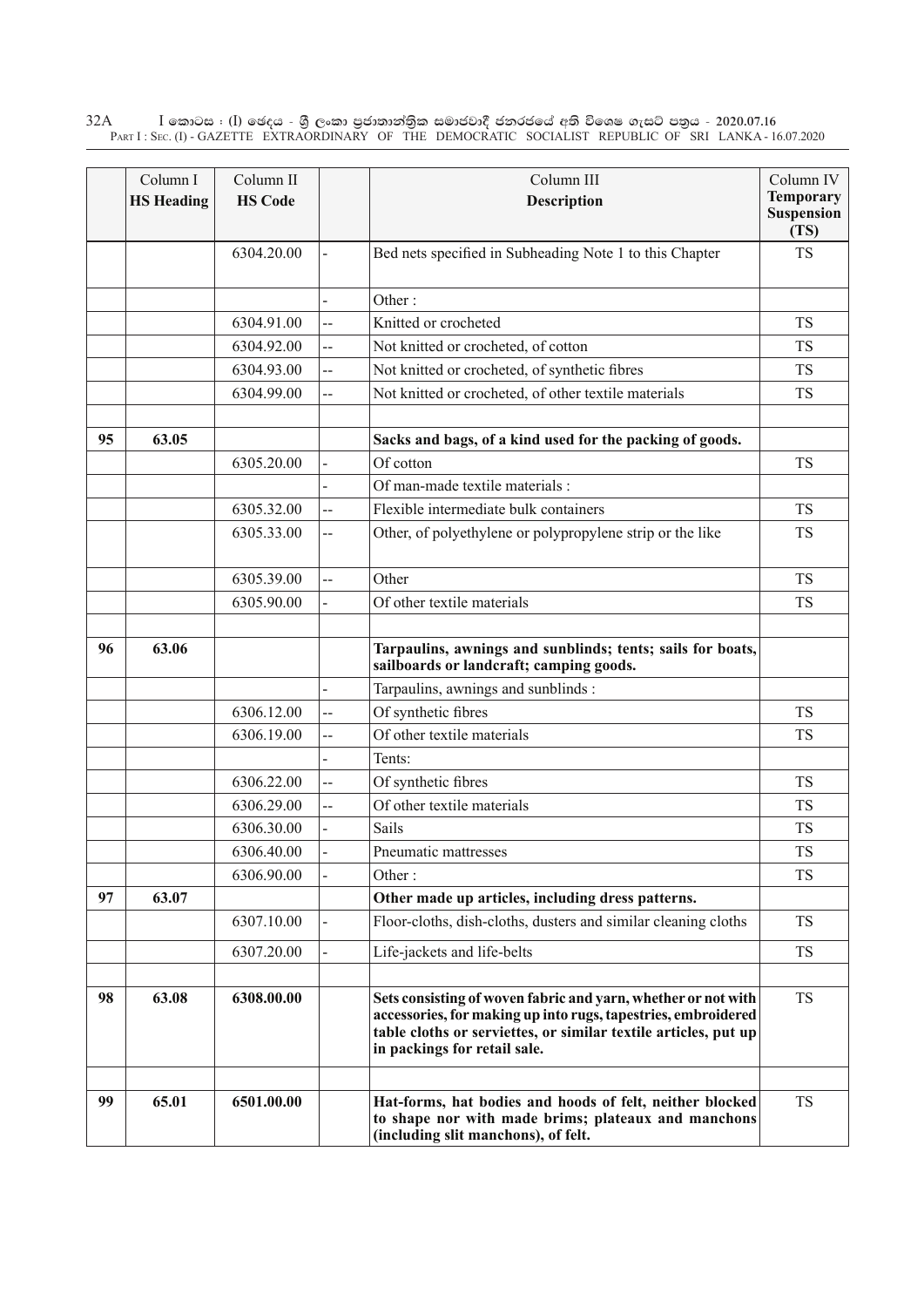| | Column I<br>**HS Heading** | Column II<br>**HS Code** | | Column III<br>**Description** | Column IV<br>**Temporary Suspension (TS)** |
|---|---|---|---|---|---|
| | | 6304.20.00 | - | Bed nets specified in Subheading Note 1 to this Chapter | TS |
| | | | - | Other : | |
| | | 6304.91.00 | -- | Knitted or crocheted | TS |
| | | 6304.92.00 | -- | Not knitted or crocheted, of cotton | TS |
| | | 6304.93.00 | -- | Not knitted or crocheted, of synthetic fibres | TS |
| | | 6304.99.00 | -- | Not knitted or crocheted, of other textile materials | TS |
| | | | | | |
| **95** | **63.05** | | | **Sacks and bags, of a kind used for the packing of goods.** | |
| | | 6305.20.00 | - | Of cotton | TS |
| | | | - | Of man-made textile materials : | |
| | | 6305.32.00 | -- | Flexible intermediate bulk containers | TS |
| | | 6305.33.00 | -- | Other, of polyethylene or polypropylene strip or the like | TS |
| | | 6305.39.00 | -- | Other | TS |
| | | 6305.90.00 | - | Of other textile materials | TS |
| | | | | | |
| **96** | **63.06** | | | **Tarpaulins, awnings and sunblinds; tents; sails for boats, sailboards or landcraft; camping goods.** | |
| | | | - | Tarpaulins, awnings and sunblinds : | |
| | | 6306.12.00 | -- | Of synthetic fibres | TS |
| | | 6306.19.00 | -- | Of other textile materials | TS |
| | | | - | Tents: | |
| | | 6306.22.00 | -- | Of synthetic fibres | TS |
| | | 6306.29.00 | -- | Of other textile materials | TS |
| | | 6306.30.00 | - | Sails | TS |
| | | 6306.40.00 | - | Pneumatic mattresses | TS |
| | | 6306.90.00 | - | Other : | TS |
| **97** | **63.07** | | | **Other made up articles, including dress patterns.** | |
| | | 6307.10.00 | - | Floor-cloths, dish-cloths, dusters and similar cleaning cloths | TS |
| | | 6307.20.00 | - | Life-jackets and life-belts | TS |
| | | | | | |
| **98** | **63.08** | **6308.00.00** | | **Sets consisting of woven fabric and yarn, whether or not with accessories, for making up into rugs, tapestries, embroidered table cloths or serviettes, or similar textile articles, put up in packings for retail sale.** | TS |
| | | | | | |
| **99** | **65.01** | **6501.00.00** | | **Hat-forms, hat bodies and hoods of felt, neither blocked to shape nor with made brims; plateaux and manchons (including slit manchons), of felt.** | TS |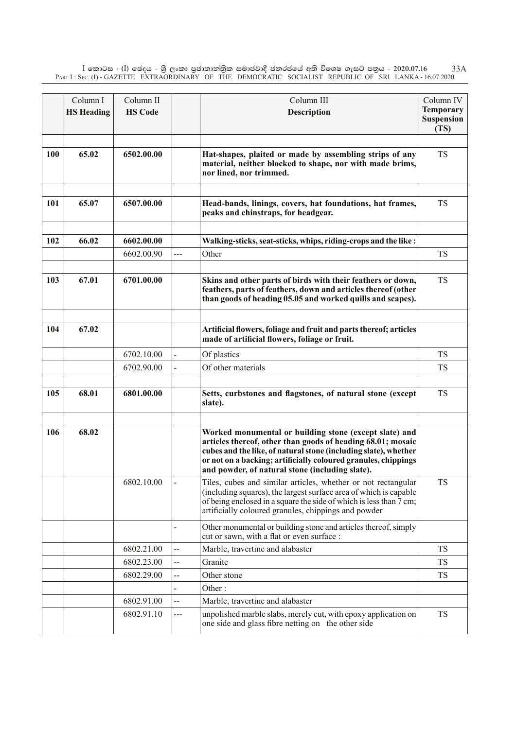| | Column I<br>HS Heading | Column II<br>HS Code | | Column III<br>**Description** | Column IV<br>**Temporary Suspension (TS)** |
|---|---|---|---|---|---|
| | | | | | |
| **100** | **65.02** | **6502.00.00** | | **Hat-shapes, plaited or made by assembling strips of any material, neither blocked to shape, nor with made brims, nor lined, nor trimmed.** | TS |
| | | | | | |
| **101** | **65.07** | **6507.00.00** | | **Head-bands, linings, covers, hat foundations, hat frames, peaks and chinstraps, for headgear.** | TS |
| | | | | | |
| **102** | **66.02** | **6602.00.00** | | **Walking-sticks, seat-sticks, whips, riding-crops and the like :** | |
| | | 6602.00.90 | --- | Other | TS |
| | | | | | |
| **103** | **67.01** | **6701.00.00** | | **Skins and other parts of birds with their feathers or down, feathers, parts of feathers, down and articles thereof (other than goods of heading 05.05 and worked quills and scapes).** | TS |
| | | | | | |
| **104** | **67.02** | | | **Artificial flowers, foliage and fruit and parts thereof; articles made of artificial flowers, foliage or fruit.** | |
| | | 6702.10.00 | - | Of plastics | TS |
| | | 6702.90.00 | - | Of other materials | TS |
| | | | | | |
| **105** | **68.01** | **6801.00.00** | | **Setts, curbstones and flagstones, of natural stone (except slate).** | TS |
| | | | | | |
| **106** | **68.02** | | | **Worked monumental or building stone (except slate) and articles thereof, other than goods of heading 68.01; mosaic cubes and the like, of natural stone (including slate), whether or not on a backing; artificially coloured granules, chippings and powder, of natural stone (including slate).** | |
| | | 6802.10.00 | - | Tiles, cubes and similar articles, whether or not rectangular (including squares), the largest surface area of which is capable of being enclosed in a square the side of which is less than 7 cm; artificially coloured granules, chippings and powder | TS |
| | | | - | Other monumental or building stone and articles thereof, simply cut or sawn, with a flat or even surface : | |
| | | 6802.21.00 | -- | Marble, travertine and alabaster | TS |
| | | 6802.23.00 | -- | Granite | TS |
| | | 6802.29.00 | -- | Other stone | TS |
| | | | - | Other : | |
| | | 6802.91.00 | -- | Marble, travertine and alabaster | |
| | | 6802.91.10 | --- | unpolished marble slabs, merely cut, with epoxy application on one side and glass fibre netting on the other side | TS |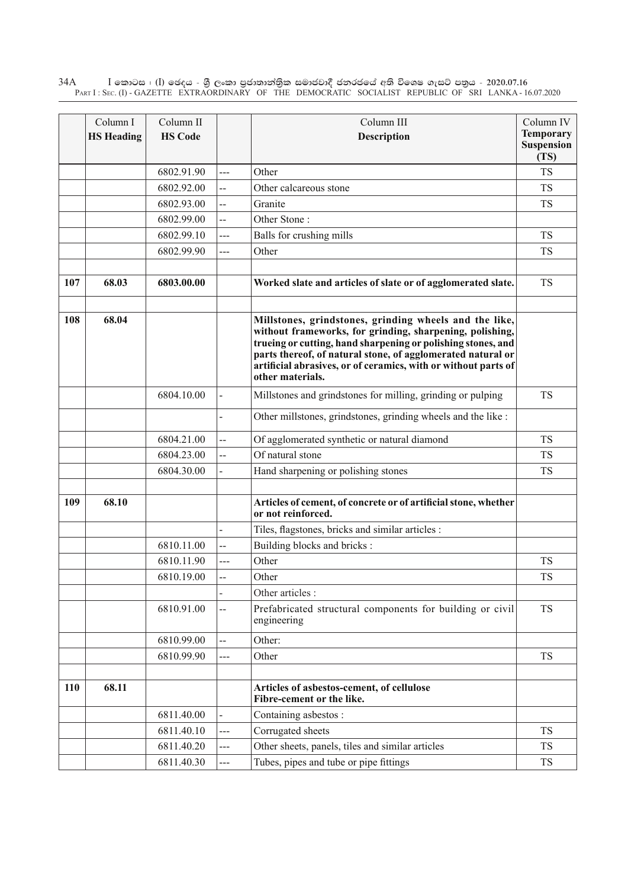| | Column I<br>**HS Heading** | Column II<br>**HS Code** | | Column III<br>**Description** | Column IV<br>**Temporary Suspension (TS)** |
|---|---|---|---|---|---|
| | | 6802.91.90 | --- | Other | TS |
| | | 6802.92.00 | -- | Other calcareous stone | TS |
| | | 6802.93.00 | -- | Granite | TS |
| | | 6802.99.00 | -- | Other Stone : | |
| | | 6802.99.10 | --- | Balls for crushing mills | TS |
| | | 6802.99.90 | --- | Other | TS |
| | | | | | |
| **107** | **68.03** | **6803.00.00** | | **Worked slate and articles of slate or of agglomerated slate.** | TS |
| | | | | | |
| **108** | **68.04** | | | **Millstones, grindstones, grinding wheels and the like, without frameworks, for grinding, sharpening, polishing, trueing or cutting, hand sharpening or polishing stones, and parts thereof, of natural stone, of agglomerated natural or artificial abrasives, or of ceramics, with or without parts of other materials.** | |
| | | 6804.10.00 | - | Millstones and grindstones for milling, grinding or pulping | TS |
| | | | - | Other millstones, grindstones, grinding wheels and the like : | |
| | | 6804.21.00 | -- | Of agglomerated synthetic or natural diamond | TS |
| | | 6804.23.00 | -- | Of natural stone | TS |
| | | 6804.30.00 | - | Hand sharpening or polishing stones | TS |
| | | | | | |
| **109** | **68.10** | | | **Articles of cement, of concrete or of artificial stone, whether or not reinforced.** | |
| | | | - | Tiles, flagstones, bricks and similar articles : | |
| | | 6810.11.00 | -- | Building blocks and bricks : | |
| | | 6810.11.90 | --- | Other | TS |
| | | 6810.19.00 | -- | Other | TS |
| | | | - | Other articles : | |
| | | 6810.91.00 | -- | Prefabricated structural components for building or civil engineering | TS |
| | | 6810.99.00 | -- | Other: | |
| | | 6810.99.90 | --- | Other | TS |
| | | | | | |
| **110** | **68.11** | | | **Articles of asbestos-cement, of cellulose Fibre-cement or the like.** | |
| | | 6811.40.00 | - | Containing asbestos : | |
| | | 6811.40.10 | --- | Corrugated sheets | TS |
| | | 6811.40.20 | --- | Other sheets, panels, tiles and similar articles | TS |
| | | 6811.40.30 | --- | Tubes, pipes and tube or pipe fittings | TS |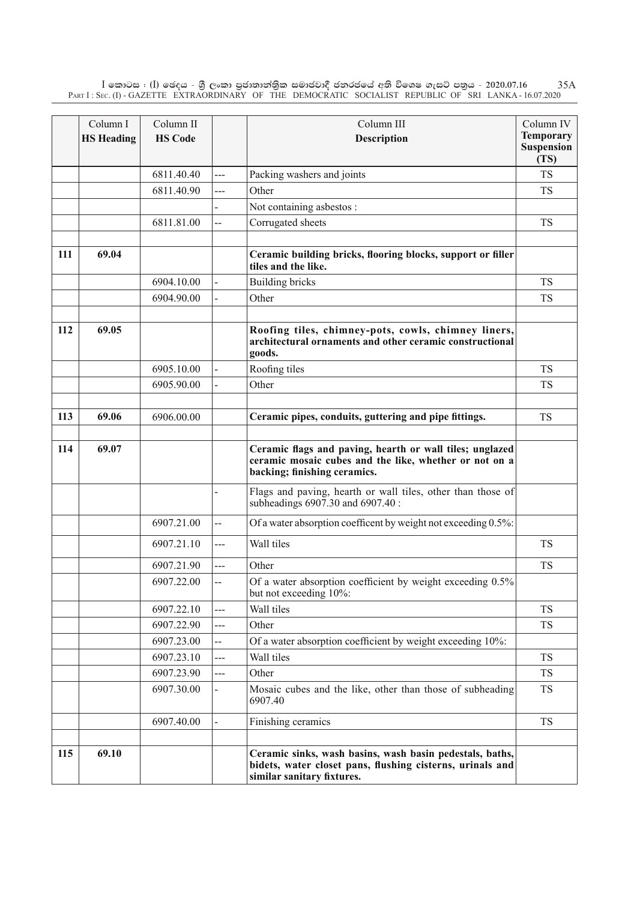| | Column I<br>**HS Heading** | Column II<br>**HS Code** | | Column III<br>**Description** | Column IV<br>**Temporary Suspension (TS)** |
|---|---|---|---|---|---|
| | | 6811.40.40 | --- | Packing washers and joints | TS |
| | | 6811.40.90 | --- | Other | TS |
| | | | - | Not containing asbestos : | |
| | | 6811.81.00 | -- | Corrugated sheets | TS |
| | | | | | |
| **111** | **69.04** | | | **Ceramic building bricks, flooring blocks, support or filler tiles and the like.** | |
| | | 6904.10.00 | - | Building bricks | TS |
| | | 6904.90.00 | - | Other | TS |
| | | | | | |
| **112** | **69.05** | | | **Roofing tiles, chimney-pots, cowls, chimney liners, architectural ornaments and other ceramic constructional goods.** | |
| | | 6905.10.00 | - | Roofing tiles | TS |
| | | 6905.90.00 | - | Other | TS |
| | | | | | |
| **113** | **69.06** | 6906.00.00 | | **Ceramic pipes, conduits, guttering and pipe fittings.** | TS |
| | | | | | |
| **114** | **69.07** | | | **Ceramic flags and paving, hearth or wall tiles; unglazed ceramic mosaic cubes and the like, whether or not on a backing; finishing ceramics.** | |
| | | | - | Flags and paving, hearth or wall tiles, other than those of subheadings 6907.30 and 6907.40 : | |
| | | 6907.21.00 | -- | Of a water absorption coefficent by weight not exceeding 0.5%: | |
| | | 6907.21.10 | --- | Wall tiles | TS |
| | | 6907.21.90 | --- | Other | TS |
| | | 6907.22.00 | -- | Of a water absorption coefficient by weight exceeding 0.5% but not exceeding 10%: | |
| | | 6907.22.10 | --- | Wall tiles | TS |
| | | 6907.22.90 | --- | Other | TS |
| | | 6907.23.00 | -- | Of a water absorption coefficient by weight exceeding 10%: | |
| | | 6907.23.10 | --- | Wall tiles | TS |
| | | 6907.23.90 | --- | Other | TS |
| | | 6907.30.00 | - | Mosaic cubes and the like, other than those of subheading 6907.40 | TS |
| | | 6907.40.00 | - | Finishing ceramics | TS |
| | | | | | |
| **115** | **69.10** | | | **Ceramic sinks, wash basins, wash basin pedestals, baths, bidets, water closet pans, flushing cisterns, urinals and similar sanitary fixtures.** | |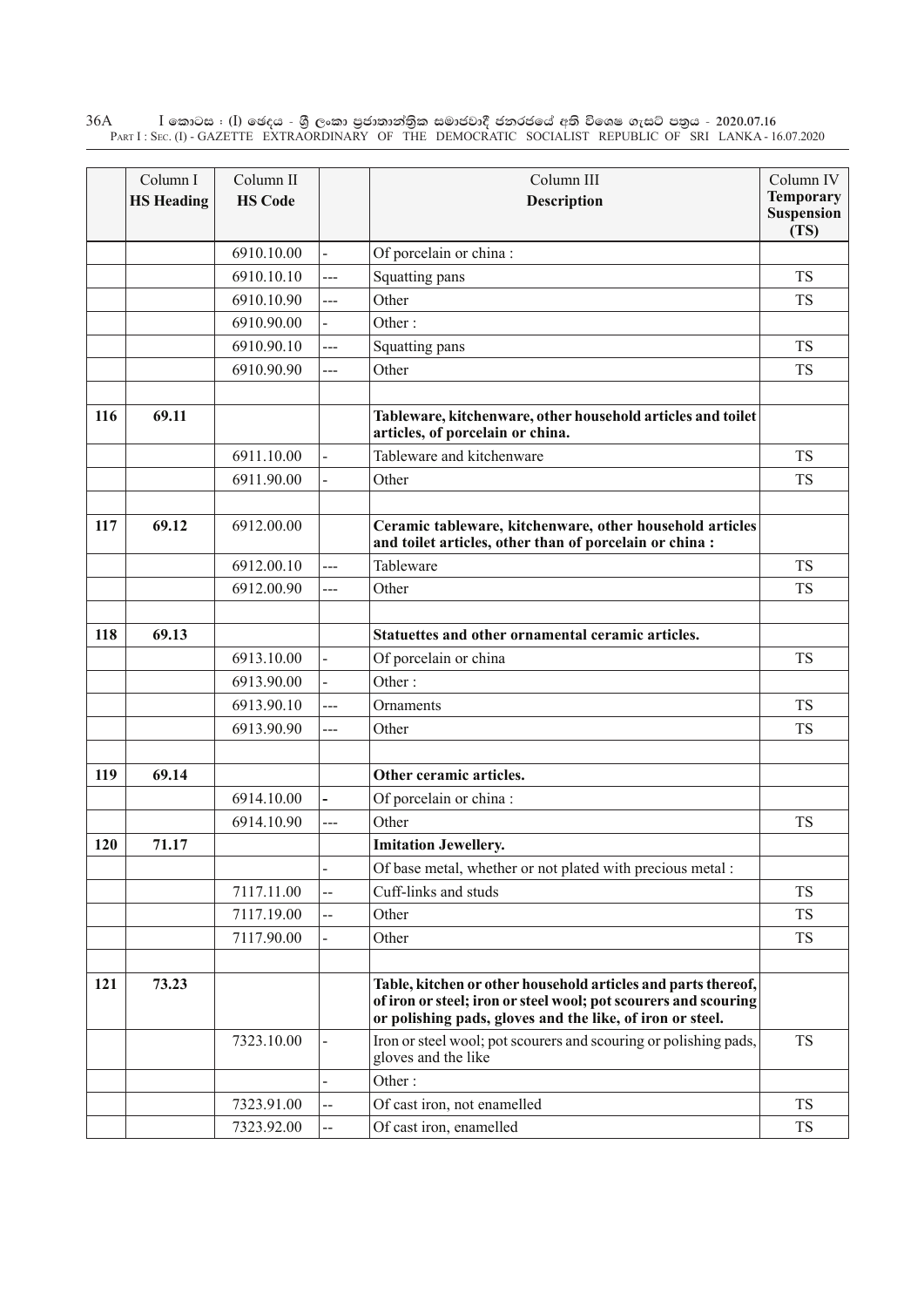| | Column I<br>**HS Heading** | Column II<br>**HS Code** | | Column III<br>**Description** | Column IV<br>**Temporary Suspension (TS)** |
|---|---|---|---|---|---|
| | | 6910.10.00 | - | Of porcelain or china : | |
| | | 6910.10.10 | --- | Squatting pans | TS |
| | | 6910.10.90 | --- | Other | TS |
| | | 6910.90.00 | - | Other : | |
| | | 6910.90.10 | --- | Squatting pans | TS |
| | | 6910.90.90 | --- | Other | TS |
| | | | | | |
| **116** | **69.11** | | | **Tableware, kitchenware, other household articles and toilet articles, of porcelain or china.** | |
| | | 6911.10.00 | - | Tableware and kitchenware | TS |
| | | 6911.90.00 | - | Other | TS |
| | | | | | |
| **117** | **69.12** | 6912.00.00 | | **Ceramic tableware, kitchenware, other household articles and toilet articles, other than of porcelain or china :** | |
| | | 6912.00.10 | --- | Tableware | TS |
| | | 6912.00.90 | --- | Other | TS |
| | | | | | |
| **118** | **69.13** | | | **Statuettes and other ornamental ceramic articles.** | |
| | | 6913.10.00 | - | Of porcelain or china | TS |
| | | 6913.90.00 | - | Other : | |
| | | 6913.90.10 | --- | Ornaments | TS |
| | | 6913.90.90 | --- | Other | TS |
| | | | | | |
| **119** | **69.14** | | | **Other ceramic articles.** | |
| | | 6914.10.00 | - | Of porcelain or china : | |
| | | 6914.10.90 | --- | Other | TS |
| **120** | **71.17** | | | **Imitation Jewellery.** | |
| | | | - | Of base metal, whether or not plated with precious metal : | |
| | | 7117.11.00 | -- | Cuff-links and studs | TS |
| | | 7117.19.00 | -- | Other | TS |
| | | 7117.90.00 | - | Other | TS |
| | | | | | |
| **121** | **73.23** | | | **Table, kitchen or other household articles and parts thereof, of iron or steel; iron or steel wool; pot scourers and scouring or polishing pads, gloves and the like, of iron or steel.** | |
| | | 7323.10.00 | - | Iron or steel wool; pot scourers and scouring or polishing pads, gloves and the like | TS |
| | | | - | Other : | |
| | | 7323.91.00 | -- | Of cast iron, not enamelled | TS |
| | | 7323.92.00 | -- | Of cast iron, enamelled | TS |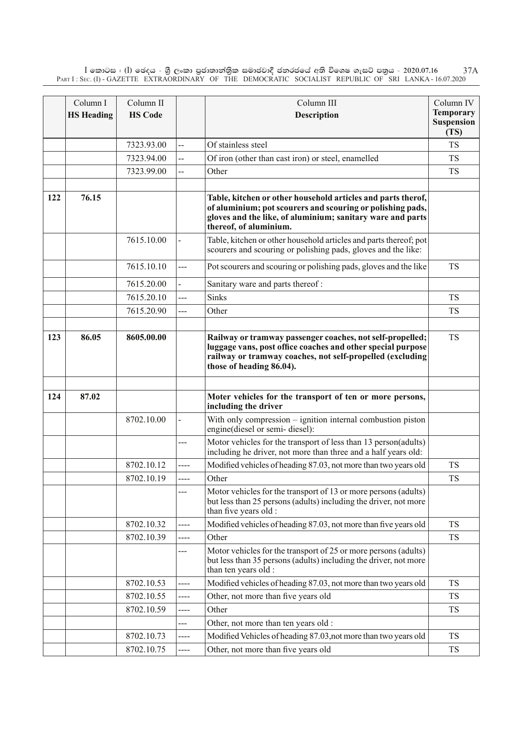| | Column I<br>**HS Heading** | Column II<br>**HS Code** | | Column III<br>**Description** | Column IV<br>**Temporary Suspension (TS)** |
|---|---|---|---|---|---|
| | | 7323.93.00 | -- | Of stainless steel | TS |
| | | 7323.94.00 | -- | Of iron (other than cast iron) or steel, enamelled | TS |
| | | 7323.99.00 | -- | Other | TS |
| | | | | | |
| **122** | **76.15** | | | **Table, kitchen or other household articles and parts therof, of aluminium; pot scourers and scouring or polishing pads, gloves and the like, of aluminium; sanitary ware and parts thereof, of aluminium.** | |
| | | 7615.10.00 | - | Table, kitchen or other household articles and parts thereof; pot scourers and scouring or polishing pads, gloves and the like: | |
| | | 7615.10.10 | --- | Pot scourers and scouring or polishing pads, gloves and the like | TS |
| | | 7615.20.00 | - | Sanitary ware and parts thereof : | |
| | | 7615.20.10 | --- | Sinks | TS |
| | | 7615.20.90 | --- | Other | TS |
| | | | | | |
| **123** | **86.05** | **8605.00.00** | | **Railway or tramway passenger coaches, not self-propelled; luggage vans, post office coaches and other special purpose railway or tramway coaches, not self-propelled (excluding those of heading 86.04).** | TS |
| | | | | | |
| **124** | **87.02** | | | **Moter vehicles for the transport of ten or more persons, including the driver** | |
| | | 8702.10.00 | - | With only compression – ignition internal combustion piston engine(diesel or semi- diesel): | |
| | | | --- | Motor vehicles for the transport of less than 13 person(adults) including he driver, not more than three and a half years old: | |
| | | 8702.10.12 | ---- | Modified vehicles of heading 87.03, not more than two years old | TS |
| | | 8702.10.19 | ---- | Other | TS |
| | | | --- | Motor vehicles for the transport of 13 or more persons (adults) but less than 25 persons (adults) including the driver, not more than five years old : | |
| | | 8702.10.32 | ---- | Modified vehicles of heading 87.03, not more than five years old | TS |
| | | 8702.10.39 | ---- | Other | TS |
| | | | --- | Motor vehicles for the transport of 25 or more persons (adults) but less than 35 persons (adults) including the driver, not more than ten years old : | |
| | | 8702.10.53 | ---- | Modified vehicles of heading 87.03, not more than two years old | TS |
| | | 8702.10.55 | ---- | Other, not more than five years old | TS |
| | | 8702.10.59 | ---- | Other | TS |
| | | | --- | Other, not more than ten years old : | |
| | | 8702.10.73 | ---- | Modified Vehicles of heading 87.03,not more than two years old | TS |
| | | 8702.10.75 | ---- | Other, not more than five years old | TS |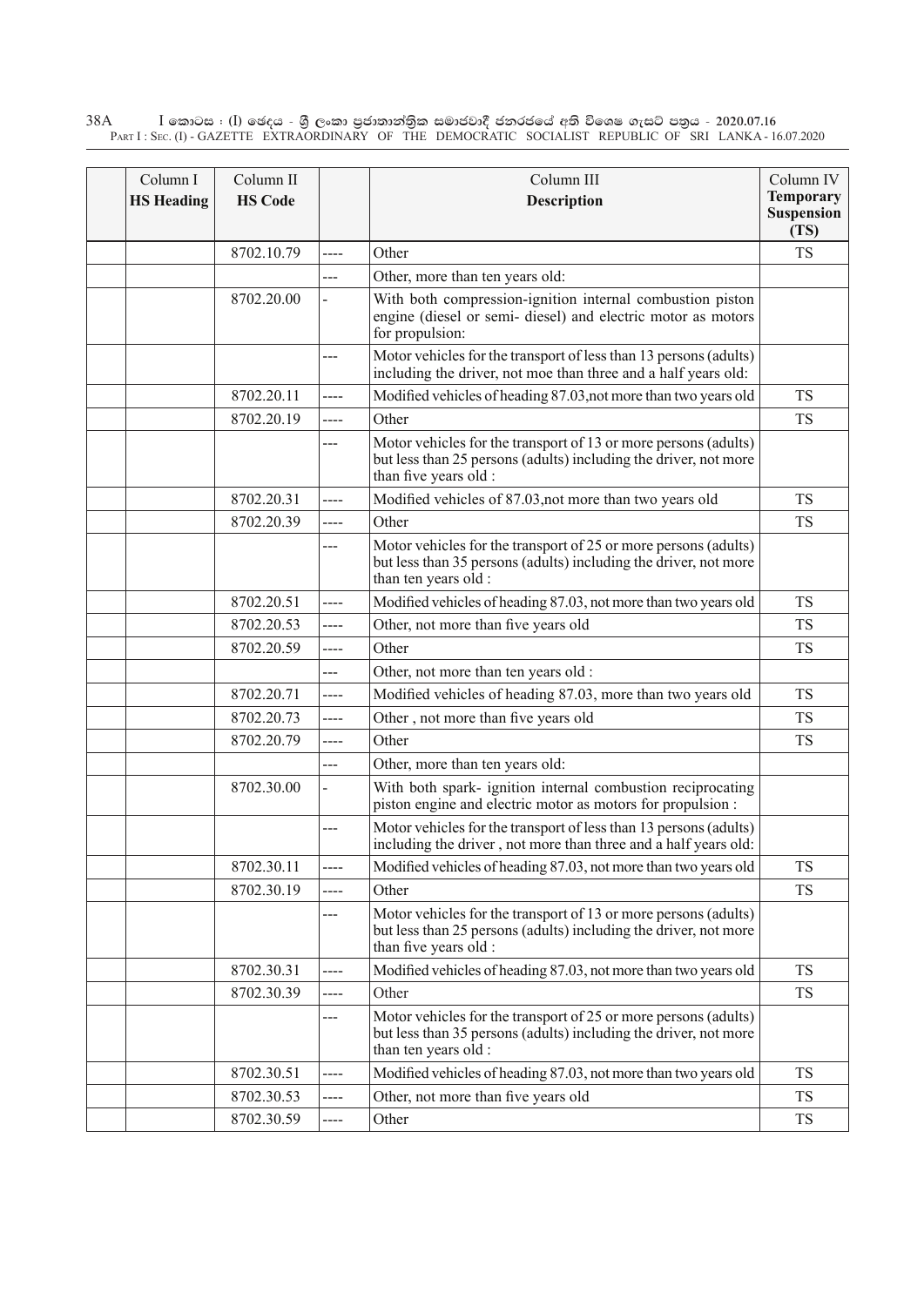| | Column I<br>**HS Heading** | Column II<br>**HS Code** | | Column III<br>**Description** | Column IV<br>**Temporary Suspension (TS)** |
|---|---|---|---|---|---|
| | | 8702.10.79 | ---- | Other | TS |
| | | | --- | Other, more than ten years old: | |
| | | 8702.20.00 | - | With both compression-ignition internal combustion piston engine (diesel or semi- diesel) and electric motor as motors for propulsion: | |
| | | | --- | Motor vehicles for the transport of less than 13 persons (adults) including the driver, not moe than three and a half years old: | |
| | | 8702.20.11 | ---- | Modified vehicles of heading 87.03,not more than two years old | TS |
| | | 8702.20.19 | ---- | Other | TS |
| | | | --- | Motor vehicles for the transport of 13 or more persons (adults) but less than 25 persons (adults) including the driver, not more than five years old : | |
| | | 8702.20.31 | ---- | Modified vehicles of 87.03,not more than two years old | TS |
| | | 8702.20.39 | ---- | Other | TS |
| | | | --- | Motor vehicles for the transport of 25 or more persons (adults) but less than 35 persons (adults) including the driver, not more than ten years old : | |
| | | 8702.20.51 | ---- | Modified vehicles of heading 87.03, not more than two years old | TS |
| | | 8702.20.53 | ---- | Other, not more than five years old | TS |
| | | 8702.20.59 | ---- | Other | TS |
| | | | --- | Other, not more than ten years old : | |
| | | 8702.20.71 | ---- | Modified vehicles of heading 87.03, more than two years old | TS |
| | | 8702.20.73 | ---- | Other , not more than five years old | TS |
| | | 8702.20.79 | ---- | Other | TS |
| | | | --- | Other, more than ten years old: | |
| | | 8702.30.00 | - | With both spark- ignition internal combustion reciprocating piston engine and electric motor as motors for propulsion : | |
| | | | --- | Motor vehicles for the transport of less than 13 persons (adults) including the driver , not more than three and a half years old: | |
| | | 8702.30.11 | ---- | Modified vehicles of heading 87.03, not more than two years old | TS |
| | | 8702.30.19 | ---- | Other | TS |
| | | | --- | Motor vehicles for the transport of 13 or more persons (adults) but less than 25 persons (adults) including the driver, not more than five years old : | |
| | | 8702.30.31 | ---- | Modified vehicles of heading 87.03, not more than two years old | TS |
| | | 8702.30.39 | ---- | Other | TS |
| | | | --- | Motor vehicles for the transport of 25 or more persons (adults) but less than 35 persons (adults) including the driver, not more than ten years old : | |
| | | 8702.30.51 | ---- | Modified vehicles of heading 87.03, not more than two years old | TS |
| | | 8702.30.53 | ---- | Other, not more than five years old | TS |
| | | 8702.30.59 | ---- | Other | TS |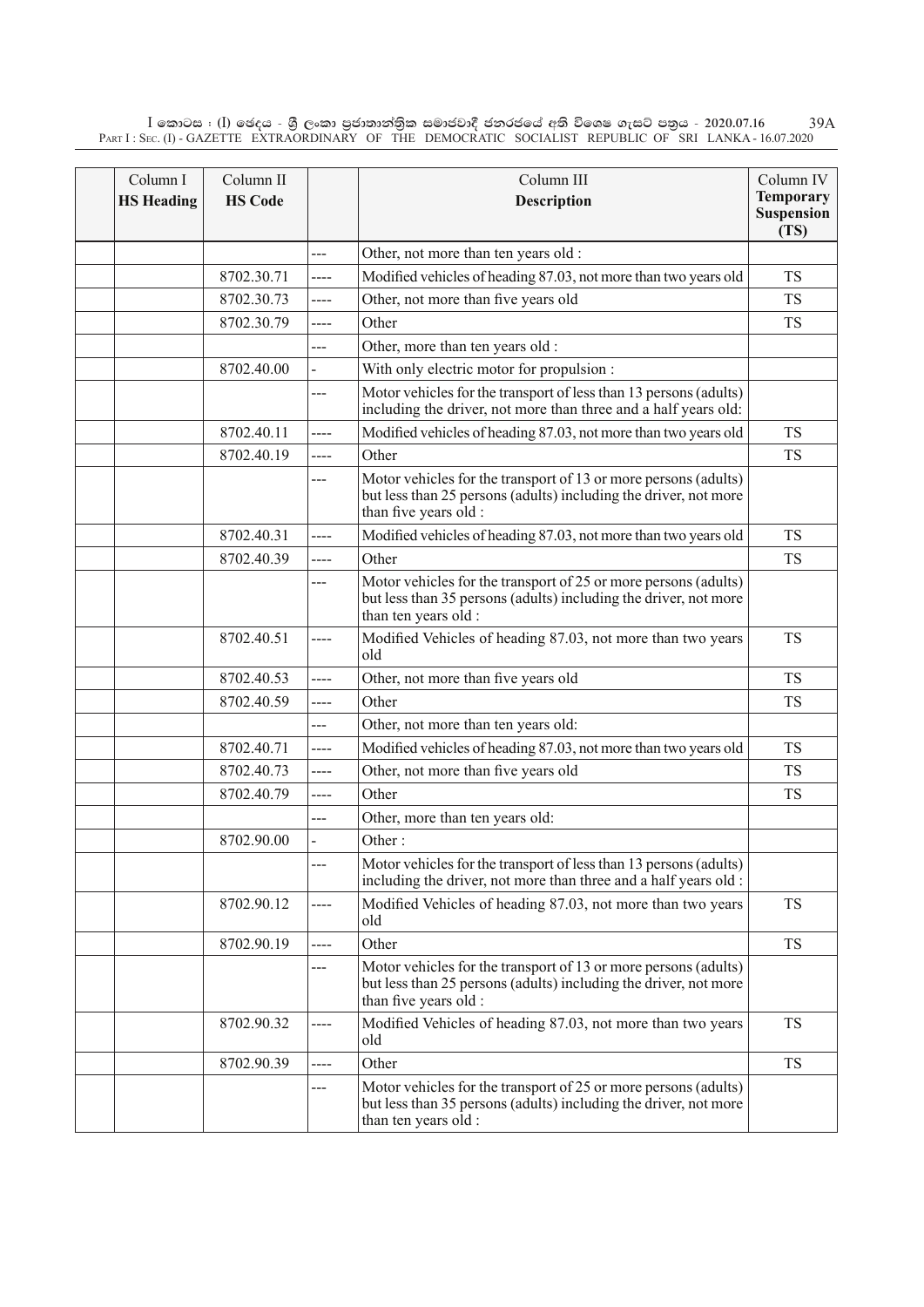| Column I<br>**HS Heading** | Column II<br>**HS Code** | | Column III<br>**Description** | Column IV<br>**Temporary Suspension (TS)** |
|---|---|---|---|---|
| | | --- | Other, not more than ten years old : | |
| | 8702.30.71 | ---- | Modified vehicles of heading 87.03, not more than two years old | TS |
| | 8702.30.73 | ---- | Other, not more than five years old | TS |
| | 8702.30.79 | ---- | Other | TS |
| | | --- | Other, more than ten years old : | |
| | 8702.40.00 | - | With only electric motor for propulsion : | |
| | | --- | Motor vehicles for the transport of less than 13 persons (adults) including the driver, not more than three and a half years old: | |
| | 8702.40.11 | ---- | Modified vehicles of heading 87.03, not more than two years old | TS |
| | 8702.40.19 | ---- | Other | TS |
| | | --- | Motor vehicles for the transport of 13 or more persons (adults) but less than 25 persons (adults) including the driver, not more than five years old : | |
| | 8702.40.31 | ---- | Modified vehicles of heading 87.03, not more than two years old | TS |
| | 8702.40.39 | ---- | Other | TS |
| | | --- | Motor vehicles for the transport of 25 or more persons (adults) but less than 35 persons (adults) including the driver, not more than ten years old : | |
| | 8702.40.51 | ---- | Modified Vehicles of heading 87.03, not more than two years old | TS |
| | 8702.40.53 | ---- | Other, not more than five years old | TS |
| | 8702.40.59 | ---- | Other | TS |
| | | --- | Other, not more than ten years old: | |
| | 8702.40.71 | ---- | Modified vehicles of heading 87.03, not more than two years old | TS |
| | 8702.40.73 | ---- | Other, not more than five years old | TS |
| | 8702.40.79 | ---- | Other | TS |
| | | --- | Other, more than ten years old: | |
| | 8702.90.00 | - | Other : | |
| | | --- | Motor vehicles for the transport of less than 13 persons (adults) including the driver, not more than three and a half years old : | |
| | 8702.90.12 | ---- | Modified Vehicles of heading 87.03, not more than two years old | TS |
| | 8702.90.19 | ---- | Other | TS |
| | | --- | Motor vehicles for the transport of 13 or more persons (adults) but less than 25 persons (adults) including the driver, not more than five years old : | |
| | 8702.90.32 | ---- | Modified Vehicles of heading 87.03, not more than two years old | TS |
| | 8702.90.39 | ---- | Other | TS |
| | | --- | Motor vehicles for the transport of 25 or more persons (adults) but less than 35 persons (adults) including the driver, not more than ten years old : | |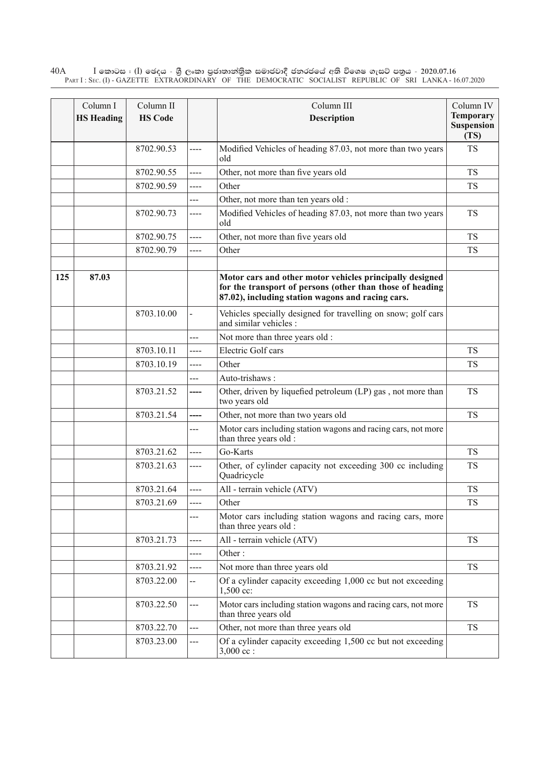| | Column I **HS Heading** | Column II **HS Code** | | Column III **Description** | Column IV **Temporary Suspension (TS)** |
|---|---|---|---|---|---|
| | | 8702.90.53 | ---- | Modified Vehicles of heading 87.03, not more than two years old | TS |
| | | 8702.90.55 | ---- | Other, not more than five years old | TS |
| | | 8702.90.59 | ---- | Other | TS |
| | | | --- | Other, not more than ten years old : | |
| | | 8702.90.73 | ---- | Modified Vehicles of heading 87.03, not more than two years old | TS |
| | | 8702.90.75 | ---- | Other, not more than five years old | TS |
| | | 8702.90.79 | ---- | Other | TS |
| | | | | | |
| **125** | **87.03** | | | **Motor cars and other motor vehicles principally designed for the transport of persons (other than those of heading 87.02), including station wagons and racing cars.** | |
| | | 8703.10.00 | - | Vehicles specially designed for travelling on snow; golf cars and similar vehicles : | |
| --- | | | --- | Not more than three years old : | |
| | | 8703.10.11 | ---- | Electric Golf cars | TS |
| | | 8703.10.19 | ---- | Other | TS |
| --- | | | --- | Auto-trishaws : | |
| | | 8703.21.52 | **----** | Other, driven by liquefied petroleum (LP) gas , not more than two years old | TS |
| | | 8703.21.54 | **----** | Other, not more than two years old | TS |
| | | | --- | Motor cars including station wagons and racing cars, not more than three years old : | |
| ---- | | 8703.21.62 | ---- | Go-Karts | TS |
| | | 8703.21.63 | ---- | Other, of cylinder capacity not exceeding 300 cc including Quadricycle | TS |
| | | 8703.21.64 | ---- | All - terrain vehicle (ATV) | TS |
| | | 8703.21.69 | ---- | Other | TS |
| | | | --- | Motor cars including station wagons and racing cars, more than three years old : | |
| | | 8703.21.73 | ---- | All - terrain vehicle (ATV) | TS |
| | | | ---- | Other : | |
| | | 8703.21.92 | ---- | Not more than three years old | TS |
| | | 8703.22.00 | -- | Of a cylinder capacity exceeding 1,000 cc but not exceeding 1,500 cc: | |
| | | 8703.22.50 | --- | Motor cars including station wagons and racing cars, not more than three years old | TS |
| | | 8703.22.70 | --- | Other, not more than three years old | TS |
| | | 8703.23.00 | --- | Of a cylinder capacity exceeding 1,500 cc but not exceeding 3,000 cc : | |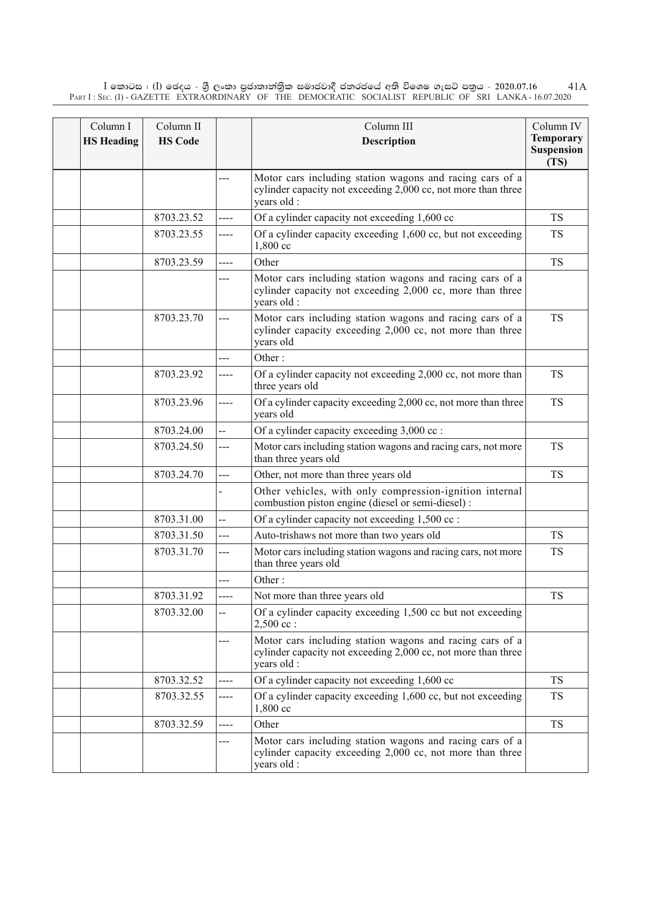| Column I HS Heading | Column II HS Code | | Column III Description | Column IV Temporary Suspension (TS) |
|---|---|---|---|---|
| | | --- | Motor cars including station wagons and racing cars of a cylinder capacity not exceeding 2,000 cc, not more than three years old : | |
| | 8703.23.52 | ---- | Of a cylinder capacity not exceeding 1,600 cc | TS |
| | 8703.23.55 | ---- | Of a cylinder capacity exceeding 1,600 cc, but not exceeding 1,800 cc | TS |
| | 8703.23.59 | ---- | Other | TS |
| | | --- | Motor cars including station wagons and racing cars of a cylinder capacity not exceeding 2,000 cc, more than three years old : | |
| | 8703.23.70 | --- | Motor cars including station wagons and racing cars of a cylinder capacity exceeding 2,000 cc, not more than three years old | TS |
| | | --- | Other : | |
| | 8703.23.92 | ---- | Of a cylinder capacity not exceeding 2,000 cc, not more than three years old | TS |
| | 8703.23.96 | ---- | Of a cylinder capacity exceeding 2,000 cc, not more than three years old | TS |
| | 8703.24.00 | -- | Of a cylinder capacity exceeding 3,000 cc : | |
| | 8703.24.50 | --- | Motor cars including station wagons and racing cars, not more than three years old | TS |
| | 8703.24.70 | --- | Other, not more than three years old | TS |
| | | - | Other vehicles, with only compression-ignition internal combustion piston engine (diesel or semi-diesel) : | |
| | 8703.31.00 | -- | Of a cylinder capacity not exceeding 1,500 cc : | |
| | 8703.31.50 | --- | Auto-trishaws not more than two years old | TS |
| | 8703.31.70 | --- | Motor cars including station wagons and racing cars, not more than three years old | TS |
| | | --- | Other : | |
| | 8703.31.92 | ---- | Not more than three years old | TS |
| | 8703.32.00 | -- | Of a cylinder capacity exceeding 1,500 cc but not exceeding 2,500 cc : | |
| | | --- | Motor cars including station wagons and racing cars of a cylinder capacity not exceeding 2,000 cc, not more than three years old : | |
| | 8703.32.52 | ---- | Of a cylinder capacity not exceeding 1,600 cc | TS |
| | 8703.32.55 | ---- | Of a cylinder capacity exceeding 1,600 cc, but not exceeding 1,800 cc | TS |
| | 8703.32.59 | ---- | Other | TS |
| | | --- | Motor cars including station wagons and racing cars of a cylinder capacity exceeding 2,000 cc, not more than three years old : | |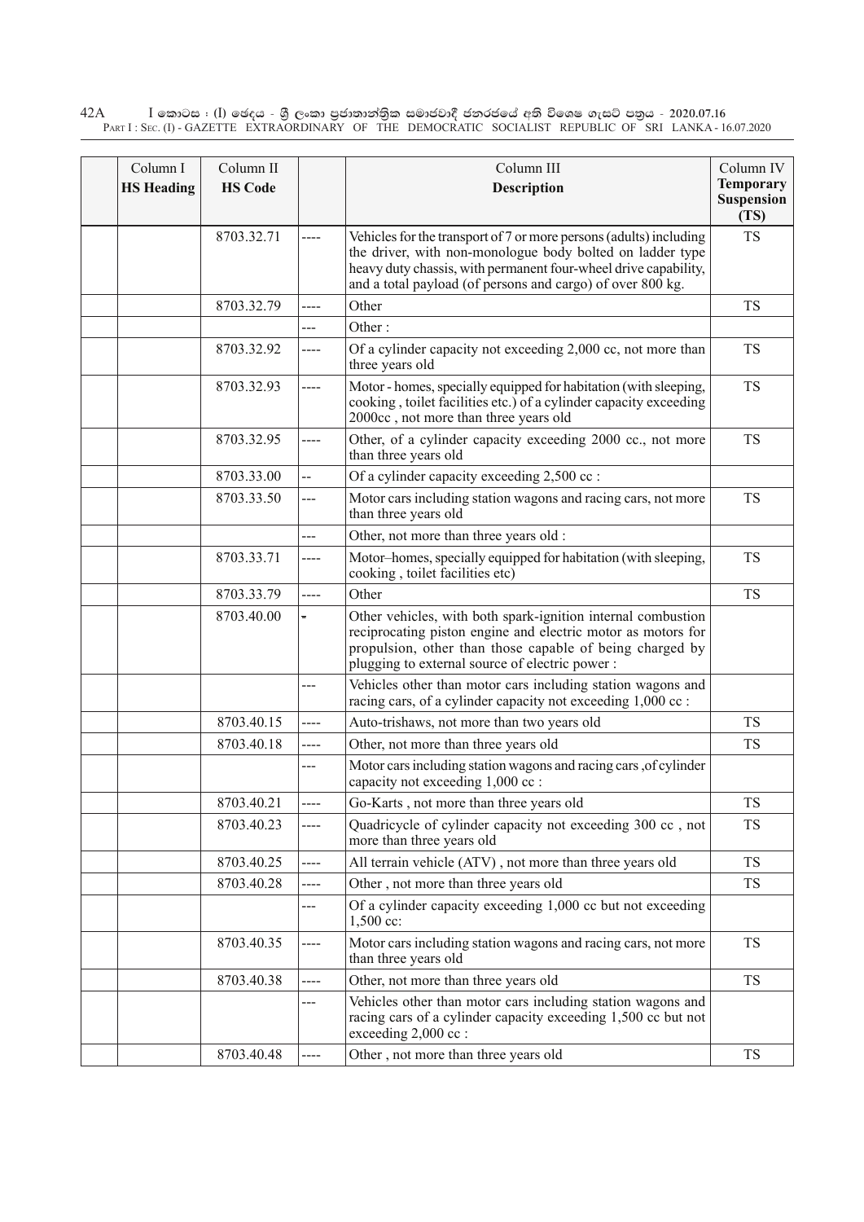| Column I HS Heading | Column II HS Code | | Column III Description | Column IV Temporary Suspension (TS) |
|---|---|---|---|---|
| | 8703.32.71 | ---- | Vehicles for the transport of 7 or more persons (adults) including the driver, with non-monologue body bolted on ladder type heavy duty chassis, with permanent four-wheel drive capability, and a total payload (of persons and cargo) of over 800 kg. | TS |
| | 8703.32.79 | ---- | Other | TS |
| | | --- | Other : | |
| | 8703.32.92 | ---- | Of a cylinder capacity not exceeding 2,000 cc, not more than three years old | TS |
| | 8703.32.93 | ---- | Motor - homes, specially equipped for habitation (with sleeping, cooking , toilet facilities etc.) of a cylinder capacity exceeding 2000cc , not more than three years old | TS |
| | 8703.32.95 | ---- | Other, of a cylinder capacity exceeding 2000 cc., not more than three years old | TS |
| | 8703.33.00 | -- | Of a cylinder capacity exceeding 2,500 cc : | |
| | 8703.33.50 | --- | Motor cars including station wagons and racing cars, not more than three years old | TS |
| | | --- | Other, not more than three years old : | |
| | 8703.33.71 | ---- | Motor–homes, specially equipped for habitation (with sleeping, cooking , toilet facilities etc) | TS |
| | 8703.33.79 | ---- | Other | TS |
| | 8703.40.00 | - | Other vehicles, with both spark-ignition internal combustion reciprocating piston engine and electric motor as motors for propulsion, other than those capable of being charged by plugging to external source of electric power : | |
| | | --- | Vehicles other than motor cars including station wagons and racing cars, of a cylinder capacity not exceeding 1,000 cc : | |
| | 8703.40.15 | ---- | Auto-trishaws, not more than two years old | TS |
| | 8703.40.18 | ---- | Other, not more than three years old | TS |
| | | --- | Motor cars including station wagons and racing cars ,of cylinder capacity not exceeding 1,000 cc : | |
| | 8703.40.21 | ---- | Go-Karts , not more than three years old | TS |
| | 8703.40.23 | ---- | Quadricycle of cylinder capacity not exceeding 300 cc , not more than three years old | TS |
| | 8703.40.25 | ---- | All terrain vehicle (ATV) , not more than three years old | TS |
| | 8703.40.28 | ---- | Other , not more than three years old | TS |
| | | --- | Of a cylinder capacity exceeding 1,000 cc but not exceeding 1,500 cc: | |
| | 8703.40.35 | ---- | Motor cars including station wagons and racing cars, not more than three years old | TS |
| | 8703.40.38 | ---- | Other, not more than three years old | TS |
| | | --- | Vehicles other than motor cars including station wagons and racing cars of a cylinder capacity exceeding 1,500 cc but not exceeding 2,000 cc : | |
| | 8703.40.48 | ---- | Other , not more than three years old | TS |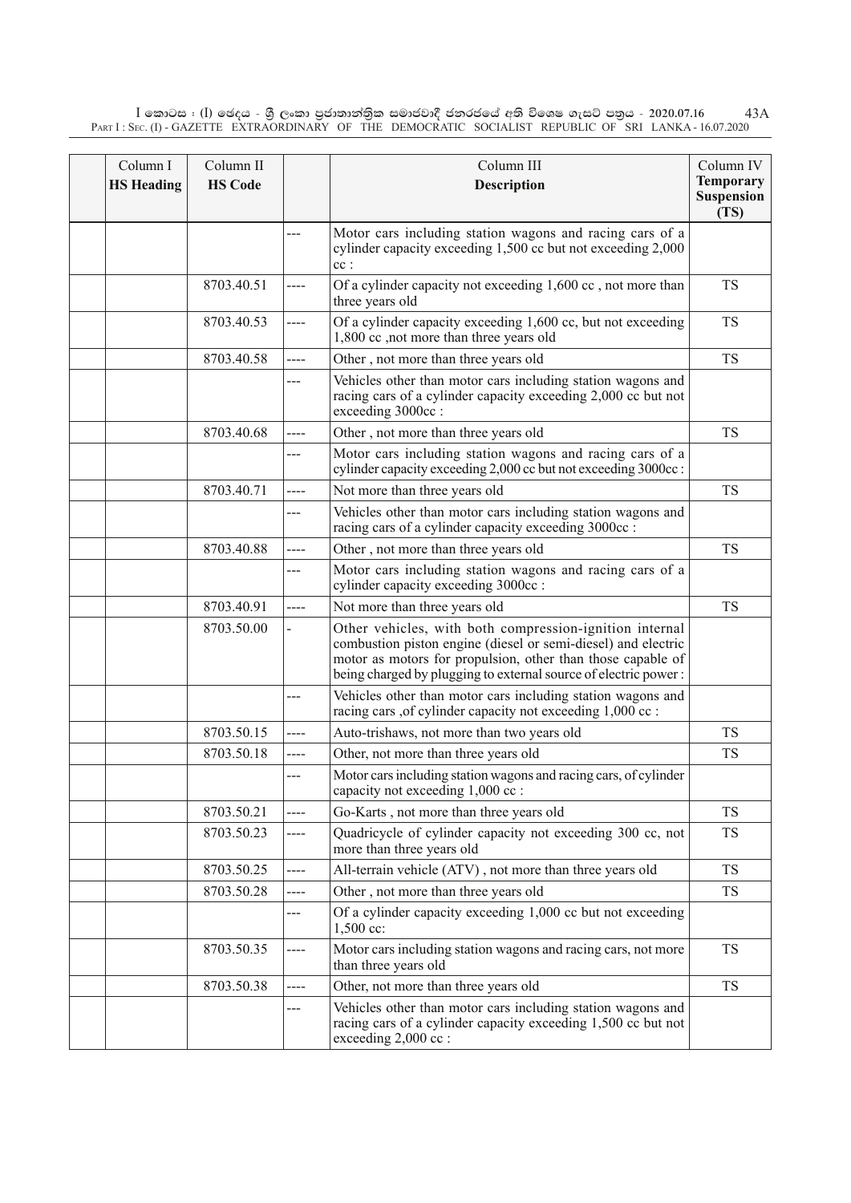| Column I HS Heading | Column II HS Code | | Column III Description | Column IV Temporary Suspension (TS) |
|---|---|---|---|---|
| | | --- | Motor cars including station wagons and racing cars of a cylinder capacity exceeding 1,500 cc but not exceeding 2,000 cc : | |
| | 8703.40.51 | ---- | Of a cylinder capacity not exceeding 1,600 cc , not more than three years old | TS |
| | 8703.40.53 | ---- | Of a cylinder capacity exceeding 1,600 cc, but not exceeding 1,800 cc ,not more than three years old | TS |
| | 8703.40.58 | ---- | Other , not more than three years old | TS |
| | | --- | Vehicles other than motor cars including station wagons and racing cars of a cylinder capacity exceeding 2,000 cc but not exceeding 3000cc : | |
| | 8703.40.68 | ---- | Other , not more than three years old | TS |
| | | --- | Motor cars including station wagons and racing cars of a cylinder capacity exceeding 2,000 cc but not exceeding 3000cc : | |
| | 8703.40.71 | ---- | Not more than three years old | TS |
| | | --- | Vehicles other than motor cars including station wagons and racing cars of a cylinder capacity exceeding 3000cc : | |
| | 8703.40.88 | ---- | Other , not more than three years old | TS |
| | | --- | Motor cars including station wagons and racing cars of a cylinder capacity exceeding 3000cc : | |
| | 8703.40.91 | ---- | Not more than three years old | TS |
| | 8703.50.00 | - | Other vehicles, with both compression-ignition internal combustion piston engine (diesel or semi-diesel) and electric motor as motors for propulsion, other than those capable of being charged by plugging to external source of electric power : | |
| | | --- | Vehicles other than motor cars including station wagons and racing cars ,of cylinder capacity not exceeding 1,000 cc : | |
| | 8703.50.15 | ---- | Auto-trishaws, not more than two years old | TS |
| | 8703.50.18 | ---- | Other, not more than three years old | TS |
| | | --- | Motor cars including station wagons and racing cars, of cylinder capacity not exceeding 1,000 cc : | |
| | 8703.50.21 | ---- | Go-Karts , not more than three years old | TS |
| | 8703.50.23 | ---- | Quadricycle of cylinder capacity not exceeding 300 cc, not more than three years old | TS |
| | 8703.50.25 | ---- | All-terrain vehicle (ATV) , not more than three years old | TS |
| | 8703.50.28 | ---- | Other , not more than three years old | TS |
| | | --- | Of a cylinder capacity exceeding 1,000 cc but not exceeding 1,500 cc: | |
| | 8703.50.35 | ---- | Motor cars including station wagons and racing cars, not more than three years old | TS |
| | 8703.50.38 | ---- | Other, not more than three years old | TS |
| | | --- | Vehicles other than motor cars including station wagons and racing cars of a cylinder capacity exceeding 1,500 cc but not exceeding 2,000 cc : | |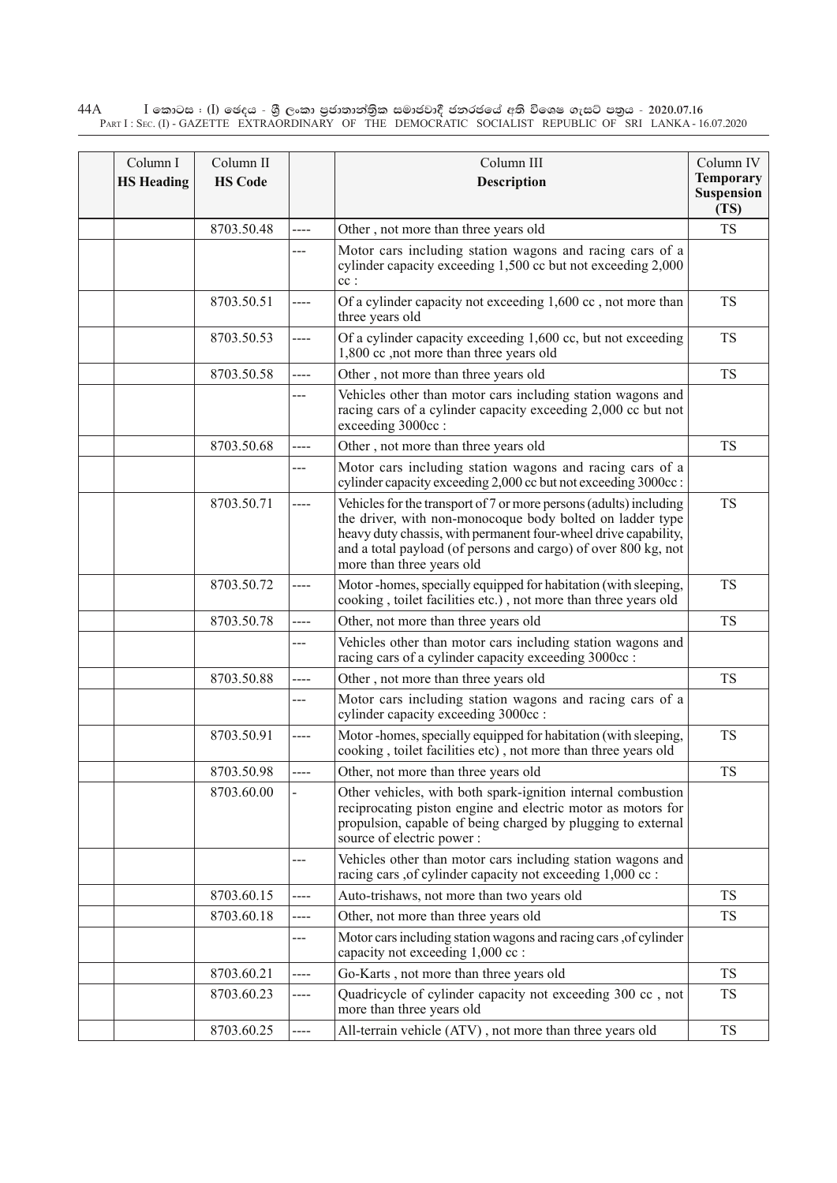| Column I HS Heading | Column II HS Code | | Column III Description | Column IV Temporary Suspension (TS) |
|---|---|---|---|---|
| | 8703.50.48 | ---- | Other , not more than three years old | TS |
| | | --- | Motor cars including station wagons and racing cars of a cylinder capacity exceeding 1,500 cc but not exceeding 2,000 cc : | |
| | 8703.50.51 | ---- | Of a cylinder capacity not exceeding 1,600 cc , not more than three years old | TS |
| | 8703.50.53 | ---- | Of a cylinder capacity exceeding 1,600 cc, but not exceeding 1,800 cc ,not more than three years old | TS |
| | 8703.50.58 | ---- | Other , not more than three years old | TS |
| | | --- | Vehicles other than motor cars including station wagons and racing cars of a cylinder capacity exceeding 2,000 cc but not exceeding 3000cc : | |
| | 8703.50.68 | ---- | Other , not more than three years old | TS |
| | | --- | Motor cars including station wagons and racing cars of a cylinder capacity exceeding 2,000 cc but not exceeding 3000cc : | |
| | 8703.50.71 | ---- | Vehicles for the transport of 7 or more persons (adults) including the driver, with non-monocoque body bolted on ladder type heavy duty chassis, with permanent four-wheel drive capability, and a total payload (of persons and cargo) of over 800 kg, not more than three years old | TS |
| | 8703.50.72 | ---- | Motor -homes, specially equipped for habitation (with sleeping, cooking , toilet facilities etc.) , not more than three years old | TS |
| | 8703.50.78 | ---- | Other, not more than three years old | TS |
| | | --- | Vehicles other than motor cars including station wagons and racing cars of a cylinder capacity exceeding 3000cc : | |
| | 8703.50.88 | ---- | Other , not more than three years old | TS |
| | | --- | Motor cars including station wagons and racing cars of a cylinder capacity exceeding 3000cc : | |
| | 8703.50.91 | ---- | Motor -homes, specially equipped for habitation (with sleeping, cooking , toilet facilities etc) , not more than three years old | TS |
| | 8703.50.98 | ---- | Other, not more than three years old | TS |
| | 8703.60.00 | - | Other vehicles, with both spark-ignition internal combustion reciprocating piston engine and electric motor as motors for propulsion, capable of being charged by plugging to external source of electric power : | |
| | | --- | Vehicles other than motor cars including station wagons and racing cars ,of cylinder capacity not exceeding 1,000 cc : | |
| | 8703.60.15 | ---- | Auto-trishaws, not more than two years old | TS |
| | 8703.60.18 | ---- | Other, not more than three years old | TS |
| | | --- | Motor cars including station wagons and racing cars ,of cylinder capacity not exceeding 1,000 cc : | |
| | 8703.60.21 | ---- | Go-Karts , not more than three years old | TS |
| | 8703.60.23 | ---- | Quadricycle of cylinder capacity not exceeding 300 cc , not more than three years old | TS |
| | 8703.60.25 | ---- | All-terrain vehicle (ATV) , not more than three years old | TS |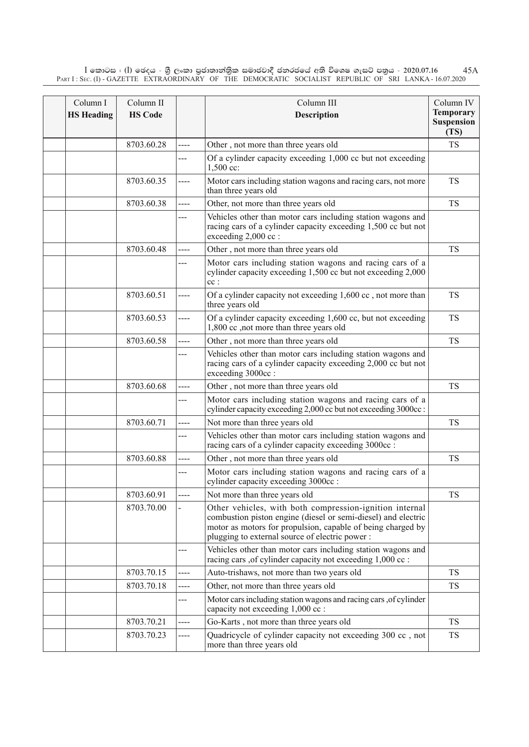| Column I HS Heading | Column II HS Code | | Column III Description | Column IV Temporary Suspension (TS) |
|---|---|---|---|---|
| | 8703.60.28 | ---- | Other , not more than three years old | TS |
| | | --- | Of a cylinder capacity exceeding 1,000 cc but not exceeding 1,500 cc: | |
| | 8703.60.35 | ---- | Motor cars including station wagons and racing cars, not more than three years old | TS |
| | 8703.60.38 | ---- | Other, not more than three years old | TS |
| | | --- | Vehicles other than motor cars including station wagons and racing cars of a cylinder capacity exceeding 1,500 cc but not exceeding 2,000 cc : | |
| | 8703.60.48 | ---- | Other , not more than three years old | TS |
| | | --- | Motor cars including station wagons and racing cars of a cylinder capacity exceeding 1,500 cc but not exceeding 2,000 cc : | |
| | 8703.60.51 | ---- | Of a cylinder capacity not exceeding 1,600 cc , not more than three years old | TS |
| | 8703.60.53 | ---- | Of a cylinder capacity exceeding 1,600 cc, but not exceeding 1,800 cc ,not more than three years old | TS |
| | 8703.60.58 | ---- | Other , not more than three years old | TS |
| | | --- | Vehicles other than motor cars including station wagons and racing cars of a cylinder capacity exceeding 2,000 cc but not exceeding 3000cc : | |
| | 8703.60.68 | ---- | Other , not more than three years old | TS |
| | | --- | Motor cars including station wagons and racing cars of a cylinder capacity exceeding 2,000 cc but not exceeding 3000cc : | |
| | 8703.60.71 | ---- | Not more than three years old | TS |
| | | --- | Vehicles other than motor cars including station wagons and racing cars of a cylinder capacity exceeding 3000cc : | |
| | 8703.60.88 | ---- | Other , not more than three years old | TS |
| | | --- | Motor cars including station wagons and racing cars of a cylinder capacity exceeding 3000cc : | |
| | 8703.60.91 | ---- | Not more than three years old | TS |
| | 8703.70.00 | - | Other vehicles, with both compression-ignition internal combustion piston engine (diesel or semi-diesel) and electric motor as motors for propulsion, capable of being charged by plugging to external source of electric power : | |
| | | --- | Vehicles other than motor cars including station wagons and racing cars ,of cylinder capacity not exceeding 1,000 cc : | |
| | 8703.70.15 | ---- | Auto-trishaws, not more than two years old | TS |
| | 8703.70.18 | ---- | Other, not more than three years old | TS |
| | | --- | Motor cars including station wagons and racing cars ,of cylinder capacity not exceeding 1,000 cc : | |
| | 8703.70.21 | ---- | Go-Karts , not more than three years old | TS |
| | 8703.70.23 | ---- | Quadricycle of cylinder capacity not exceeding 300 cc , not more than three years old | TS |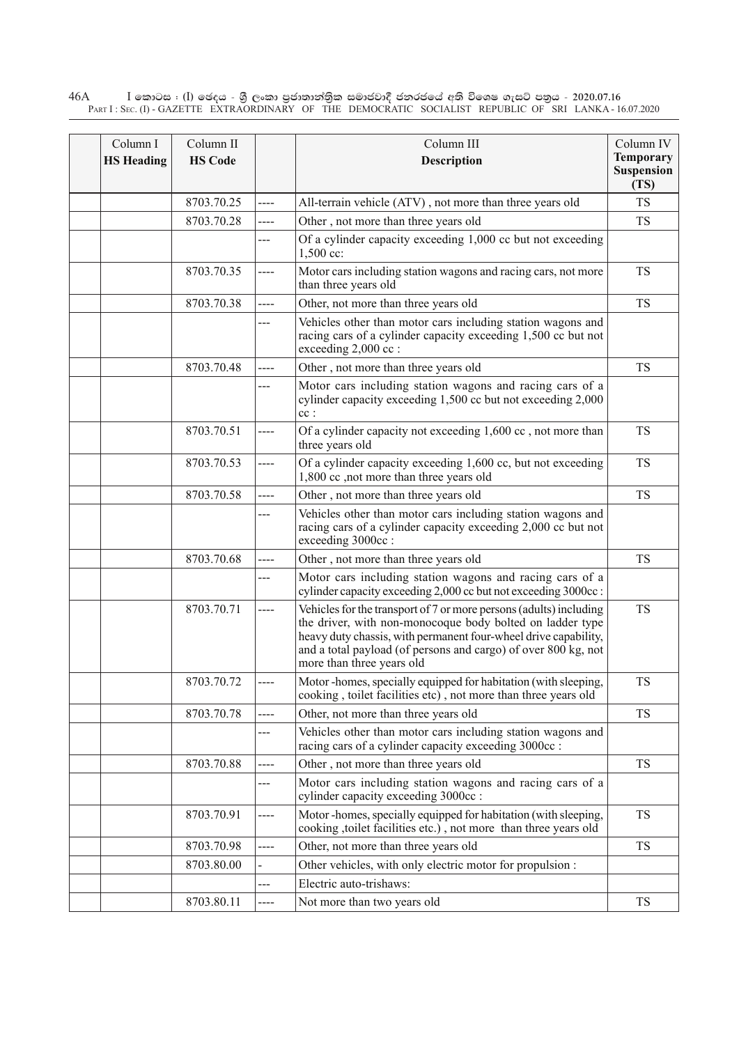| | Column I **HS Heading** | Column II **HS Code** | | Column III **Description** | Column IV **Temporary Suspension (TS)** |
|---|---|---|---|---|---|
| | | 8703.70.25 | ---- | All-terrain vehicle (ATV) , not more than three years old | TS |
| | | 8703.70.28 | ---- | Other , not more than three years old | TS |
| | | | --- | Of a cylinder capacity exceeding 1,000 cc but not exceeding 1,500 cc: | |
| | | 8703.70.35 | ---- | Motor cars including station wagons and racing cars, not more than three years old | TS |
| | | 8703.70.38 | ---- | Other, not more than three years old | TS |
| | | | --- | Vehicles other than motor cars including station wagons and racing cars of a cylinder capacity exceeding 1,500 cc but not exceeding 2,000 cc : | |
| | | 8703.70.48 | ---- | Other , not more than three years old | TS |
| | | | --- | Motor cars including station wagons and racing cars of a cylinder capacity exceeding 1,500 cc but not exceeding 2,000 cc : | |
| | | 8703.70.51 | ---- | Of a cylinder capacity not exceeding 1,600 cc , not more than three years old | TS |
| | | 8703.70.53 | ---- | Of a cylinder capacity exceeding 1,600 cc, but not exceeding 1,800 cc ,not more than three years old | TS |
| | | 8703.70.58 | ---- | Other , not more than three years old | TS |
| | | | --- | Vehicles other than motor cars including station wagons and racing cars of a cylinder capacity exceeding 2,000 cc but not exceeding 3000cc : | |
| | | 8703.70.68 | ---- | Other , not more than three years old | TS |
| | | | --- | Motor cars including station wagons and racing cars of a cylinder capacity exceeding 2,000 cc but not exceeding 3000cc : | |
| | | 8703.70.71 | ---- | Vehicles for the transport of 7 or more persons (adults) including the driver, with non-monocoque body bolted on ladder type heavy duty chassis, with permanent four-wheel drive capability, and a total payload (of persons and cargo) of over 800 kg, not more than three years old | TS |
| | | 8703.70.72 | ---- | Motor -homes, specially equipped for habitation (with sleeping, cooking , toilet facilities etc) , not more than three years old | TS |
| | | 8703.70.78 | ---- | Other, not more than three years old | TS |
| | | | --- | Vehicles other than motor cars including station wagons and racing cars of a cylinder capacity exceeding 3000cc : | |
| | | 8703.70.88 | ---- | Other , not more than three years old | TS |
| | | | --- | Motor cars including station wagons and racing cars of a cylinder capacity exceeding 3000cc : | |
| | | 8703.70.91 | ---- | Motor -homes, specially equipped for habitation (with sleeping, cooking ,toilet facilities etc.) , not more than three years old | TS |
| | | 8703.70.98 | ---- | Other, not more than three years old | TS |
| | | 8703.80.00 | - | Other vehicles, with only electric motor for propulsion : | |
| | | | --- | Electric auto-trishaws: | |
| | | 8703.80.11 | ---- | Not more than two years old | TS |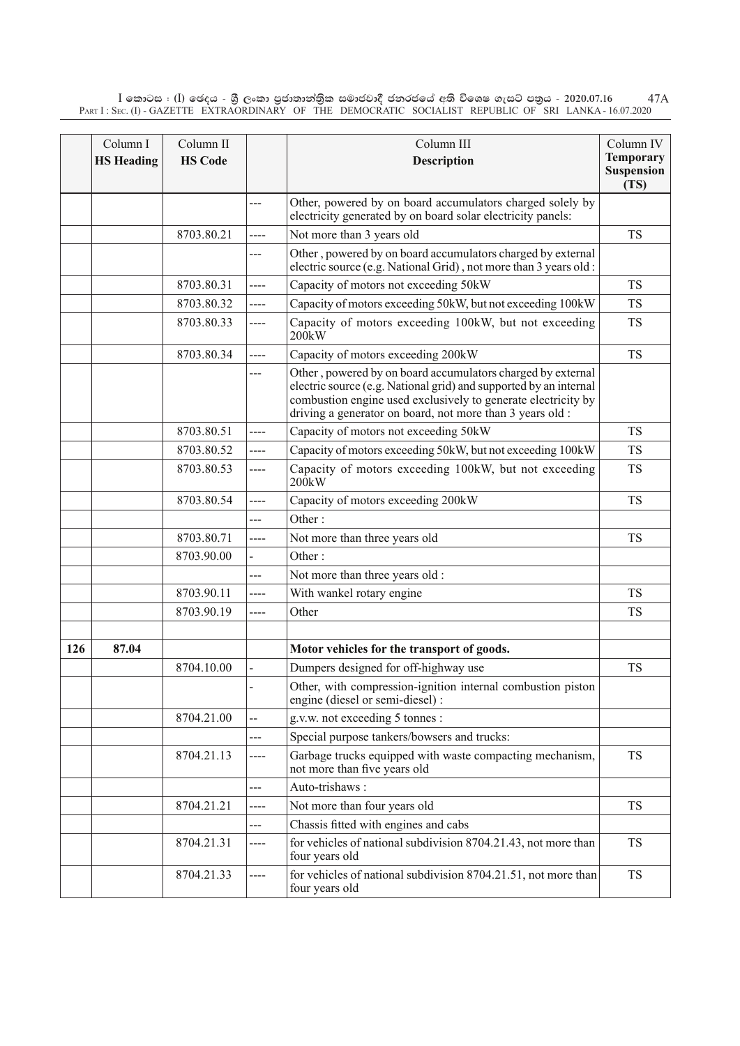| | Column I<br>**HS Heading** | Column II<br>**HS Code** | | Column III<br>**Description** | Column IV<br>**Temporary Suspension (TS)** |
|---|---|---|---|---|---|
| | | | --- | Other, powered by on board accumulators charged solely by electricity generated by on board solar electricity panels: | |
| | | 8703.80.21 | ---- | Not more than 3 years old | TS |
| | | | --- | Other , powered by on board accumulators charged by external electric source (e.g. National Grid) , not more than 3 years old : | |
| | | 8703.80.31 | ---- | Capacity of motors not exceeding 50kW | TS |
| | | 8703.80.32 | ---- | Capacity of motors exceeding 50kW, but not exceeding 100kW | TS |
| | | 8703.80.33 | ---- | Capacity of motors exceeding 100kW, but not exceeding 200kW | TS |
| | | 8703.80.34 | ---- | Capacity of motors exceeding 200kW | TS |
| | | | --- | Other , powered by on board accumulators charged by external electric source (e.g. National grid) and supported by an internal combustion engine used exclusively to generate electricity by driving a generator on board, not more than 3 years old : | |
| | | 8703.80.51 | ---- | Capacity of motors not exceeding 50kW | TS |
| | | 8703.80.52 | ---- | Capacity of motors exceeding 50kW, but not exceeding 100kW | TS |
| | | 8703.80.53 | ---- | Capacity of motors exceeding 100kW, but not exceeding 200kW | TS |
| | | 8703.80.54 | ---- | Capacity of motors exceeding 200kW | TS |
| | | | --- | Other : | |
| | | 8703.80.71 | ---- | Not more than three years old | TS |
| | | 8703.90.00 | - | Other : | |
| | | | --- | Not more than three years old : | |
| | | 8703.90.11 | ---- | With wankel rotary engine | TS |
| | | 8703.90.19 | ---- | Other | TS |
| | | | | | |
| **126** | **87.04** | | | **Motor vehicles for the transport of goods.** | |
| | | 8704.10.00 | - | Dumpers designed for off-highway use | TS |
| | | | - | Other, with compression-ignition internal combustion piston engine (diesel or semi-diesel) : | |
| | | 8704.21.00 | -- | g.v.w. not exceeding 5 tonnes : | |
| | | | --- | Special purpose tankers/bowsers and trucks: | |
| | | 8704.21.13 | ---- | Garbage trucks equipped with waste compacting mechanism, not more than five years old | TS |
| | | | --- | Auto-trishaws : | |
| | | 8704.21.21 | ---- | Not more than four years old | TS |
| | | | --- | Chassis fitted with engines and cabs | |
| | | 8704.21.31 | ---- | for vehicles of national subdivision 8704.21.43, not more than four years old | TS |
| | | 8704.21.33 | ---- | for vehicles of national subdivision 8704.21.51, not more than four years old | TS |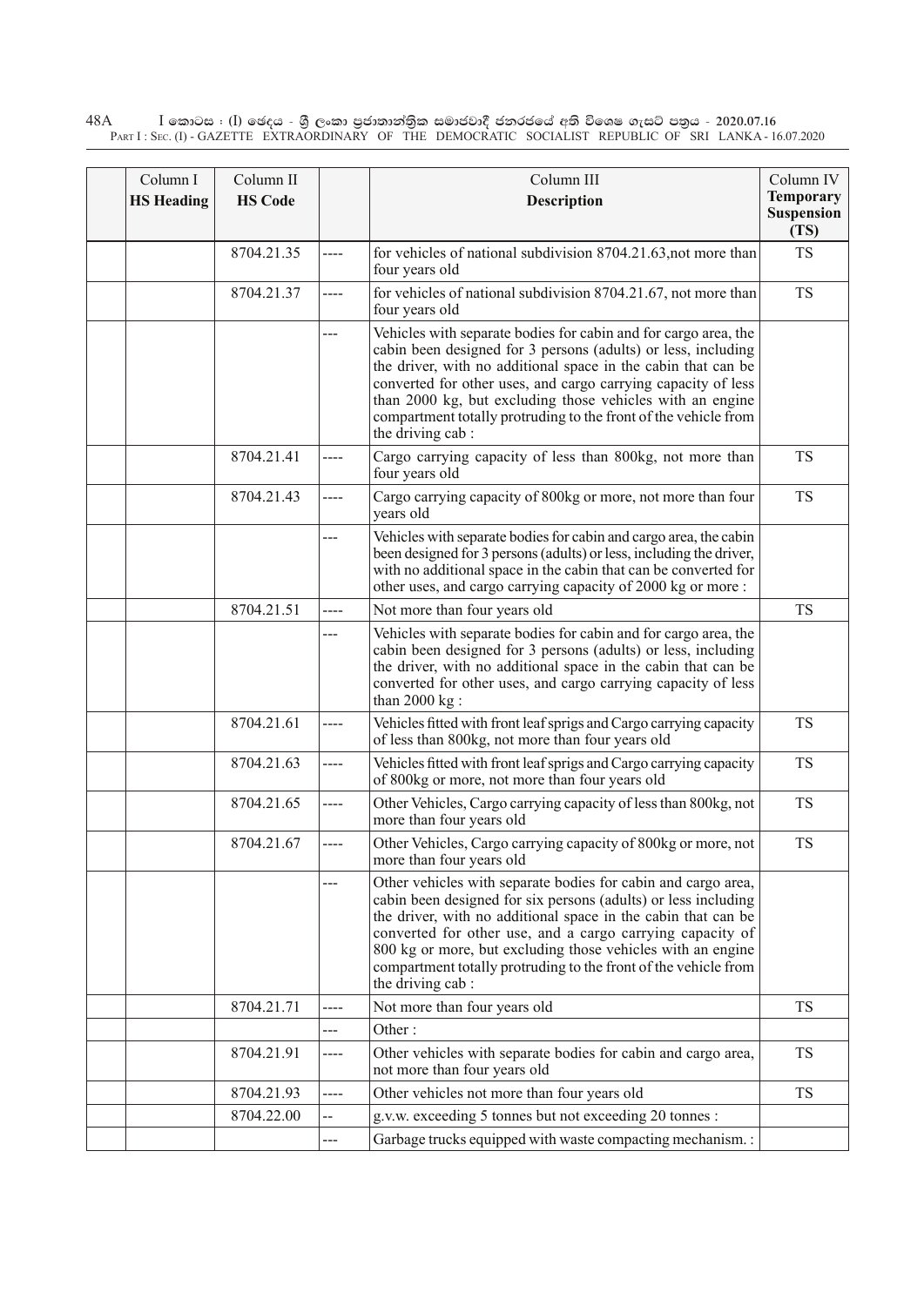| Column I HS Heading | Column II HS Code | | Column III Description | Column IV Temporary Suspension (TS) |
|---|---|---|---|---|
| | 8704.21.35 | ---- | for vehicles of national subdivision 8704.21.63,not more than four years old | TS |
| | 8704.21.37 | ---- | for vehicles of national subdivision 8704.21.67, not more than four years old | TS |
| | | --- | Vehicles with separate bodies for cabin and for cargo area, the cabin been designed for 3 persons (adults) or less, including the driver, with no additional space in the cabin that can be converted for other uses, and cargo carrying capacity of less than 2000 kg, but excluding those vehicles with an engine compartment totally protruding to the front of the vehicle from the driving cab : | |
| | 8704.21.41 | ---- | Cargo carrying capacity of less than 800kg, not more than four years old | TS |
| | 8704.21.43 | ---- | Cargo carrying capacity of 800kg or more, not more than four years old | TS |
| | | --- | Vehicles with separate bodies for cabin and cargo area, the cabin been designed for 3 persons (adults) or less, including the driver, with no additional space in the cabin that can be converted for other uses, and cargo carrying capacity of 2000 kg or more : | |
| | 8704.21.51 | ---- | Not more than four years old | TS |
| | | --- | Vehicles with separate bodies for cabin and for cargo area, the cabin been designed for 3 persons (adults) or less, including the driver, with no additional space in the cabin that can be converted for other uses, and cargo carrying capacity of less than 2000 kg : | |
| | 8704.21.61 | ---- | Vehicles fitted with front leaf sprigs and Cargo carrying capacity of less than 800kg, not more than four years old | TS |
| | 8704.21.63 | ---- | Vehicles fitted with front leaf sprigs and Cargo carrying capacity of 800kg or more, not more than four years old | TS |
| | 8704.21.65 | ---- | Other Vehicles, Cargo carrying capacity of less than 800kg, not more than four years old | TS |
| | 8704.21.67 | ---- | Other Vehicles, Cargo carrying capacity of 800kg or more, not more than four years old | TS |
| | | --- | Other vehicles with separate bodies for cabin and cargo area, cabin been designed for six persons (adults) or less including the driver, with no additional space in the cabin that can be converted for other use, and a cargo carrying capacity of 800 kg or more, but excluding those vehicles with an engine compartment totally protruding to the front of the vehicle from the driving cab : | |
| | 8704.21.71 | ---- | Not more than four years old | TS |
| | | --- | Other : | |
| | 8704.21.91 | ---- | Other vehicles with separate bodies for cabin and cargo area, not more than four years old | TS |
| | 8704.21.93 | ---- | Other vehicles not more than four years old | TS |
| | 8704.22.00 | -- | g.v.w. exceeding 5 tonnes but not exceeding 20 tonnes : | |
| | | --- | Garbage trucks equipped with waste compacting mechanism. : | |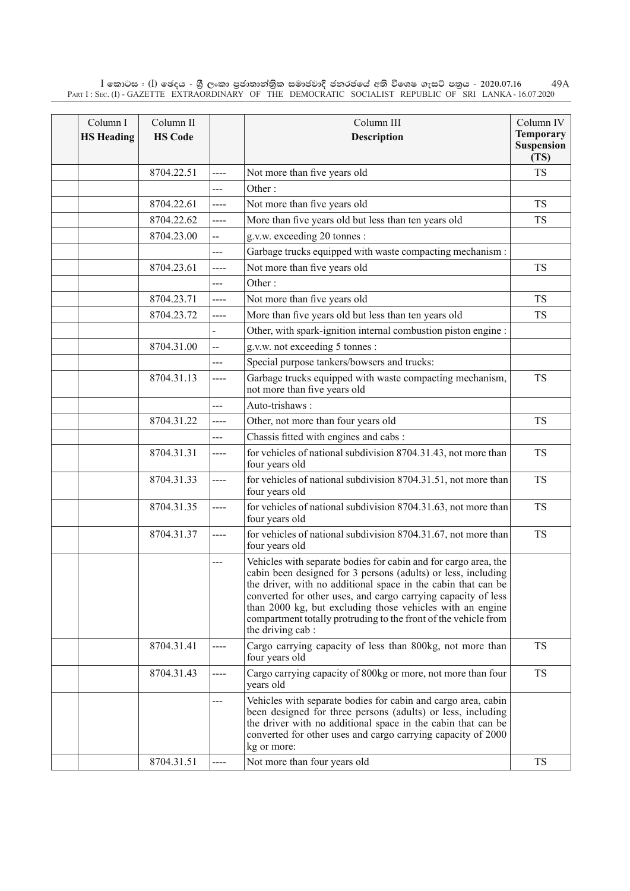| | Column I<br>**HS Heading** | Column II<br>**HS Code** | | Column III<br>**Description** | Column IV<br>**Temporary Suspension (TS)** |
|---|---|---|---|---|---|
| | | 8704.22.51 | ---- | Not more than five years old | TS |
| | | | --- | Other : | |
| | | 8704.22.61 | ---- | Not more than five years old | TS |
| | | 8704.22.62 | ---- | More than five years old but less than ten years old | TS |
| | | 8704.23.00 | -- | g.v.w. exceeding 20 tonnes : | |
| | | | --- | Garbage trucks equipped with waste compacting mechanism : | |
| | | 8704.23.61 | ---- | Not more than five years old | TS |
| | | | --- | Other : | |
| | | 8704.23.71 | ---- | Not more than five years old | TS |
| | | 8704.23.72 | ---- | More than five years old but less than ten years old | TS |
| | | | - | Other, with spark-ignition internal combustion piston engine : | |
| | | 8704.31.00 | -- | g.v.w. not exceeding 5 tonnes : | |
| | | | --- | Special purpose tankers/bowsers and trucks: | |
| | | 8704.31.13 | ---- | Garbage trucks equipped with waste compacting mechanism, not more than five years old | TS |
| | | | --- | Auto-trishaws : | |
| | | 8704.31.22 | ---- | Other, not more than four years old | TS |
| | | | --- | Chassis fitted with engines and cabs : | |
| | | 8704.31.31 | ---- | for vehicles of national subdivision 8704.31.43, not more than four years old | TS |
| | | 8704.31.33 | ---- | for vehicles of national subdivision 8704.31.51, not more than four years old | TS |
| | | 8704.31.35 | ---- | for vehicles of national subdivision 8704.31.63, not more than four years old | TS |
| | | 8704.31.37 | ---- | for vehicles of national subdivision 8704.31.67, not more than four years old | TS |
| | | | --- | Vehicles with separate bodies for cabin and for cargo area, the cabin been designed for 3 persons (adults) or less, including the driver, with no additional space in the cabin that can be converted for other uses, and cargo carrying capacity of less than 2000 kg, but excluding those vehicles with an engine compartment totally protruding to the front of the vehicle from the driving cab : | |
| | | 8704.31.41 | ---- | Cargo carrying capacity of less than 800kg, not more than four years old | TS |
| | | 8704.31.43 | ---- | Cargo carrying capacity of 800kg or more, not more than four years old | TS |
| | | | --- | Vehicles with separate bodies for cabin and cargo area, cabin been designed for three persons (adults) or less, including the driver with no additional space in the cabin that can be converted for other uses and cargo carrying capacity of 2000 kg or more: | |
| | | 8704.31.51 | ---- | Not more than four years old | TS |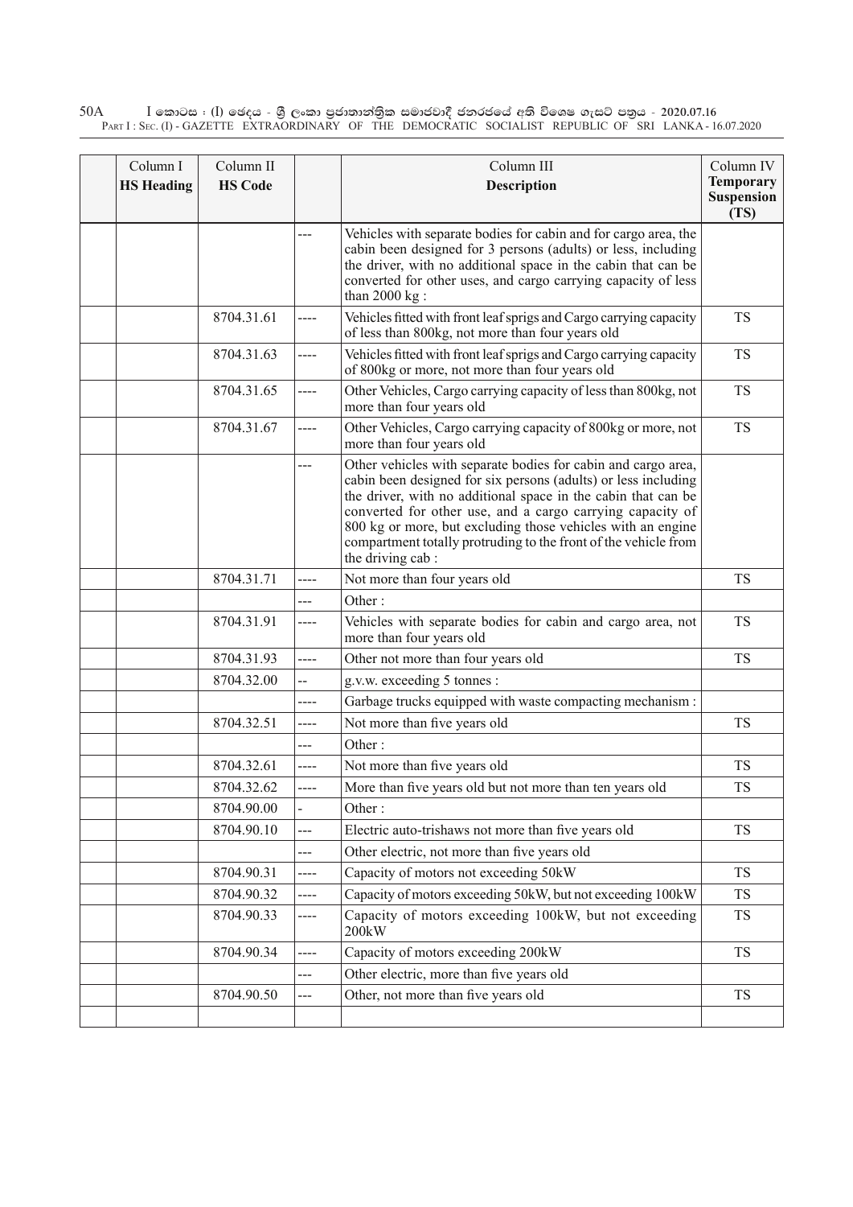| Column I<br>**HS Heading** | Column II<br>**HS Code** | | Column III<br>**Description** | Column IV<br>**Temporary Suspension (TS)** |
|---|---|---|---|---|
| | | --- | Vehicles with separate bodies for cabin and for cargo area, the cabin been designed for 3 persons (adults) or less, including the driver, with no additional space in the cabin that can be converted for other uses, and cargo carrying capacity of less than 2000 kg : | |
| | 8704.31.61 | ---- | Vehicles fitted with front leaf sprigs and Cargo carrying capacity of less than 800kg, not more than four years old | TS |
| | 8704.31.63 | ---- | Vehicles fitted with front leaf sprigs and Cargo carrying capacity of 800kg or more, not more than four years old | TS |
| | 8704.31.65 | ---- | Other Vehicles, Cargo carrying capacity of less than 800kg, not more than four years old | TS |
| | 8704.31.67 | ---- | Other Vehicles, Cargo carrying capacity of 800kg or more, not more than four years old | TS |
| | | --- | Other vehicles with separate bodies for cabin and cargo area, cabin been designed for six persons (adults) or less including the driver, with no additional space in the cabin that can be converted for other use, and a cargo carrying capacity of 800 kg or more, but excluding those vehicles with an engine compartment totally protruding to the front of the vehicle from the driving cab : | |
| | 8704.31.71 | ---- | Not more than four years old | TS |
| | | --- | Other : | |
| | 8704.31.91 | ---- | Vehicles with separate bodies for cabin and cargo area, not more than four years old | TS |
| | 8704.31.93 | ---- | Other not more than four years old | TS |
| | 8704.32.00 | -- | g.v.w. exceeding 5 tonnes : | |
| | | ---- | Garbage trucks equipped with waste compacting mechanism : | |
| | 8704.32.51 | ---- | Not more than five years old | TS |
| | | --- | Other : | |
| | 8704.32.61 | ---- | Not more than five years old | TS |
| | 8704.32.62 | ---- | More than five years old but not more than ten years old | TS |
| | 8704.90.00 | - | Other : | |
| | 8704.90.10 | --- | Electric auto-trishaws not more than five years old | TS |
| | | --- | Other electric, not more than five years old | |
| | 8704.90.31 | ---- | Capacity of motors not exceeding 50kW | TS |
| | 8704.90.32 | ---- | Capacity of motors exceeding 50kW, but not exceeding 100kW | TS |
| | 8704.90.33 | ---- | Capacity of motors exceeding 100kW, but not exceeding 200kW | TS |
| | 8704.90.34 | ---- | Capacity of motors exceeding 200kW | TS |
| | | --- | Other electric, more than five years old | |
| | 8704.90.50 | --- | Other, not more than five years old | TS |
| | | | | |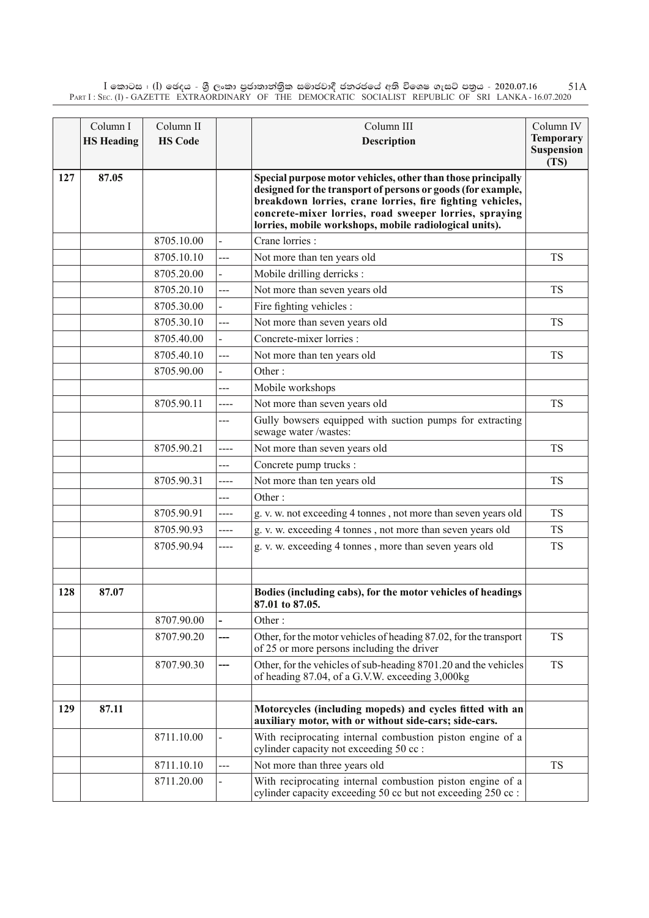| | Column I<br>**HS Heading** | Column II<br>**HS Code** | | Column III<br>**Description** | Column IV<br>**Temporary Suspension (TS)** |
|---|---|---|---|---|---|
| **127** | **87.05** | | | **Special purpose motor vehicles, other than those principally designed for the transport of persons or goods (for example, breakdown lorries, crane lorries, fire fighting vehicles, concrete-mixer lorries, road sweeper lorries, spraying lorries, mobile workshops, mobile radiological units).** | |
| | | 8705.10.00 | - | Crane lorries : | |
| | | 8705.10.10 | --- | Not more than ten years old | TS |
| | | 8705.20.00 | - | Mobile drilling derricks : | |
| | | 8705.20.10 | --- | Not more than seven years old | TS |
| | | 8705.30.00 | - | Fire fighting vehicles : | |
| | | 8705.30.10 | --- | Not more than seven years old | TS |
| | | 8705.40.00 | - | Concrete-mixer lorries : | |
| | | 8705.40.10 | --- | Not more than ten years old | TS |
| | | 8705.90.00 | - | Other : | |
| | | | --- | Mobile workshops | |
| | | 8705.90.11 | ---- | Not more than seven years old | TS |
| | | | --- | Gully bowsers equipped with suction pumps for extracting sewage water /wastes: | |
| | | 8705.90.21 | ---- | Not more than seven years old | TS |
| | | | --- | Concrete pump trucks : | |
| | | 8705.90.31 | ---- | Not more than ten years old | TS |
| | | | --- | Other : | |
| | | 8705.90.91 | ---- | g. v. w. not exceeding 4 tonnes , not more than seven years old | TS |
| | | 8705.90.93 | ---- | g. v. w. exceeding 4 tonnes , not more than seven years old | TS |
| | | 8705.90.94 | ---- | g. v. w. exceeding 4 tonnes , more than seven years old | TS |
| | | | | | |
| **128** | **87.07** | | | **Bodies (including cabs), for the motor vehicles of headings 87.01 to 87.05.** | |
| | | 8707.90.00 | **-** | Other : | |
| | | 8707.90.20 | **---** | Other, for the motor vehicles of heading 87.02, for the transport of 25 or more persons including the driver | TS |
| | | 8707.90.30 | **---** | Other, for the vehicles of sub-heading 8701.20 and the vehicles of heading 87.04, of a G.V.W. exceeding 3,000kg | TS |
| | | | | | |
| **129** | **87.11** | | | **Motorcycles (including mopeds) and cycles fitted with an auxiliary motor, with or without side-cars; side-cars.** | |
| | | 8711.10.00 | - | With reciprocating internal combustion piston engine of a cylinder capacity not exceeding 50 cc : | |
| | | 8711.10.10 | --- | Not more than three years old | TS |
| | | 8711.20.00 | - | With reciprocating internal combustion piston engine of a cylinder capacity exceeding 50 cc but not exceeding 250 cc : | |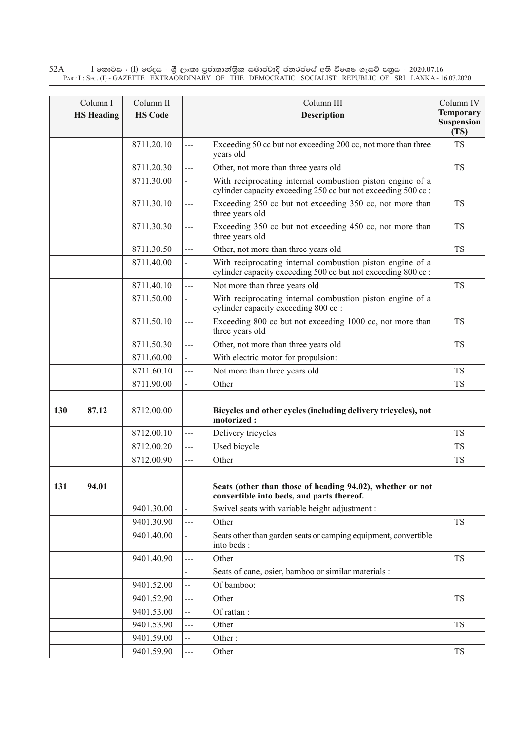| | Column I<br>**HS Heading** | Column II<br>**HS Code** | | Column III<br>**Description** | Column IV<br>**Temporary Suspension (TS)** |
|---|---|---|---|---|---|
| | | 8711.20.10 | --- | Exceeding 50 cc but not exceeding 200 cc, not more than three years old | TS |
| | | 8711.20.30 | --- | Other, not more than three years old | TS |
| | | 8711.30.00 | - | With reciprocating internal combustion piston engine of a cylinder capacity exceeding 250 cc but not exceeding 500 cc : | |
| | | 8711.30.10 | --- | Exceeding 250 cc but not exceeding 350 cc, not more than three years old | TS |
| | | 8711.30.30 | --- | Exceeding 350 cc but not exceeding 450 cc, not more than three years old | TS |
| | | 8711.30.50 | --- | Other, not more than three years old | TS |
| | | 8711.40.00 | - | With reciprocating internal combustion piston engine of a cylinder capacity exceeding 500 cc but not exceeding 800 cc : | |
| | | 8711.40.10 | --- | Not more than three years old | TS |
| | | 8711.50.00 | - | With reciprocating internal combustion piston engine of a cylinder capacity exceeding 800 cc : | |
| | | 8711.50.10 | --- | Exceeding 800 cc but not exceeding 1000 cc, not more than three years old | TS |
| | | 8711.50.30 | --- | Other, not more than three years old | TS |
| | | 8711.60.00 | - | With electric motor for propulsion: | |
| | | 8711.60.10 | --- | Not more than three years old | TS |
| | | 8711.90.00 | - | Other | TS |
| | | | | | |
| **130** | **87.12** | 8712.00.00 | | **Bicycles and other cycles (including delivery tricycles), not motorized :** | |
| | | 8712.00.10 | --- | Delivery tricycles | TS |
| | | 8712.00.20 | --- | Used bicycle | TS |
| | | 8712.00.90 | --- | Other | TS |
| | | | | | |
| **131** | **94.01** | | | **Seats (other than those of heading 94.02), whether or not convertible into beds, and parts thereof.** | |
| | | 9401.30.00 | - | Swivel seats with variable height adjustment : | |
| | | 9401.30.90 | --- | Other | TS |
| | | 9401.40.00 | - | Seats other than garden seats or camping equipment, convertible into beds : | |
| | | 9401.40.90 | --- | Other | TS |
| | | | - | Seats of cane, osier, bamboo or similar materials : | |
| | | 9401.52.00 | -- | Of bamboo: | |
| | | 9401.52.90 | --- | Other | TS |
| | | 9401.53.00 | -- | Of rattan : | |
| | | 9401.53.90 | --- | Other | TS |
| | | 9401.59.00 | -- | Other : | |
| | | 9401.59.90 | --- | Other | TS |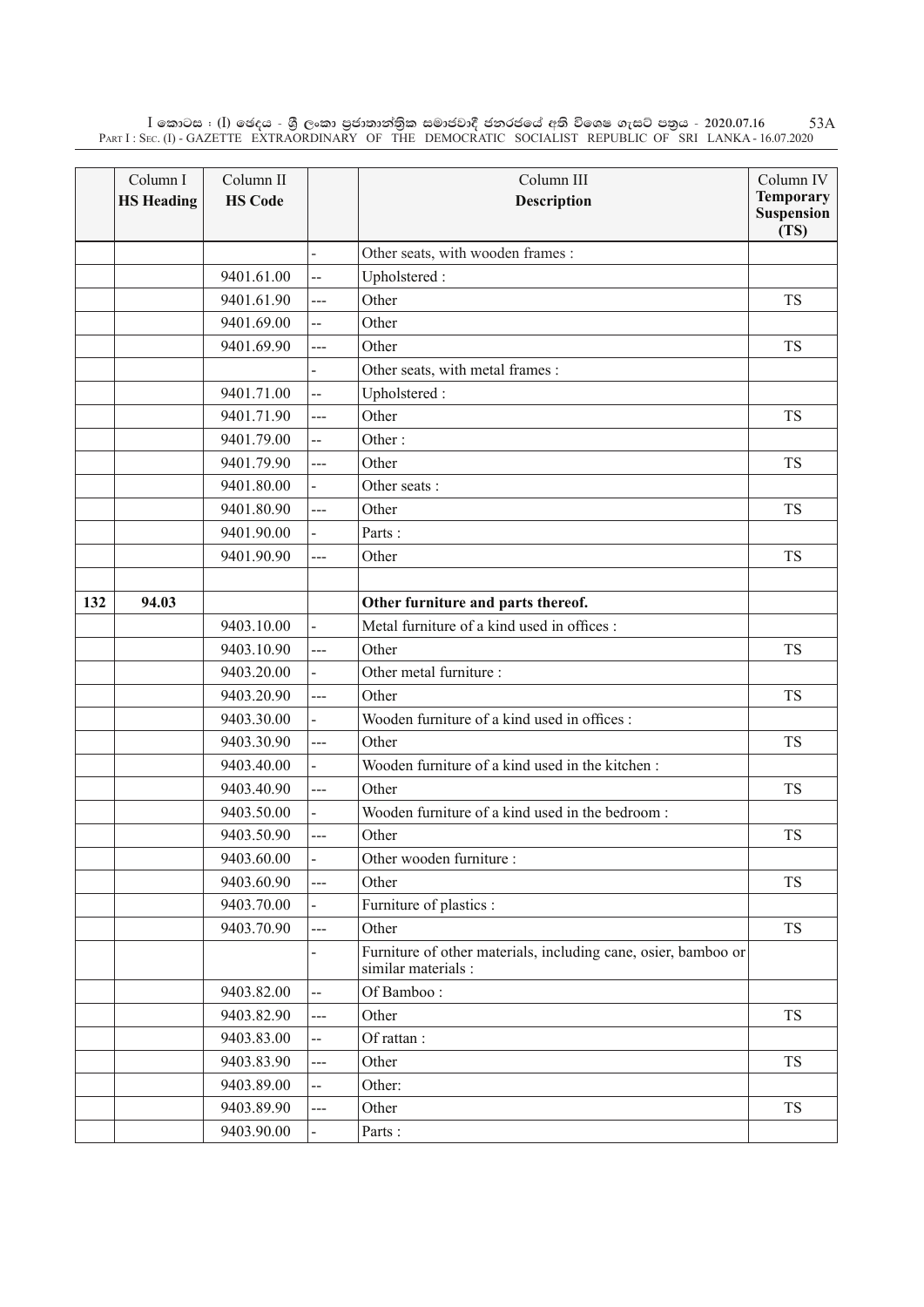| | Column I<br>**HS Heading** | Column II<br>**HS Code** | | Column III<br>**Description** | Column IV<br>**Temporary Suspension (TS)** |
|---|---|---|---|---|---|
| | | | - | Other seats, with wooden frames : | |
| | | 9401.61.00 | -- | Upholstered : | |
| | | 9401.61.90 | --- | Other | TS |
| | | 9401.69.00 | -- | Other | |
| | | 9401.69.90 | --- | Other | TS |
| | | | - | Other seats, with metal frames : | |
| | | 9401.71.00 | -- | Upholstered : | |
| | | 9401.71.90 | --- | Other | TS |
| | | 9401.79.00 | -- | Other : | |
| | | 9401.79.90 | --- | Other | TS |
| | | 9401.80.00 | - | Other seats : | |
| | | 9401.80.90 | --- | Other | TS |
| | | 9401.90.00 | - | Parts : | |
| | | 9401.90.90 | --- | Other | TS |
| | | | | | |
| **132** | **94.03** | | | **Other furniture and parts thereof.** | |
| | | 9403.10.00 | - | Metal furniture of a kind used in offices : | |
| | | 9403.10.90 | --- | Other | TS |
| | | 9403.20.00 | - | Other metal furniture : | |
| | | 9403.20.90 | --- | Other | TS |
| | | 9403.30.00 | - | Wooden furniture of a kind used in offices : | |
| | | 9403.30.90 | --- | Other | TS |
| | | 9403.40.00 | - | Wooden furniture of a kind used in the kitchen : | |
| | | 9403.40.90 | --- | Other | TS |
| | | 9403.50.00 | - | Wooden furniture of a kind used in the bedroom : | |
| | | 9403.50.90 | --- | Other | TS |
| | | 9403.60.00 | - | Other wooden furniture : | |
| | | 9403.60.90 | --- | Other | TS |
| | | 9403.70.00 | - | Furniture of plastics : | |
| | | 9403.70.90 | --- | Other | TS |
| | | | - | Furniture of other materials, including cane, osier, bamboo or similar materials : | |
| | | 9403.82.00 | -- | Of Bamboo : | |
| | | 9403.82.90 | --- | Other | TS |
| | | 9403.83.00 | -- | Of rattan : | |
| | | 9403.83.90 | --- | Other | TS |
| | | 9403.89.00 | -- | Other: | |
| | | 9403.89.90 | --- | Other | TS |
| | | 9403.90.00 | - | Parts : | |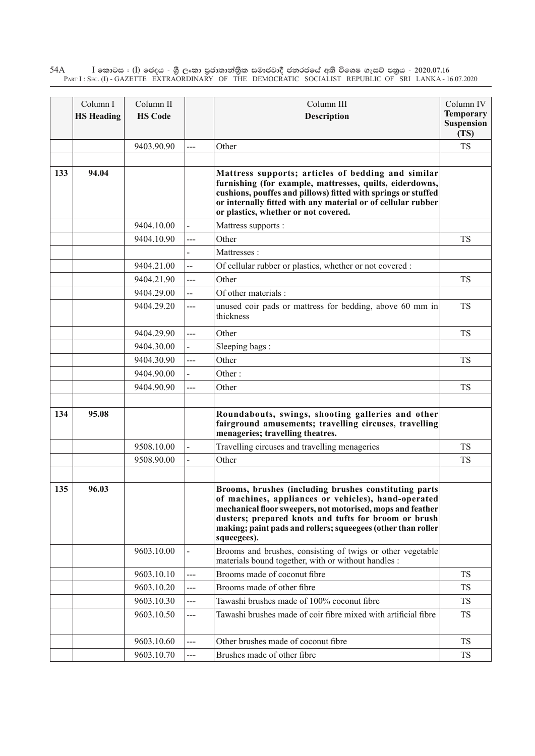| | Column I<br>**HS Heading** | Column II<br>**HS Code** | | Column III<br>**Description** | Column IV<br>**Temporary Suspension (TS)** |
|---|---|---|---|---|---|
| | | 9403.90.90 | --- | Other | TS |
| | | | | | |
| **133** | **94.04** | | | **Mattress supports; articles of bedding and similar furnishing (for example, mattresses, quilts, eiderdowns, cushions, pouffes and pillows) fitted with springs or stuffed or internally fitted with any material or of cellular rubber or plastics, whether or not covered.** | |
| | | 9404.10.00 | - | Mattress supports : | |
| | | 9404.10.90 | --- | Other | TS |
| | | | - | Mattresses : | |
| | | 9404.21.00 | -- | Of cellular rubber or plastics, whether or not covered : | |
| | | 9404.21.90 | --- | Other | TS |
| | | 9404.29.00 | -- | Of other materials : | |
| | | 9404.29.20 | --- | unused coir pads or mattress for bedding, above 60 mm in thickness | TS |
| | | 9404.29.90 | --- | Other | TS |
| | | 9404.30.00 | - | Sleeping bags : | |
| | | 9404.30.90 | --- | Other | TS |
| | | 9404.90.00 | - | Other : | |
| | | 9404.90.90 | --- | Other | TS |
| | | | | | |
| **134** | **95.08** | | | **Roundabouts, swings, shooting galleries and other fairground amusements; travelling circuses, travelling menageries; travelling theatres.** | |
| | | 9508.10.00 | - | Travelling circuses and travelling menageries | TS |
| | | 9508.90.00 | - | Other | TS |
| | | | | | |
| **135** | **96.03** | | | **Brooms, brushes (including brushes constituting parts of machines, appliances or vehicles), hand-operated mechanical floor sweepers, not motorised, mops and feather dusters; prepared knots and tufts for broom or brush making; paint pads and rollers; squeegees (other than roller squeegees).** | |
| | | 9603.10.00 | - | Brooms and brushes, consisting of twigs or other vegetable materials bound together, with or without handles : | |
| | | 9603.10.10 | --- | Brooms made of coconut fibre | TS |
| | | 9603.10.20 | --- | Brooms made of other fibre | TS |
| | | 9603.10.30 | --- | Tawashi brushes made of 100% coconut fibre | TS |
| | | 9603.10.50 | --- | Tawashi brushes made of coir fibre mixed with artificial fibre | TS |
| | | 9603.10.60 | --- | Other brushes made of coconut fibre | TS |
| | | 9603.10.70 | --- | Brushes made of other fibre | TS |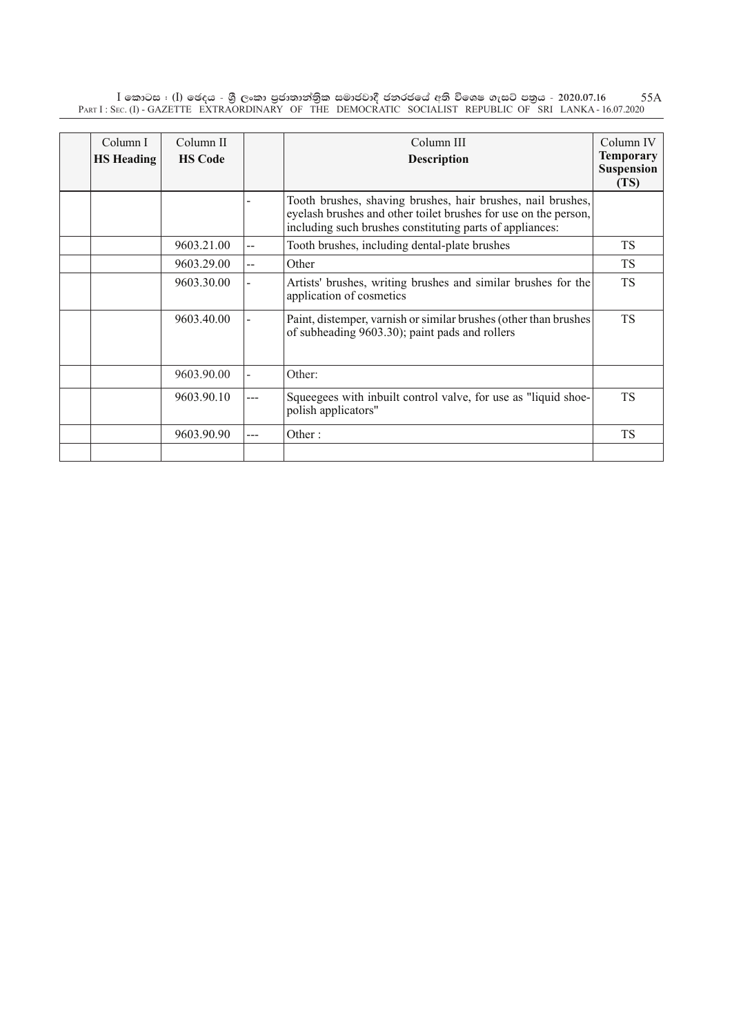| Column I<br>**HS Heading** | Column II<br>**HS Code** | | Column III<br>**Description** | Column IV<br>**Temporary Suspension (TS)** |
|---|---|---|---|---|
| | | - | Tooth brushes, shaving brushes, hair brushes, nail brushes, eyelash brushes and other toilet brushes for use on the person, including such brushes constituting parts of appliances: | |
| | 9603.21.00 | -- | Tooth brushes, including dental-plate brushes | TS |
| | 9603.29.00 | -- | Other | TS |
| | 9603.30.00 | - | Artists' brushes, writing brushes and similar brushes for the application of cosmetics | TS |
| | 9603.40.00 | - | Paint, distemper, varnish or similar brushes (other than brushes of subheading 9603.30); paint pads and rollers | TS |
| | 9603.90.00 | - | Other: | |
| | 9603.90.10 | --- | Squeegees with inbuilt control valve, for use as "liquid shoe-polish applicators" | TS |
| | 9603.90.90 | --- | Other : | TS |
| | | | | |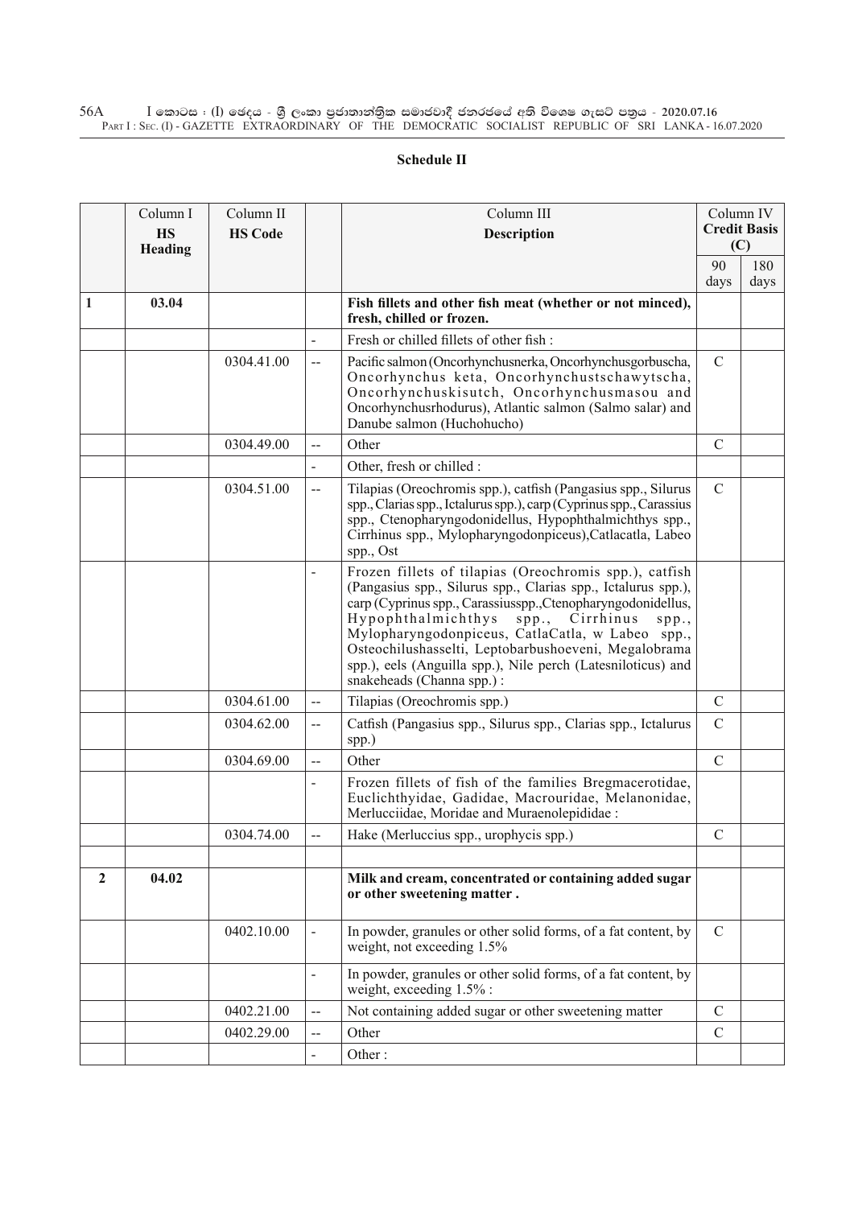## Schedule II

| | Column I HS Heading | Column II HS Code | | Column III Description | Column IV Credit Basis (C) | |
|---|---|---|---|---|---|---|
| | | | | | 90 days | 180 days |
| 1 | 03.04 | | | **Fish fillets and other fish meat (whether or not minced), fresh, chilled or frozen.** | | |
| | | | - | Fresh or chilled fillets of other fish : | | |
| | | 0304.41.00 | -- | Pacific salmon (Oncorhynchusnerka, Oncorhynchusgorbuscha, Oncorhynchus keta, Oncorhynchustschawytscha, Oncorhynchuskisutch, Oncorhynchusmasou and Oncorhynchusrhodurus), Atlantic salmon (Salmo salar) and Danube salmon (Huchohucho) | C | |
| | | 0304.49.00 | -- | Other | C | |
| | | | - | Other, fresh or chilled : | | |
| | | 0304.51.00 | -- | Tilapias (Oreochromis spp.), catfish (Pangasius spp., Silurus spp., Clarias spp., Ictalurus spp.), carp (Cyprinus spp., Carassius spp., Ctenopharyngodonidellus, Hypophthalmichthys spp., Cirrhinus spp., Mylopharyngodonpiceus),Catlacatla, Labeo spp., Ost | C | |
| | | | - | Frozen fillets of tilapias (Oreochromis spp.), catfish (Pangasius spp., Silurus spp., Clarias spp., Ictalurus spp.), carp (Cyprinus spp., Carassiusspp.,Ctenopharyngodonidellus, Hypophthalmichthys spp., Cirrhinus spp., Mylopharyngodonpiceus, CatlaCatla, w Labeo spp., Osteochilushasselti, Leptobarbushoeveni, Megalobrama spp.), eels (Anguilla spp.), Nile perch (Latesniloticus) and snakeheads (Channa spp.) : | | |
| | | 0304.61.00 | -- | Tilapias (Oreochromis spp.) | C | |
| | | 0304.62.00 | -- | Catfish (Pangasius spp., Silurus spp., Clarias spp., Ictalurus spp.) | C | |
| | | 0304.69.00 | -- | Other | C | |
| | | | - | Frozen fillets of fish of the families Bregmacerotidae, Euclichthyidae, Gadidae, Macrouridae, Melanonidae, Merlucciidae, Moridae and Muraenolepididae : | | |
| | | 0304.74.00 | -- | Hake (Merluccius spp., urophycis spp.) | C | |
| | | | | | | |
| 2 | 04.02 | | | **Milk and cream, concentrated or containing added sugar or other sweetening matter .** | | |
| | | 0402.10.00 | - | In powder, granules or other solid forms, of a fat content, by weight, not exceeding 1.5% | C | |
| | | | - | In powder, granules or other solid forms, of a fat content, by weight, exceeding 1.5% : | | |
| | | 0402.21.00 | -- | Not containing added sugar or other sweetening matter | C | |
| | | 0402.29.00 | -- | Other | C | |
| | | | - | Other : | | |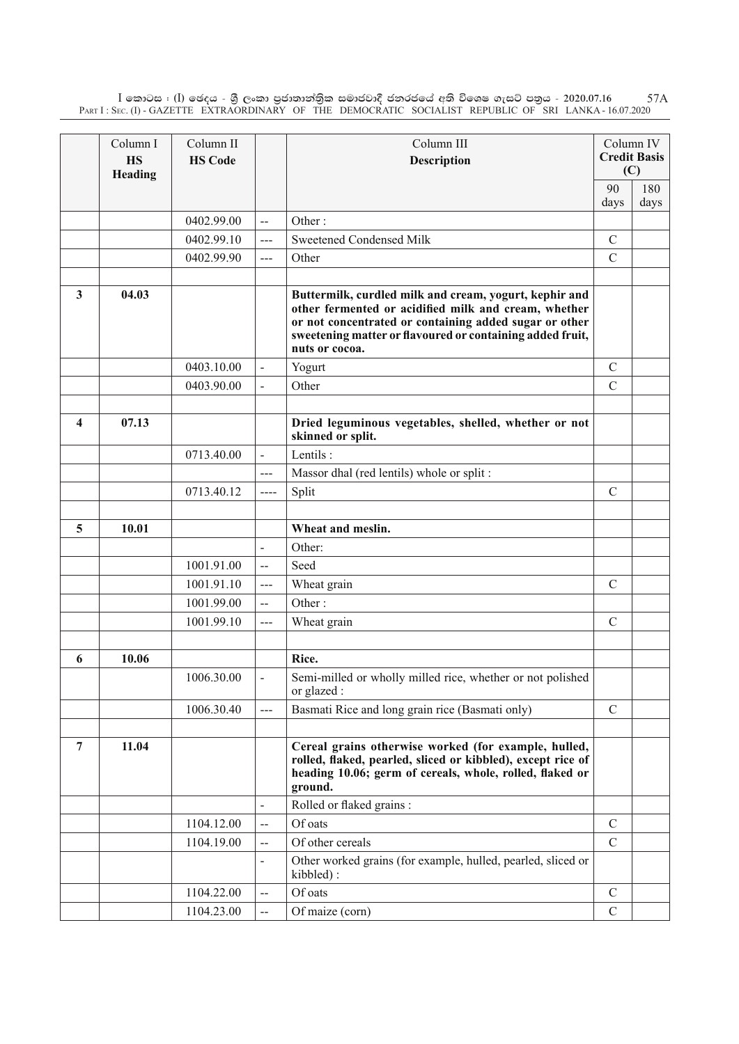| | Column I<br>**HS Heading** | Column II<br>**HS Code** | | Column III<br>**Description** | Column IV<br>**Credit Basis (C)** | |
|---|---|---|---|---|---|---|
| | | | | | 90 days | 180 days |
| | | 0402.99.00 | -- | Other : | | |
| | | 0402.99.10 | --- | Sweetened Condensed Milk | C | |
| | | 0402.99.90 | --- | Other | C | |
| | | | | | | |
| **3** | **04.03** | | | **Buttermilk, curdled milk and cream, yogurt, kephir and other fermented or acidified milk and cream, whether or not concentrated or containing added sugar or other sweetening matter or flavoured or containing added fruit, nuts or cocoa.** | | |
| | | 0403.10.00 | - | Yogurt | C | |
| | | 0403.90.00 | - | Other | C | |
| | | | | | | |
| **4** | **07.13** | | | **Dried leguminous vegetables, shelled, whether or not skinned or split.** | | |
| | | 0713.40.00 | - | Lentils : | | |
| | | | --- | Massor dhal (red lentils) whole or split : | | |
| | | 0713.40.12 | ---- | Split | C | |
| | | | | | | |
| **5** | **10.01** | | | **Wheat and meslin.** | | |
| | | | - | Other: | | |
| | | 1001.91.00 | -- | Seed | | |
| | | 1001.91.10 | --- | Wheat grain | C | |
| | | 1001.99.00 | -- | Other : | | |
| | | 1001.99.10 | --- | Wheat grain | C | |
| | | | | | | |
| **6** | **10.06** | | | **Rice.** | | |
| | | 1006.30.00 | - | Semi-milled or wholly milled rice, whether or not polished or glazed : | | |
| | | 1006.30.40 | --- | Basmati Rice and long grain rice (Basmati only) | C | |
| | | | | | | |
| **7** | **11.04** | | | **Cereal grains otherwise worked (for example, hulled, rolled, flaked, pearled, sliced or kibbled), except rice of heading 10.06; germ of cereals, whole, rolled, flaked or ground.** | | |
| | | | - | Rolled or flaked grains : | | |
| | | 1104.12.00 | -- | Of oats | C | |
| | | 1104.19.00 | -- | Of other cereals | C | |
| | | | - | Other worked grains (for example, hulled, pearled, sliced or kibbled) : | | |
| | | 1104.22.00 | -- | Of oats | C | |
| | | 1104.23.00 | -- | Of maize (corn) | C | |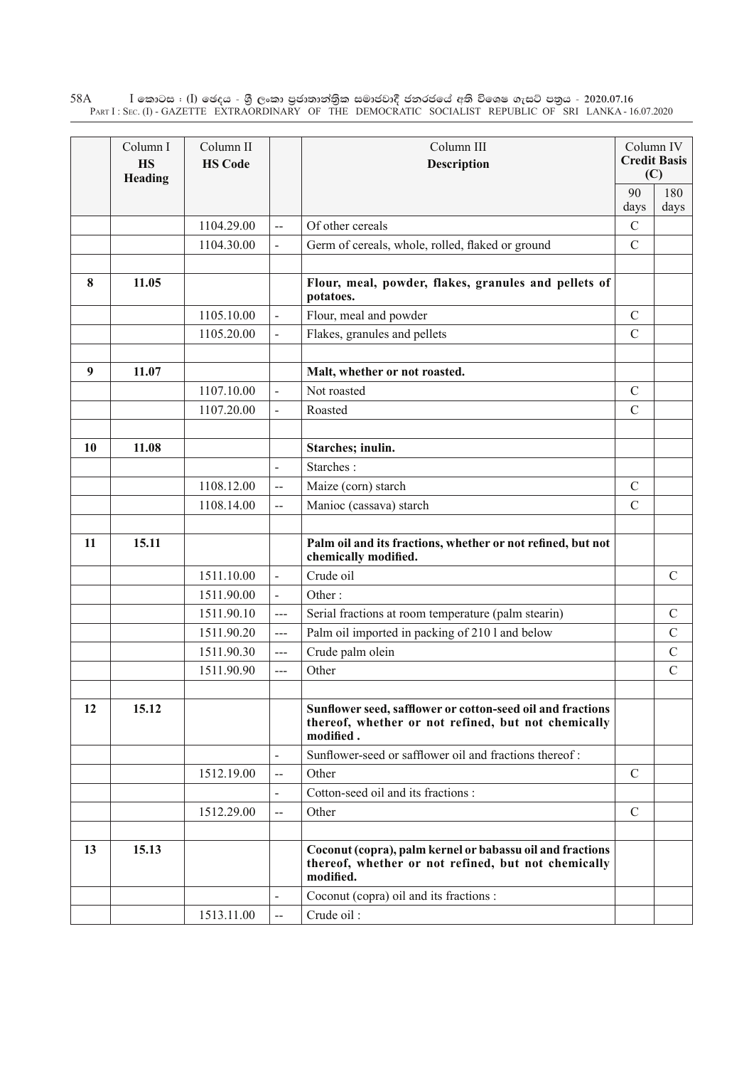| | Column I **HS Heading** | Column II **HS Code** | | Column III **Description** | Column IV **Credit Basis (C)** | |
|---|---|---|---|---|---|---|
| | | | | | 90 days | 180 days |
| | | 1104.29.00 | -- | Of other cereals | C | |
| | | 1104.30.00 | - | Germ of cereals, whole, rolled, flaked or ground | C | |
| | | | | | | |
| **8** | **11.05** | | | **Flour, meal, powder, flakes, granules and pellets of potatoes.** | | |
| | | 1105.10.00 | - | Flour, meal and powder | C | |
| | | 1105.20.00 | - | Flakes, granules and pellets | C | |
| | | | | | | |
| **9** | **11.07** | | | **Malt, whether or not roasted.** | | |
| | | 1107.10.00 | - | Not roasted | C | |
| | | 1107.20.00 | - | Roasted | C | |
| | | | | | | |
| **10** | **11.08** | | | **Starches; inulin.** | | |
| | | | - | Starches : | | |
| | | 1108.12.00 | -- | Maize (corn) starch | C | |
| | | 1108.14.00 | -- | Manioc (cassava) starch | C | |
| | | | | | | |
| **11** | **15.11** | | | **Palm oil and its fractions, whether or not refined, but not chemically modified.** | | |
| | | 1511.10.00 | - | Crude oil | | C |
| | | 1511.90.00 | - | Other : | | |
| | | 1511.90.10 | --- | Serial fractions at room temperature (palm stearin) | | C |
| | | 1511.90.20 | --- | Palm oil imported in packing of 210 l and below | | C |
| | | 1511.90.30 | --- | Crude palm olein | | C |
| | | 1511.90.90 | --- | Other | | C |
| | | | | | | |
| **12** | **15.12** | | | **Sunflower seed, safflower or cotton-seed oil and fractions thereof, whether or not refined, but not chemically modified .** | | |
| | | | - | Sunflower-seed or safflower oil and fractions thereof : | | |
| | | 1512.19.00 | -- | Other | C | |
| | | | - | Cotton-seed oil and its fractions : | | |
| | | 1512.29.00 | -- | Other | C | |
| | | | | | | |
| **13** | **15.13** | | | **Coconut (copra), palm kernel or babassu oil and fractions thereof, whether or not refined, but not chemically modified.** | | |
| | | | - | Coconut (copra) oil and its fractions : | | |
| | | 1513.11.00 | -- | Crude oil : | | |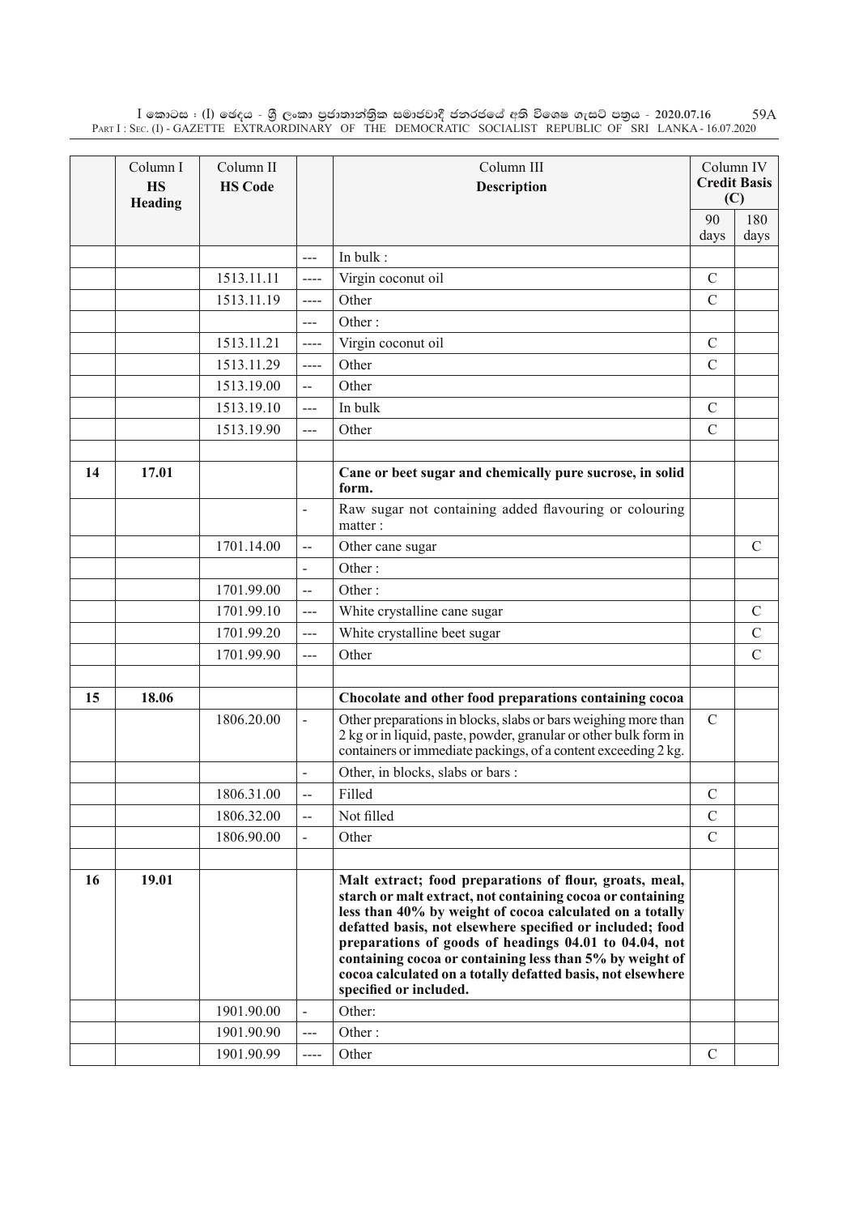| | Column I<br>**HS Heading** | Column II<br>**HS Code** | | Column III<br>**Description** | Column IV<br>**Credit Basis (C)** | |
|---|---|---|---|---|---|---|
| | | | | | 90 days | 180 days |
| | | | --- | In bulk : | | |
| | | 1513.11.11 | ---- | Virgin coconut oil | C | |
| | | 1513.11.19 | ---- | Other | C | |
| | | | --- | Other : | | |
| | | 1513.11.21 | ---- | Virgin coconut oil | C | |
| | | 1513.11.29 | ---- | Other | C | |
| | | 1513.19.00 | -- | Other | | |
| | | 1513.19.10 | --- | In bulk | C | |
| | | 1513.19.90 | --- | Other | C | |
| | | | | | | |
| **14** | **17.01** | | | **Cane or beet sugar and chemically pure sucrose, in solid form.** | | |
| | | | - | Raw sugar not containing added flavouring or colouring matter : | | |
| | | 1701.14.00 | -- | Other cane sugar | | C |
| | | | - | Other : | | |
| | | 1701.99.00 | -- | Other : | | |
| | | 1701.99.10 | --- | White crystalline cane sugar | | C |
| | | 1701.99.20 | --- | White crystalline beet sugar | | C |
| | | 1701.99.90 | --- | Other | | C |
| | | | | | | |
| **15** | **18.06** | | | **Chocolate and other food preparations containing cocoa** | | |
| | | 1806.20.00 | - | Other preparations in blocks, slabs or bars weighing more than 2 kg or in liquid, paste, powder, granular or other bulk form in containers or immediate packings, of a content exceeding 2 kg. | C | |
| | | | - | Other, in blocks, slabs or bars : | | |
| | | 1806.31.00 | -- | Filled | C | |
| | | 1806.32.00 | -- | Not filled | C | |
| | | 1806.90.00 | - | Other | C | |
| | | | | | | |
| **16** | **19.01** | | | **Malt extract; food preparations of flour, groats, meal, starch or malt extract, not containing cocoa or containing less than 40% by weight of cocoa calculated on a totally defatted basis, not elsewhere specified or included; food preparations of goods of headings 04.01 to 04.04, not containing cocoa or containing less than 5% by weight of cocoa calculated on a totally defatted basis, not elsewhere specified or included.** | | |
| | | 1901.90.00 | - | Other: | | |
| | | 1901.90.90 | --- | Other : | | |
| | | 1901.90.99 | ---- | Other | C | |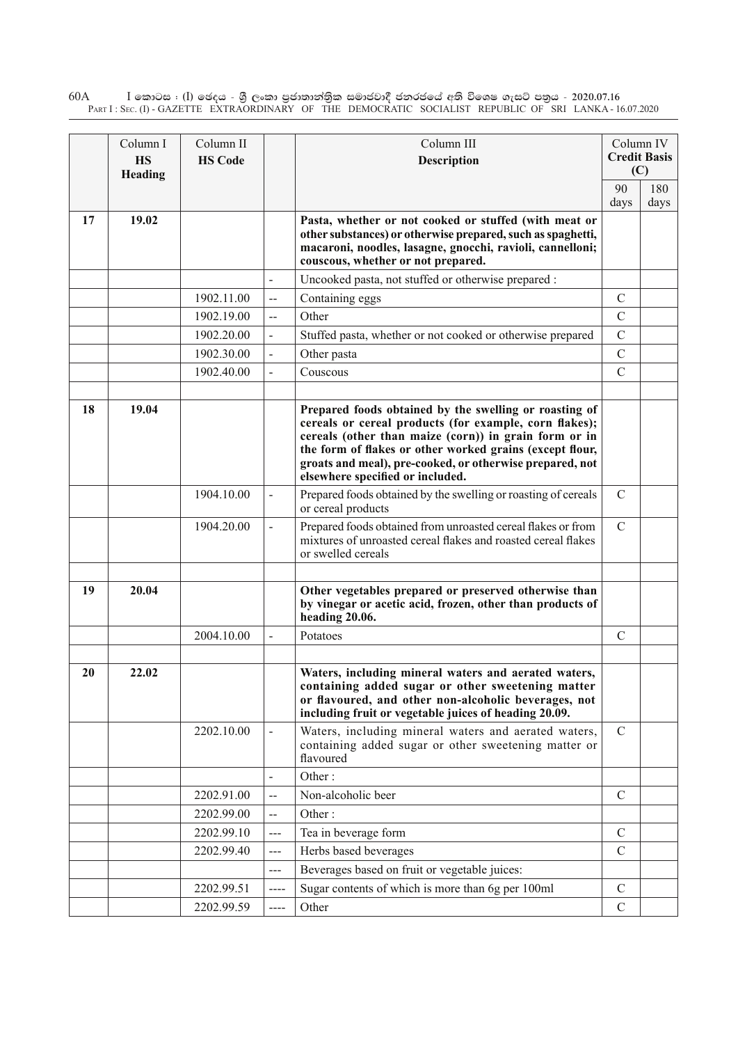| | Column I<br>**HS Heading** | Column II<br>**HS Code** | | Column III<br>**Description** | Column IV<br>**Credit Basis (C)** | |
|---|---|---|---|---|---|---|
| | | | | | 90 days | 180 days |
| **17** | **19.02** | | | **Pasta, whether or not cooked or stuffed (with meat or other substances) or otherwise prepared, such as spaghetti, macaroni, noodles, lasagne, gnocchi, ravioli, cannelloni; couscous, whether or not prepared.** | | |
| | | | - | Uncooked pasta, not stuffed or otherwise prepared : | | |
| | | 1902.11.00 | -- | Containing eggs | C | |
| | | 1902.19.00 | -- | Other | C | |
| | | 1902.20.00 | - | Stuffed pasta, whether or not cooked or otherwise prepared | C | |
| | | 1902.30.00 | - | Other pasta | C | |
| | | 1902.40.00 | - | Couscous | C | |
| | | | | | | |
| **18** | **19.04** | | | **Prepared foods obtained by the swelling or roasting of cereals or cereal products (for example, corn flakes); cereals (other than maize (corn)) in grain form or in the form of flakes or other worked grains (except flour, groats and meal), pre-cooked, or otherwise prepared, not elsewhere specified or included.** | | |
| | | 1904.10.00 | - | Prepared foods obtained by the swelling or roasting of cereals or cereal products | C | |
| | | 1904.20.00 | - | Prepared foods obtained from unroasted cereal flakes or from mixtures of unroasted cereal flakes and roasted cereal flakes or swelled cereals | C | |
| | | | | | | |
| **19** | **20.04** | | | **Other vegetables prepared or preserved otherwise than by vinegar or acetic acid, frozen, other than products of heading 20.06.** | | |
| | | 2004.10.00 | - | Potatoes | C | |
| | | | | | | |
| **20** | **22.02** | | | **Waters, including mineral waters and aerated waters, containing added sugar or other sweetening matter or flavoured, and other non-alcoholic beverages, not including fruit or vegetable juices of heading 20.09.** | | |
| | | 2202.10.00 | - | Waters, including mineral waters and aerated waters, containing added sugar or other sweetening matter or flavoured | C | |
| | | | - | Other : | | |
| | | 2202.91.00 | -- | Non-alcoholic beer | C | |
| | | 2202.99.00 | -- | Other : | | |
| | | 2202.99.10 | --- | Tea in beverage form | C | |
| | | 2202.99.40 | --- | Herbs based beverages | C | |
| | | | --- | Beverages based on fruit or vegetable juices: | | |
| | | 2202.99.51 | ---- | Sugar contents of which is more than 6g per 100ml | C | |
| | | 2202.99.59 | ---- | Other | C | |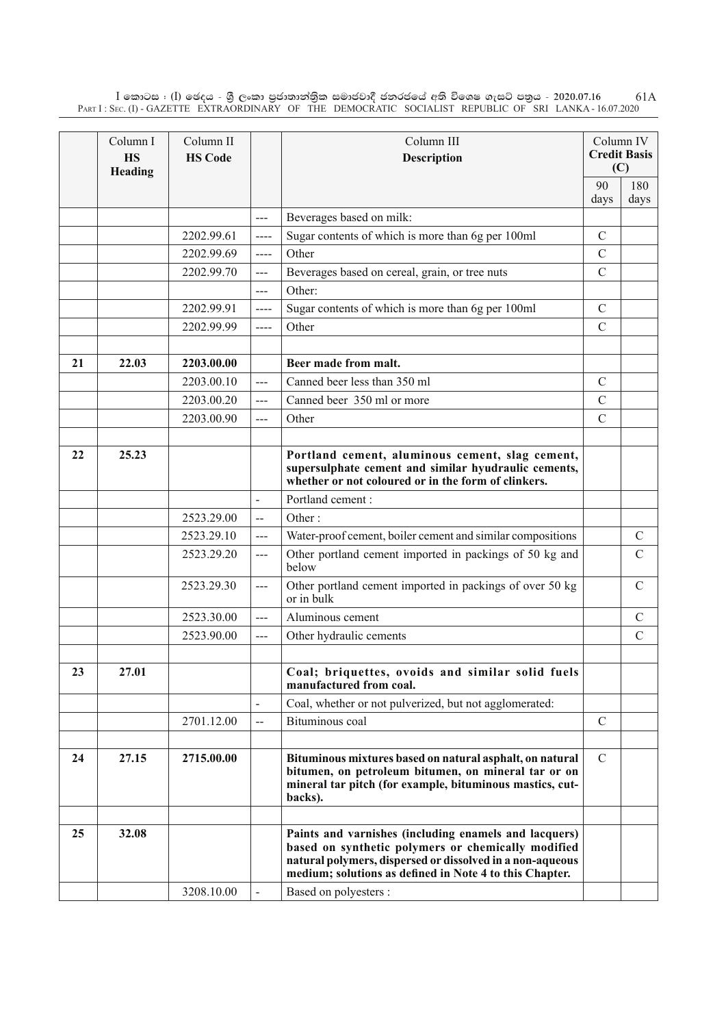| | Column I HS Heading | Column II HS Code | | Column III Description | Column IV Credit Basis (C) | |
|---|---|---|---|---|---|---|
| | | | | | 90 days | 180 days |
| | | | --- | Beverages based on milk: | | |
| | | 2202.99.61 | ---- | Sugar contents of which is more than 6g per 100ml | C | |
| | | 2202.99.69 | ---- | Other | C | |
| | | 2202.99.70 | --- | Beverages based on cereal, grain, or tree nuts | C | |
| | | | --- | Other: | | |
| | | 2202.99.91 | ---- | Sugar contents of which is more than 6g per 100ml | C | |
| | | 2202.99.99 | ---- | Other | C | |
| | | | | | | |
| **21** | **22.03** | **2203.00.00** | | **Beer made from malt.** | | |
| | | 2203.00.10 | --- | Canned beer less than 350 ml | C | |
| | | 2203.00.20 | --- | Canned beer 350 ml or more | C | |
| | | 2203.00.90 | --- | Other | C | |
| | | | | | | |
| **22** | **25.23** | | | **Portland cement, aluminous cement, slag cement, supersulphate cement and similar hyudraulic cements, whether or not coloured or in the form of clinkers.** | | |
| | | | - | Portland cement : | | |
| | | 2523.29.00 | -- | Other : | | |
| | | 2523.29.10 | --- | Water-proof cement, boiler cement and similar compositions | | C |
| | | 2523.29.20 | --- | Other portland cement imported in packings of 50 kg and below | | C |
| | | 2523.29.30 | --- | Other portland cement imported in packings of over 50 kg or in bulk | | C |
| | | 2523.30.00 | --- | Aluminous cement | | C |
| | | 2523.90.00 | --- | Other hydraulic cements | | C |
| | | | | | | |
| **23** | **27.01** | | | **Coal; briquettes, ovoids and similar solid fuels manufactured from coal.** | | |
| | | | - | Coal, whether or not pulverized, but not agglomerated: | | |
| | | 2701.12.00 | -- | Bituminous coal | C | |
| | | | | | | |
| **24** | **27.15** | **2715.00.00** | | **Bituminous mixtures based on natural asphalt, on natural bitumen, on petroleum bitumen, on mineral tar or on mineral tar pitch (for example, bituminous mastics, cut-backs).** | C | |
| | | | | | | |
| **25** | **32.08** | | | **Paints and varnishes (including enamels and lacquers) based on synthetic polymers or chemically modified natural polymers, dispersed or dissolved in a non-aqueous medium; solutions as defined in Note 4 to this Chapter.** | | |
| | | 3208.10.00 | - | Based on polyesters : | | |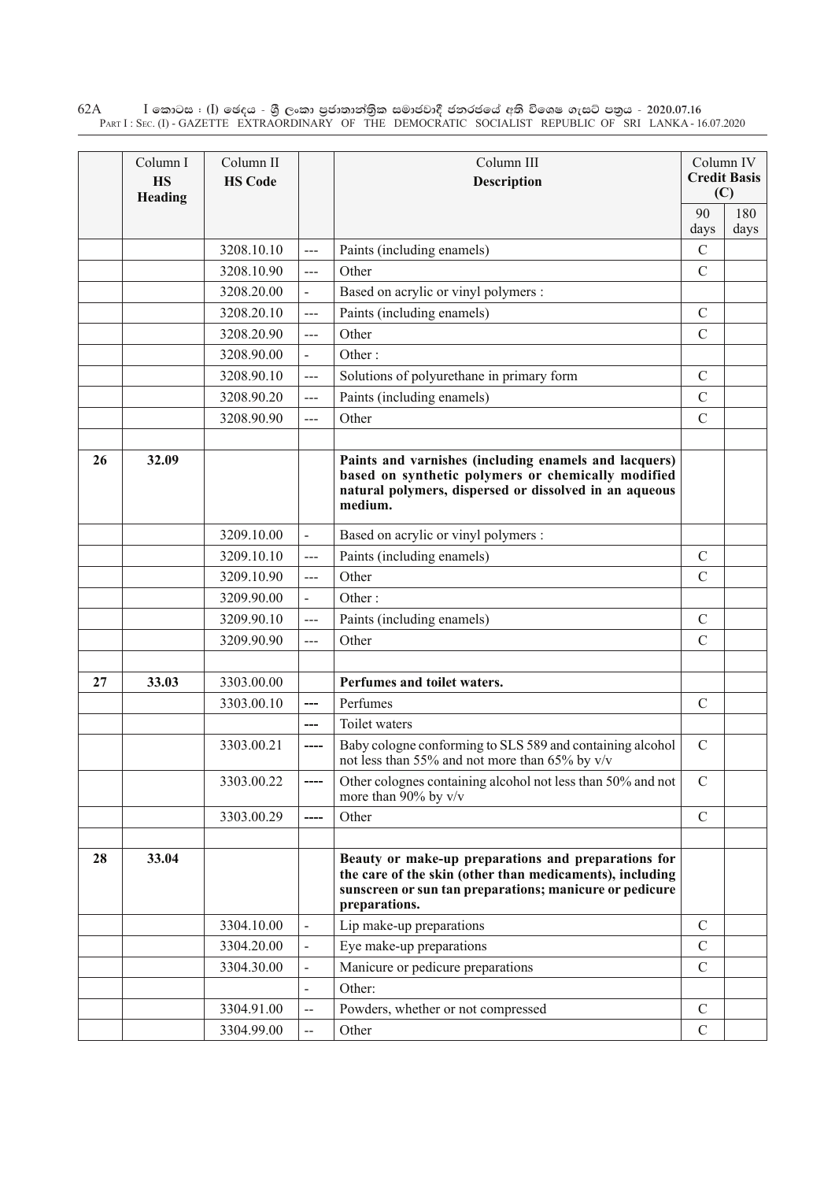| | Column I<br>**HS Heading** | Column II<br>**HS Code** | | Column III<br>**Description** | Column IV<br>**Credit Basis (C)** | |
|---|---|---|---|---|---|---|
| | | | | | 90 days | 180 days |
| | | 3208.10.10 | --- | Paints (including enamels) | C | |
| | | 3208.10.90 | --- | Other | C | |
| | | 3208.20.00 | - | Based on acrylic or vinyl polymers : | | |
| | | 3208.20.10 | --- | Paints (including enamels) | C | |
| | | 3208.20.90 | --- | Other | C | |
| | | 3208.90.00 | - | Other : | | |
| | | 3208.90.10 | --- | Solutions of polyurethane in primary form | C | |
| | | 3208.90.20 | --- | Paints (including enamels) | C | |
| | | 3208.90.90 | --- | Other | C | |
| | | | | | | |
| **26** | **32.09** | | | **Paints and varnishes (including enamels and lacquers) based on synthetic polymers or chemically modified natural polymers, dispersed or dissolved in an aqueous medium.** | | |
| | | 3209.10.00 | - | Based on acrylic or vinyl polymers : | | |
| | | 3209.10.10 | --- | Paints (including enamels) | C | |
| | | 3209.10.90 | --- | Other | C | |
| | | 3209.90.00 | - | Other : | | |
| | | 3209.90.10 | --- | Paints (including enamels) | C | |
| | | 3209.90.90 | --- | Other | C | |
| | | | | | | |
| **27** | **33.03** | 3303.00.00 | | **Perfumes and toilet waters.** | | |
| | | 3303.00.10 | --- | Perfumes | C | |
| | | | --- | Toilet waters | | |
| | | 3303.00.21 | ---- | Baby cologne conforming to SLS 589 and containing alcohol not less than 55% and not more than 65% by v/v | C | |
| | | 3303.00.22 | ---- | Other colognes containing alcohol not less than 50% and not more than 90% by v/v | C | |
| | | 3303.00.29 | ---- | Other | C | |
| | | | | | | |
| **28** | **33.04** | | | **Beauty or make-up preparations and preparations for the care of the skin (other than medicaments), including sunscreen or sun tan preparations; manicure or pedicure preparations.** | | |
| | | 3304.10.00 | - | Lip make-up preparations | C | |
| | | 3304.20.00 | - | Eye make-up preparations | C | |
| | | 3304.30.00 | - | Manicure or pedicure preparations | C | |
| | | | - | Other: | | |
| | | 3304.91.00 | -- | Powders, whether or not compressed | C | |
| | | 3304.99.00 | -- | Other | C | |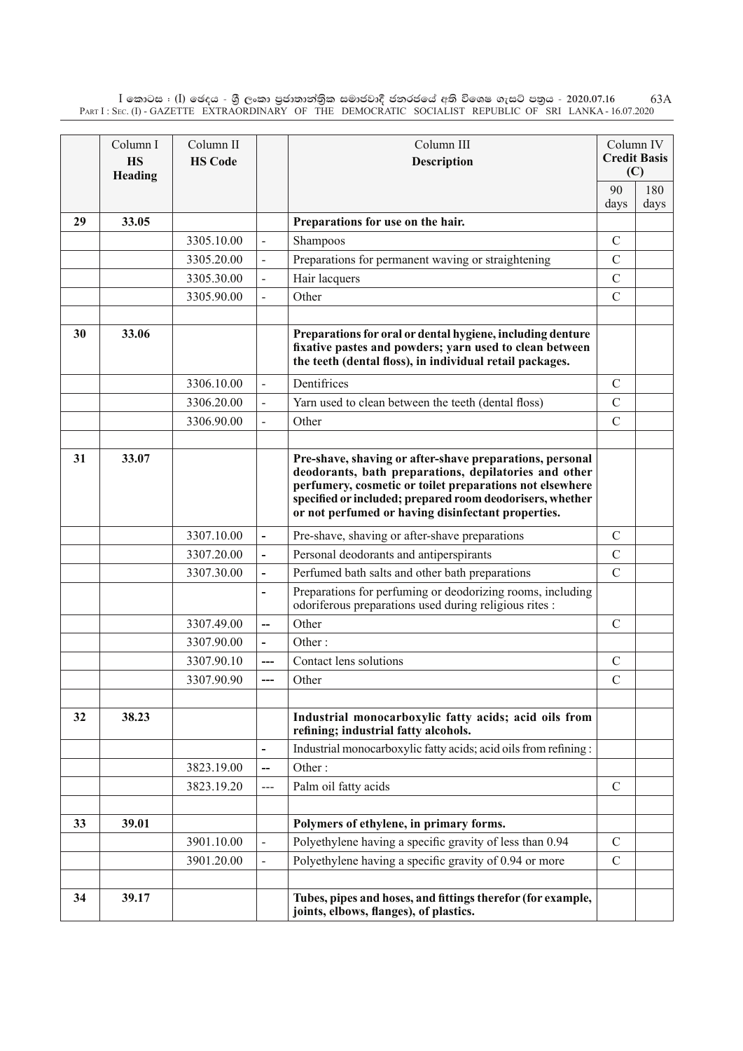| | Column I<br>**HS Heading** | Column II<br>**HS Code** | | Column III<br>**Description** | Column IV<br>**Credit Basis (C)** | |
|---|---|---|---|---|---|---|
| | | | | | 90 days | 180 days |
| **29** | **33.05** | | | **Preparations for use on the hair.** | | |
| | | 3305.10.00 | - | Shampoos | C | |
| | | 3305.20.00 | - | Preparations for permanent waving or straightening | C | |
| | | 3305.30.00 | - | Hair lacquers | C | |
| | | 3305.90.00 | - | Other | C | |
| | | | | | | |
| **30** | **33.06** | | | **Preparations for oral or dental hygiene, including denture fixative pastes and powders; yarn used to clean between the teeth (dental floss), in individual retail packages.** | | |
| | | 3306.10.00 | - | Dentifrices | C | |
| | | 3306.20.00 | - | Yarn used to clean between the teeth (dental floss) | C | |
| | | 3306.90.00 | - | Other | C | |
| | | | | | | |
| **31** | **33.07** | | | **Pre-shave, shaving or after-shave preparations, personal deodorants, bath preparations, depilatories and other perfumery, cosmetic or toilet preparations not elsewhere specified or included; prepared room deodorisers, whether or not perfumed or having disinfectant properties.** | | |
| | | 3307.10.00 | - | Pre-shave, shaving or after-shave preparations | C | |
| | | 3307.20.00 | - | Personal deodorants and antiperspirants | C | |
| | | 3307.30.00 | - | Perfumed bath salts and other bath preparations | C | |
| | | | - | Preparations for perfuming or deodorizing rooms, including odoriferous preparations used during religious rites : | | |
| | | 3307.49.00 | -- | Other | C | |
| | | 3307.90.00 | - | Other : | | |
| | | 3307.90.10 | --- | Contact lens solutions | C | |
| | | 3307.90.90 | --- | Other | C | |
| | | | | | | |
| **32** | **38.23** | | | **Industrial monocarboxylic fatty acids; acid oils from refining; industrial fatty alcohols.** | | |
| | | | - | Industrial monocarboxylic fatty acids; acid oils from refining : | | |
| | | 3823.19.00 | -- | Other : | | |
| | | 3823.19.20 | --- | Palm oil fatty acids | C | |
| | | | | | | |
| **33** | **39.01** | | | **Polymers of ethylene, in primary forms.** | | |
| | | 3901.10.00 | - | Polyethylene having a specific gravity of less than 0.94 | C | |
| | | 3901.20.00 | - | Polyethylene having a specific gravity of 0.94 or more | C | |
| | | | | | | |
| **34** | **39.17** | | | **Tubes, pipes and hoses, and fittings therefor (for example, joints, elbows, flanges), of plastics.** | | |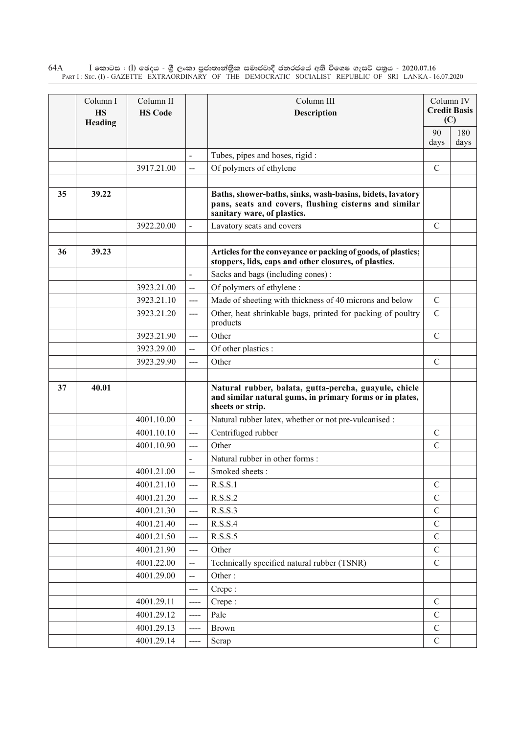| | Column I **HS Heading** | Column II **HS Code** | | Column III **Description** | Column IV **Credit Basis (C)** | |
|---|---|---|---|---|---|---|
| | | | | | 90 days | 180 days |
| | | | - | Tubes, pipes and hoses, rigid : | | |
| | | 3917.21.00 | -- | Of polymers of ethylene | C | |
| | | | | | | |
| **35** | **39.22** | | | **Baths, shower-baths, sinks, wash-basins, bidets, lavatory pans, seats and covers, flushing cisterns and similar sanitary ware, of plastics.** | | |
| | | 3922.20.00 | - | Lavatory seats and covers | C | |
| | | | | | | |
| **36** | **39.23** | | | **Articles for the conveyance or packing of goods, of plastics; stoppers, lids, caps and other closures, of plastics.** | | |
| | | | - | Sacks and bags (including cones) : | | |
| | | 3923.21.00 | -- | Of polymers of ethylene : | | |
| | | 3923.21.10 | --- | Made of sheeting with thickness of 40 microns and below | C | |
| | | 3923.21.20 | --- | Other, heat shrinkable bags, printed for packing of poultry products | C | |
| | | 3923.21.90 | --- | Other | C | |
| | | 3923.29.00 | -- | Of other plastics : | | |
| | | 3923.29.90 | --- | Other | C | |
| | | | | | | |
| **37** | **40.01** | | | **Natural rubber, balata, gutta-percha, guayule, chicle and similar natural gums, in primary forms or in plates, sheets or strip.** | | |
| | | 4001.10.00 | - | Natural rubber latex, whether or not pre-vulcanised : | | |
| | | 4001.10.10 | --- | Centrifuged rubber | C | |
| | | 4001.10.90 | --- | Other | C | |
| | | | - | Natural rubber in other forms : | | |
| | | 4001.21.00 | -- | Smoked sheets : | | |
| | | 4001.21.10 | --- | R.S.S.1 | C | |
| | | 4001.21.20 | --- | R.S.S.2 | C | |
| | | 4001.21.30 | --- | R.S.S.3 | C | |
| | | 4001.21.40 | --- | R.S.S.4 | C | |
| | | 4001.21.50 | --- | R.S.S.5 | C | |
| | | 4001.21.90 | --- | Other | C | |
| | | 4001.22.00 | -- | Technically specified natural rubber (TSNR) | C | |
| | | 4001.29.00 | -- | Other : | | |
| | | | --- | Crepe : | | |
| | | 4001.29.11 | ---- | Crepe : | C | |
| | | 4001.29.12 | ---- | Pale | C | |
| | | 4001.29.13 | ---- | Brown | C | |
| | | 4001.29.14 | ---- | Scrap | C | |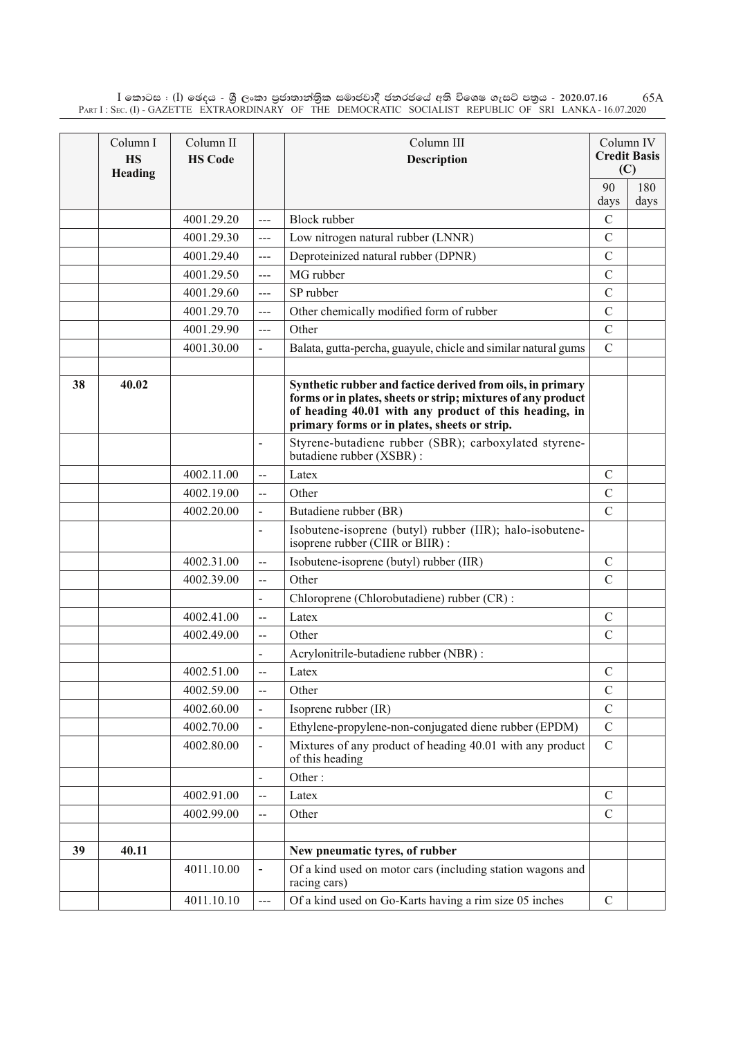| | Column I **HS Heading** | Column II **HS Code** | | Column III **Description** | Column IV **Credit Basis (C)** | |
|---|---|---|---|---|---|---|
| | | | | | 90 days | 180 days |
| | | 4001.29.20 | --- | Block rubber | C | |
| | | 4001.29.30 | --- | Low nitrogen natural rubber (LNNR) | C | |
| | | 4001.29.40 | --- | Deproteinized natural rubber (DPNR) | C | |
| | | 4001.29.50 | --- | MG rubber | C | |
| | | 4001.29.60 | --- | SP rubber | C | |
| | | 4001.29.70 | --- | Other chemically modified form of rubber | C | |
| | | 4001.29.90 | --- | Other | C | |
| | | 4001.30.00 | - | Balata, gutta-percha, guayule, chicle and similar natural gums | C | |
| | | | | | | |
| **38** | **40.02** | | | **Synthetic rubber and factice derived from oils, in primary forms or in plates, sheets or strip; mixtures of any product of heading 40.01 with any product of this heading, in primary forms or in plates, sheets or strip.** | | |
| | | | - | Styrene-butadiene rubber (SBR); carboxylated styrene-butadiene rubber (XSBR) : | | |
| | | 4002.11.00 | -- | Latex | C | |
| | | 4002.19.00 | -- | Other | C | |
| | | 4002.20.00 | - | Butadiene rubber (BR) | C | |
| | | | - | Isobutene-isoprene (butyl) rubber (IIR); halo-isobutene-isoprene rubber (CIIR or BIIR) : | | |
| | | 4002.31.00 | -- | Isobutene-isoprene (butyl) rubber (IIR) | C | |
| | | 4002.39.00 | -- | Other | C | |
| | | | - | Chloroprene (Chlorobutadiene) rubber (CR) : | | |
| | | 4002.41.00 | -- | Latex | C | |
| | | 4002.49.00 | -- | Other | C | |
| | | | - | Acrylonitrile-butadiene rubber (NBR) : | | |
| | | 4002.51.00 | -- | Latex | C | |
| | | 4002.59.00 | -- | Other | C | |
| | | 4002.60.00 | - | Isoprene rubber (IR) | C | |
| | | 4002.70.00 | - | Ethylene-propylene-non-conjugated diene rubber (EPDM) | C | |
| | | 4002.80.00 | - | Mixtures of any product of heading 40.01 with any product of this heading | C | |
| | | | - | Other : | | |
| | | 4002.91.00 | -- | Latex | C | |
| | | 4002.99.00 | -- | Other | C | |
| | | | | | | |
| **39** | **40.11** | | | **New pneumatic tyres, of rubber** | | |
| | | 4011.10.00 | **-** | Of a kind used on motor cars (including station wagons and racing cars) | | |
| | | 4011.10.10 | --- | Of a kind used on Go-Karts having a rim size 05 inches | C | |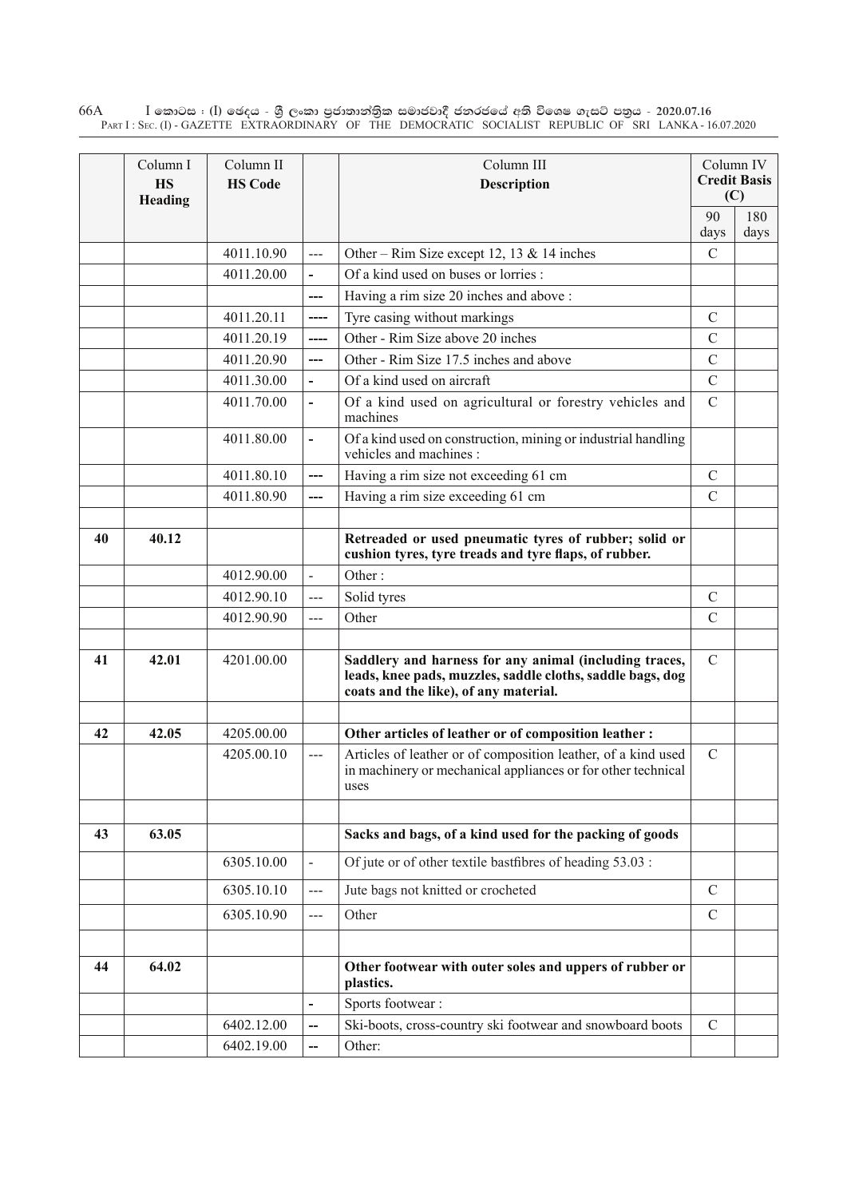| | Column I<br>**HS Heading** | Column II<br>**HS Code** | | Column III<br>**Description** | Column IV<br>**Credit Basis (C)** | |
|---|---|---|---|---|---|---|
| | | | | | 90 days | 180 days |
| | | 4011.10.90 | --- | Other – Rim Size except 12, 13 & 14 inches | C | |
| | | 4011.20.00 | - | Of a kind used on buses or lorries : | | |
| | | | --- | Having a rim size 20 inches and above : | | |
| | | 4011.20.11 | ---- | Tyre casing without markings | C | |
| | | 4011.20.19 | ---- | Other - Rim Size above 20 inches | C | |
| | | 4011.20.90 | --- | Other - Rim Size 17.5 inches and above | C | |
| | | 4011.30.00 | - | Of a kind used on aircraft | C | |
| | | 4011.70.00 | - | Of a kind used on agricultural or forestry vehicles and machines | C | |
| | | 4011.80.00 | - | Of a kind used on construction, mining or industrial handling vehicles and machines : | | |
| | | 4011.80.10 | --- | Having a rim size not exceeding 61 cm | C | |
| | | 4011.80.90 | --- | Having a rim size exceeding 61 cm | C | |
| | | | | | | |
| **40** | **40.12** | | | **Retreaded or used pneumatic tyres of rubber; solid or cushion tyres, tyre treads and tyre flaps, of rubber.** | | |
| | | 4012.90.00 | - | Other : | | |
| | | 4012.90.10 | --- | Solid tyres | C | |
| | | 4012.90.90 | --- | Other | C | |
| | | | | | | |
| **41** | **42.01** | 4201.00.00 | | **Saddlery and harness for any animal (including traces, leads, knee pads, muzzles, saddle cloths, saddle bags, dog coats and the like), of any material.** | C | |
| | | | | | | |
| **42** | **42.05** | 4205.00.00 | | **Other articles of leather or of composition leather :** | | |
| | | 4205.00.10 | --- | Articles of leather or of composition leather, of a kind used in machinery or mechanical appliances or for other technical uses | C | |
| | | | | | | |
| **43** | **63.05** | | | **Sacks and bags, of a kind used for the packing of goods** | | |
| | | 6305.10.00 | - | Of jute or of other textile bastfibres of heading 53.03 : | | |
| | | 6305.10.10 | --- | Jute bags not knitted or crocheted | C | |
| | | 6305.10.90 | --- | Other | C | |
| | | | | | | |
| **44** | **64.02** | | | **Other footwear with outer soles and uppers of rubber or plastics.** | | |
| | | | - | Sports footwear : | | |
| | | 6402.12.00 | -- | Ski-boots, cross-country ski footwear and snowboard boots | C | |
| | | 6402.19.00 | -- | Other: | | |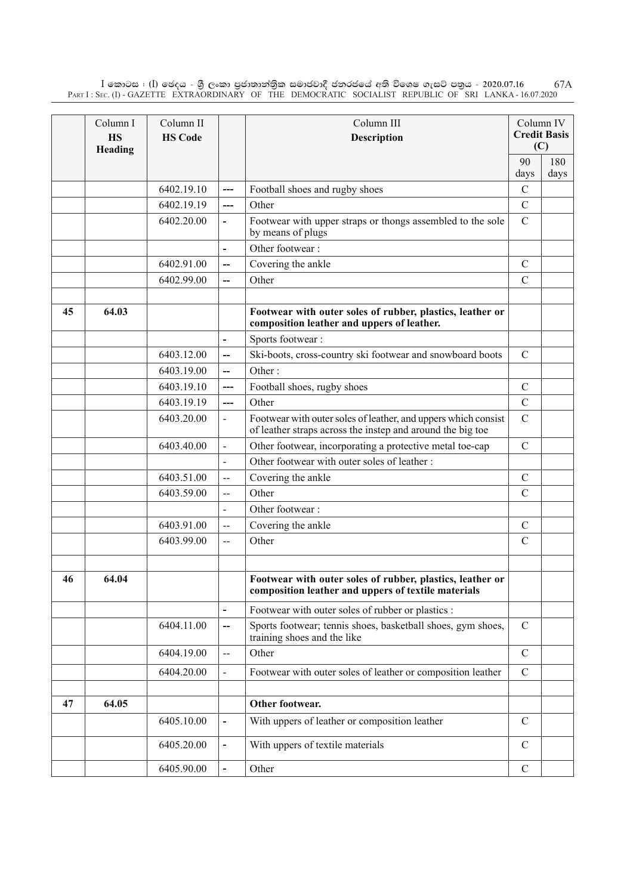|  | Column I<br>**HS Heading** | Column II<br>**HS Code** |  | Column III<br>**Description** | Column IV<br>**Credit Basis (C)** |  |
|---|---|---|---|---|---|---|
|  |  |  |  |  | 90 days | 180 days |
|  |  | 6402.19.10 | --- | Football shoes and rugby shoes | C |  |
|  |  | 6402.19.19 | --- | Other | C |  |
|  |  | 6402.20.00 | - | Footwear with upper straps or thongs assembled to the sole by means of plugs | C |  |
|  |  |  | - | Other footwear : |  |  |
|  |  | 6402.91.00 | -- | Covering the ankle | C |  |
|  |  | 6402.99.00 | -- | Other | C |  |
|  |  |  |  |  |  |  |
| 45 | 64.03 |  |  | **Footwear with outer soles of rubber, plastics, leather or composition leather and uppers of leather.** |  |  |
|  |  |  | - | Sports footwear : |  |  |
|  |  | 6403.12.00 | -- | Ski-boots, cross-country ski footwear and snowboard boots | C |  |
|  |  | 6403.19.00 | -- | Other : |  |  |
|  |  | 6403.19.10 | --- | Football shoes, rugby shoes | C |  |
|  |  | 6403.19.19 | --- | Other | C |  |
|  |  | 6403.20.00 | - | Footwear with outer soles of leather, and uppers which consist of leather straps across the instep and around the big toe | C |  |
|  |  | 6403.40.00 | - | Other footwear, incorporating a protective metal toe-cap | C |  |
|  |  |  | - | Other footwear with outer soles of leather : |  |  |
|  |  | 6403.51.00 | -- | Covering the ankle | C |  |
|  |  | 6403.59.00 | -- | Other | C |  |
|  |  |  | - | Other footwear : |  |  |
|  |  | 6403.91.00 | -- | Covering the ankle | C |  |
|  |  | 6403.99.00 | -- | Other | C |  |
|  |  |  |  |  |  |  |
| 46 | 64.04 |  |  | **Footwear with outer soles of rubber, plastics, leather or composition leather and uppers of textile materials** |  |  |
|  |  |  | - | Footwear with outer soles of rubber or plastics : |  |  |
|  |  | 6404.11.00 | -- | Sports footwear; tennis shoes, basketball shoes, gym shoes, training shoes and the like | C |  |
|  |  | 6404.19.00 | -- | Other | C |  |
|  |  | 6404.20.00 | - | Footwear with outer soles of leather or composition leather | C |  |
|  |  |  |  |  |  |  |
| 47 | 64.05 |  |  | **Other footwear.** |  |  |
|  |  | 6405.10.00 | - | With uppers of leather or composition leather | C |  |
|  |  | 6405.20.00 | - | With uppers of textile materials | C |  |
|  |  | 6405.90.00 | - | Other | C |  |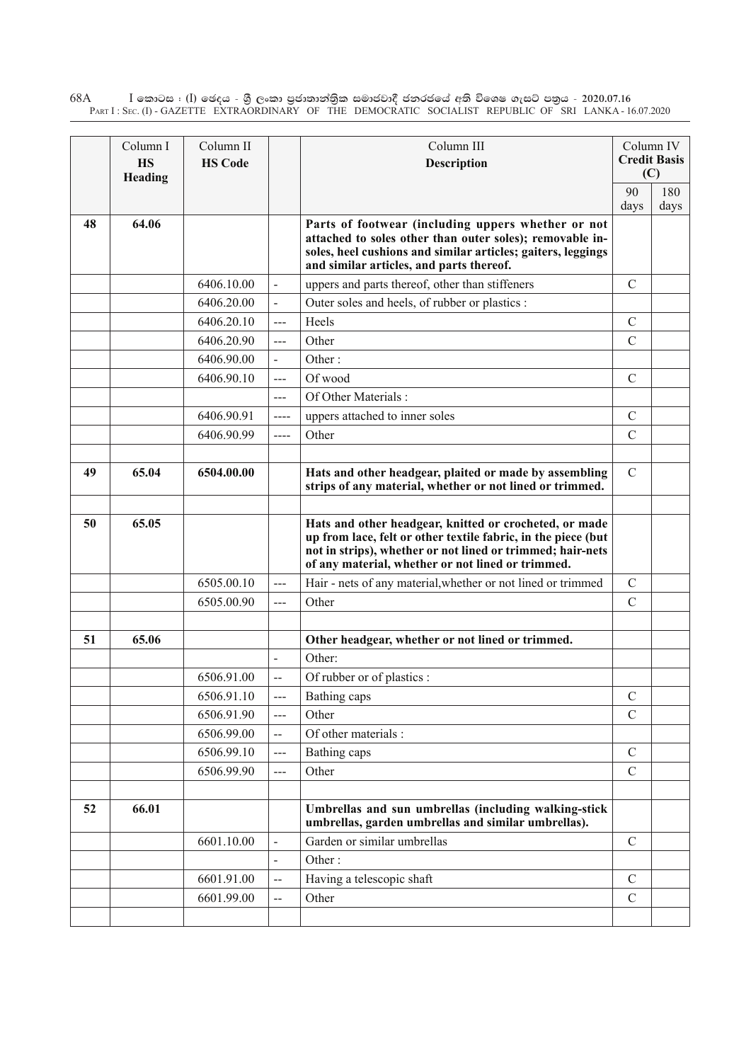| | Column I HS Heading | Column II HS Code | | Column III Description | Column IV Credit Basis (C) | |
|---|---|---|---|---|---|---|
| | | | | | 90 days | 180 days |
| 48 | 64.06 | | | **Parts of footwear (including uppers whether or not attached to soles other than outer soles); removable in-soles, heel cushions and similar articles; gaiters, leggings and similar articles, and parts thereof.** | | |
| | | 6406.10.00 | - | uppers and parts thereof, other than stiffeners | C | |
| | | 6406.20.00 | - | Outer soles and heels, of rubber or plastics : | | |
| | | 6406.20.10 | --- | Heels | C | |
| | | 6406.20.90 | --- | Other | C | |
| | | 6406.90.00 | - | Other : | | |
| | | 6406.90.10 | --- | Of wood | C | |
| | | | --- | Of Other Materials : | | |
| | | 6406.90.91 | ---- | uppers attached to inner soles | C | |
| | | 6406.90.99 | ---- | Other | C | |
| | | | | | | |
| 49 | 65.04 | **6504.00.00** | | **Hats and other headgear, plaited or made by assembling strips of any material, whether or not lined or trimmed.** | C | |
| | | | | | | |
| 50 | 65.05 | | | **Hats and other headgear, knitted or crocheted, or made up from lace, felt or other textile fabric, in the piece (but not in strips), whether or not lined or trimmed; hair-nets of any material, whether or not lined or trimmed.** | | |
| | | 6505.00.10 | --- | Hair - nets of any material,whether or not lined or trimmed | C | |
| | | 6505.00.90 | --- | Other | C | |
| | | | | | | |
| 51 | 65.06 | | | **Other headgear, whether or not lined or trimmed.** | | |
| | | | - | Other: | | |
| | | 6506.91.00 | -- | Of rubber or of plastics : | | |
| | | 6506.91.10 | --- | Bathing caps | C | |
| | | 6506.91.90 | --- | Other | C | |
| | | 6506.99.00 | -- | Of other materials : | | |
| | | 6506.99.10 | --- | Bathing caps | C | |
| | | 6506.99.90 | --- | Other | C | |
| | | | | | | |
| 52 | 66.01 | | | **Umbrellas and sun umbrellas (including walking-stick umbrellas, garden umbrellas and similar umbrellas).** | | |
| | | 6601.10.00 | - | Garden or similar umbrellas | C | |
| | | | - | Other : | | |
| | | 6601.91.00 | -- | Having a telescopic shaft | C | |
| | | 6601.99.00 | -- | Other | C | |
| | | | | | | |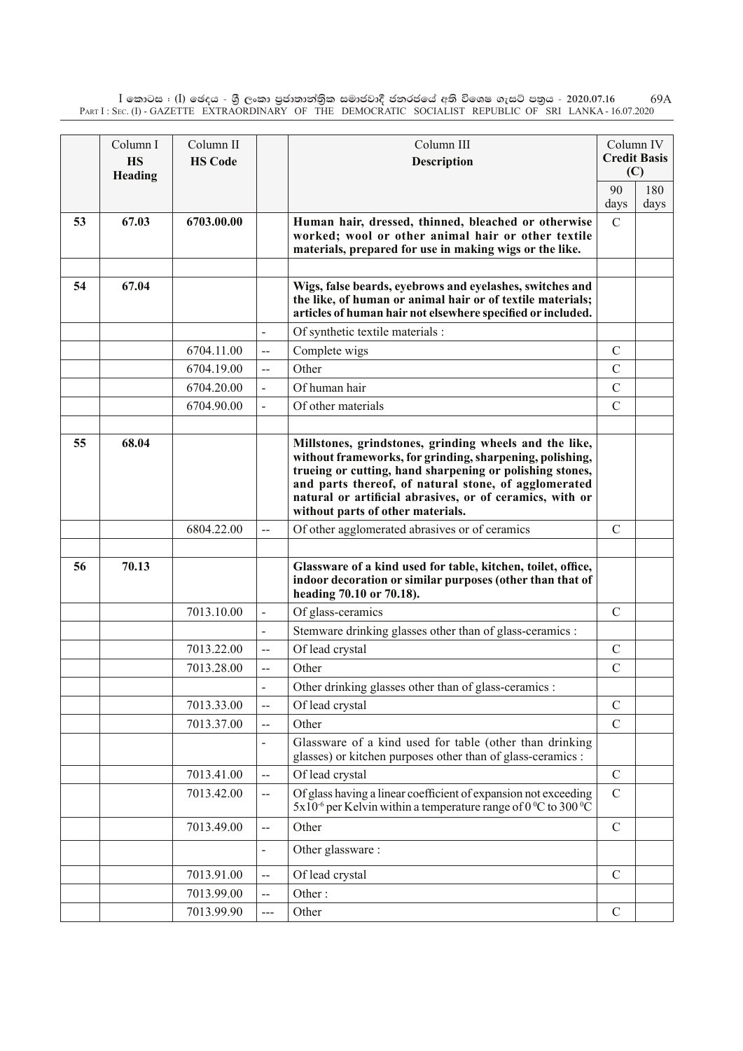| | Column I<br>**HS Heading** | Column II<br>**HS Code** | | Column III<br>**Description** | Column IV<br>**Credit Basis (C)** | |
|---|---|---|---|---|---|---|
| | | | | | 90 days | 180 days |
| **53** | **67.03** | **6703.00.00** | | **Human hair, dressed, thinned, bleached or otherwise worked; wool or other animal hair or other textile materials, prepared for use in making wigs or the like.** | C | |
| | | | | | | |
| **54** | **67.04** | | | **Wigs, false beards, eyebrows and eyelashes, switches and the like, of human or animal hair or of textile materials; articles of human hair not elsewhere specified or included.** | | |
| | | | - | Of synthetic textile materials : | | |
| | | 6704.11.00 | -- | Complete wigs | C | |
| | | 6704.19.00 | -- | Other | C | |
| | | 6704.20.00 | - | Of human hair | C | |
| | | 6704.90.00 | - | Of other materials | C | |
| | | | | | | |
| **55** | **68.04** | | | **Millstones, grindstones, grinding wheels and the like, without frameworks, for grinding, sharpening, polishing, trueing or cutting, hand sharpening or polishing stones, and parts thereof, of natural stone, of agglomerated natural or artificial abrasives, or of ceramics, with or without parts of other materials.** | | |
| | | 6804.22.00 | -- | Of other agglomerated abrasives or of ceramics | C | |
| | | | | | | |
| **56** | **70.13** | | | **Glassware of a kind used for table, kitchen, toilet, office, indoor decoration or similar purposes (other than that of heading 70.10 or 70.18).** | | |
| | | 7013.10.00 | - | Of glass-ceramics | C | |
| | | | - | Stemware drinking glasses other than of glass-ceramics : | | |
| | | 7013.22.00 | -- | Of lead crystal | C | |
| | | 7013.28.00 | -- | Other | C | |
| | | | - | Other drinking glasses other than of glass-ceramics : | | |
| | | 7013.33.00 | -- | Of lead crystal | C | |
| | | 7013.37.00 | -- | Other | C | |
| | | | - | Glassware of a kind used for table (other than drinking glasses) or kitchen purposes other than of glass-ceramics : | | |
| | | 7013.41.00 | -- | Of lead crystal | C | |
| | | 7013.42.00 | -- | Of glass having a linear coefficient of expansion not exceeding $5x10^{-6}$ per Kelvin within a temperature range of 0 $^{0}$C to 300 $^{0}$C | C | |
| | | 7013.49.00 | -- | Other | C | |
| | | | - | Other glassware : | | |
| | | 7013.91.00 | -- | Of lead crystal | C | |
| | | 7013.99.00 | -- | Other : | | |
| | | 7013.99.90 | --- | Other | C | |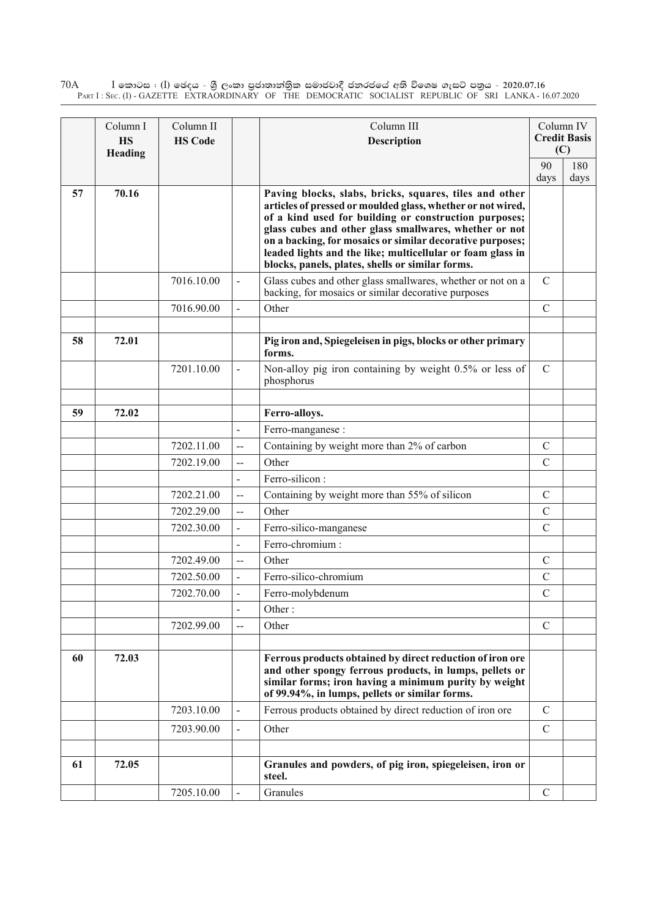| | Column I<br>**HS Heading** | Column II<br>**HS Code** | | Column III<br>**Description** | Column IV<br>**Credit Basis (C)** | |
|---|---|---|---|---|---|---|
| | | | | | 90 days | 180 days |
| **57** | **70.16** | | | **Paving blocks, slabs, bricks, squares, tiles and other articles of pressed or moulded glass, whether or not wired, of a kind used for building or construction purposes; glass cubes and other glass smallwares, whether or not on a backing, for mosaics or similar decorative purposes; leaded lights and the like; multicellular or foam glass in blocks, panels, plates, shells or similar forms.** | | |
| | | 7016.10.00 | - | Glass cubes and other glass smallwares, whether or not on a backing, for mosaics or similar decorative purposes | C | |
| | | 7016.90.00 | - | Other | C | |
| | | | | | | |
| **58** | **72.01** | | | **Pig iron and, Spiegeleisen in pigs, blocks or other primary forms.** | | |
| | | 7201.10.00 | - | Non-alloy pig iron containing by weight 0.5% or less of phosphorus | C | |
| | | | | | | |
| **59** | **72.02** | | | **Ferro-alloys.** | | |
| | | | - | Ferro-manganese : | | |
| | | 7202.11.00 | -- | Containing by weight more than 2% of carbon | C | |
| | | 7202.19.00 | -- | Other | C | |
| | | | - | Ferro-silicon : | | |
| | | 7202.21.00 | -- | Containing by weight more than 55% of silicon | C | |
| | | 7202.29.00 | -- | Other | C | |
| | | 7202.30.00 | - | Ferro-silico-manganese | C | |
| | | | - | Ferro-chromium : | | |
| | | 7202.49.00 | -- | Other | C | |
| | | 7202.50.00 | - | Ferro-silico-chromium | C | |
| | | 7202.70.00 | - | Ferro-molybdenum | C | |
| | | | - | Other : | | |
| | | 7202.99.00 | -- | Other | C | |
| | | | | | | |
| **60** | **72.03** | | | **Ferrous products obtained by direct reduction of iron ore and other spongy ferrous products, in lumps, pellets or similar forms; iron having a minimum purity by weight of 99.94%, in lumps, pellets or similar forms.** | | |
| | | 7203.10.00 | - | Ferrous products obtained by direct reduction of iron ore | C | |
| | | 7203.90.00 | - | Other | C | |
| | | | | | | |
| **61** | **72.05** | | | **Granules and powders, of pig iron, spiegeleisen, iron or steel.** | | |
| | | 7205.10.00 | - | Granules | C | |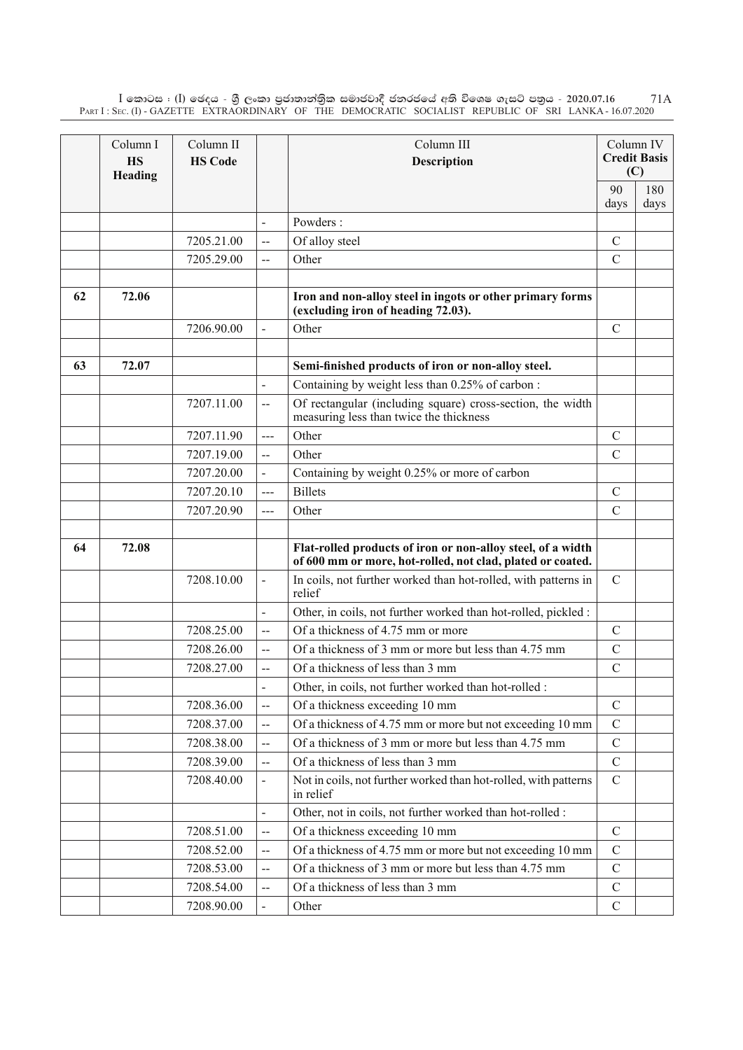| | Column I<br>**HS Heading** | Column II<br>**HS Code** | | Column III<br>**Description** | Column IV<br>**Credit Basis (C)** | |
|---|---|---|---|---|---|---|
| | | | | | 90 days | 180 days |
| | | | - | Powders : | | |
| | | 7205.21.00 | -- | Of alloy steel | C | |
| | | 7205.29.00 | -- | Other | C | |
| | | | | | | |
| 62 | 72.06 | | | **Iron and non-alloy steel in ingots or other primary forms (excluding iron of heading 72.03).** | | |
| | | 7206.90.00 | - | Other | C | |
| | | | | | | |
| 63 | 72.07 | | | **Semi-finished products of iron or non-alloy steel.** | | |
| | | | - | Containing by weight less than 0.25% of carbon : | | |
| | | 7207.11.00 | -- | Of rectangular (including square) cross-section, the width measuring less than twice the thickness | | |
| | | 7207.11.90 | --- | Other | C | |
| | | 7207.19.00 | -- | Other | C | |
| | | 7207.20.00 | - | Containing by weight 0.25% or more of carbon | | |
| | | 7207.20.10 | --- | Billets | C | |
| | | 7207.20.90 | --- | Other | C | |
| | | | | | | |
| 64 | 72.08 | | | **Flat-rolled products of iron or non-alloy steel, of a width of 600 mm or more, hot-rolled, not clad, plated or coated.** | | |
| | | 7208.10.00 | - | In coils, not further worked than hot-rolled, with patterns in relief | C | |
| | | | - | Other, in coils, not further worked than hot-rolled, pickled : | | |
| | | 7208.25.00 | -- | Of a thickness of 4.75 mm or more | C | |
| | | 7208.26.00 | -- | Of a thickness of 3 mm or more but less than 4.75 mm | C | |
| | | 7208.27.00 | -- | Of a thickness of less than 3 mm | C | |
| | | | - | Other, in coils, not further worked than hot-rolled : | | |
| | | 7208.36.00 | -- | Of a thickness exceeding 10 mm | C | |
| | | 7208.37.00 | -- | Of a thickness of 4.75 mm or more but not exceeding 10 mm | C | |
| | | 7208.38.00 | -- | Of a thickness of 3 mm or more but less than 4.75 mm | C | |
| | | 7208.39.00 | -- | Of a thickness of less than 3 mm | C | |
| | | 7208.40.00 | - | Not in coils, not further worked than hot-rolled, with patterns in relief | C | |
| | | | - | Other, not in coils, not further worked than hot-rolled : | | |
| | | 7208.51.00 | -- | Of a thickness exceeding 10 mm | C | |
| | | 7208.52.00 | -- | Of a thickness of 4.75 mm or more but not exceeding 10 mm | C | |
| | | 7208.53.00 | -- | Of a thickness of 3 mm or more but less than 4.75 mm | C | |
| | | 7208.54.00 | -- | Of a thickness of less than 3 mm | C | |
| | | 7208.90.00 | - | Other | C | |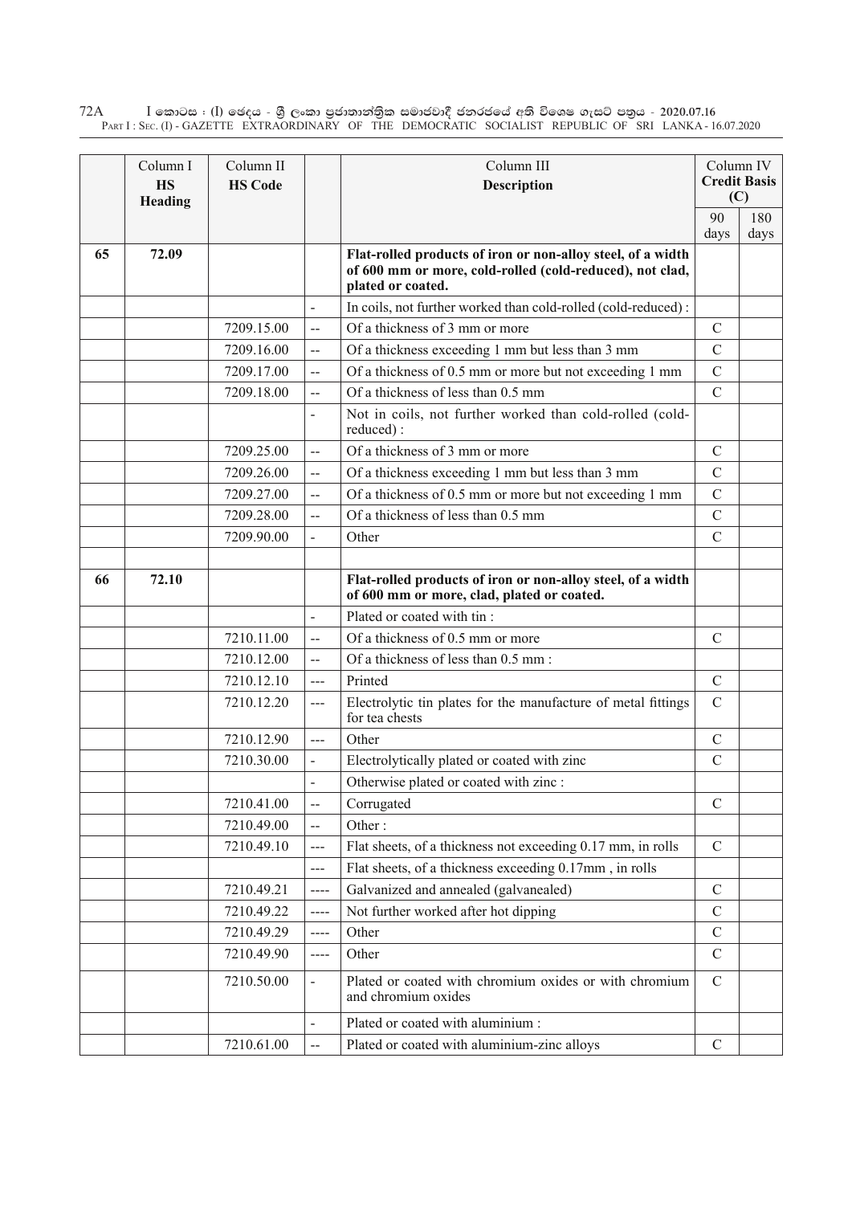|  | Column I<br>**HS Heading** | Column II<br>**HS Code** |  | Column III<br>**Description** | Column IV<br>**Credit Basis (C)** |  |
|---|---|---|---|---|---|---|
|  |  |  |  |  | 90 days | 180 days |
| **65** | **72.09** |  |  | **Flat-rolled products of iron or non-alloy steel, of a width of 600 mm or more, cold-rolled (cold-reduced), not clad, plated or coated.** |  |  |
|  |  |  | - | In coils, not further worked than cold-rolled (cold-reduced) : |  |  |
|  |  | 7209.15.00 | -- | Of a thickness of 3 mm or more | C |  |
|  |  | 7209.16.00 | -- | Of a thickness exceeding 1 mm but less than 3 mm | C |  |
|  |  | 7209.17.00 | -- | Of a thickness of 0.5 mm or more but not exceeding 1 mm | C |  |
|  |  | 7209.18.00 | -- | Of a thickness of less than 0.5 mm | C |  |
|  |  |  | - | Not in coils, not further worked than cold-rolled (cold-reduced) : |  |  |
|  |  | 7209.25.00 | -- | Of a thickness of 3 mm or more | C |  |
|  |  | 7209.26.00 | -- | Of a thickness exceeding 1 mm but less than 3 mm | C |  |
|  |  | 7209.27.00 | -- | Of a thickness of 0.5 mm or more but not exceeding 1 mm | C |  |
|  |  | 7209.28.00 | -- | Of a thickness of less than 0.5 mm | C |  |
|  |  | 7209.90.00 | - | Other | C |  |
|  |  |  |  |  |  |  |
| **66** | **72.10** |  |  | **Flat-rolled products of iron or non-alloy steel, of a width of 600 mm or more, clad, plated or coated.** |  |  |
|  |  |  | - | Plated or coated with tin : |  |  |
|  |  | 7210.11.00 | -- | Of a thickness of 0.5 mm or more | C |  |
|  |  | 7210.12.00 | -- | Of a thickness of less than 0.5 mm : |  |  |
|  |  | 7210.12.10 | --- | Printed | C |  |
|  |  | 7210.12.20 | --- | Electrolytic tin plates for the manufacture of metal fittings for tea chests | C |  |
|  |  | 7210.12.90 | --- | Other | C |  |
|  |  | 7210.30.00 | - | Electrolytically plated or coated with zinc | C |  |
|  |  |  | - | Otherwise plated or coated with zinc : |  |  |
|  |  | 7210.41.00 | -- | Corrugated | C |  |
|  |  | 7210.49.00 | -- | Other : |  |  |
|  |  | 7210.49.10 | --- | Flat sheets, of a thickness not exceeding 0.17 mm, in rolls | C |  |
|  |  |  | --- | Flat sheets, of a thickness exceeding 0.17mm , in rolls |  |  |
|  |  | 7210.49.21 | ---- | Galvanized and annealed (galvanealed) | C |  |
|  |  | 7210.49.22 | ---- | Not further worked after hot dipping | C |  |
|  |  | 7210.49.29 | ---- | Other | C |  |
|  |  | 7210.49.90 | ---- | Other | C |  |
|  |  | 7210.50.00 | - | Plated or coated with chromium oxides or with chromium and chromium oxides | C |  |
|  |  |  | - | Plated or coated with aluminium : |  |  |
|  |  | 7210.61.00 | -- | Plated or coated with aluminium-zinc alloys | C |  |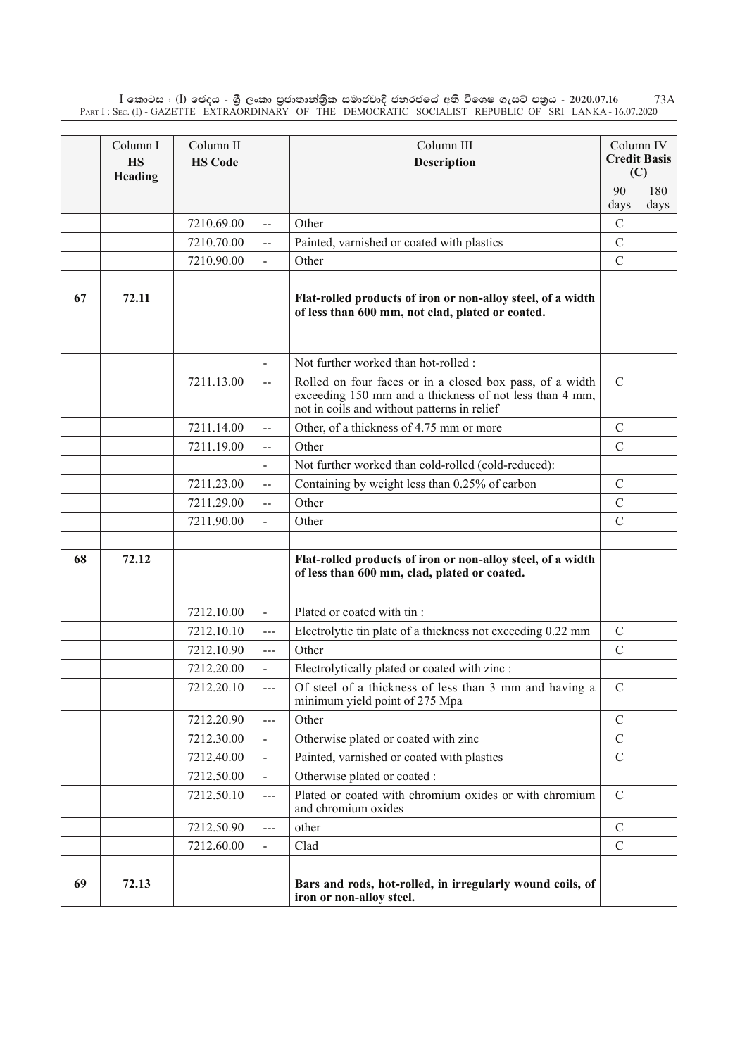| | Column I HS Heading | Column II HS Code | | Column III Description | Column IV Credit Basis (C) | |
|---|---|---|---|---|---|---|
| | | | | | 90 days | 180 days |
| | | 7210.69.00 | -- | Other | C | |
| | | 7210.70.00 | -- | Painted, varnished or coated with plastics | C | |
| | | 7210.90.00 | - | Other | C | |
| | | | | | | |
| 67 | 72.11 | | | **Flat-rolled products of iron or non-alloy steel, of a width of less than 600 mm, not clad, plated or coated.** | | |
| | | | - | Not further worked than hot-rolled : | | |
| | | 7211.13.00 | -- | Rolled on four faces or in a closed box pass, of a width exceeding 150 mm and a thickness of not less than 4 mm, not in coils and without patterns in relief | C | |
| | | 7211.14.00 | -- | Other, of a thickness of 4.75 mm or more | C | |
| | | 7211.19.00 | -- | Other | C | |
| | | | - | Not further worked than cold-rolled (cold-reduced): | | |
| | | 7211.23.00 | -- | Containing by weight less than 0.25% of carbon | C | |
| | | 7211.29.00 | -- | Other | C | |
| | | 7211.90.00 | - | Other | C | |
| | | | | | | |
| 68 | 72.12 | | | **Flat-rolled products of iron or non-alloy steel, of a width of less than 600 mm, clad, plated or coated.** | | |
| | | 7212.10.00 | - | Plated or coated with tin : | | |
| | | 7212.10.10 | --- | Electrolytic tin plate of a thickness not exceeding 0.22 mm | C | |
| | | 7212.10.90 | --- | Other | C | |
| | | 7212.20.00 | - | Electrolytically plated or coated with zinc : | | |
| | | 7212.20.10 | --- | Of steel of a thickness of less than 3 mm and having a minimum yield point of 275 Mpa | C | |
| | | 7212.20.90 | --- | Other | C | |
| | | 7212.30.00 | - | Otherwise plated or coated with zinc | C | |
| | | 7212.40.00 | - | Painted, varnished or coated with plastics | C | |
| | | 7212.50.00 | - | Otherwise plated or coated : | | |
| | | 7212.50.10 | --- | Plated or coated with chromium oxides or with chromium and chromium oxides | C | |
| | | 7212.50.90 | --- | other | C | |
| | | 7212.60.00 | - | Clad | C | |
| | | | | | | |
| 69 | 72.13 | | | **Bars and rods, hot-rolled, in irregularly wound coils, of iron or non-alloy steel.** | | |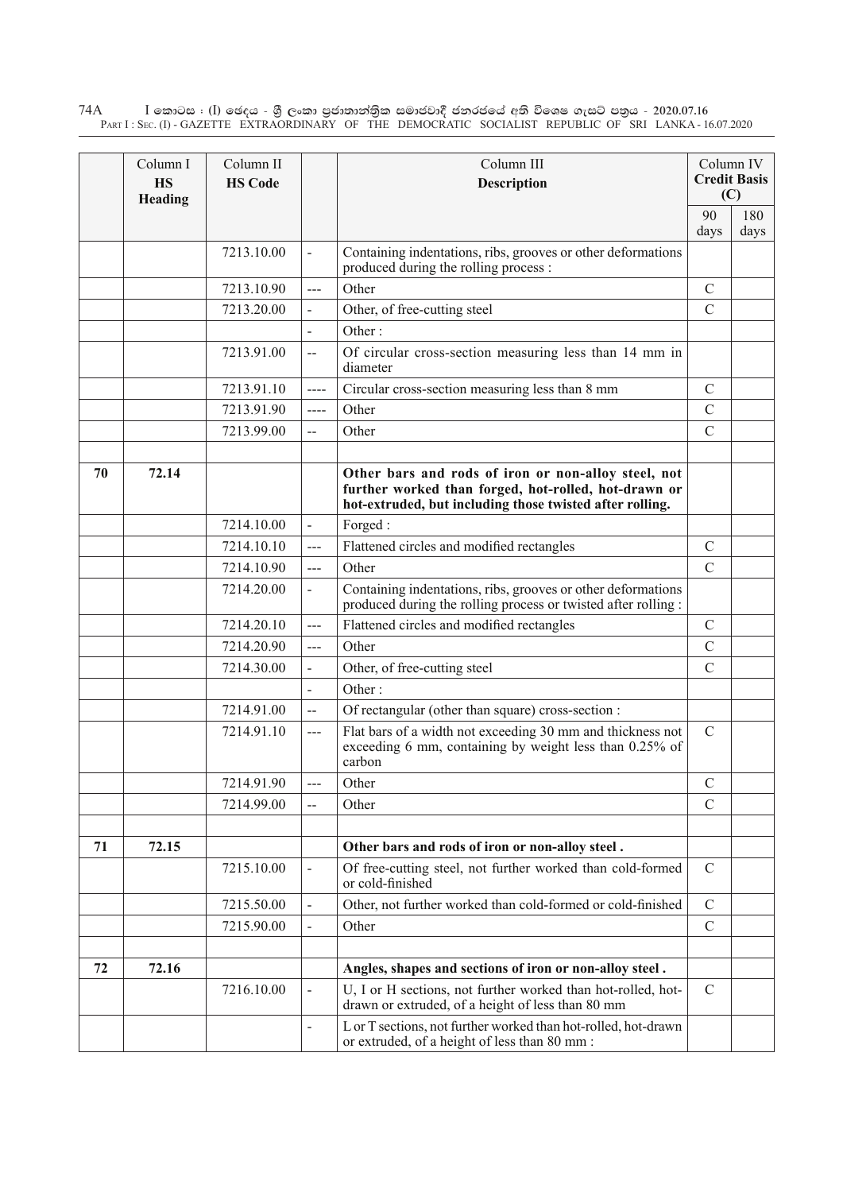| | Column I<br>**HS Heading** | Column II<br>**HS Code** | | Column III<br>**Description** | Column IV<br>**Credit Basis (C)** | |
|---|---|---|---|---|---|---|
| | | | | | 90 days | 180 days |
| | | 7213.10.00 | - | Containing indentations, ribs, grooves or other deformations produced during the rolling process : | | |
| | | 7213.10.90 | --- | Other | C | |
| | | 7213.20.00 | - | Other, of free-cutting steel | C | |
| | | | - | Other : | | |
| | | 7213.91.00 | -- | Of circular cross-section measuring less than 14 mm in diameter | | |
| | | 7213.91.10 | ---- | Circular cross-section measuring less than 8 mm | C | |
| | | 7213.91.90 | ---- | Other | C | |
| | | 7213.99.00 | -- | Other | C | |
| | | | | | | |
| **70** | **72.14** | | | **Other bars and rods of iron or non-alloy steel, not further worked than forged, hot-rolled, hot-drawn or hot-extruded, but including those twisted after rolling.** | | |
| | | 7214.10.00 | - | Forged : | | |
| | | 7214.10.10 | --- | Flattened circles and modified rectangles | C | |
| | | 7214.10.90 | --- | Other | C | |
| | | 7214.20.00 | - | Containing indentations, ribs, grooves or other deformations produced during the rolling process or twisted after rolling : | | |
| | | 7214.20.10 | --- | Flattened circles and modified rectangles | C | |
| | | 7214.20.90 | --- | Other | C | |
| | | 7214.30.00 | - | Other, of free-cutting steel | C | |
| | | | - | Other : | | |
| | | 7214.91.00 | -- | Of rectangular (other than square) cross-section : | | |
| | | 7214.91.10 | --- | Flat bars of a width not exceeding 30 mm and thickness not exceeding 6 mm, containing by weight less than 0.25% of carbon | C | |
| | | 7214.91.90 | --- | Other | C | |
| | | 7214.99.00 | -- | Other | C | |
| | | | | | | |
| **71** | **72.15** | | | **Other bars and rods of iron or non-alloy steel .** | | |
| | | 7215.10.00 | - | Of free-cutting steel, not further worked than cold-formed or cold-finished | C | |
| | | 7215.50.00 | - | Other, not further worked than cold-formed or cold-finished | C | |
| | | 7215.90.00 | - | Other | C | |
| | | | | | | |
| **72** | **72.16** | | | **Angles, shapes and sections of iron or non-alloy steel .** | | |
| | | 7216.10.00 | - | U, I or H sections, not further worked than hot-rolled, hot-drawn or extruded, of a height of less than 80 mm | C | |
| | | | - | L or T sections, not further worked than hot-rolled, hot-drawn or extruded, of a height of less than 80 mm : | | |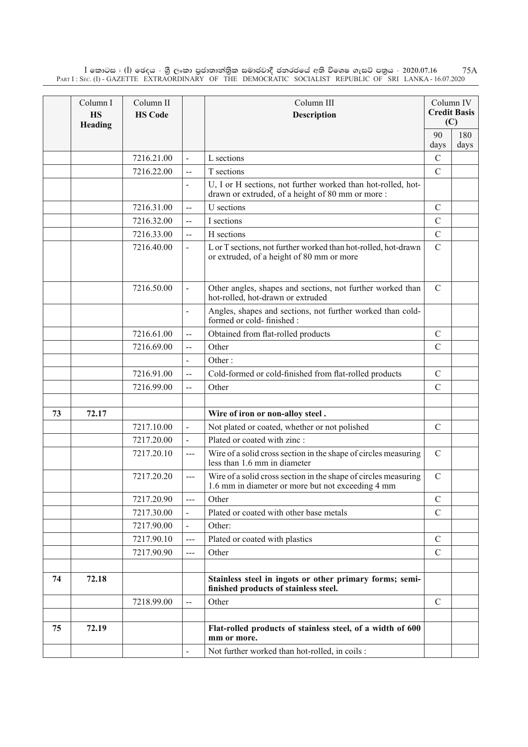| | Column I HS Heading | Column II HS Code | | Column III Description | Column IV Credit Basis (C) | |
|---|---|---|---|---|---|---|
| | | | | | 90 days | 180 days |
| | | 7216.21.00 | - | L sections | C | |
| | | 7216.22.00 | -- | T sections | C | |
| | | | - | U, I or H sections, not further worked than hot-rolled, hot-drawn or extruded, of a height of 80 mm or more : | | |
| | | 7216.31.00 | -- | U sections | C | |
| | | 7216.32.00 | -- | I sections | C | |
| | | 7216.33.00 | -- | H sections | C | |
| | | 7216.40.00 | - | L or T sections, not further worked than hot-rolled, hot-drawn or extruded, of a height of 80 mm or more | C | |
| | | 7216.50.00 | - | Other angles, shapes and sections, not further worked than hot-rolled, hot-drawn or extruded | C | |
| | | | - | Angles, shapes and sections, not further worked than cold-formed or cold- finished : | | |
| | | 7216.61.00 | -- | Obtained from flat-rolled products | C | |
| | | 7216.69.00 | -- | Other | C | |
| | | | - | Other : | | |
| | | 7216.91.00 | -- | Cold-formed or cold-finished from flat-rolled products | C | |
| | | 7216.99.00 | -- | Other | C | |
| | | | | | | |
| 73 | 72.17 | | | **Wire of iron or non-alloy steel .** | | |
| | | 7217.10.00 | - | Not plated or coated, whether or not polished | C | |
| | | 7217.20.00 | - | Plated or coated with zinc : | | |
| | | 7217.20.10 | --- | Wire of a solid cross section in the shape of circles measuring less than 1.6 mm in diameter | C | |
| | | 7217.20.20 | --- | Wire of a solid cross section in the shape of circles measuring 1.6 mm in diameter or more but not exceeding 4 mm | C | |
| | | 7217.20.90 | --- | Other | C | |
| | | 7217.30.00 | - | Plated or coated with other base metals | C | |
| | | 7217.90.00 | - | Other: | | |
| | | 7217.90.10 | --- | Plated or coated with plastics | C | |
| | | 7217.90.90 | --- | Other | C | |
| | | | | | | |
| 74 | 72.18 | | | **Stainless steel in ingots or other primary forms; semi-finished products of stainless steel.** | | |
| | | 7218.99.00 | -- | Other | C | |
| | | | | | | |
| 75 | 72.19 | | | **Flat-rolled products of stainless steel, of a width of 600 mm or more.** | | |
| | | | - | Not further worked than hot-rolled, in coils : | | |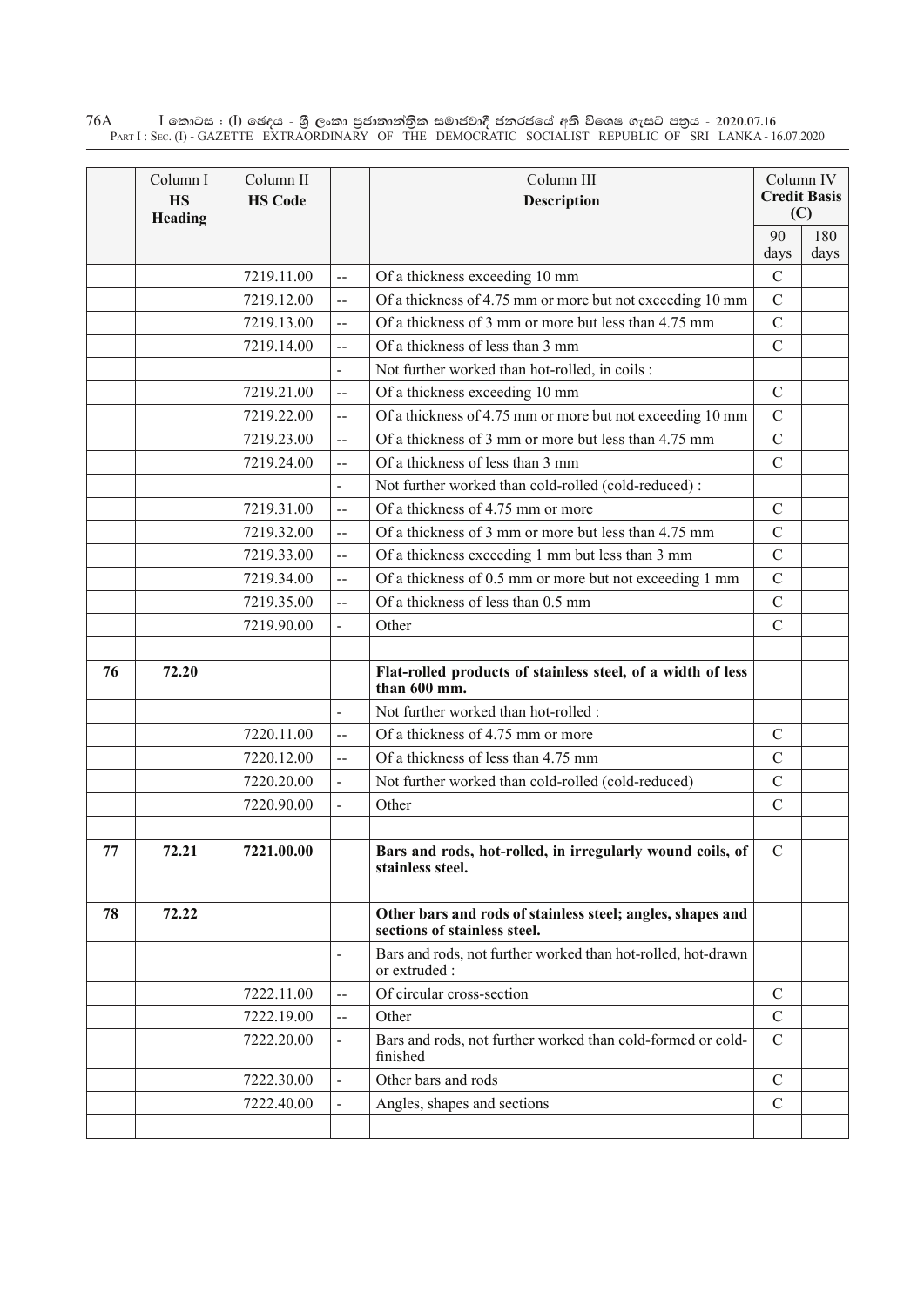| | Column I HS Heading | Column II HS Code | | Column III Description | Column IV Credit Basis (C) | |
|---|---|---|---|---|---|---|
| | | | | | 90 days | 180 days |
| | | 7219.11.00 | -- | Of a thickness exceeding 10 mm | C | |
| | | 7219.12.00 | -- | Of a thickness of 4.75 mm or more but not exceeding 10 mm | C | |
| | | 7219.13.00 | -- | Of a thickness of 3 mm or more but less than 4.75 mm | C | |
| | | 7219.14.00 | -- | Of a thickness of less than 3 mm | C | |
| | | | - | Not further worked than hot-rolled, in coils : | | |
| | | 7219.21.00 | -- | Of a thickness exceeding 10 mm | C | |
| | | 7219.22.00 | -- | Of a thickness of 4.75 mm or more but not exceeding 10 mm | C | |
| | | 7219.23.00 | -- | Of a thickness of 3 mm or more but less than 4.75 mm | C | |
| | | 7219.24.00 | -- | Of a thickness of less than 3 mm | C | |
| | | | - | Not further worked than cold-rolled (cold-reduced) : | | |
| | | 7219.31.00 | -- | Of a thickness of 4.75 mm or more | C | |
| | | 7219.32.00 | -- | Of a thickness of 3 mm or more but less than 4.75 mm | C | |
| | | 7219.33.00 | -- | Of a thickness exceeding 1 mm but less than 3 mm | C | |
| | | 7219.34.00 | -- | Of a thickness of 0.5 mm or more but not exceeding 1 mm | C | |
| | | 7219.35.00 | -- | Of a thickness of less than 0.5 mm | C | |
| | | 7219.90.00 | - | Other | C | |
| | | | | | | |
| **76** | **72.20** | | | **Flat-rolled products of stainless steel, of a width of less than 600 mm.** | | |
| | | | - | Not further worked than hot-rolled : | | |
| | | 7220.11.00 | -- | Of a thickness of 4.75 mm or more | C | |
| | | 7220.12.00 | -- | Of a thickness of less than 4.75 mm | C | |
| | | 7220.20.00 | - | Not further worked than cold-rolled (cold-reduced) | C | |
| | | 7220.90.00 | - | Other | C | |
| | | | | | | |
| **77** | **72.21** | **7221.00.00** | | **Bars and rods, hot-rolled, in irregularly wound coils, of stainless steel.** | C | |
| | | | | | | |
| **78** | **72.22** | | | **Other bars and rods of stainless steel; angles, shapes and sections of stainless steel.** | | |
| | | | - | Bars and rods, not further worked than hot-rolled, hot-drawn or extruded : | | |
| | | 7222.11.00 | -- | Of circular cross-section | C | |
| | | 7222.19.00 | -- | Other | C | |
| | | 7222.20.00 | - | Bars and rods, not further worked than cold-formed or cold-finished | C | |
| | | 7222.30.00 | - | Other bars and rods | C | |
| | | 7222.40.00 | - | Angles, shapes and sections | C | |
| | | | | | | |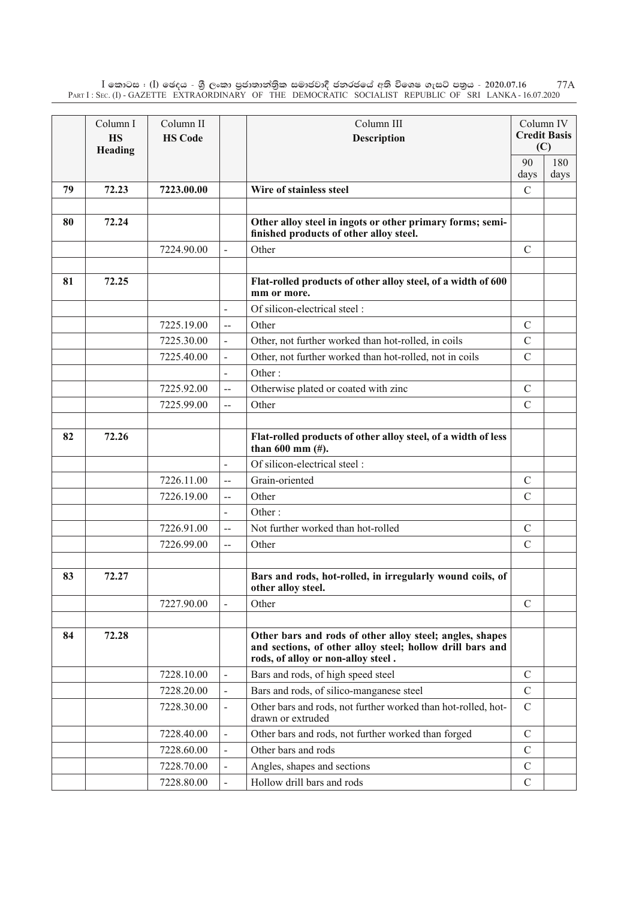| | Column I<br>**HS Heading** | Column II<br>**HS Code** | | Column III<br>**Description** | Column IV<br>**Credit Basis (C)** | |
|---|---|---|---|---|---|---|
| | | | | | 90 days | 180 days |
| **79** | **72.23** | **7223.00.00** | | **Wire of stainless steel** | C | |
| | | | | | | |
| **80** | **72.24** | | | **Other alloy steel in ingots or other primary forms; semi-finished products of other alloy steel.** | | |
| | | 7224.90.00 | - | Other | C | |
| | | | | | | |
| **81** | **72.25** | | | **Flat-rolled products of other alloy steel, of a width of 600 mm or more.** | | |
| | | | - | Of silicon-electrical steel : | | |
| | | 7225.19.00 | -- | Other | C | |
| | | 7225.30.00 | - | Other, not further worked than hot-rolled, in coils | C | |
| | | 7225.40.00 | - | Other, not further worked than hot-rolled, not in coils | C | |
| | | | - | Other : | | |
| | | 7225.92.00 | -- | Otherwise plated or coated with zinc | C | |
| | | 7225.99.00 | -- | Other | C | |
| | | | | | | |
| **82** | **72.26** | | | **Flat-rolled products of other alloy steel, of a width of less than 600 mm (#).** | | |
| | | | - | Of silicon-electrical steel : | | |
| | | 7226.11.00 | -- | Grain-oriented | C | |
| | | 7226.19.00 | -- | Other | C | |
| | | | - | Other : | | |
| | | 7226.91.00 | -- | Not further worked than hot-rolled | C | |
| | | 7226.99.00 | -- | Other | C | |
| | | | | | | |
| **83** | **72.27** | | | **Bars and rods, hot-rolled, in irregularly wound coils, of other alloy steel.** | | |
| | | 7227.90.00 | - | Other | C | |
| | | | | | | |
| **84** | **72.28** | | | **Other bars and rods of other alloy steel; angles, shapes and sections, of other alloy steel; hollow drill bars and rods, of alloy or non-alloy steel .** | | |
| | | 7228.10.00 | - | Bars and rods, of high speed steel | C | |
| | | 7228.20.00 | - | Bars and rods, of silico-manganese steel | C | |
| | | 7228.30.00 | - | Other bars and rods, not further worked than hot-rolled, hot-drawn or extruded | C | |
| | | 7228.40.00 | - | Other bars and rods, not further worked than forged | C | |
| | | 7228.60.00 | - | Other bars and rods | C | |
| | | 7228.70.00 | - | Angles, shapes and sections | C | |
| | | 7228.80.00 | - | Hollow drill bars and rods | C | |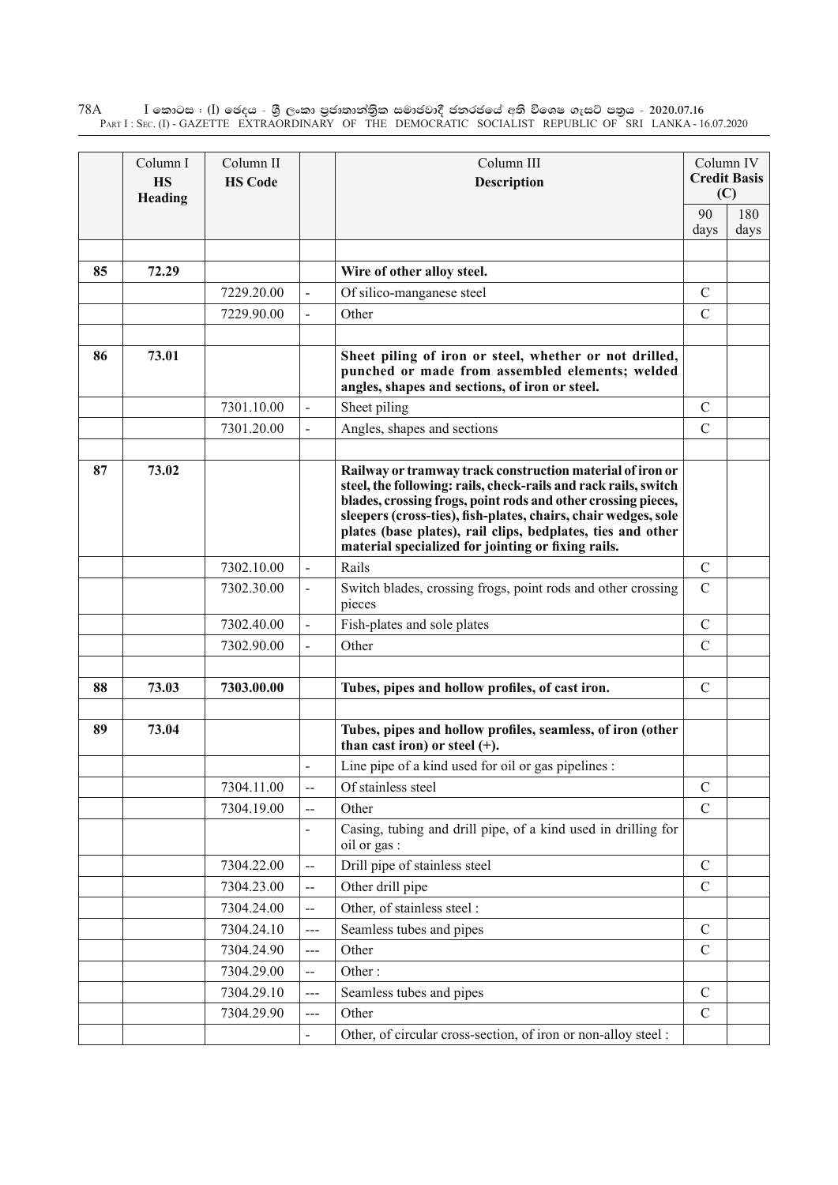| | Column I<br>**HS Heading** | Column II<br>**HS Code** | | Column III<br>**Description** | Column IV<br>**Credit Basis (C)** | |
|---|---|---|---|---|---|---|
| | | | | | 90 days | 180 days |
| | | | | | | |
| **85** | **72.29** | | | **Wire of other alloy steel.** | | |
| | | 7229.20.00 | - | Of silico-manganese steel | C | |
| | | 7229.90.00 | - | Other | C | |
| | | | | | | |
| **86** | **73.01** | | | **Sheet piling of iron or steel, whether or not drilled, punched or made from assembled elements; welded angles, shapes and sections, of iron or steel.** | | |
| | | 7301.10.00 | - | Sheet piling | C | |
| | | 7301.20.00 | - | Angles, shapes and sections | C | |
| | | | | | | |
| **87** | **73.02** | | | **Railway or tramway track construction material of iron or steel, the following: rails, check-rails and rack rails, switch blades, crossing frogs, point rods and other crossing pieces, sleepers (cross-ties), fish-plates, chairs, chair wedges, sole plates (base plates), rail clips, bedplates, ties and other material specialized for jointing or fixing rails.** | | |
| | | 7302.10.00 | - | Rails | C | |
| | | 7302.30.00 | - | Switch blades, crossing frogs, point rods and other crossing pieces | C | |
| | | 7302.40.00 | - | Fish-plates and sole plates | C | |
| | | 7302.90.00 | - | Other | C | |
| | | | | | | |
| **88** | **73.03** | **7303.00.00** | | **Tubes, pipes and hollow profiles, of cast iron.** | C | |
| | | | | | | |
| **89** | **73.04** | | | **Tubes, pipes and hollow profiles, seamless, of iron (other than cast iron) or steel (+).** | | |
| | | | - | Line pipe of a kind used for oil or gas pipelines : | | |
| | | 7304.11.00 | -- | Of stainless steel | C | |
| | | 7304.19.00 | -- | Other | C | |
| | | | - | Casing, tubing and drill pipe, of a kind used in drilling for oil or gas : | | |
| | | 7304.22.00 | -- | Drill pipe of stainless steel | C | |
| | | 7304.23.00 | -- | Other drill pipe | C | |
| | | 7304.24.00 | -- | Other, of stainless steel : | | |
| | | 7304.24.10 | --- | Seamless tubes and pipes | C | |
| | | 7304.24.90 | --- | Other | C | |
| | | 7304.29.00 | -- | Other : | | |
| | | 7304.29.10 | --- | Seamless tubes and pipes | C | |
| | | 7304.29.90 | --- | Other | C | |
| | | | - | Other, of circular cross-section, of iron or non-alloy steel : | | |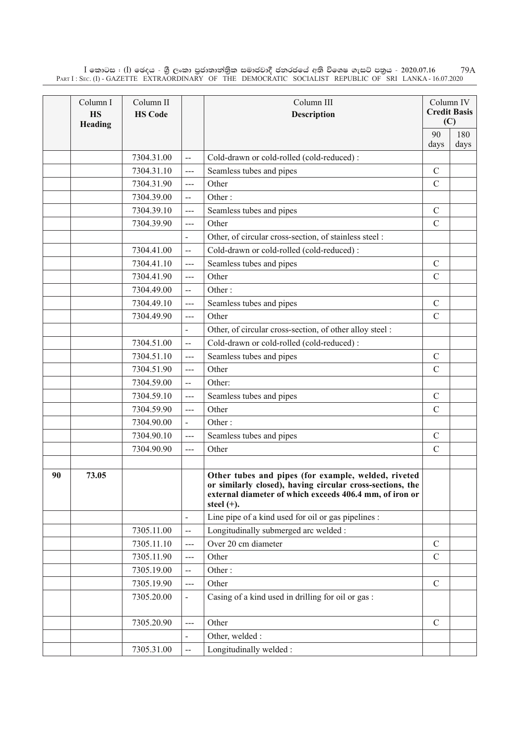| | Column I<br>**HS Heading** | Column II<br>**HS Code** | | Column III<br>**Description** | Column IV<br>**Credit Basis (C)** | |
|---|---|---|---|---|---|---|
| | | | | | 90 days | 180 days |
| | | 7304.31.00 | -- | Cold-drawn or cold-rolled (cold-reduced) : | | |
| | | 7304.31.10 | --- | Seamless tubes and pipes | C | |
| | | 7304.31.90 | --- | Other | C | |
| | | 7304.39.00 | -- | Other : | | |
| | | 7304.39.10 | --- | Seamless tubes and pipes | C | |
| | | 7304.39.90 | --- | Other | C | |
| | | | - | Other, of circular cross-section, of stainless steel : | | |
| | | 7304.41.00 | -- | Cold-drawn or cold-rolled (cold-reduced) : | | |
| | | 7304.41.10 | --- | Seamless tubes and pipes | C | |
| | | 7304.41.90 | --- | Other | C | |
| | | 7304.49.00 | -- | Other : | | |
| | | 7304.49.10 | --- | Seamless tubes and pipes | C | |
| | | 7304.49.90 | --- | Other | C | |
| | | | - | Other, of circular cross-section, of other alloy steel : | | |
| | | 7304.51.00 | -- | Cold-drawn or cold-rolled (cold-reduced) : | | |
| | | 7304.51.10 | --- | Seamless tubes and pipes | C | |
| | | 7304.51.90 | --- | Other | C | |
| | | 7304.59.00 | -- | Other: | | |
| | | 7304.59.10 | --- | Seamless tubes and pipes | C | |
| | | 7304.59.90 | --- | Other | C | |
| | | 7304.90.00 | - | Other : | | |
| | | 7304.90.10 | --- | Seamless tubes and pipes | C | |
| | | 7304.90.90 | --- | Other | C | |
| | | | | | | |
| **90** | **73.05** | | | **Other tubes and pipes (for example, welded, riveted or similarly closed), having circular cross-sections, the external diameter of which exceeds 406.4 mm, of iron or steel (+).** | | |
| | | | - | Line pipe of a kind used for oil or gas pipelines : | | |
| | | 7305.11.00 | -- | Longitudinally submerged arc welded : | | |
| | | 7305.11.10 | --- | Over 20 cm diameter | C | |
| | | 7305.11.90 | --- | Other | C | |
| | | 7305.19.00 | -- | Other : | | |
| | | 7305.19.90 | --- | Other | C | |
| | | 7305.20.00 | - | Casing of a kind used in drilling for oil or gas : | | |
| | | 7305.20.90 | --- | Other | C | |
| | | | - | Other, welded : | | |
| | | 7305.31.00 | -- | Longitudinally welded : | | |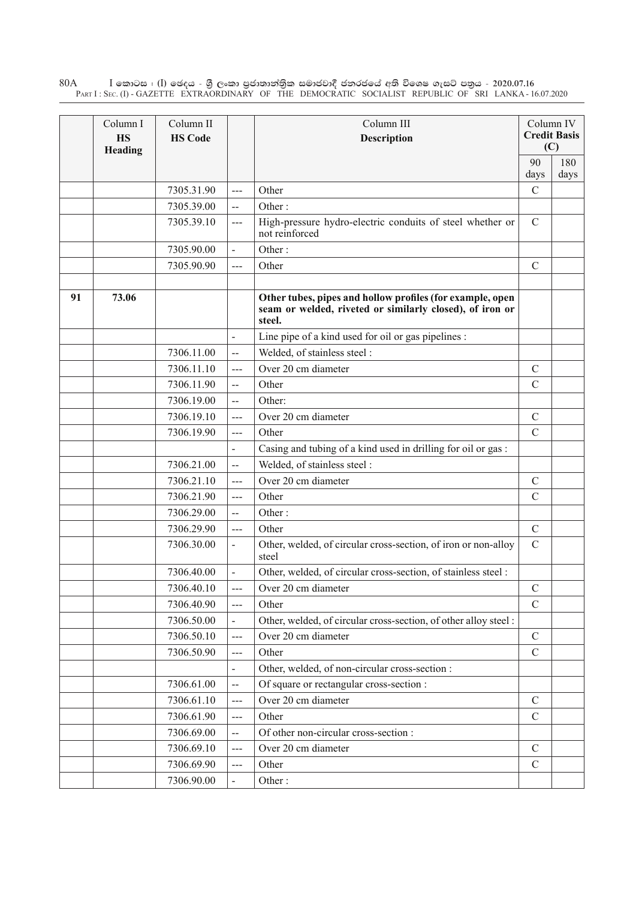| | Column I<br>**HS Heading** | Column II<br>**HS Code** | | Column III<br>**Description** | Column IV<br>**Credit Basis (C)** | |
|---|---|---|---|---|---|---|
| | | | | | 90 days | 180 days |
| | | 7305.31.90 | --- | Other | C | |
| | | 7305.39.00 | -- | Other : | | |
| | | 7305.39.10 | --- | High-pressure hydro-electric conduits of steel whether or not reinforced | C | |
| | | 7305.90.00 | - | Other : | | |
| | | 7305.90.90 | --- | Other | C | |
| | | | | | | |
| **91** | **73.06** | | | **Other tubes, pipes and hollow profiles (for example, open seam or welded, riveted or similarly closed), of iron or steel.** | | |
| | | | - | Line pipe of a kind used for oil or gas pipelines : | | |
| | | 7306.11.00 | -- | Welded, of stainless steel : | | |
| | | 7306.11.10 | --- | Over 20 cm diameter | C | |
| | | 7306.11.90 | -- | Other | C | |
| | | 7306.19.00 | -- | Other: | | |
| | | 7306.19.10 | --- | Over 20 cm diameter | C | |
| | | 7306.19.90 | --- | Other | C | |
| | | | - | Casing and tubing of a kind used in drilling for oil or gas : | | |
| | | 7306.21.00 | -- | Welded, of stainless steel : | | |
| | | 7306.21.10 | --- | Over 20 cm diameter | C | |
| | | 7306.21.90 | --- | Other | C | |
| | | 7306.29.00 | -- | Other : | | |
| | | 7306.29.90 | --- | Other | C | |
| | | 7306.30.00 | - | Other, welded, of circular cross-section, of iron or non-alloy steel | C | |
| | | 7306.40.00 | - | Other, welded, of circular cross-section, of stainless steel : | | |
| | | 7306.40.10 | --- | Over 20 cm diameter | C | |
| | | 7306.40.90 | --- | Other | C | |
| | | 7306.50.00 | - | Other, welded, of circular cross-section, of other alloy steel : | | |
| | | 7306.50.10 | --- | Over 20 cm diameter | C | |
| | | 7306.50.90 | --- | Other | C | |
| | | | - | Other, welded, of non-circular cross-section : | | |
| | | 7306.61.00 | -- | Of square or rectangular cross-section : | | |
| | | 7306.61.10 | --- | Over 20 cm diameter | C | |
| | | 7306.61.90 | --- | Other | C | |
| | | 7306.69.00 | -- | Of other non-circular cross-section : | | |
| | | 7306.69.10 | --- | Over 20 cm diameter | C | |
| | | 7306.69.90 | --- | Other | C | |
| | | 7306.90.00 | - | Other : | | |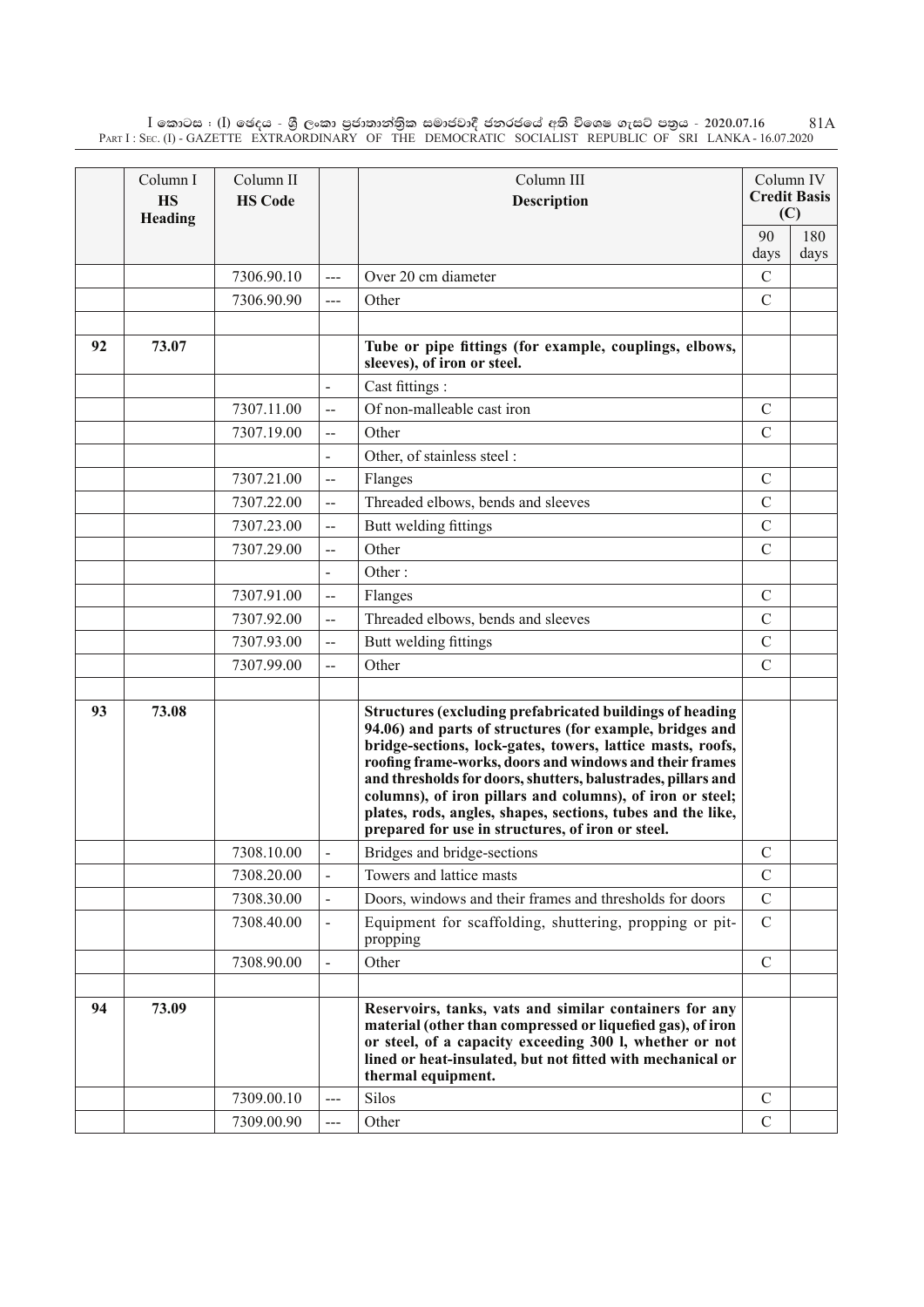| | Column I HS Heading | Column II HS Code | | Column III Description | Column IV Credit Basis (C) | |
|---|---|---|---|---|---|---|
| | | | | | 90 days | 180 days |
| | | 7306.90.10 | --- | Over 20 cm diameter | C | |
| | | 7306.90.90 | --- | Other | C | |
| | | | | | | |
| 92 | 73.07 | | | **Tube or pipe fittings (for example, couplings, elbows, sleeves), of iron or steel.** | | |
| | | | - | Cast fittings : | | |
| | | 7307.11.00 | -- | Of non-malleable cast iron | C | |
| | | 7307.19.00 | -- | Other | C | |
| | | | - | Other, of stainless steel : | | |
| | | 7307.21.00 | -- | Flanges | C | |
| | | 7307.22.00 | -- | Threaded elbows, bends and sleeves | C | |
| | | 7307.23.00 | -- | Butt welding fittings | C | |
| | | 7307.29.00 | -- | Other | C | |
| | | | - | Other : | | |
| | | 7307.91.00 | -- | Flanges | C | |
| | | 7307.92.00 | -- | Threaded elbows, bends and sleeves | C | |
| | | 7307.93.00 | -- | Butt welding fittings | C | |
| | | 7307.99.00 | -- | Other | C | |
| | | | | | | |
| 93 | 73.08 | | | **Structures (excluding prefabricated buildings of heading 94.06) and parts of structures (for example, bridges and bridge-sections, lock-gates, towers, lattice masts, roofs, roofing frame-works, doors and windows and their frames and thresholds for doors, shutters, balustrades, pillars and columns), of iron pillars and columns), of iron or steel; plates, rods, angles, shapes, sections, tubes and the like, prepared for use in structures, of iron or steel.** | | |
| | | 7308.10.00 | - | Bridges and bridge-sections | C | |
| | | 7308.20.00 | - | Towers and lattice masts | C | |
| | | 7308.30.00 | - | Doors, windows and their frames and thresholds for doors | C | |
| | | 7308.40.00 | - | Equipment for scaffolding, shuttering, propping or pit-propping | C | |
| | | 7308.90.00 | - | Other | C | |
| | | | | | | |
| 94 | 73.09 | | | **Reservoirs, tanks, vats and similar containers for any material (other than compressed or liquefied gas), of iron or steel, of a capacity exceeding 300 l, whether or not lined or heat-insulated, but not fitted with mechanical or thermal equipment.** | | |
| | | 7309.00.10 | --- | Silos | C | |
| | | 7309.00.90 | --- | Other | C | |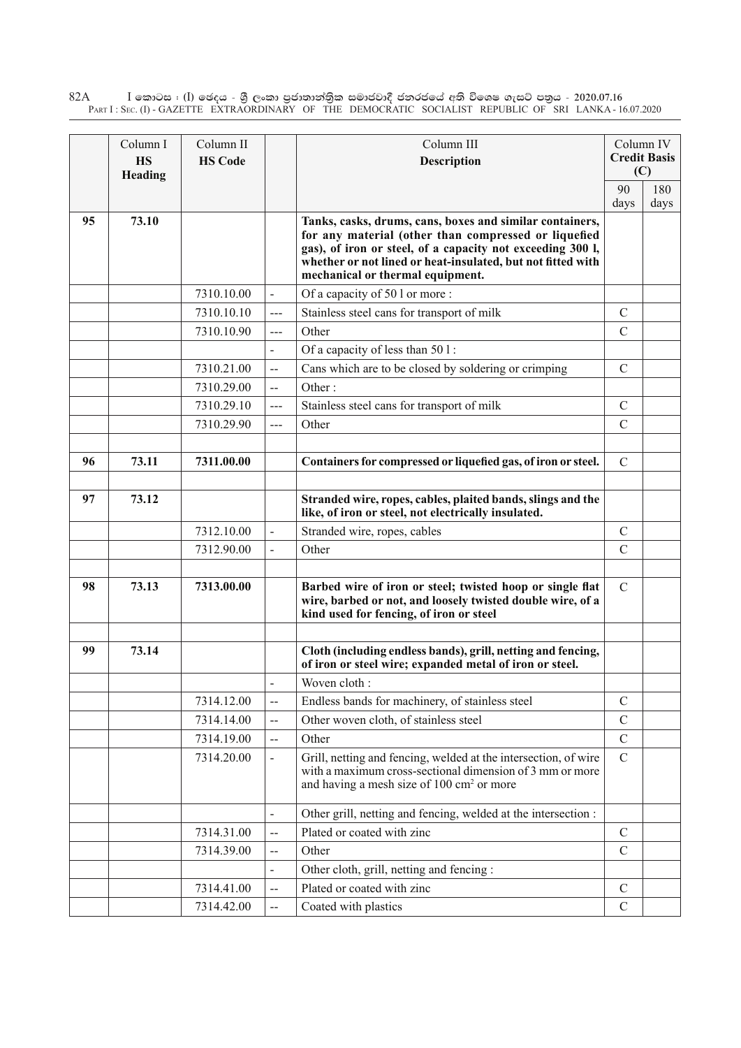| | Column I HS Heading | Column II HS Code | | Column III Description | Column IV Credit Basis (C) | |
|---|---|---|---|---|---|---|
| | | | | | 90 days | 180 days |
| 95 | 73.10 | | | **Tanks, casks, drums, cans, boxes and similar containers, for any material (other than compressed or liquefied gas), of iron or steel, of a capacity not exceeding 300 l, whether or not lined or heat-insulated, but not fitted with mechanical or thermal equipment.** | | |
| | | 7310.10.00 | - | Of a capacity of 50 l or more : | | |
| | | 7310.10.10 | --- | Stainless steel cans for transport of milk | C | |
| | | 7310.10.90 | --- | Other | C | |
| | | | - | Of a capacity of less than 50 l : | | |
| | | 7310.21.00 | -- | Cans which are to be closed by soldering or crimping | C | |
| | | 7310.29.00 | -- | Other : | | |
| | | 7310.29.10 | --- | Stainless steel cans for transport of milk | C | |
| | | 7310.29.90 | --- | Other | C | |
| | | | | | | |
| 96 | 73.11 | 7311.00.00 | | **Containers for compressed or liquefied gas, of iron or steel.** | C | |
| | | | | | | |
| 97 | 73.12 | | | **Stranded wire, ropes, cables, plaited bands, slings and the like, of iron or steel, not electrically insulated.** | | |
| | | 7312.10.00 | - | Stranded wire, ropes, cables | C | |
| | | 7312.90.00 | - | Other | C | |
| | | | | | | |
| 98 | 73.13 | 7313.00.00 | | **Barbed wire of iron or steel; twisted hoop or single flat wire, barbed or not, and loosely twisted double wire, of a kind used for fencing, of iron or steel** | C | |
| | | | | | | |
| 99 | 73.14 | | | **Cloth (including endless bands), grill, netting and fencing, of iron or steel wire; expanded metal of iron or steel.** | | |
| | | | - | Woven cloth : | | |
| | | 7314.12.00 | -- | Endless bands for machinery, of stainless steel | C | |
| | | 7314.14.00 | -- | Other woven cloth, of stainless steel | C | |
| | | 7314.19.00 | -- | Other | C | |
| | | 7314.20.00 | - | Grill, netting and fencing, welded at the intersection, of wire with a maximum cross-sectional dimension of 3 mm or more and having a mesh size of 100 $cm^2$ or more | C | |
| | | | - | Other grill, netting and fencing, welded at the intersection : | | |
| | | 7314.31.00 | -- | Plated or coated with zinc | C | |
| | | 7314.39.00 | -- | Other | C | |
| | | | - | Other cloth, grill, netting and fencing : | | |
| | | 7314.41.00 | -- | Plated or coated with zinc | C | |
| | | 7314.42.00 | -- | Coated with plastics | C | |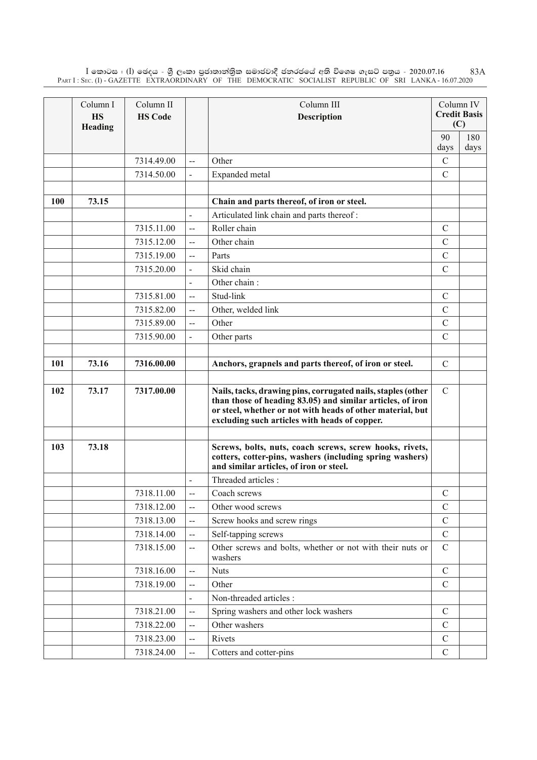| | Column I HS Heading | Column II HS Code | | Column III Description | Column IV Credit Basis (C) | |
|---|---|---|---|---|---|---|
| | | | | | 90 days | 180 days |
| | | 7314.49.00 | -- | Other | C | |
| | | 7314.50.00 | - | Expanded metal | C | |
| | | | | | | |
| **100** | **73.15** | | | **Chain and parts thereof, of iron or steel.** | | |
| | | | - | Articulated link chain and parts thereof : | | |
| | | 7315.11.00 | -- | Roller chain | C | |
| | | 7315.12.00 | -- | Other chain | C | |
| | | 7315.19.00 | -- | Parts | C | |
| | | 7315.20.00 | - | Skid chain | C | |
| | | | - | Other chain : | | |
| | | 7315.81.00 | -- | Stud-link | C | |
| | | 7315.82.00 | -- | Other, welded link | C | |
| | | 7315.89.00 | -- | Other | C | |
| | | 7315.90.00 | - | Other parts | C | |
| | | | | | | |
| **101** | **73.16** | **7316.00.00** | | **Anchors, grapnels and parts thereof, of iron or steel.** | C | |
| | | | | | | |
| **102** | **73.17** | **7317.00.00** | | **Nails, tacks, drawing pins, corrugated nails, staples (other than those of heading 83.05) and similar articles, of iron or steel, whether or not with heads of other material, but excluding such articles with heads of copper.** | C | |
| | | | | | | |
| **103** | **73.18** | | | **Screws, bolts, nuts, coach screws, screw hooks, rivets, cotters, cotter-pins, washers (including spring washers) and similar articles, of iron or steel.** | | |
| | | | - | Threaded articles : | | |
| | | 7318.11.00 | -- | Coach screws | C | |
| | | 7318.12.00 | -- | Other wood screws | C | |
| | | 7318.13.00 | -- | Screw hooks and screw rings | C | |
| | | 7318.14.00 | -- | Self-tapping screws | C | |
| | | 7318.15.00 | -- | Other screws and bolts, whether or not with their nuts or washers | C | |
| | | 7318.16.00 | -- | Nuts | C | |
| | | 7318.19.00 | -- | Other | C | |
| | | | - | Non-threaded articles : | | |
| | | 7318.21.00 | -- | Spring washers and other lock washers | C | |
| | | 7318.22.00 | -- | Other washers | C | |
| | | 7318.23.00 | -- | Rivets | C | |
| | | 7318.24.00 | -- | Cotters and cotter-pins | C | |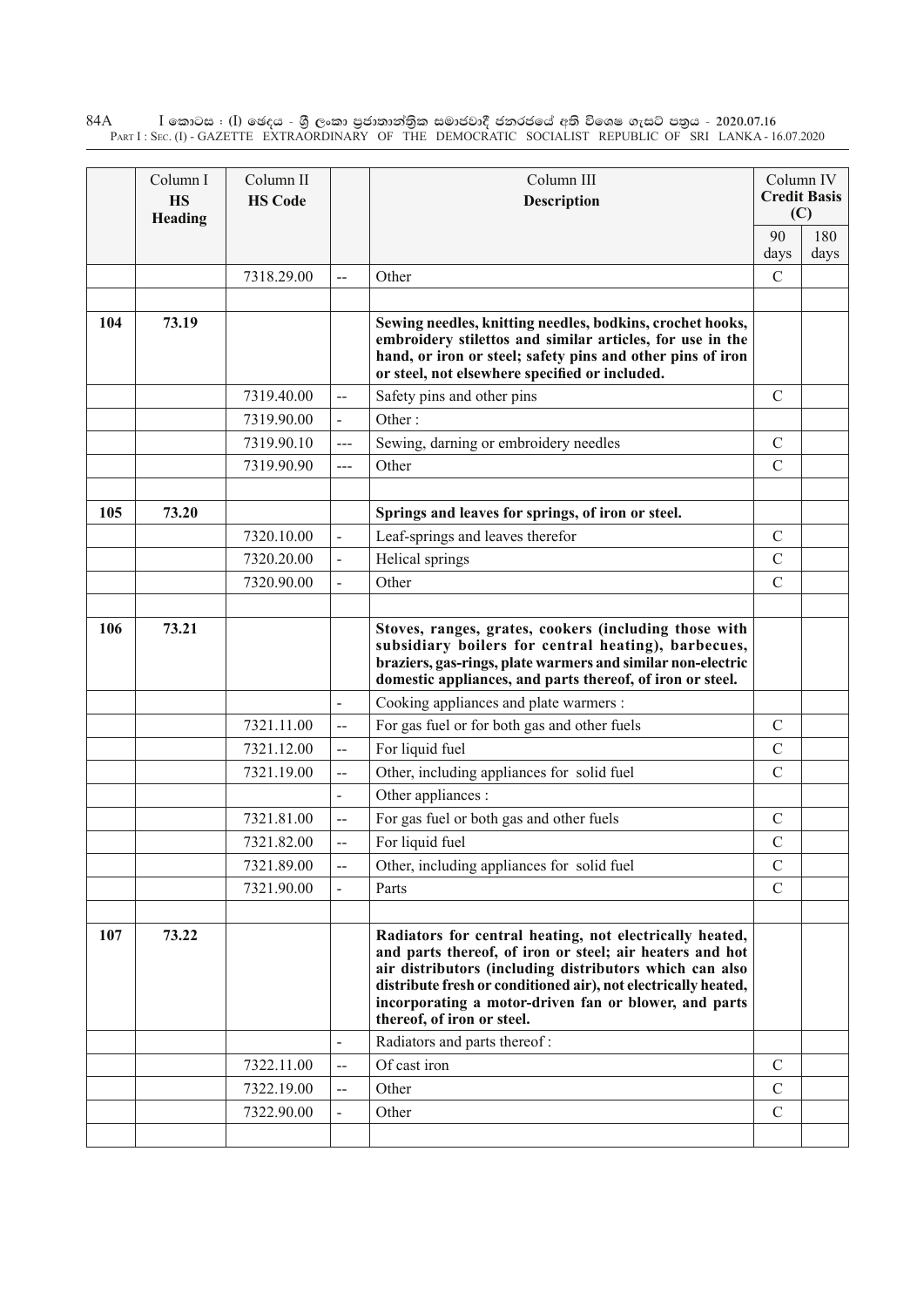| | Column I<br>**HS Heading** | Column II<br>**HS Code** | | Column III<br>**Description** | Column IV<br>**Credit Basis (C)** | |
|---|---|---|---|---|---|---|
| | | | | | 90 days | 180 days |
| | | 7318.29.00 | -- | Other | C | |
| | | | | | | |
| **104** | **73.19** | | | **Sewing needles, knitting needles, bodkins, crochet hooks, embroidery stilettos and similar articles, for use in the hand, or iron or steel; safety pins and other pins of iron or steel, not elsewhere specified or included.** | | |
| | | 7319.40.00 | -- | Safety pins and other pins | C | |
| | | 7319.90.00 | - | Other : | | |
| | | 7319.90.10 | --- | Sewing, darning or embroidery needles | C | |
| | | 7319.90.90 | --- | Other | C | |
| | | | | | | |
| **105** | **73.20** | | | **Springs and leaves for springs, of iron or steel.** | | |
| | | 7320.10.00 | - | Leaf-springs and leaves therefor | C | |
| | | 7320.20.00 | - | Helical springs | C | |
| | | 7320.90.00 | - | Other | C | |
| | | | | | | |
| **106** | **73.21** | | | **Stoves, ranges, grates, cookers (including those with subsidiary boilers for central heating), barbecues, braziers, gas-rings, plate warmers and similar non-electric domestic appliances, and parts thereof, of iron or steel.** | | |
| | | | - | Cooking appliances and plate warmers : | | |
| | | 7321.11.00 | -- | For gas fuel or for both gas and other fuels | C | |
| | | 7321.12.00 | -- | For liquid fuel | C | |
| | | 7321.19.00 | -- | Other, including appliances for solid fuel | C | |
| | | | - | Other appliances : | | |
| | | 7321.81.00 | -- | For gas fuel or both gas and other fuels | C | |
| | | 7321.82.00 | -- | For liquid fuel | C | |
| | | 7321.89.00 | -- | Other, including appliances for solid fuel | C | |
| | | 7321.90.00 | - | Parts | C | |
| | | | | | | |
| **107** | **73.22** | | | **Radiators for central heating, not electrically heated, and parts thereof, of iron or steel; air heaters and hot air distributors (including distributors which can also distribute fresh or conditioned air), not electrically heated, incorporating a motor-driven fan or blower, and parts thereof, of iron or steel.** | | |
| | | | - | Radiators and parts thereof : | | |
| | | 7322.11.00 | -- | Of cast iron | C | |
| | | 7322.19.00 | -- | Other | C | |
| | | 7322.90.00 | - | Other | C | |
| | | | | | | |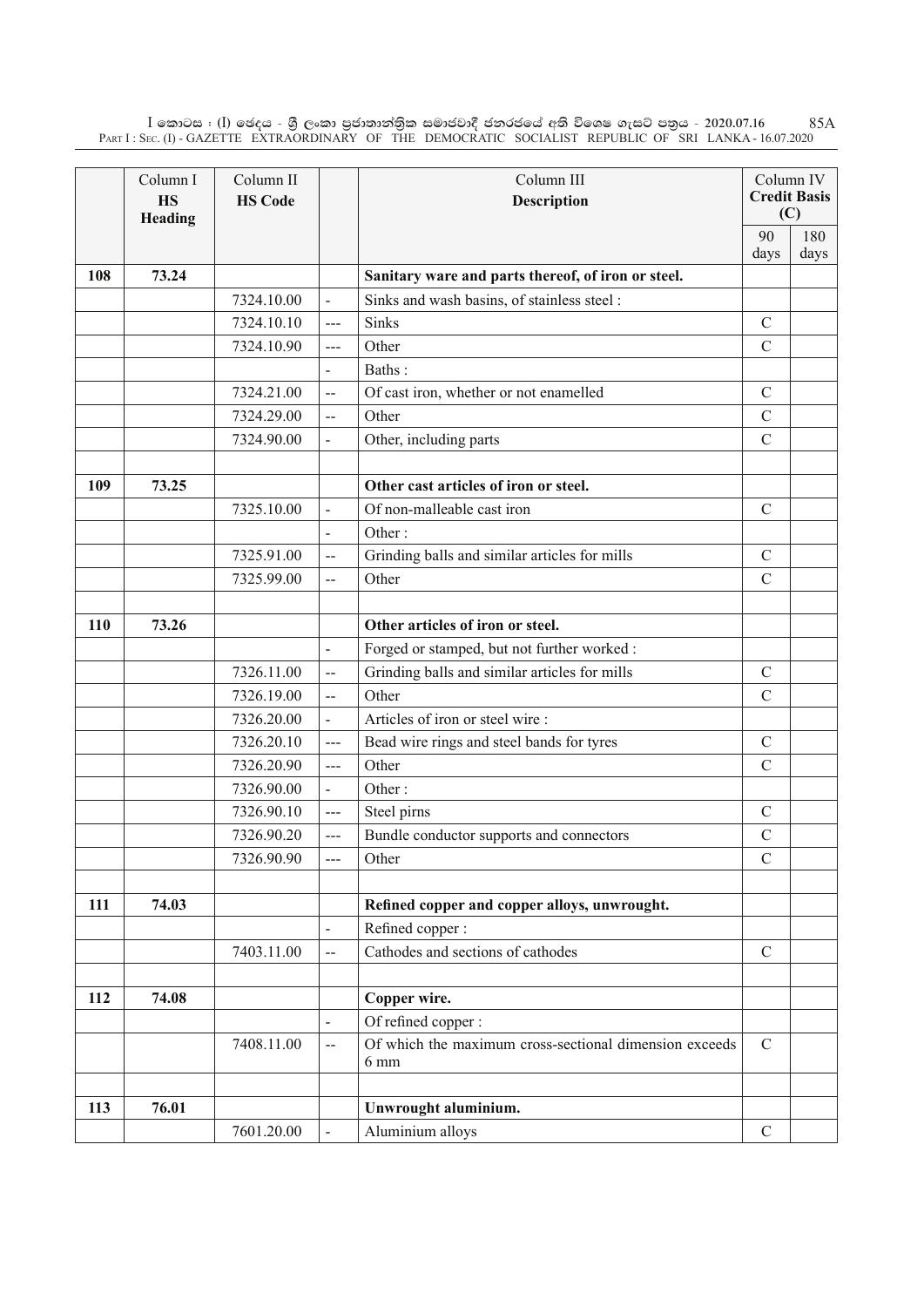| | Column I<br>**HS Heading** | Column II<br>**HS Code** | | Column III<br>**Description** | Column IV<br>**Credit Basis (C)** | |
|---|---|---|---|---|---|---|
| | | | | | 90 days | 180 days |
| **108** | **73.24** | | | **Sanitary ware and parts thereof, of iron or steel.** | | |
| | | 7324.10.00 | - | Sinks and wash basins, of stainless steel : | | |
| | | 7324.10.10 | --- | Sinks | C | |
| | | 7324.10.90 | --- | Other | C | |
| | | | - | Baths : | | |
| | | 7324.21.00 | -- | Of cast iron, whether or not enamelled | C | |
| | | 7324.29.00 | -- | Other | C | |
| | | 7324.90.00 | - | Other, including parts | C | |
| | | | | | | |
| **109** | **73.25** | | | **Other cast articles of iron or steel.** | | |
| | | 7325.10.00 | - | Of non-malleable cast iron | C | |
| | | | - | Other : | | |
| | | 7325.91.00 | -- | Grinding balls and similar articles for mills | C | |
| | | 7325.99.00 | -- | Other | C | |
| | | | | | | |
| **110** | **73.26** | | | **Other articles of iron or steel.** | | |
| | | | - | Forged or stamped, but not further worked : | | |
| | | 7326.11.00 | -- | Grinding balls and similar articles for mills | C | |
| | | 7326.19.00 | -- | Other | C | |
| | | 7326.20.00 | - | Articles of iron or steel wire : | | |
| | | 7326.20.10 | --- | Bead wire rings and steel bands for tyres | C | |
| | | 7326.20.90 | --- | Other | C | |
| | | 7326.90.00 | - | Other : | | |
| | | 7326.90.10 | --- | Steel pirns | C | |
| | | 7326.90.20 | --- | Bundle conductor supports and connectors | C | |
| | | 7326.90.90 | --- | Other | C | |
| | | | | | | |
| **111** | **74.03** | | | **Refined copper and copper alloys, unwrought.** | | |
| | | | - | Refined copper : | | |
| | | 7403.11.00 | -- | Cathodes and sections of cathodes | C | |
| | | | | | | |
| **112** | **74.08** | | | **Copper wire.** | | |
| | | | - | Of refined copper : | | |
| | | 7408.11.00 | -- | Of which the maximum cross-sectional dimension exceeds 6 mm | C | |
| | | | | | | |
| **113** | **76.01** | | | **Unwrought aluminium.** | | |
| | | 7601.20.00 | - | Aluminium alloys | C | |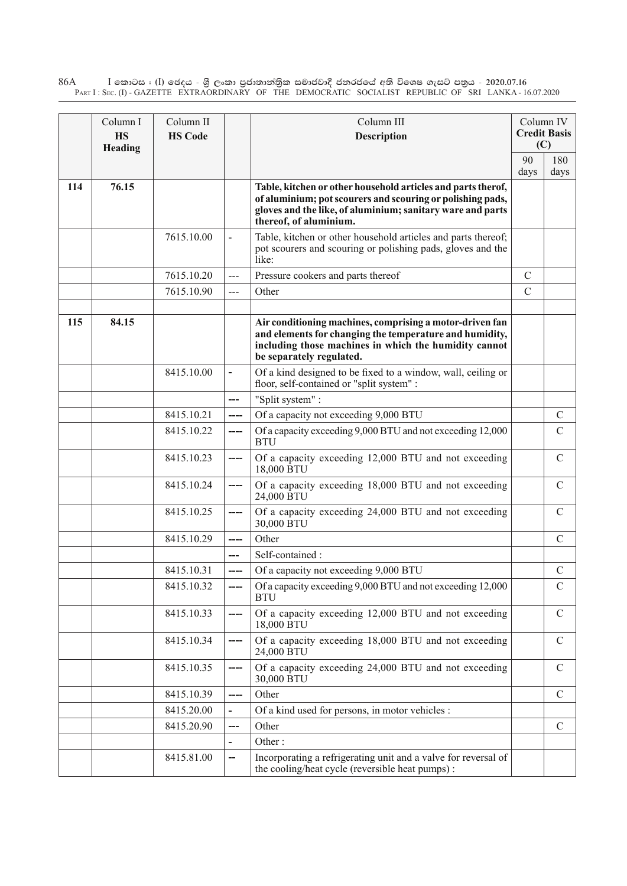| | Column I HS Heading | Column II HS Code | | Column III Description | Column IV Credit Basis (C) | |
|---|---|---|---|---|---|---|
| | | | | | 90 days | 180 days |
| **114** | **76.15** | | | **Table, kitchen or other household articles and parts therof, of aluminium; pot scourers and scouring or polishing pads, gloves and the like, of aluminium; sanitary ware and parts thereof, of aluminium.** | | |
| | | 7615.10.00 | - | Table, kitchen or other household articles and parts thereof; pot scourers and scouring or polishing pads, gloves and the like: | | |
| | | 7615.10.20 | --- | Pressure cookers and parts thereof | C | |
| | | 7615.10.90 | --- | Other | C | |
| | | | | | | |
| **115** | **84.15** | | | **Air conditioning machines, comprising a motor-driven fan and elements for changing the temperature and humidity, including those machines in which the humidity cannot be separately regulated.** | | |
| | | 8415.10.00 | - | Of a kind designed to be fixed to a window, wall, ceiling or floor, self-contained or "split system" : | | |
| | | | --- | "Split system" : | | |
| | | 8415.10.21 | ---- | Of a capacity not exceeding 9,000 BTU | | C |
| | | 8415.10.22 | ---- | Of a capacity exceeding 9,000 BTU and not exceeding 12,000 BTU | | C |
| | | 8415.10.23 | ---- | Of a capacity exceeding 12,000 BTU and not exceeding 18,000 BTU | | C |
| | | 8415.10.24 | ---- | Of a capacity exceeding 18,000 BTU and not exceeding 24,000 BTU | | C |
| | | 8415.10.25 | ---- | Of a capacity exceeding 24,000 BTU and not exceeding 30,000 BTU | | C |
| | | 8415.10.29 | ---- | Other | | C |
| | | | --- | Self-contained : | | |
| | | 8415.10.31 | ---- | Of a capacity not exceeding 9,000 BTU | | C |
| | | 8415.10.32 | ---- | Of a capacity exceeding 9,000 BTU and not exceeding 12,000 BTU | | C |
| | | 8415.10.33 | ---- | Of a capacity exceeding 12,000 BTU and not exceeding 18,000 BTU | | C |
| | | 8415.10.34 | ---- | Of a capacity exceeding 18,000 BTU and not exceeding 24,000 BTU | | C |
| | | 8415.10.35 | ---- | Of a capacity exceeding 24,000 BTU and not exceeding 30,000 BTU | | C |
| | | 8415.10.39 | ---- | Other | | C |
| | | 8415.20.00 | - | Of a kind used for persons, in motor vehicles : | | |
| | | 8415.20.90 | --- | Other | | C |
| | | | - | Other : | | |
| | | 8415.81.00 | -- | Incorporating a refrigerating unit and a valve for reversal of the cooling/heat cycle (reversible heat pumps) : | | |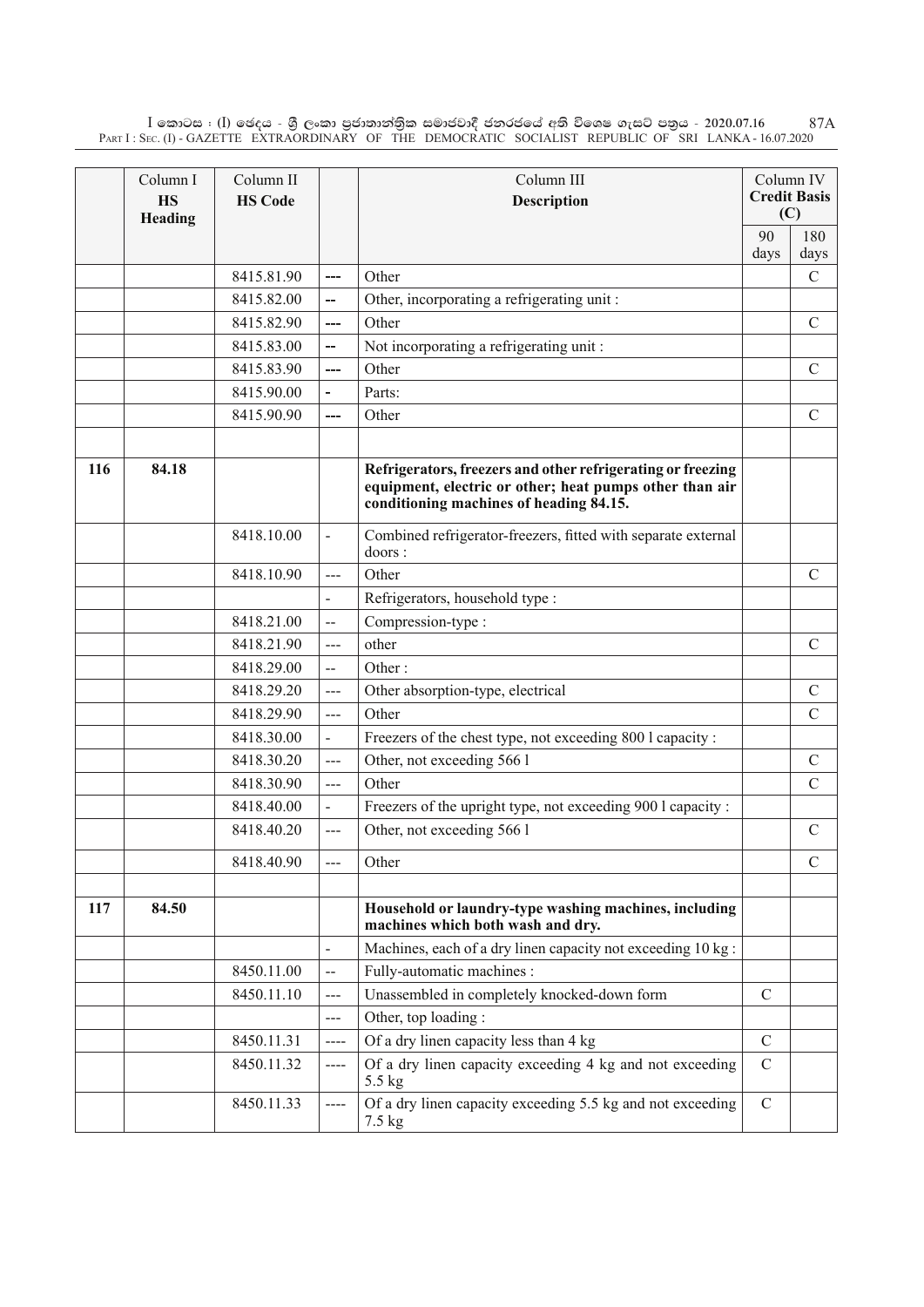| | Column I<br>**HS Heading** | Column II<br>**HS Code** | | Column III<br>**Description** | Column IV<br>**Credit Basis (C)** | |
|---|---|---|---|---|---|---|
| | | | | | 90 days | 180 days |
| | | 8415.81.90 | --- | Other | | C |
| | | 8415.82.00 | -- | Other, incorporating a refrigerating unit : | | |
| | | 8415.82.90 | --- | Other | | C |
| | | 8415.83.00 | -- | Not incorporating a refrigerating unit : | | |
| | | 8415.83.90 | --- | Other | | C |
| | | 8415.90.00 | - | Parts: | | |
| | | 8415.90.90 | --- | Other | | C |
| | | | | | | |
| **116** | **84.18** | | | **Refrigerators, freezers and other refrigerating or freezing equipment, electric or other; heat pumps other than air conditioning machines of heading 84.15.** | | |
| | | 8418.10.00 | - | Combined refrigerator-freezers, fitted with separate external doors : | | |
| | | 8418.10.90 | --- | Other | | C |
| | | | - | Refrigerators, household type : | | |
| | | 8418.21.00 | -- | Compression-type : | | |
| | | 8418.21.90 | --- | other | | C |
| | | 8418.29.00 | -- | Other : | | |
| | | 8418.29.20 | --- | Other absorption-type, electrical | | C |
| | | 8418.29.90 | --- | Other | | C |
| | | 8418.30.00 | - | Freezers of the chest type, not exceeding 800 l capacity : | | |
| | | 8418.30.20 | --- | Other, not exceeding 566 l | | C |
| | | 8418.30.90 | --- | Other | | C |
| | | 8418.40.00 | - | Freezers of the upright type, not exceeding 900 l capacity : | | |
| | | 8418.40.20 | --- | Other, not exceeding 566 l | | C |
| | | 8418.40.90 | --- | Other | | C |
| | | | | | | |
| **117** | **84.50** | | | **Household or laundry-type washing machines, including machines which both wash and dry.** | | |
| | | | - | Machines, each of a dry linen capacity not exceeding 10 kg : | | |
| | | 8450.11.00 | -- | Fully-automatic machines : | | |
| | | 8450.11.10 | --- | Unassembled in completely knocked-down form | C | |
| | | | --- | Other, top loading : | | |
| | | 8450.11.31 | ---- | Of a dry linen capacity less than 4 kg | C | |
| | | 8450.11.32 | ---- | Of a dry linen capacity exceeding 4 kg and not exceeding 5.5 kg | C | |
| | | 8450.11.33 | ---- | Of a dry linen capacity exceeding 5.5 kg and not exceeding 7.5 kg | C | |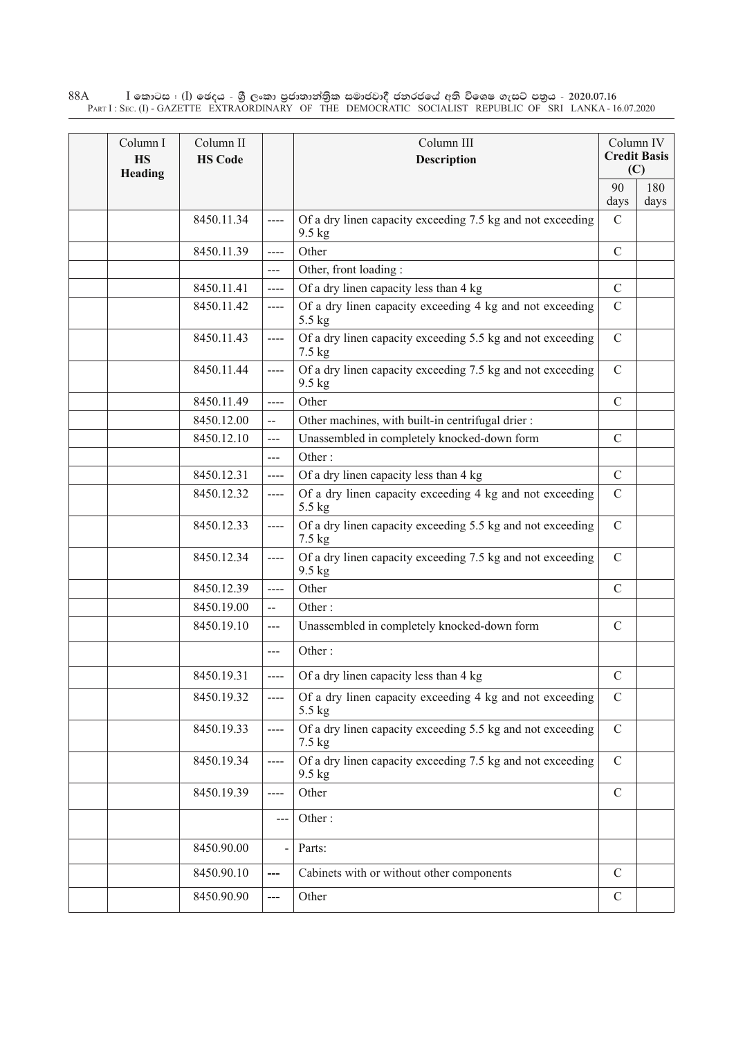| Column I HS Heading | Column II HS Code | | Column III Description | Column IV Credit Basis (C) | |
|---|---|---|---|---|---|
| | | | | 90 days | 180 days |
| | 8450.11.34 | ---- | Of a dry linen capacity exceeding 7.5 kg and not exceeding 9.5 kg | C | |
| | 8450.11.39 | ---- | Other | C | |
| | | --- | Other, front loading : | | |
| | 8450.11.41 | ---- | Of a dry linen capacity less than 4 kg | C | |
| | 8450.11.42 | ---- | Of a dry linen capacity exceeding 4 kg and not exceeding 5.5 kg | C | |
| | 8450.11.43 | ---- | Of a dry linen capacity exceeding 5.5 kg and not exceeding 7.5 kg | C | |
| | 8450.11.44 | ---- | Of a dry linen capacity exceeding 7.5 kg and not exceeding 9.5 kg | C | |
| | 8450.11.49 | ---- | Other | C | |
| | 8450.12.00 | -- | Other machines, with built-in centrifugal drier : | | |
| | 8450.12.10 | --- | Unassembled in completely knocked-down form | C | |
| | | --- | Other : | | |
| | 8450.12.31 | ---- | Of a dry linen capacity less than 4 kg | C | |
| | 8450.12.32 | ---- | Of a dry linen capacity exceeding 4 kg and not exceeding 5.5 kg | C | |
| | 8450.12.33 | ---- | Of a dry linen capacity exceeding 5.5 kg and not exceeding 7.5 kg | C | |
| | 8450.12.34 | ---- | Of a dry linen capacity exceeding 7.5 kg and not exceeding 9.5 kg | C | |
| | 8450.12.39 | ---- | Other | C | |
| | 8450.19.00 | -- | Other : | | |
| | 8450.19.10 | --- | Unassembled in completely knocked-down form | C | |
| | | --- | Other : | | |
| | 8450.19.31 | ---- | Of a dry linen capacity less than 4 kg | C | |
| | 8450.19.32 | ---- | Of a dry linen capacity exceeding 4 kg and not exceeding 5.5 kg | C | |
| | 8450.19.33 | ---- | Of a dry linen capacity exceeding 5.5 kg and not exceeding 7.5 kg | C | |
| | 8450.19.34 | ---- | Of a dry linen capacity exceeding 7.5 kg and not exceeding 9.5 kg | C | |
| | 8450.19.39 | ---- | Other | C | |
| | | --- | Other : | | |
| | 8450.90.00 | - | Parts: | | |
| | 8450.90.10 | --- | Cabinets with or without other components | C | |
| | 8450.90.90 | --- | Other | C | |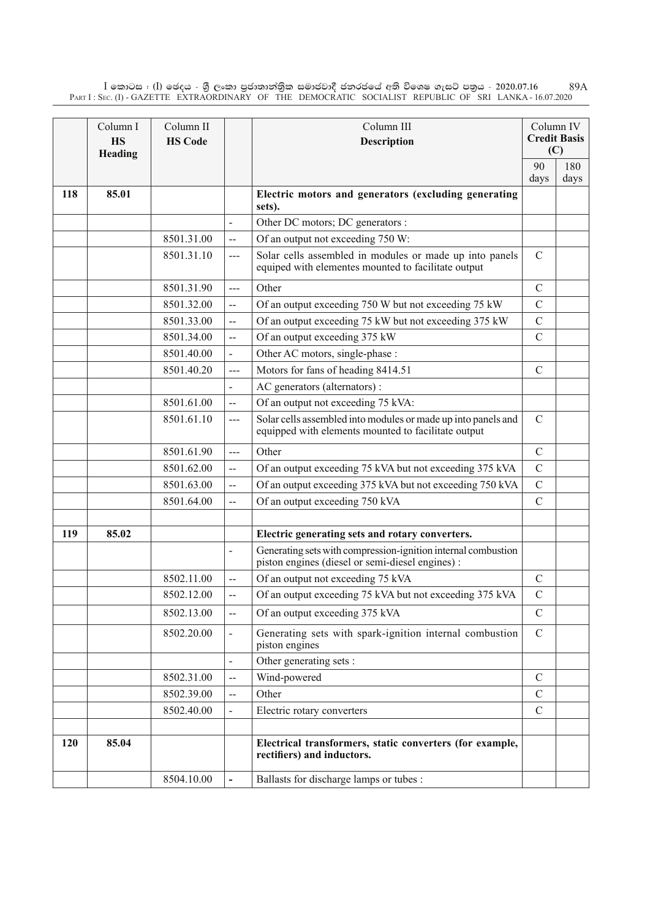| | Column I HS Heading | Column II HS Code | | Column III Description | Column IV Credit Basis (C) | |
|---|---|---|---|---|---|---|
| | | | | | 90 days | 180 days |
| 118 | 85.01 | | | **Electric motors and generators (excluding generating sets).** | | |
| | | | - | Other DC motors; DC generators : | | |
| | | 8501.31.00 | -- | Of an output not exceeding 750 W: | | |
| | | 8501.31.10 | --- | Solar cells assembled in modules or made up into panels equiped with elementes mounted to facilitate output | C | |
| | | 8501.31.90 | --- | Other | C | |
| | | 8501.32.00 | -- | Of an output exceeding 750 W but not exceeding 75 kW | C | |
| | | 8501.33.00 | -- | Of an output exceeding 75 kW but not exceeding 375 kW | C | |
| | | 8501.34.00 | -- | Of an output exceeding 375 kW | C | |
| | | 8501.40.00 | - | Other AC motors, single-phase : | | |
| | | 8501.40.20 | --- | Motors for fans of heading 8414.51 | C | |
| | | | - | AC generators (alternators) : | | |
| | | 8501.61.00 | -- | Of an output not exceeding 75 kVA: | | |
| | | 8501.61.10 | --- | Solar cells assembled into modules or made up into panels and equipped with elements mounted to facilitate output | C | |
| | | 8501.61.90 | --- | Other | C | |
| | | 8501.62.00 | -- | Of an output exceeding 75 kVA but not exceeding 375 kVA | C | |
| | | 8501.63.00 | -- | Of an output exceeding 375 kVA but not exceeding 750 kVA | C | |
| | | 8501.64.00 | -- | Of an output exceeding 750 kVA | C | |
| | | | | | | |
| 119 | 85.02 | | | **Electric generating sets and rotary converters.** | | |
| | | | - | Generating sets with compression-ignition internal combustion piston engines (diesel or semi-diesel engines) : | | |
| | | 8502.11.00 | -- | Of an output not exceeding 75 kVA | C | |
| | | 8502.12.00 | -- | Of an output exceeding 75 kVA but not exceeding 375 kVA | C | |
| | | 8502.13.00 | -- | Of an output exceeding 375 kVA | C | |
| | | 8502.20.00 | - | Generating sets with spark-ignition internal combustion piston engines | C | |
| | | | - | Other generating sets : | | |
| | | 8502.31.00 | -- | Wind-powered | C | |
| | | 8502.39.00 | -- | Other | C | |
| | | 8502.40.00 | - | Electric rotary converters | C | |
| | | | | | | |
| 120 | 85.04 | | | **Electrical transformers, static converters (for example, rectifiers) and inductors.** | | |
| | | 8504.10.00 | - | Ballasts for discharge lamps or tubes : | | |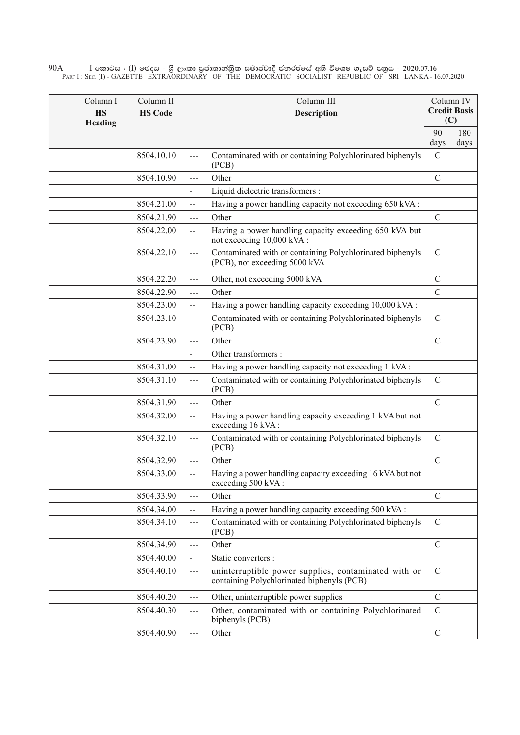| Column I<br>**HS Heading** | Column II<br>**HS Code** | | Column III<br>**Description** | Column IV<br>**Credit Basis (C)** | |
|---|---|---|---|---|---|
| | | | | 90 days | 180 days |
| | 8504.10.10 | --- | Contaminated with or containing Polychlorinated biphenyls (PCB) | C | |
| | 8504.10.90 | --- | Other | C | |
| | | - | Liquid dielectric transformers : | | |
| | 8504.21.00 | -- | Having a power handling capacity not exceeding 650 kVA : | | |
| | 8504.21.90 | --- | Other | C | |
| | 8504.22.00 | -- | Having a power handling capacity exceeding 650 kVA but not exceeding 10,000 kVA : | | |
| | 8504.22.10 | --- | Contaminated with or containing Polychlorinated biphenyls (PCB), not exceeding 5000 kVA | C | |
| | 8504.22.20 | --- | Other, not exceeding 5000 kVA | C | |
| | 8504.22.90 | --- | Other | C | |
| | 8504.23.00 | -- | Having a power handling capacity exceeding 10,000 kVA : | | |
| | 8504.23.10 | --- | Contaminated with or containing Polychlorinated biphenyls (PCB) | C | |
| | 8504.23.90 | --- | Other | C | |
| | | - | Other transformers : | | |
| | 8504.31.00 | -- | Having a power handling capacity not exceeding 1 kVA : | | |
| | 8504.31.10 | --- | Contaminated with or containing Polychlorinated biphenyls (PCB) | C | |
| | 8504.31.90 | --- | Other | C | |
| | 8504.32.00 | -- | Having a power handling capacity exceeding 1 kVA but not exceeding 16 kVA : | | |
| | 8504.32.10 | --- | Contaminated with or containing Polychlorinated biphenyls (PCB) | C | |
| | 8504.32.90 | --- | Other | C | |
| | 8504.33.00 | -- | Having a power handling capacity exceeding 16 kVA but not exceeding 500 kVA : | | |
| | 8504.33.90 | --- | Other | C | |
| | 8504.34.00 | -- | Having a power handling capacity exceeding 500 kVA : | | |
| | 8504.34.10 | --- | Contaminated with or containing Polychlorinated biphenyls (PCB) | C | |
| | 8504.34.90 | --- | Other | C | |
| | 8504.40.00 | - | Static converters : | | |
| | 8504.40.10 | --- | uninterruptible power supplies, contaminated with or containing Polychlorinated biphenyls (PCB) | C | |
| | 8504.40.20 | --- | Other, uninterruptible power supplies | C | |
| | 8504.40.30 | --- | Other, contaminated with or containing Polychlorinated biphenyls (PCB) | C | |
| | 8504.40.90 | --- | Other | C | |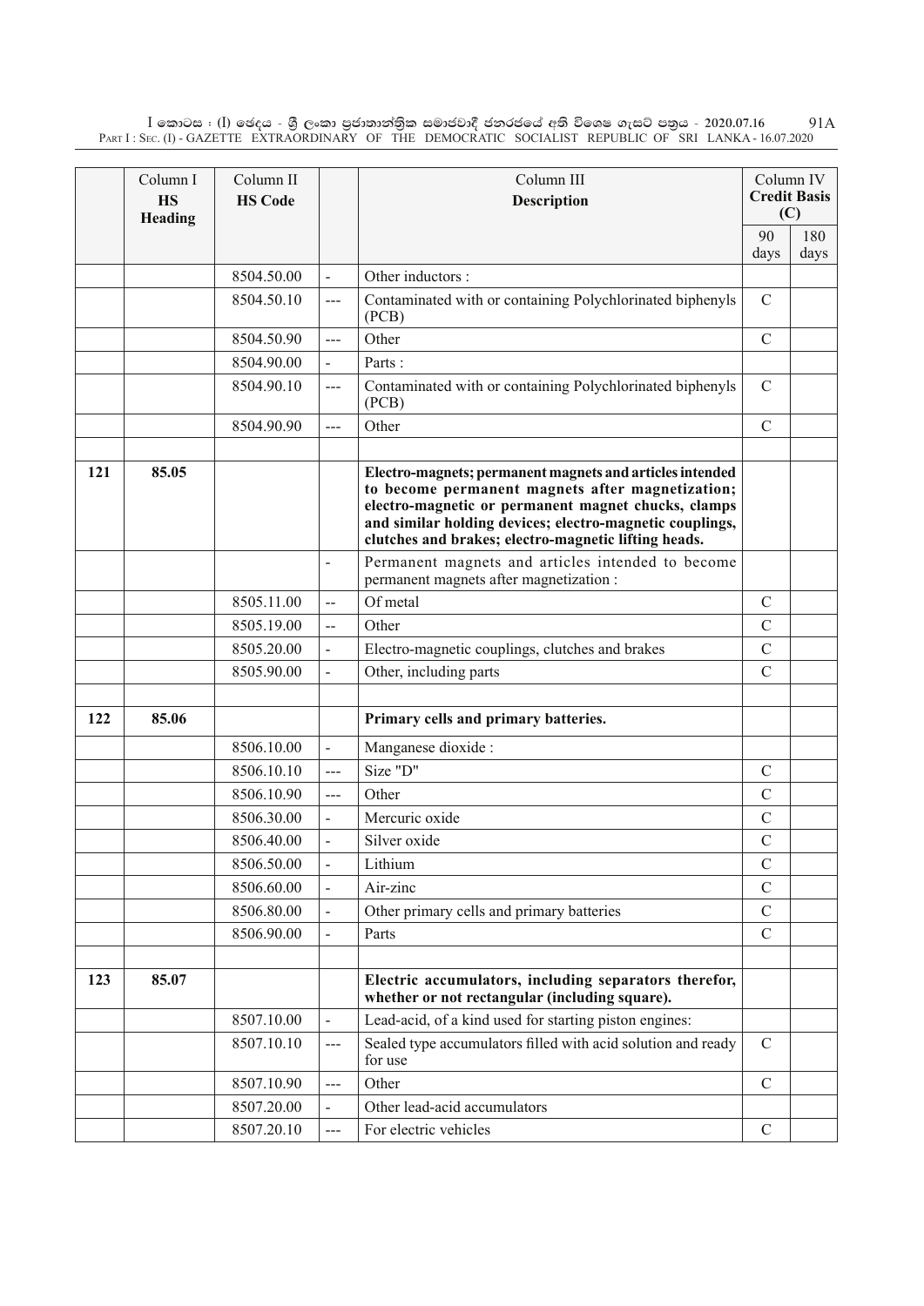| | Column I **HS Heading** | Column II **HS Code** | | Column III **Description** | Column IV **Credit Basis (C)** | |
|---|---|---|---|---|---|---|
| | | | | | 90 days | 180 days |
| | | 8504.50.00 | - | Other inductors : | | |
| | | 8504.50.10 | --- | Contaminated with or containing Polychlorinated biphenyls (PCB) | C | |
| | | 8504.50.90 | --- | Other | C | |
| | | 8504.90.00 | - | Parts : | | |
| | | 8504.90.10 | --- | Contaminated with or containing Polychlorinated biphenyls (PCB) | C | |
| | | 8504.90.90 | --- | Other | C | |
| | | | | | | |
| **121** | **85.05** | | | **Electro-magnets; permanent magnets and articles intended to become permanent magnets after magnetization; electro-magnetic or permanent magnet chucks, clamps and similar holding devices; electro-magnetic couplings, clutches and brakes; electro-magnetic lifting heads.** | | |
| | | | - | Permanent magnets and articles intended to become permanent magnets after magnetization : | | |
| | | 8505.11.00 | -- | Of metal | C | |
| | | 8505.19.00 | -- | Other | C | |
| | | 8505.20.00 | - | Electro-magnetic couplings, clutches and brakes | C | |
| | | 8505.90.00 | - | Other, including parts | C | |
| | | | | | | |
| **122** | **85.06** | | | **Primary cells and primary batteries.** | | |
| | | 8506.10.00 | - | Manganese dioxide : | | |
| | | 8506.10.10 | --- | Size "D" | C | |
| | | 8506.10.90 | --- | Other | C | |
| | | 8506.30.00 | - | Mercuric oxide | C | |
| | | 8506.40.00 | - | Silver oxide | C | |
| | | 8506.50.00 | - | Lithium | C | |
| | | 8506.60.00 | - | Air-zinc | C | |
| | | 8506.80.00 | - | Other primary cells and primary batteries | C | |
| | | 8506.90.00 | - | Parts | C | |
| | | | | | | |
| **123** | **85.07** | | | **Electric accumulators, including separators therefor, whether or not rectangular (including square).** | | |
| | | 8507.10.00 | - | Lead-acid, of a kind used for starting piston engines: | | |
| | | 8507.10.10 | --- | Sealed type accumulators filled with acid solution and ready for use | C | |
| | | 8507.10.90 | --- | Other | C | |
| | | 8507.20.00 | - | Other lead-acid accumulators | | |
| | | 8507.20.10 | --- | For electric vehicles | C | |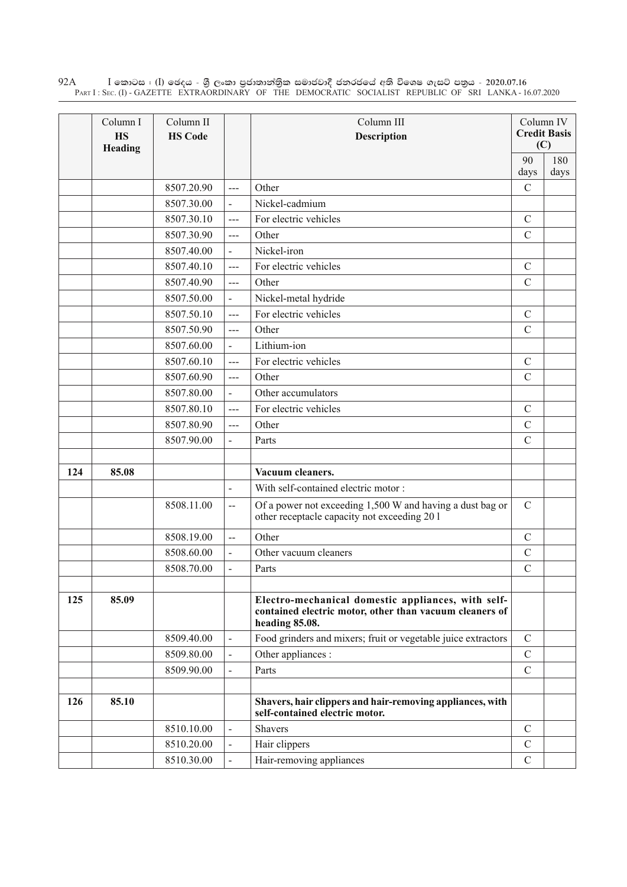| | Column I<br>**HS Heading** | Column II<br>**HS Code** | | Column III<br>**Description** | Column IV<br>**Credit Basis (C)** | |
|---|---|---|---|---|---|---|
| | | | | | 90 days | 180 days |
| | | 8507.20.90 | --- | Other | C | |
| | | 8507.30.00 | - | Nickel-cadmium | | |
| | | 8507.30.10 | --- | For electric vehicles | C | |
| | | 8507.30.90 | --- | Other | C | |
| | | 8507.40.00 | - | Nickel-iron | | |
| | | 8507.40.10 | --- | For electric vehicles | C | |
| | | 8507.40.90 | --- | Other | C | |
| | | 8507.50.00 | - | Nickel-metal hydride | | |
| | | 8507.50.10 | --- | For electric vehicles | C | |
| | | 8507.50.90 | --- | Other | C | |
| | | 8507.60.00 | - | Lithium-ion | | |
| | | 8507.60.10 | --- | For electric vehicles | C | |
| | | 8507.60.90 | --- | Other | C | |
| | | 8507.80.00 | - | Other accumulators | | |
| | | 8507.80.10 | --- | For electric vehicles | C | |
| | | 8507.80.90 | --- | Other | C | |
| | | 8507.90.00 | - | Parts | C | |
| | | | | | | |
| 124 | 85.08 | | | **Vacuum cleaners.** | | |
| | | | - | With self-contained electric motor : | | |
| | | 8508.11.00 | -- | Of a power not exceeding 1,500 W and having a dust bag or other receptacle capacity not exceeding 20 l | C | |
| | | 8508.19.00 | -- | Other | C | |
| | | 8508.60.00 | - | Other vacuum cleaners | C | |
| | | 8508.70.00 | - | Parts | C | |
| | | | | | | |
| 125 | 85.09 | | | **Electro-mechanical domestic appliances, with self-contained electric motor, other than vacuum cleaners of heading 85.08.** | | |
| | | 8509.40.00 | - | Food grinders and mixers; fruit or vegetable juice extractors | C | |
| | | 8509.80.00 | - | Other appliances : | C | |
| | | 8509.90.00 | - | Parts | C | |
| | | | | | | |
| 126 | 85.10 | | | **Shavers, hair clippers and hair-removing appliances, with self-contained electric motor.** | | |
| | | 8510.10.00 | - | Shavers | C | |
| | | 8510.20.00 | - | Hair clippers | C | |
| | | 8510.30.00 | - | Hair-removing appliances | C | |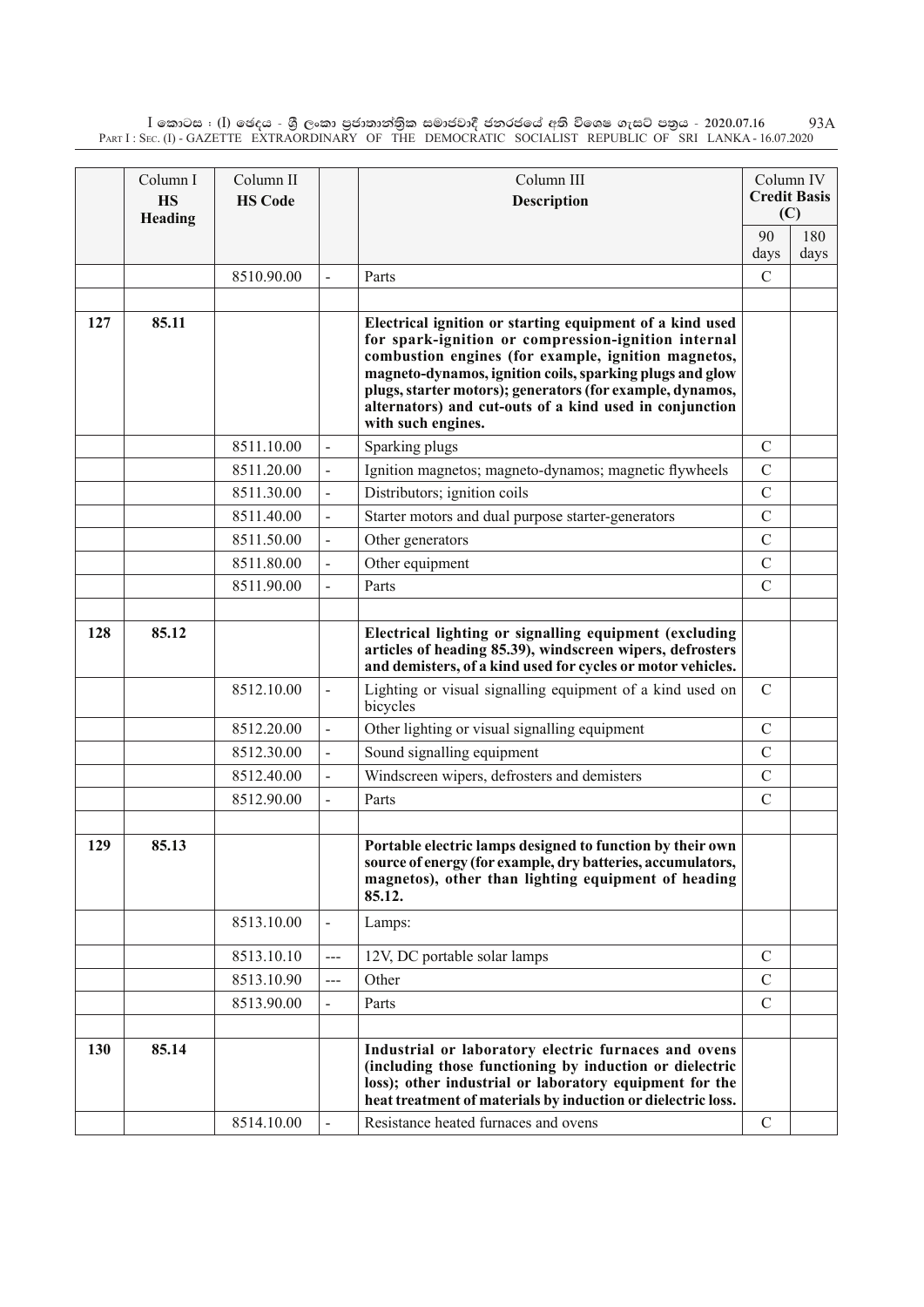| | Column I<br>**HS Heading** | Column II<br>**HS Code** | | Column III<br>**Description** | Column IV<br>**Credit Basis (C)** | |
|---|---|---|---|---|---|---|
| | | | | | 90 days | 180 days |
| | | 8510.90.00 | - | Parts | C | |
| | | | | | | |
| **127** | **85.11** | | | **Electrical ignition or starting equipment of a kind used for spark-ignition or compression-ignition internal combustion engines (for example, ignition magnetos, magneto-dynamos, ignition coils, sparking plugs and glow plugs, starter motors); generators (for example, dynamos, alternators) and cut-outs of a kind used in conjunction with such engines.** | | |
| | | 8511.10.00 | - | Sparking plugs | C | |
| | | 8511.20.00 | - | Ignition magnetos; magneto-dynamos; magnetic flywheels | C | |
| | | 8511.30.00 | - | Distributors; ignition coils | C | |
| | | 8511.40.00 | - | Starter motors and dual purpose starter-generators | C | |
| | | 8511.50.00 | - | Other generators | C | |
| | | 8511.80.00 | - | Other equipment | C | |
| | | 8511.90.00 | - | Parts | C | |
| | | | | | | |
| **128** | **85.12** | | | **Electrical lighting or signalling equipment (excluding articles of heading 85.39), windscreen wipers, defrosters and demisters, of a kind used for cycles or motor vehicles.** | | |
| | | 8512.10.00 | - | Lighting or visual signalling equipment of a kind used on bicycles | C | |
| | | 8512.20.00 | - | Other lighting or visual signalling equipment | C | |
| | | 8512.30.00 | - | Sound signalling equipment | C | |
| | | 8512.40.00 | - | Windscreen wipers, defrosters and demisters | C | |
| | | 8512.90.00 | - | Parts | C | |
| | | | | | | |
| **129** | **85.13** | | | **Portable electric lamps designed to function by their own source of energy (for example, dry batteries, accumulators, magnetos), other than lighting equipment of heading 85.12.** | | |
| | | 8513.10.00 | - | Lamps: | | |
| | | 8513.10.10 | --- | 12V, DC portable solar lamps | C | |
| | | 8513.10.90 | --- | Other | C | |
| | | 8513.90.00 | - | Parts | C | |
| | | | | | | |
| **130** | **85.14** | | | **Industrial or laboratory electric furnaces and ovens (including those functioning by induction or dielectric loss); other industrial or laboratory equipment for the heat treatment of materials by induction or dielectric loss.** | | |
| | | 8514.10.00 | - | Resistance heated furnaces and ovens | C | |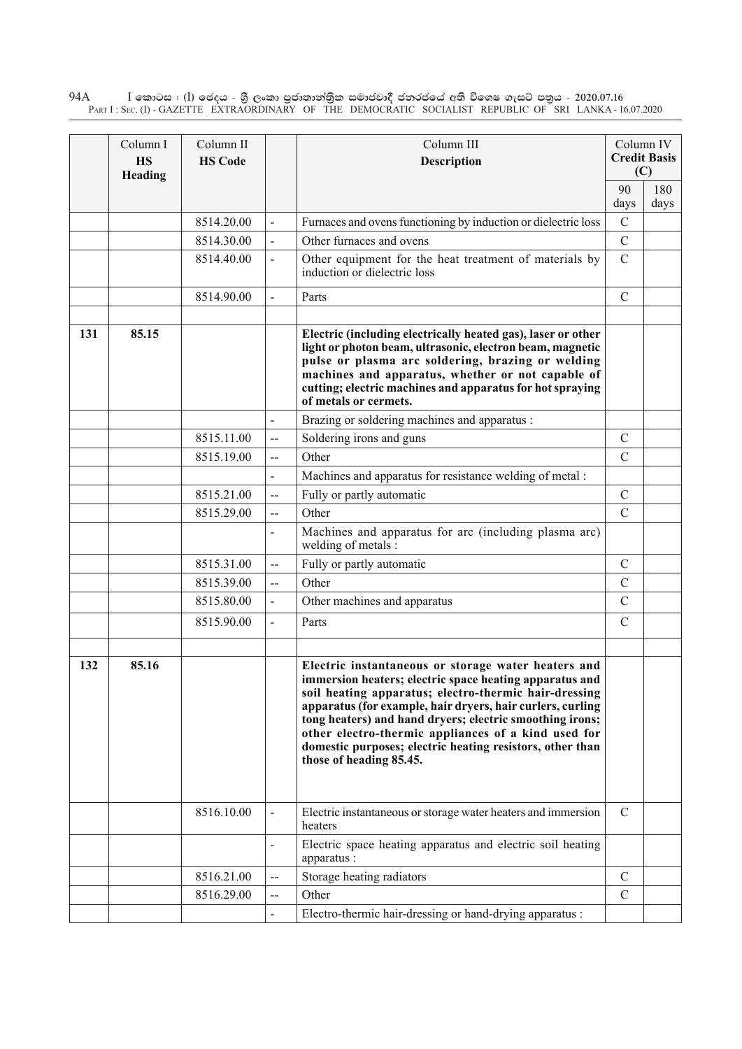| | Column I<br>**HS Heading** | Column II<br>**HS Code** | | Column III<br>**Description** | Column IV<br>**Credit Basis (C)** | |
|---|---|---|---|---|---|---|
| | | | | | 90 days | 180 days |
| | | 8514.20.00 | - | Furnaces and ovens functioning by induction or dielectric loss | C | |
| | | 8514.30.00 | - | Other furnaces and ovens | C | |
| | | 8514.40.00 | - | Other equipment for the heat treatment of materials by induction or dielectric loss | C | |
| | | 8514.90.00 | - | Parts | C | |
| | | | | | | |
| **131** | **85.15** | | | **Electric (including electrically heated gas), laser or other light or photon beam, ultrasonic, electron beam, magnetic pulse or plasma arc soldering, brazing or welding machines and apparatus, whether or not capable of cutting; electric machines and apparatus for hot spraying of metals or cermets.** | | |
| | | | - | Brazing or soldering machines and apparatus : | | |
| | | 8515.11.00 | -- | Soldering irons and guns | C | |
| | | 8515.19.00 | -- | Other | C | |
| | | | - | Machines and apparatus for resistance welding of metal : | | |
| | | 8515.21.00 | -- | Fully or partly automatic | C | |
| | | 8515.29.00 | -- | Other | C | |
| | | | - | Machines and apparatus for arc (including plasma arc) welding of metals : | | |
| | | 8515.31.00 | -- | Fully or partly automatic | C | |
| | | 8515.39.00 | -- | Other | C | |
| | | 8515.80.00 | - | Other machines and apparatus | C | |
| | | 8515.90.00 | - | Parts | C | |
| | | | | | | |
| **132** | **85.16** | | | **Electric instantaneous or storage water heaters and immersion heaters; electric space heating apparatus and soil heating apparatus; electro-thermic hair-dressing apparatus (for example, hair dryers, hair curlers, curling tong heaters) and hand dryers; electric smoothing irons; other electro-thermic appliances of a kind used for domestic purposes; electric heating resistors, other than those of heading 85.45.** | | |
| | | 8516.10.00 | - | Electric instantaneous or storage water heaters and immersion heaters | C | |
| | | | - | Electric space heating apparatus and electric soil heating apparatus : | | |
| | | 8516.21.00 | -- | Storage heating radiators | C | |
| | | 8516.29.00 | -- | Other | C | |
| | | | - | Electro-thermic hair-dressing or hand-drying apparatus : | | |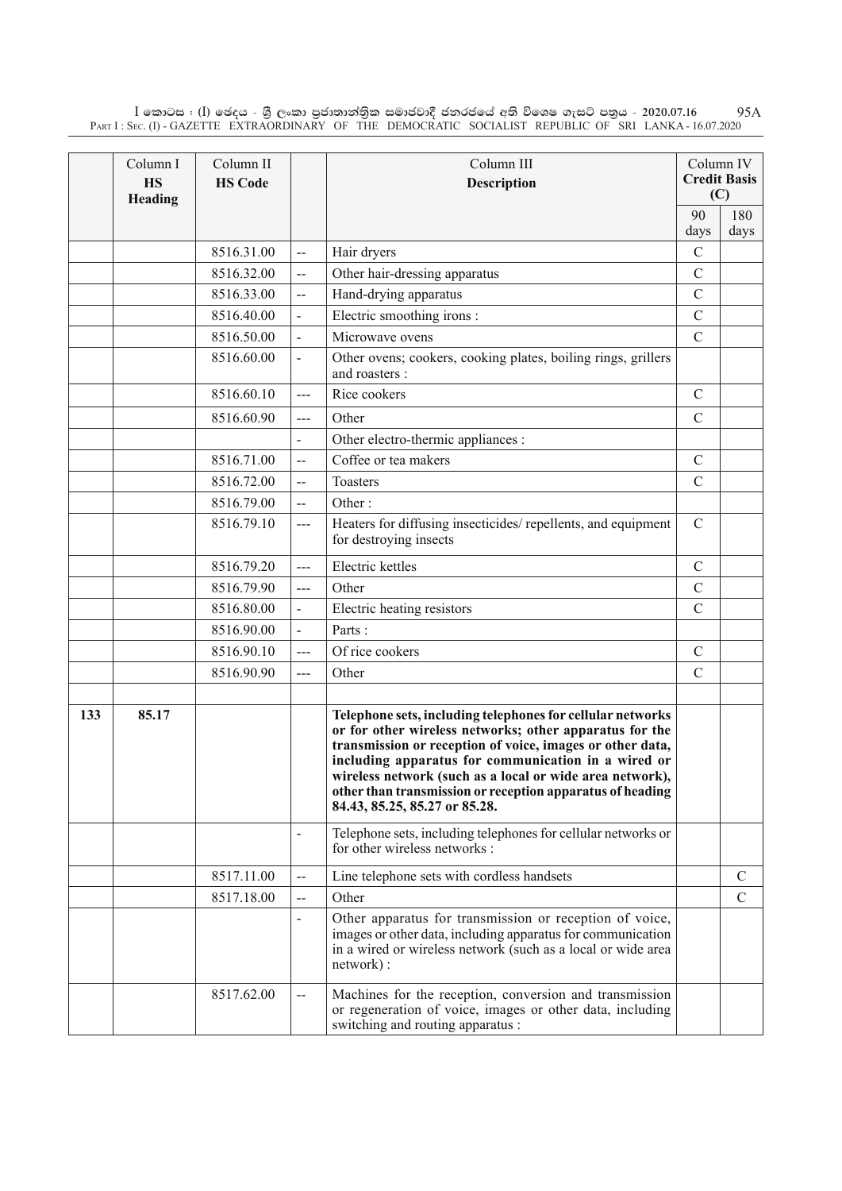| | Column I HS Heading | Column II HS Code | | Column III Description | Column IV Credit Basis (C) | |
|---|---|---|---|---|---|---|
| | | | | | 90 days | 180 days |
| | | 8516.31.00 | -- | Hair dryers | C | |
| | | 8516.32.00 | -- | Other hair-dressing apparatus | C | |
| | | 8516.33.00 | -- | Hand-drying apparatus | C | |
| | | 8516.40.00 | - | Electric smoothing irons : | C | |
| | | 8516.50.00 | - | Microwave ovens | C | |
| | | 8516.60.00 | - | Other ovens; cookers, cooking plates, boiling rings, grillers and roasters : | | |
| | | 8516.60.10 | --- | Rice cookers | C | |
| | | 8516.60.90 | --- | Other | C | |
| | | | - | Other electro-thermic appliances : | | |
| | | 8516.71.00 | -- | Coffee or tea makers | C | |
| | | 8516.72.00 | -- | Toasters | C | |
| | | 8516.79.00 | -- | Other : | | |
| | | 8516.79.10 | --- | Heaters for diffusing insecticides/ repellents, and equipment for destroying insects | C | |
| | | 8516.79.20 | --- | Electric kettles | C | |
| | | 8516.79.90 | --- | Other | C | |
| | | 8516.80.00 | - | Electric heating resistors | C | |
| | | 8516.90.00 | - | Parts : | | |
| | | 8516.90.10 | --- | Of rice cookers | C | |
| | | 8516.90.90 | --- | Other | C | |
| | | | | | | |
| **133** | **85.17** | | | **Telephone sets, including telephones for cellular networks or for other wireless networks; other apparatus for the transmission or reception of voice, images or other data, including apparatus for communication in a wired or wireless network (such as a local or wide area network), other than transmission or reception apparatus of heading 84.43, 85.25, 85.27 or 85.28.** | | |
| | | | - | Telephone sets, including telephones for cellular networks or for other wireless networks : | | |
| | | 8517.11.00 | -- | Line telephone sets with cordless handsets | | C |
| | | 8517.18.00 | -- | Other | | C |
| | | | - | Other apparatus for transmission or reception of voice, images or other data, including apparatus for communication in a wired or wireless network (such as a local or wide area network) : | | |
| | | 8517.62.00 | -- | Machines for the reception, conversion and transmission or regeneration of voice, images or other data, including switching and routing apparatus : | | |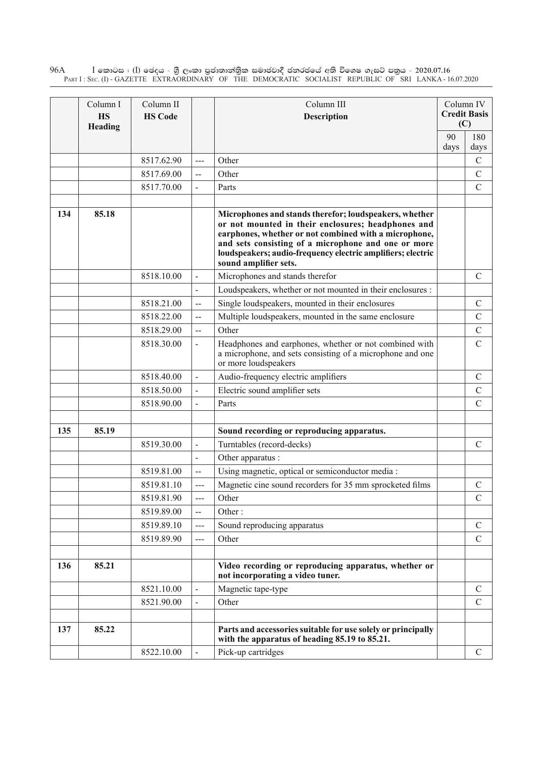| | Column I<br>**HS Heading** | Column II<br>**HS Code** | | Column III<br>**Description** | Column IV<br>**Credit Basis (C)** | |
|---|---|---|---|---|---|---|
| | | | | | 90 days | 180 days |
| | | 8517.62.90 | --- | Other | | C |
| | | 8517.69.00 | -- | Other | | C |
| | | 8517.70.00 | - | Parts | | C |
| | | | | | | |
| **134** | **85.18** | | | **Microphones and stands therefor; loudspeakers, whether or not mounted in their enclosures; headphones and earphones, whether or not combined with a microphone, and sets consisting of a microphone and one or more loudspeakers; audio-frequency electric amplifiers; electric sound amplifier sets.** | | |
| | | 8518.10.00 | - | Microphones and stands therefor | | C |
| | | | - | Loudspeakers, whether or not mounted in their enclosures : | | |
| | | 8518.21.00 | -- | Single loudspeakers, mounted in their enclosures | | C |
| | | 8518.22.00 | -- | Multiple loudspeakers, mounted in the same enclosure | | C |
| | | 8518.29.00 | -- | Other | | C |
| | | 8518.30.00 | - | Headphones and earphones, whether or not combined with a microphone, and sets consisting of a microphone and one or more loudspeakers | | C |
| | | 8518.40.00 | - | Audio-frequency electric amplifiers | | C |
| | | 8518.50.00 | - | Electric sound amplifier sets | | C |
| | | 8518.90.00 | - | Parts | | C |
| | | | | | | |
| **135** | **85.19** | | | **Sound recording or reproducing apparatus.** | | |
| | | 8519.30.00 | - | Turntables (record-decks) | | C |
| | | | - | Other apparatus : | | |
| | | 8519.81.00 | -- | Using magnetic, optical or semiconductor media : | | |
| | | 8519.81.10 | --- | Magnetic cine sound recorders for 35 mm sprocketed films | | C |
| | | 8519.81.90 | --- | Other | | C |
| | | 8519.89.00 | -- | Other : | | |
| | | 8519.89.10 | --- | Sound reproducing apparatus | | C |
| | | 8519.89.90 | --- | Other | | C |
| | | | | | | |
| **136** | **85.21** | | | **Video recording or reproducing apparatus, whether or not incorporating a video tuner.** | | |
| | | 8521.10.00 | - | Magnetic tape-type | | C |
| | | 8521.90.00 | - | Other | | C |
| | | | | | | |
| **137** | **85.22** | | | **Parts and accessories suitable for use solely or principally with the apparatus of heading 85.19 to 85.21.** | | |
| | | 8522.10.00 | - | Pick-up cartridges | | C |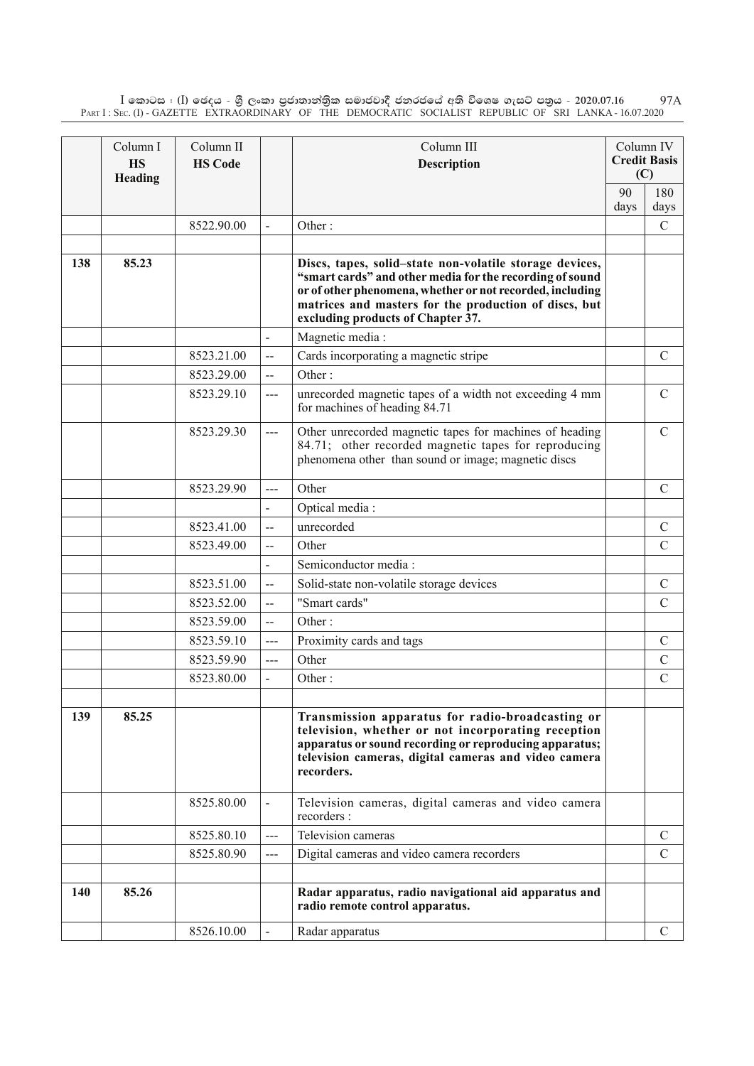| | Column I<br>**HS Heading** | Column II<br>**HS Code** | | Column III<br>**Description** | Column IV<br>**Credit Basis (C)** | |
|---|---|---|---|---|---|---|
| | | | | | 90 days | 180 days |
| | | 8522.90.00 | - | Other : | | C |
| | | | | | | |
| 138 | 85.23 | | | **Discs, tapes, solid–state non-volatile storage devices, "smart cards" and other media for the recording of sound or of other phenomena, whether or not recorded, including matrices and masters for the production of discs, but excluding products of Chapter 37.** | | |
| | | | - | Magnetic media : | | |
| | | 8523.21.00 | -- | Cards incorporating a magnetic stripe | | C |
| | | 8523.29.00 | -- | Other : | | |
| | | 8523.29.10 | --- | unrecorded magnetic tapes of a width not exceeding 4 mm for machines of heading 84.71 | | C |
| | | 8523.29.30 | --- | Other unrecorded magnetic tapes for machines of heading 84.71; other recorded magnetic tapes for reproducing phenomena other than sound or image; magnetic discs | | C |
| | | 8523.29.90 | --- | Other | | C |
| | | | - | Optical media : | | |
| | | 8523.41.00 | -- | unrecorded | | C |
| | | 8523.49.00 | -- | Other | | C |
| | | | - | Semiconductor media : | | |
| | | 8523.51.00 | -- | Solid-state non-volatile storage devices | | C |
| | | 8523.52.00 | -- | "Smart cards" | | C |
| | | 8523.59.00 | -- | Other : | | |
| | | 8523.59.10 | --- | Proximity cards and tags | | C |
| | | 8523.59.90 | --- | Other | | C |
| | | 8523.80.00 | - | Other : | | C |
| | | | | | | |
| 139 | 85.25 | | | **Transmission apparatus for radio-broadcasting or television, whether or not incorporating reception apparatus or sound recording or reproducing apparatus; television cameras, digital cameras and video camera recorders.** | | |
| | | 8525.80.00 | - | Television cameras, digital cameras and video camera recorders : | | |
| | | 8525.80.10 | --- | Television cameras | | C |
| | | 8525.80.90 | --- | Digital cameras and video camera recorders | | C |
| | | | | | | |
| 140 | 85.26 | | | **Radar apparatus, radio navigational aid apparatus and radio remote control apparatus.** | | |
| | | 8526.10.00 | - | Radar apparatus | | C |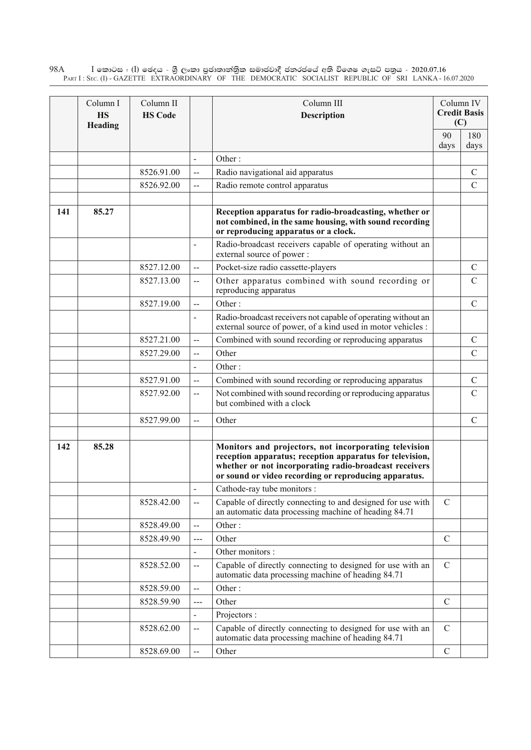| | Column I<br>**HS Heading** | Column II<br>**HS Code** | | Column III<br>**Description** | Column IV<br>**Credit Basis (C)** | |
|---|---|---|---|---|---|---|
| | | | | | 90 days | 180 days |
| | | | - | Other : | | |
| | | 8526.91.00 | -- | Radio navigational aid apparatus | | C |
| | | 8526.92.00 | -- | Radio remote control apparatus | | C |
| | | | | | | |
| **141** | **85.27** | | | **Reception apparatus for radio-broadcasting, whether or not combined, in the same housing, with sound recording or reproducing apparatus or a clock.** | | |
| | | | - | Radio-broadcast receivers capable of operating without an external source of power : | | |
| | | 8527.12.00 | -- | Pocket-size radio cassette-players | | C |
| | | 8527.13.00 | -- | Other apparatus combined with sound recording or reproducing apparatus | | C |
| | | 8527.19.00 | -- | Other : | | C |
| | | | - | Radio-broadcast receivers not capable of operating without an external source of power, of a kind used in motor vehicles : | | |
| | | 8527.21.00 | -- | Combined with sound recording or reproducing apparatus | | C |
| | | 8527.29.00 | -- | Other | | C |
| | | | - | Other : | | |
| | | 8527.91.00 | -- | Combined with sound recording or reproducing apparatus | | C |
| | | 8527.92.00 | -- | Not combined with sound recording or reproducing apparatus but combined with a clock | | C |
| | | 8527.99.00 | -- | Other | | C |
| | | | | | | |
| **142** | **85.28** | | | **Monitors and projectors, not incorporating television reception apparatus; reception apparatus for television, whether or not incorporating radio-broadcast receivers or sound or video recording or reproducing apparatus.** | | |
| | | | - | Cathode-ray tube monitors : | | |
| | | 8528.42.00 | -- | Capable of directly connecting to and designed for use with an automatic data processing machine of heading 84.71 | C | |
| | | 8528.49.00 | -- | Other : | | |
| | | 8528.49.90 | --- | Other | C | |
| | | | - | Other monitors : | | |
| | | 8528.52.00 | -- | Capable of directly connecting to designed for use with an automatic data processing machine of heading 84.71 | C | |
| | | 8528.59.00 | -- | Other : | | |
| | | 8528.59.90 | --- | Other | C | |
| | | | - | Projectors : | | |
| | | 8528.62.00 | -- | Capable of directly connecting to designed for use with an automatic data processing machine of heading 84.71 | C | |
| | | 8528.69.00 | -- | Other | C | |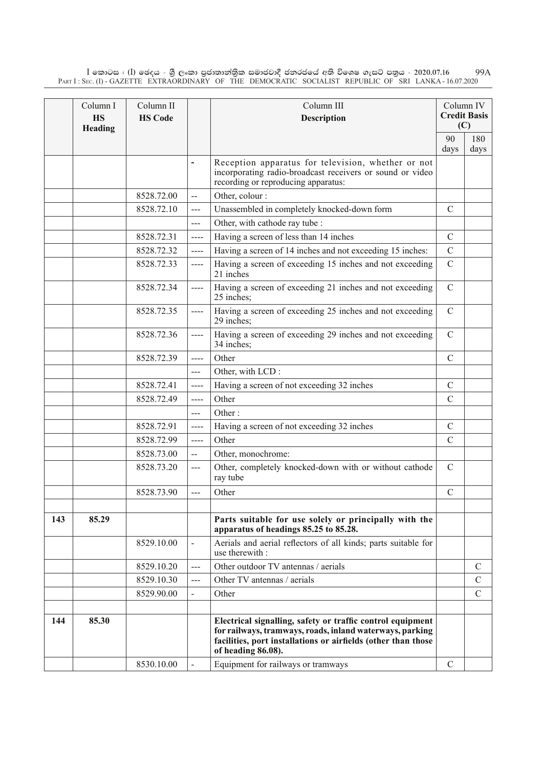| | Column I HS Heading | Column II HS Code | | Column III Description | Column IV Credit Basis (C) | |
|---|---|---|---|---|---|---|
| | | | | | 90 days | 180 days |
| | | | - | Reception apparatus for television, whether or not incorporating radio-broadcast receivers or sound or video recording or reproducing apparatus: | | |
| | | 8528.72.00 | -- | Other, colour : | | |
| | | 8528.72.10 | --- | Unassembled in completely knocked-down form | C | |
| | | | --- | Other, with cathode ray tube : | | |
| | | 8528.72.31 | ---- | Having a screen of less than 14 inches | C | |
| | | 8528.72.32 | ---- | Having a screen of 14 inches and not exceeding 15 inches: | C | |
| | | 8528.72.33 | ---- | Having a screen of exceeding 15 inches and not exceeding 21 inches | C | |
| | | 8528.72.34 | ---- | Having a screen of exceeding 21 inches and not exceeding 25 inches; | C | |
| | | 8528.72.35 | ---- | Having a screen of exceeding 25 inches and not exceeding 29 inches; | C | |
| | | 8528.72.36 | ---- | Having a screen of exceeding 29 inches and not exceeding 34 inches; | C | |
| | | 8528.72.39 | ---- | Other | C | |
| | | | --- | Other, with LCD : | | |
| | | 8528.72.41 | ---- | Having a screen of not exceeding 32 inches | C | |
| | | 8528.72.49 | ---- | Other | C | |
| | | | --- | Other : | | |
| | | 8528.72.91 | ---- | Having a screen of not exceeding 32 inches | C | |
| | | 8528.72.99 | ---- | Other | C | |
| | | 8528.73.00 | -- | Other, monochrome: | | |
| | | 8528.73.20 | --- | Other, completely knocked-down with or without cathode ray tube | C | |
| | | 8528.73.90 | --- | Other | C | |
| | | | | | | |
| 143 | 85.29 | | | **Parts suitable for use solely or principally with the apparatus of headings 85.25 to 85.28.** | | |
| | | 8529.10.00 | - | Aerials and aerial reflectors of all kinds; parts suitable for use therewith : | | |
| | | 8529.10.20 | --- | Other outdoor TV antennas / aerials | | C |
| | | 8529.10.30 | --- | Other TV antennas / aerials | | C |
| | | 8529.90.00 | - | Other | | C |
| | | | | | | |
| 144 | 85.30 | | | **Electrical signalling, safety or traffic control equipment for railways, tramways, roads, inland waterways, parking facilities, port installations or airfields (other than those of heading 86.08).** | | |
| | | 8530.10.00 | - | Equipment for railways or tramways | C | |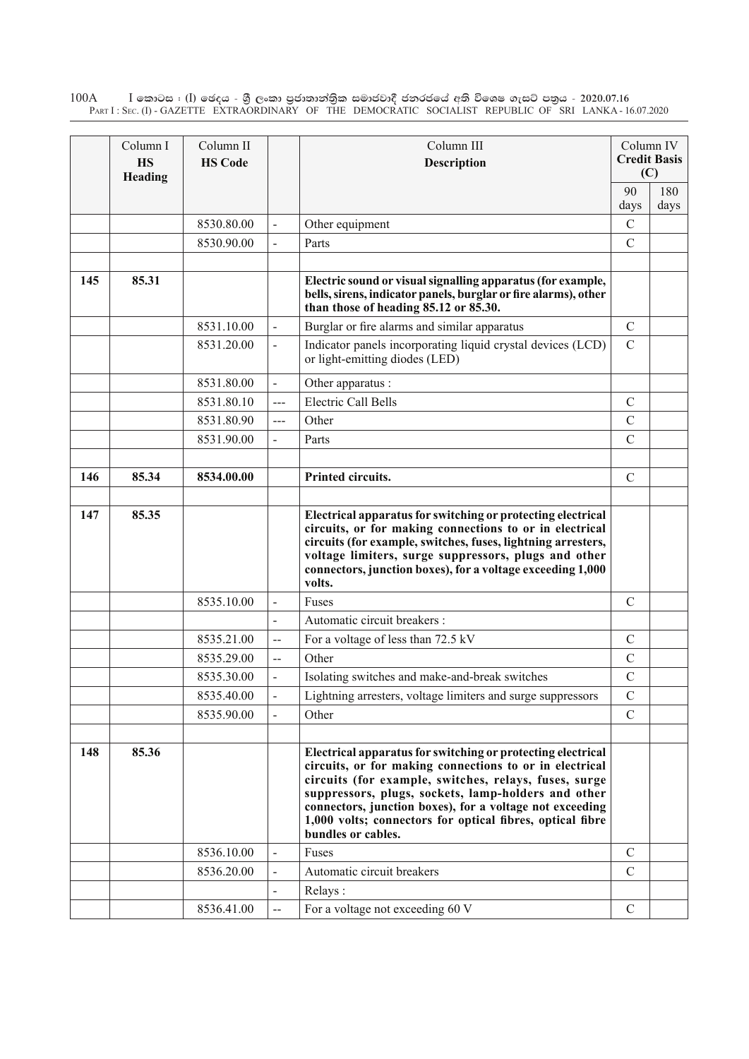| | Column I HS Heading | Column II HS Code | | Column III Description | Column IV Credit Basis (C) | |
|---|---|---|---|---|---|---|
| | | | | | 90 days | 180 days |
| | | 8530.80.00 | - | Other equipment | C | |
| | | 8530.90.00 | - | Parts | C | |
| | | | | | | |
| 145 | 85.31 | | | **Electric sound or visual signalling apparatus (for example, bells, sirens, indicator panels, burglar or fire alarms), other than those of heading 85.12 or 85.30.** | | |
| | | 8531.10.00 | - | Burglar or fire alarms and similar apparatus | C | |
| | | 8531.20.00 | - | Indicator panels incorporating liquid crystal devices (LCD) or light-emitting diodes (LED) | C | |
| | | 8531.80.00 | - | Other apparatus : | | |
| | | 8531.80.10 | --- | Electric Call Bells | C | |
| | | 8531.80.90 | --- | Other | C | |
| | | 8531.90.00 | - | Parts | C | |
| | | | | | | |
| 146 | 85.34 | **8534.00.00** | | **Printed circuits.** | C | |
| | | | | | | |
| 147 | 85.35 | | | **Electrical apparatus for switching or protecting electrical circuits, or for making connections to or in electrical circuits (for example, switches, fuses, lightning arresters, voltage limiters, surge suppressors, plugs and other connectors, junction boxes), for a voltage exceeding 1,000 volts.** | | |
| | | 8535.10.00 | - | Fuses | C | |
| | | | - | Automatic circuit breakers : | | |
| | | 8535.21.00 | -- | For a voltage of less than 72.5 kV | C | |
| | | 8535.29.00 | -- | Other | C | |
| | | 8535.30.00 | - | Isolating switches and make-and-break switches | C | |
| | | 8535.40.00 | - | Lightning arresters, voltage limiters and surge suppressors | C | |
| | | 8535.90.00 | - | Other | C | |
| | | | | | | |
| 148 | 85.36 | | | **Electrical apparatus for switching or protecting electrical circuits, or for making connections to or in electrical circuits (for example, switches, relays, fuses, surge suppressors, plugs, sockets, lamp-holders and other connectors, junction boxes), for a voltage not exceeding 1,000 volts; connectors for optical fibres, optical fibre bundles or cables.** | | |
| | | 8536.10.00 | - | Fuses | C | |
| | | 8536.20.00 | - | Automatic circuit breakers | C | |
| | | | - | Relays : | | |
| | | 8536.41.00 | -- | For a voltage not exceeding 60 V | C | |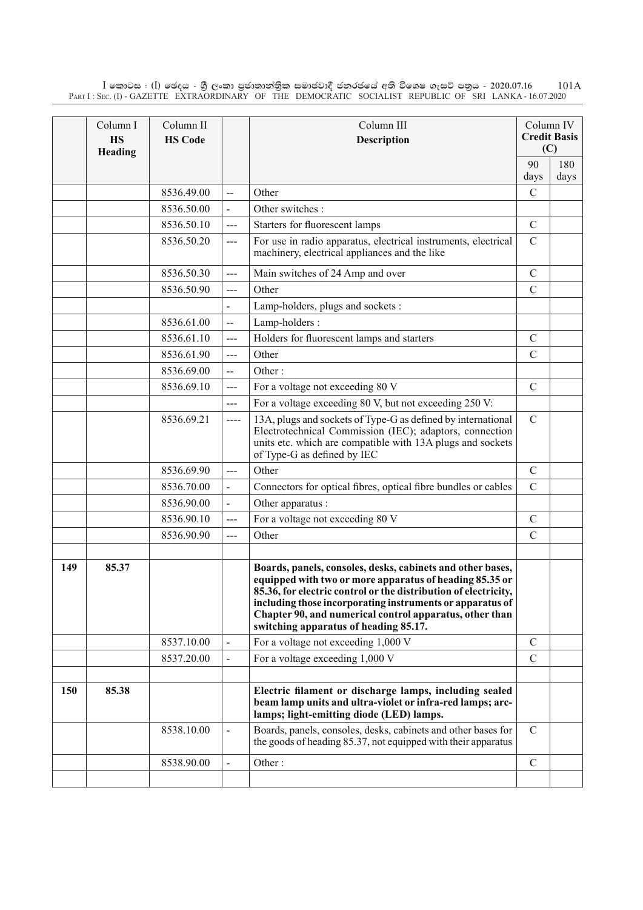| | Column I<br>**HS Heading** | Column II<br>**HS Code** | | Column III<br>**Description** | Column IV<br>**Credit Basis (C)** | |
|---|---|---|---|---|---|---|
| | | | | | 90 days | 180 days |
| | | 8536.49.00 | -- | Other | C | |
| | | 8536.50.00 | - | Other switches : | | |
| | | 8536.50.10 | --- | Starters for fluorescent lamps | C | |
| | | 8536.50.20 | --- | For use in radio apparatus, electrical instruments, electrical machinery, electrical appliances and the like | C | |
| | | 8536.50.30 | --- | Main switches of 24 Amp and over | C | |
| | | 8536.50.90 | --- | Other | C | |
| | | | - | Lamp-holders, plugs and sockets : | | |
| | | 8536.61.00 | -- | Lamp-holders : | | |
| | | 8536.61.10 | --- | Holders for fluorescent lamps and starters | C | |
| | | 8536.61.90 | --- | Other | C | |
| | | 8536.69.00 | -- | Other : | | |
| | | 8536.69.10 | --- | For a voltage not exceeding 80 V | C | |
| | | | --- | For a voltage exceeding 80 V, but not exceeding 250 V: | | |
| | | 8536.69.21 | ---- | 13A, plugs and sockets of Type-G as defined by international Electrotechnical Commission (IEC); adaptors, connection units etc. which are compatible with 13A plugs and sockets of Type-G as defined by IEC | C | |
| | | 8536.69.90 | --- | Other | C | |
| | | 8536.70.00 | - | Connectors for optical fibres, optical fibre bundles or cables | C | |
| | | 8536.90.00 | - | Other apparatus : | | |
| | | 8536.90.10 | --- | For a voltage not exceeding 80 V | C | |
| | | 8536.90.90 | --- | Other | C | |
| | | | | | | |
| **149** | **85.37** | | | **Boards, panels, consoles, desks, cabinets and other bases, equipped with two or more apparatus of heading 85.35 or 85.36, for electric control or the distribution of electricity, including those incorporating instruments or apparatus of Chapter 90, and numerical control apparatus, other than switching apparatus of heading 85.17.** | | |
| | | 8537.10.00 | - | For a voltage not exceeding 1,000 V | C | |
| | | 8537.20.00 | - | For a voltage exceeding 1,000 V | C | |
| | | | | | | |
| **150** | **85.38** | | | **Electric filament or discharge lamps, including sealed beam lamp units and ultra-violet or infra-red lamps; arc-lamps; light-emitting diode (LED) lamps.** | | |
| | | 8538.10.00 | - | Boards, panels, consoles, desks, cabinets and other bases for the goods of heading 85.37, not equipped with their apparatus | C | |
| | | 8538.90.00 | - | Other : | C | |
| | | | | | | |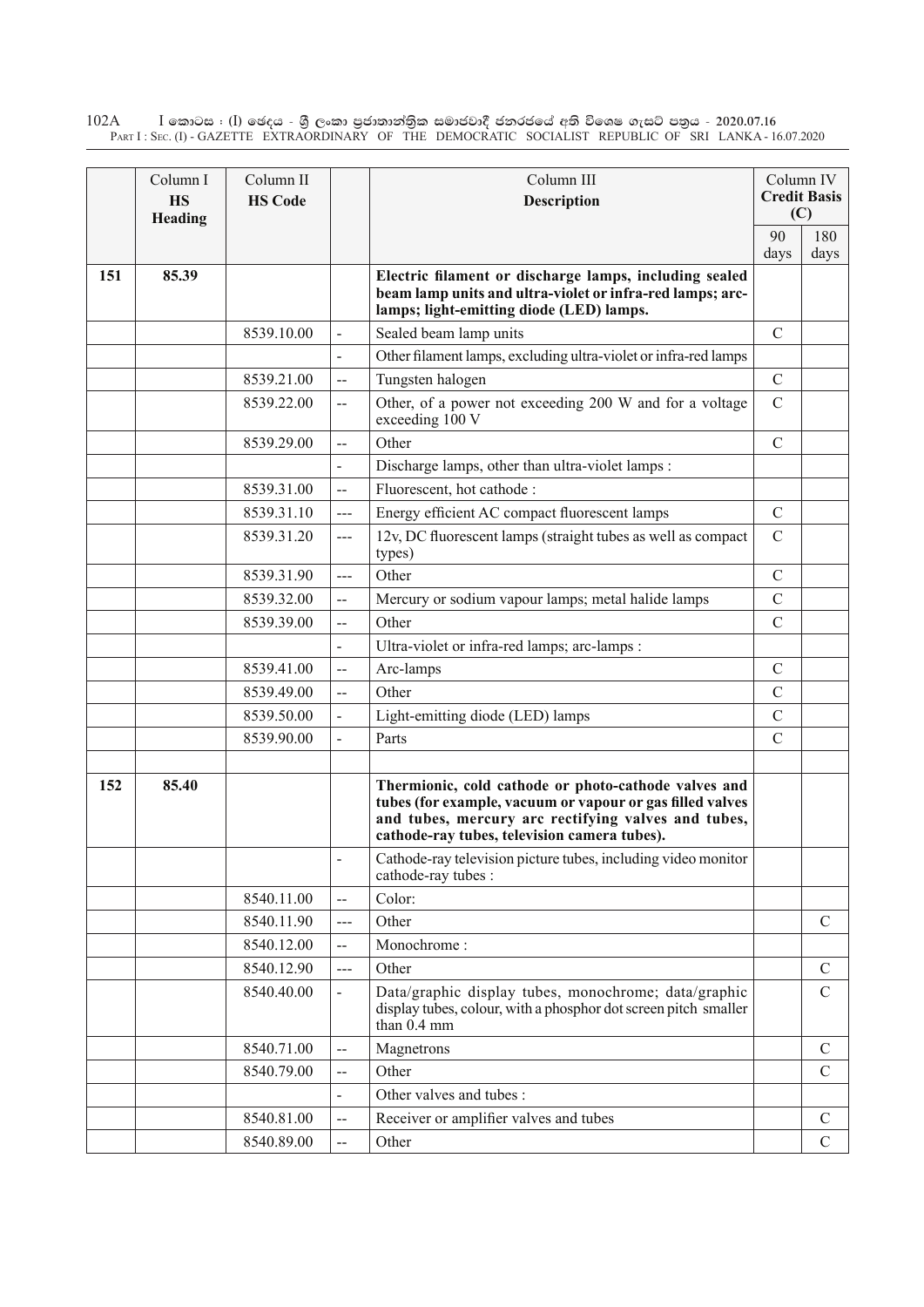| | Column I<br>**HS Heading** | Column II<br>**HS Code** | | Column III<br>**Description** | Column IV<br>**Credit Basis (C)** | |
|---|---|---|---|---|---|---|
| | | | | | 90 days | 180 days |
| **151** | **85.39** | | | **Electric filament or discharge lamps, including sealed beam lamp units and ultra-violet or infra-red lamps; arc-lamps; light-emitting diode (LED) lamps.** | | |
| | | 8539.10.00 | - | Sealed beam lamp units | C | |
| | | | - | Other filament lamps, excluding ultra-violet or infra-red lamps | | |
| | | 8539.21.00 | -- | Tungsten halogen | C | |
| | | 8539.22.00 | -- | Other, of a power not exceeding 200 W and for a voltage exceeding 100 V | C | |
| | | 8539.29.00 | -- | Other | C | |
| | | | - | Discharge lamps, other than ultra-violet lamps : | | |
| | | 8539.31.00 | -- | Fluorescent, hot cathode : | | |
| | | 8539.31.10 | --- | Energy efficient AC compact fluorescent lamps | C | |
| | | 8539.31.20 | --- | 12v, DC fluorescent lamps (straight tubes as well as compact types) | C | |
| | | 8539.31.90 | --- | Other | C | |
| | | 8539.32.00 | -- | Mercury or sodium vapour lamps; metal halide lamps | C | |
| | | 8539.39.00 | -- | Other | C | |
| | | | - | Ultra-violet or infra-red lamps; arc-lamps : | | |
| | | 8539.41.00 | -- | Arc-lamps | C | |
| | | 8539.49.00 | -- | Other | C | |
| | | 8539.50.00 | - | Light-emitting diode (LED) lamps | C | |
| | | 8539.90.00 | - | Parts | C | |
| | | | | | | |
| **152** | **85.40** | | | **Thermionic, cold cathode or photo-cathode valves and tubes (for example, vacuum or vapour or gas filled valves and tubes, mercury arc rectifying valves and tubes, cathode-ray tubes, television camera tubes).** | | |
| | | | - | Cathode-ray television picture tubes, including video monitor cathode-ray tubes : | | |
| | | 8540.11.00 | -- | Color: | | |
| | | 8540.11.90 | --- | Other | | C |
| | | 8540.12.00 | -- | Monochrome : | | |
| | | 8540.12.90 | --- | Other | | C |
| | | 8540.40.00 | - | Data/graphic display tubes, monochrome; data/graphic display tubes, colour, with a phosphor dot screen pitch smaller than 0.4 mm | | C |
| | | 8540.71.00 | -- | Magnetrons | | C |
| | | 8540.79.00 | -- | Other | | C |
| | | | - | Other valves and tubes : | | |
| | | 8540.81.00 | -- | Receiver or amplifier valves and tubes | | C |
| | | 8540.89.00 | -- | Other | | C |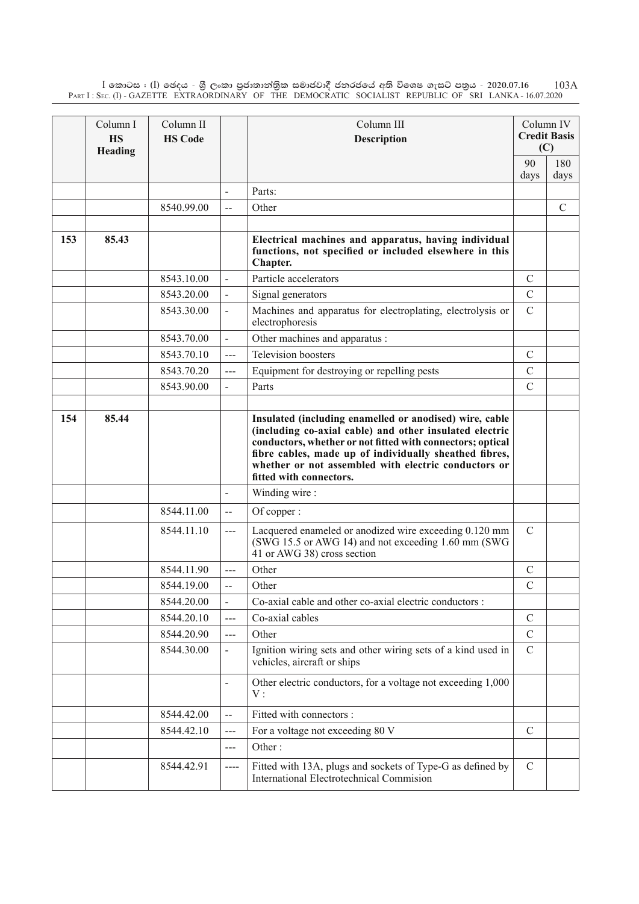| | Column I<br>**HS Heading** | Column II<br>**HS Code** | | Column III<br>**Description** | Column IV<br>**Credit Basis (C)** | |
|---|---|---|---|---|---|---|
| | | | | | 90 days | 180 days |
| | | | - | Parts: | | |
| | | 8540.99.00 | -- | Other | | C |
| | | | | | | |
| **153** | **85.43** | | | **Electrical machines and apparatus, having individual functions, not specified or included elsewhere in this Chapter.** | | |
| | | 8543.10.00 | - | Particle accelerators | C | |
| | | 8543.20.00 | - | Signal generators | C | |
| | | 8543.30.00 | - | Machines and apparatus for electroplating, electrolysis or electrophoresis | C | |
| | | 8543.70.00 | - | Other machines and apparatus : | | |
| | | 8543.70.10 | --- | Television boosters | C | |
| | | 8543.70.20 | --- | Equipment for destroying or repelling pests | C | |
| | | 8543.90.00 | - | Parts | C | |
| | | | | | | |
| **154** | **85.44** | | | **Insulated (including enamelled or anodised) wire, cable (including co-axial cable) and other insulated electric conductors, whether or not fitted with connectors; optical fibre cables, made up of individually sheathed fibres, whether or not assembled with electric conductors or fitted with connectors.** | | |
| | | | - | Winding wire : | | |
| | | 8544.11.00 | -- | Of copper : | | |
| | | 8544.11.10 | --- | Lacquered enameled or anodized wire exceeding 0.120 mm (SWG 15.5 or AWG 14) and not exceeding 1.60 mm (SWG 41 or AWG 38) cross section | C | |
| | | 8544.11.90 | --- | Other | C | |
| | | 8544.19.00 | -- | Other | C | |
| | | 8544.20.00 | - | Co-axial cable and other co-axial electric conductors : | | |
| | | 8544.20.10 | --- | Co-axial cables | C | |
| | | 8544.20.90 | --- | Other | C | |
| | | 8544.30.00 | - | Ignition wiring sets and other wiring sets of a kind used in vehicles, aircraft or ships | C | |
| | | | - | Other electric conductors, for a voltage not exceeding 1,000 V : | | |
| | | 8544.42.00 | -- | Fitted with connectors : | | |
| | | 8544.42.10 | --- | For a voltage not exceeding 80 V | C | |
| | | | --- | Other : | | |
| | | 8544.42.91 | ---- | Fitted with 13A, plugs and sockets of Type-G as defined by International Electrotechnical Commision | C | |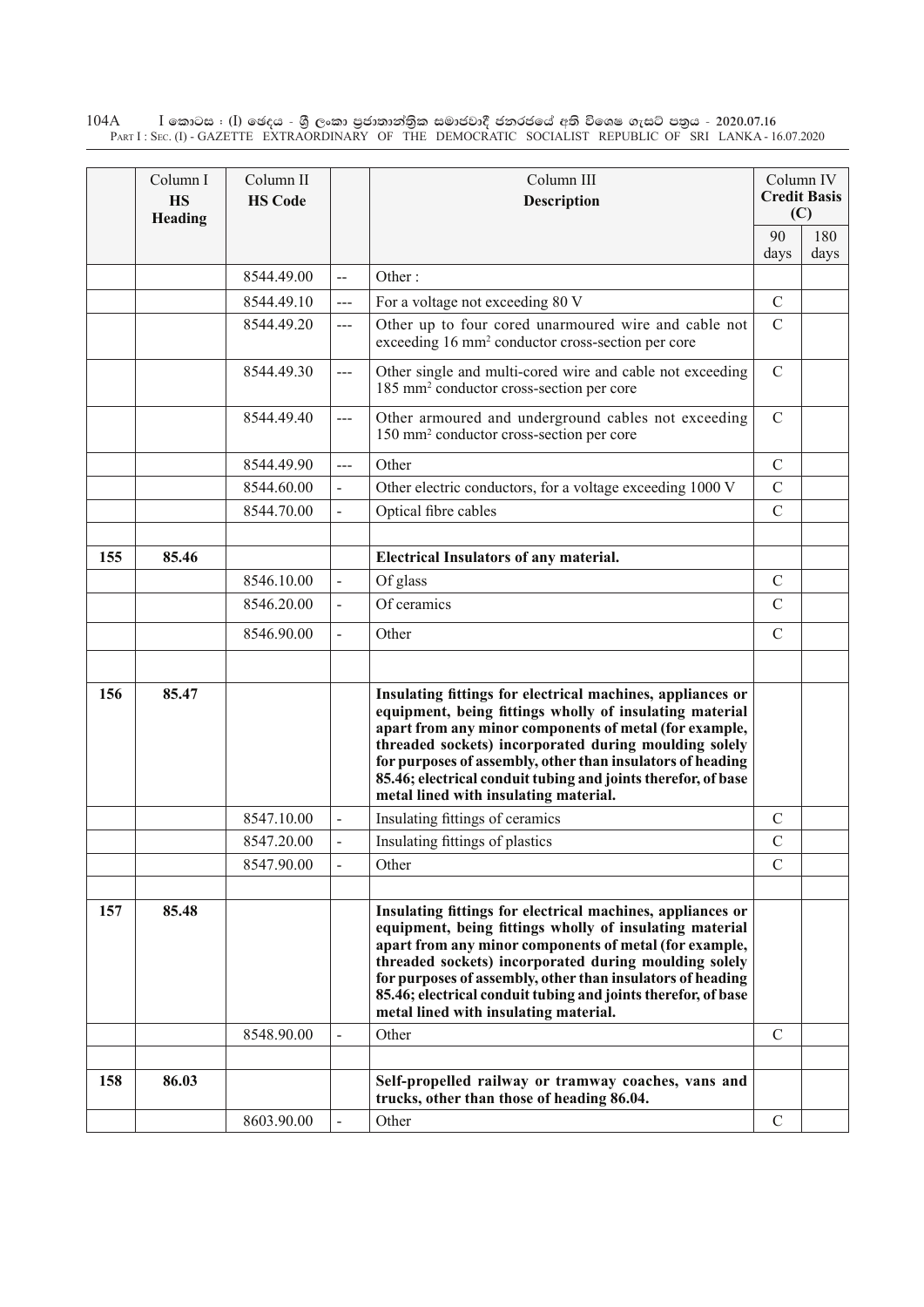| | Column I HS Heading | Column II HS Code | | Column III Description | Column IV Credit Basis (C) | |
|---|---|---|---|---|---|---|
| | | | | | 90 days | 180 days |
| | | 8544.49.00 | -- | Other : | | |
| | | 8544.49.10 | --- | For a voltage not exceeding 80 V | C | |
| | | 8544.49.20 | --- | Other up to four cored unarmoured wire and cable not exceeding 16 mm² conductor cross-section per core | C | |
| | | 8544.49.30 | --- | Other single and multi-cored wire and cable not exceeding 185 mm² conductor cross-section per core | C | |
| | | 8544.49.40 | --- | Other armoured and underground cables not exceeding 150 mm² conductor cross-section per core | C | |
| | | 8544.49.90 | --- | Other | C | |
| | | 8544.60.00 | - | Other electric conductors, for a voltage exceeding 1000 V | C | |
| | | 8544.70.00 | - | Optical fibre cables | C | |
| | | | | | | |
| 155 | 85.46 | | | **Electrical Insulators of any material.** | | |
| | | 8546.10.00 | - | Of glass | C | |
| | | 8546.20.00 | - | Of ceramics | C | |
| | | 8546.90.00 | - | Other | C | |
| | | | | | | |
| 156 | 85.47 | | | **Insulating fittings for electrical machines, appliances or equipment, being fittings wholly of insulating material apart from any minor components of metal (for example, threaded sockets) incorporated during moulding solely for purposes of assembly, other than insulators of heading 85.46; electrical conduit tubing and joints therefor, of base metal lined with insulating material.** | | |
| | | 8547.10.00 | - | Insulating fittings of ceramics | C | |
| | | 8547.20.00 | - | Insulating fittings of plastics | C | |
| | | 8547.90.00 | - | Other | C | |
| | | | | | | |
| 157 | 85.48 | | | **Insulating fittings for electrical machines, appliances or equipment, being fittings wholly of insulating material apart from any minor components of metal (for example, threaded sockets) incorporated during moulding solely for purposes of assembly, other than insulators of heading 85.46; electrical conduit tubing and joints therefor, of base metal lined with insulating material.** | | |
| | | 8548.90.00 | - | Other | C | |
| | | | | | | |
| 158 | 86.03 | | | **Self-propelled railway or tramway coaches, vans and trucks, other than those of heading 86.04.** | | |
| | | 8603.90.00 | - | Other | C | |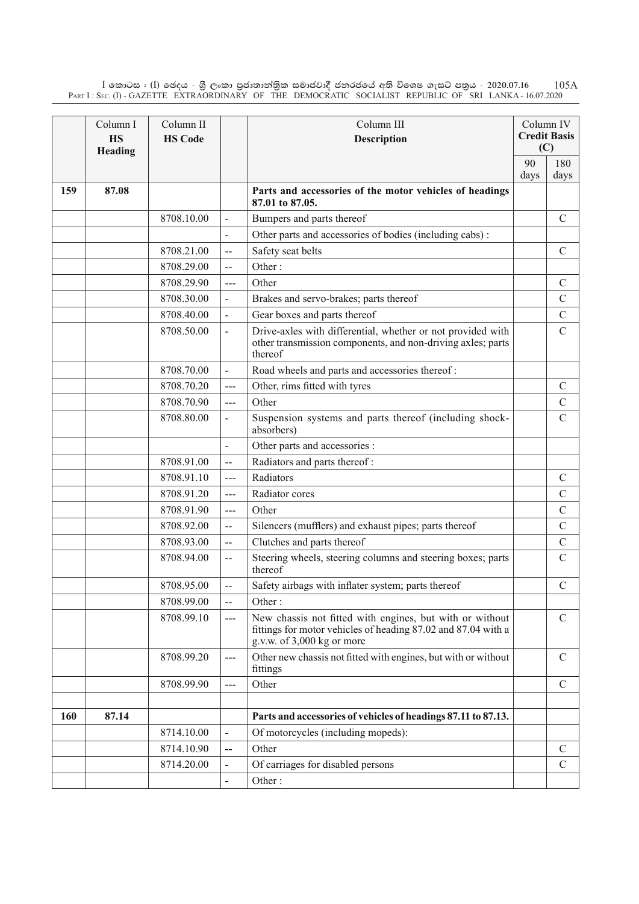| | Column I<br>**HS Heading** | Column II<br>**HS Code** | | Column III<br>**Description** | Column IV<br>**Credit Basis (C)** | |
|---|---|---|---|---|---|---|
| | | | | | 90 days | 180 days |
| **159** | **87.08** | | | **Parts and accessories of the motor vehicles of headings 87.01 to 87.05.** | | |
| | | 8708.10.00 | - | Bumpers and parts thereof | | C |
| | | | - | Other parts and accessories of bodies (including cabs) : | | |
| | | 8708.21.00 | -- | Safety seat belts | | C |
| | | 8708.29.00 | -- | Other : | | |
| | | 8708.29.90 | --- | Other | | C |
| | | 8708.30.00 | - | Brakes and servo-brakes; parts thereof | | C |
| | | 8708.40.00 | - | Gear boxes and parts thereof | | C |
| | | 8708.50.00 | - | Drive-axles with differential, whether or not provided with other transmission components, and non-driving axles; parts thereof | | C |
| | | 8708.70.00 | - | Road wheels and parts and accessories thereof : | | |
| | | 8708.70.20 | --- | Other, rims fitted with tyres | | C |
| | | 8708.70.90 | --- | Other | | C |
| | | 8708.80.00 | - | Suspension systems and parts thereof (including shock-absorbers) | | C |
| | | | - | Other parts and accessories : | | |
| | | 8708.91.00 | -- | Radiators and parts thereof : | | |
| | | 8708.91.10 | --- | Radiators | | C |
| | | 8708.91.20 | --- | Radiator cores | | C |
| | | 8708.91.90 | --- | Other | | C |
| | | 8708.92.00 | -- | Silencers (mufflers) and exhaust pipes; parts thereof | | C |
| | | 8708.93.00 | -- | Clutches and parts thereof | | C |
| | | 8708.94.00 | -- | Steering wheels, steering columns and steering boxes; parts thereof | | C |
| | | 8708.95.00 | -- | Safety airbags with inflater system; parts thereof | | C |
| | | 8708.99.00 | -- | Other : | | |
| | | 8708.99.10 | --- | New chassis not fitted with engines, but with or without fittings for motor vehicles of heading 87.02 and 87.04 with a g.v.w. of 3,000 kg or more | | C |
| | | 8708.99.20 | --- | Other new chassis not fitted with engines, but with or without fittings | | C |
| | | 8708.99.90 | --- | Other | | C |
| | | | | | | |
| **160** | **87.14** | | | **Parts and accessories of vehicles of headings 87.11 to 87.13.** | | |
| | | 8714.10.00 | - | Of motorcycles (including mopeds): | | |
| | | 8714.10.90 | -- | Other | | C |
| | | 8714.20.00 | - | Of carriages for disabled persons | | C |
| | | | - | Other : | | |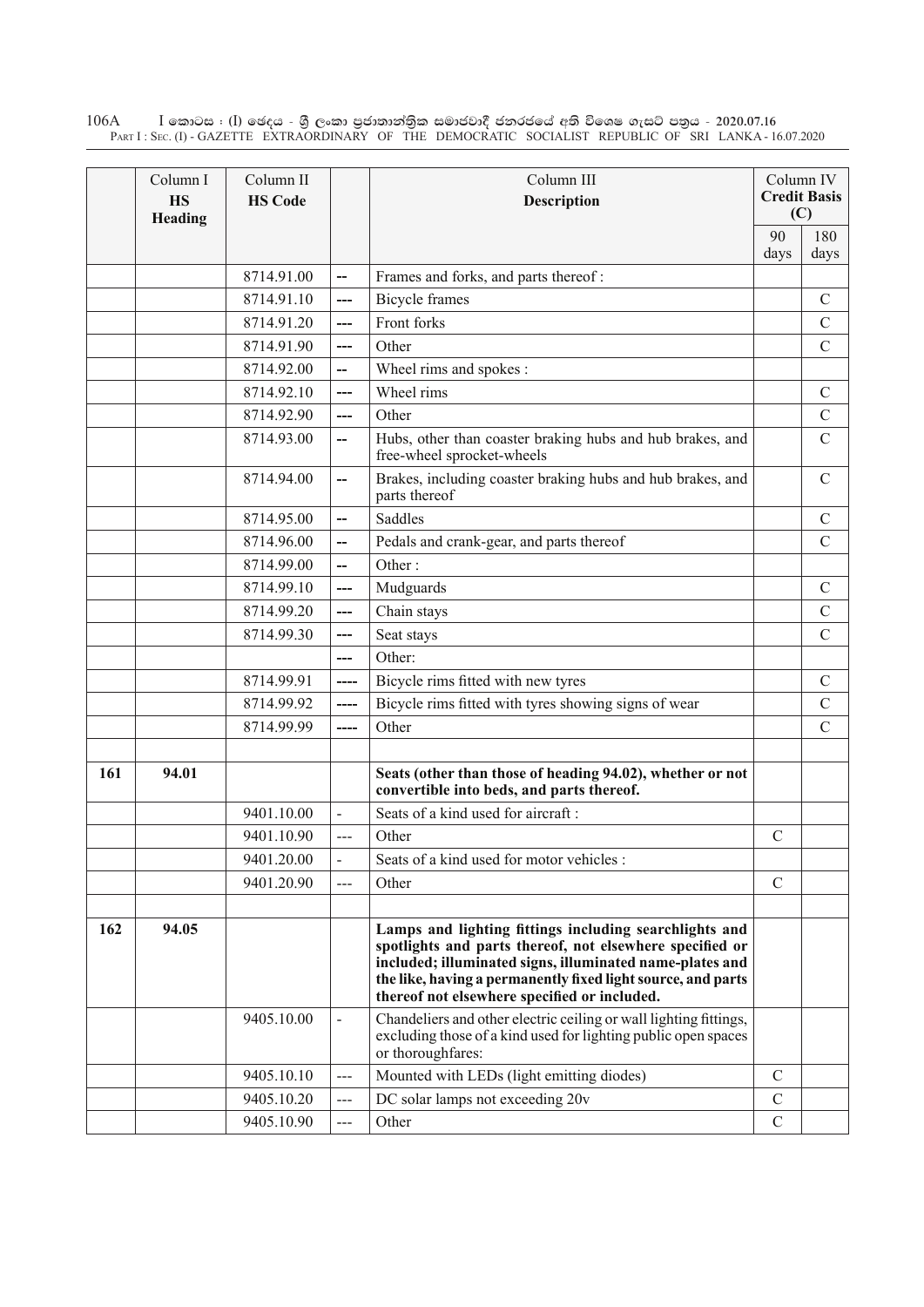| | Column I HS Heading | Column II HS Code | | Column III Description | Column IV Credit Basis (C) | |
|---|---|---|---|---|---|---|
| | | | | | 90 days | 180 days |
| | | 8714.91.00 | -- | Frames and forks, and parts thereof : | | |
| | | 8714.91.10 | --- | Bicycle frames | | C |
| | | 8714.91.20 | --- | Front forks | | C |
| | | 8714.91.90 | --- | Other | | C |
| | | 8714.92.00 | -- | Wheel rims and spokes : | | |
| | | 8714.92.10 | --- | Wheel rims | | C |
| | | 8714.92.90 | --- | Other | | C |
| | | 8714.93.00 | -- | Hubs, other than coaster braking hubs and hub brakes, and free-wheel sprocket-wheels | | C |
| | | 8714.94.00 | -- | Brakes, including coaster braking hubs and hub brakes, and parts thereof | | C |
| | | 8714.95.00 | -- | Saddles | | C |
| | | 8714.96.00 | -- | Pedals and crank-gear, and parts thereof | | C |
| | | 8714.99.00 | -- | Other : | | |
| | | 8714.99.10 | --- | Mudguards | | C |
| | | 8714.99.20 | --- | Chain stays | | C |
| | | 8714.99.30 | --- | Seat stays | | C |
| | | | --- | Other: | | |
| | | 8714.99.91 | ---- | Bicycle rims fitted with new tyres | | C |
| | | 8714.99.92 | ---- | Bicycle rims fitted with tyres showing signs of wear | | C |
| | | 8714.99.99 | ---- | Other | | C |
| | | | | | | |
| **161** | **94.01** | | | **Seats (other than those of heading 94.02), whether or not convertible into beds, and parts thereof.** | | |
| | | 9401.10.00 | - | Seats of a kind used for aircraft : | | |
| | | 9401.10.90 | --- | Other | C | |
| | | 9401.20.00 | - | Seats of a kind used for motor vehicles : | | |
| | | 9401.20.90 | --- | Other | C | |
| | | | | | | |
| **162** | **94.05** | | | **Lamps and lighting fittings including searchlights and spotlights and parts thereof, not elsewhere specified or included; illuminated signs, illuminated name-plates and the like, having a permanently fixed light source, and parts thereof not elsewhere specified or included.** | | |
| | | 9405.10.00 | - | Chandeliers and other electric ceiling or wall lighting fittings, excluding those of a kind used for lighting public open spaces or thoroughfares: | | |
| | | 9405.10.10 | --- | Mounted with LEDs (light emitting diodes) | C | |
| | | 9405.10.20 | --- | DC solar lamps not exceeding 20v | C | |
| | | 9405.10.90 | --- | Other | C | |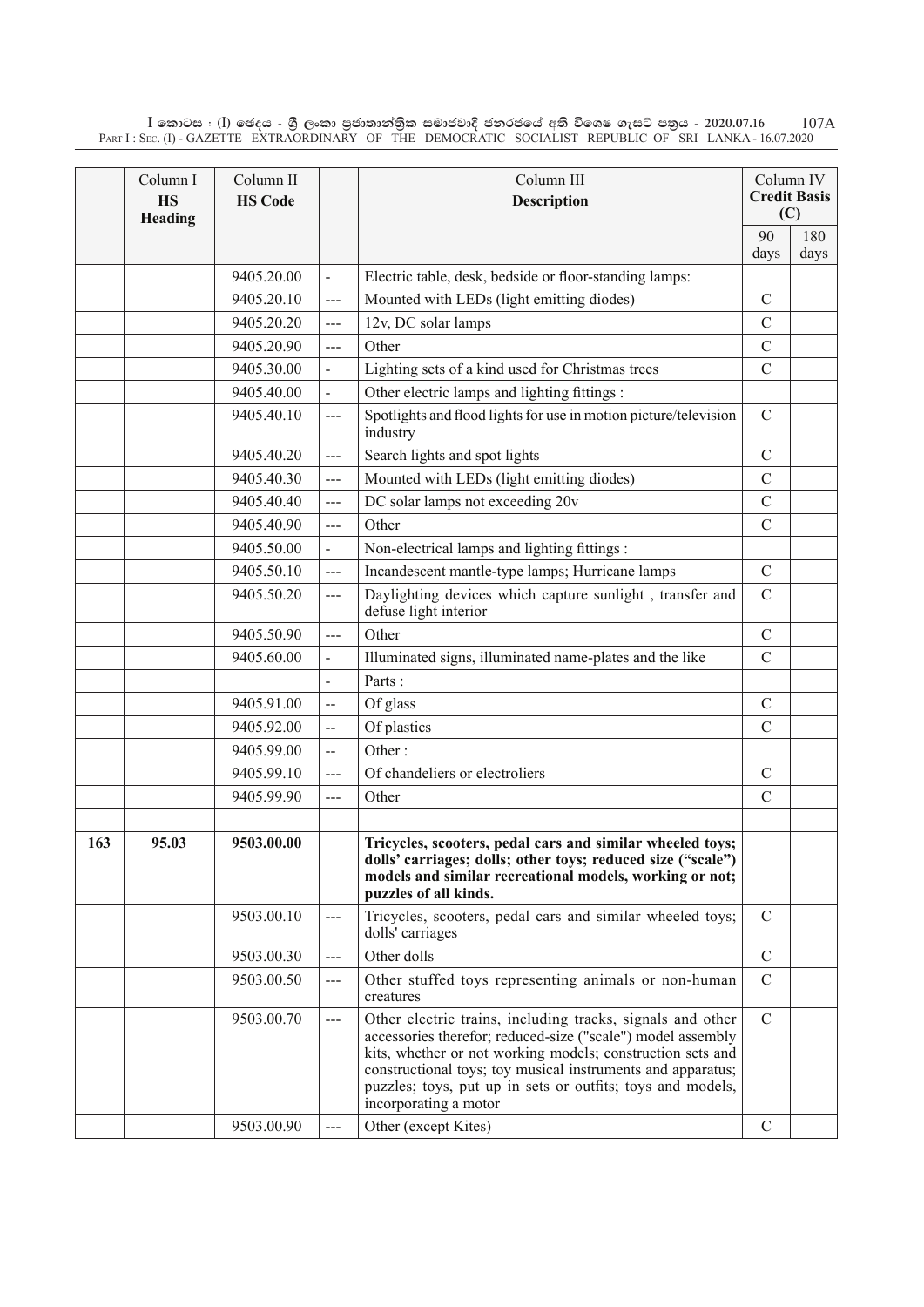| | Column I **HS Heading** | Column II **HS Code** | | Column III **Description** | Column IV **Credit Basis (C)** | |
|---|---|---|---|---|---|---|
| | | | | | 90 days | 180 days |
| | | 9405.20.00 | - | Electric table, desk, bedside or floor-standing lamps: | | |
| | | 9405.20.10 | --- | Mounted with LEDs (light emitting diodes) | C | |
| | | 9405.20.20 | --- | 12v, DC solar lamps | C | |
| | | 9405.20.90 | --- | Other | C | |
| | | 9405.30.00 | - | Lighting sets of a kind used for Christmas trees | C | |
| | | 9405.40.00 | - | Other electric lamps and lighting fittings : | | |
| | | 9405.40.10 | --- | Spotlights and flood lights for use in motion picture/television industry | C | |
| | | 9405.40.20 | --- | Search lights and spot lights | C | |
| | | 9405.40.30 | --- | Mounted with LEDs (light emitting diodes) | C | |
| | | 9405.40.40 | --- | DC solar lamps not exceeding 20v | C | |
| | | 9405.40.90 | --- | Other | C | |
| | | 9405.50.00 | - | Non-electrical lamps and lighting fittings : | | |
| | | 9405.50.10 | --- | Incandescent mantle-type lamps; Hurricane lamps | C | |
| | | 9405.50.20 | --- | Daylighting devices which capture sunlight , transfer and defuse light interior | C | |
| | | 9405.50.90 | --- | Other | C | |
| | | 9405.60.00 | - | Illuminated signs, illuminated name-plates and the like | C | |
| | | | - | Parts : | | |
| | | 9405.91.00 | -- | Of glass | C | |
| | | 9405.92.00 | -- | Of plastics | C | |
| | | 9405.99.00 | -- | Other : | | |
| | | 9405.99.10 | --- | Of chandeliers or electroliers | C | |
| | | 9405.99.90 | --- | Other | C | |
| | | | | | | |
| **163** | **95.03** | **9503.00.00** | | **Tricycles, scooters, pedal cars and similar wheeled toys; dolls' carriages; dolls; other toys; reduced size ("scale") models and similar recreational models, working or not; puzzles of all kinds.** | | |
| | | 9503.00.10 | --- | Tricycles, scooters, pedal cars and similar wheeled toys; dolls' carriages | C | |
| | | 9503.00.30 | --- | Other dolls | C | |
| | | 9503.00.50 | --- | Other stuffed toys representing animals or non-human creatures | C | |
| | | 9503.00.70 | --- | Other electric trains, including tracks, signals and other accessories therefor; reduced-size ("scale") model assembly kits, whether or not working models; construction sets and constructional toys; toy musical instruments and apparatus; puzzles; toys, put up in sets or outfits; toys and models, incorporating a motor | C | |
| | | 9503.00.90 | --- | Other (except Kites) | C | |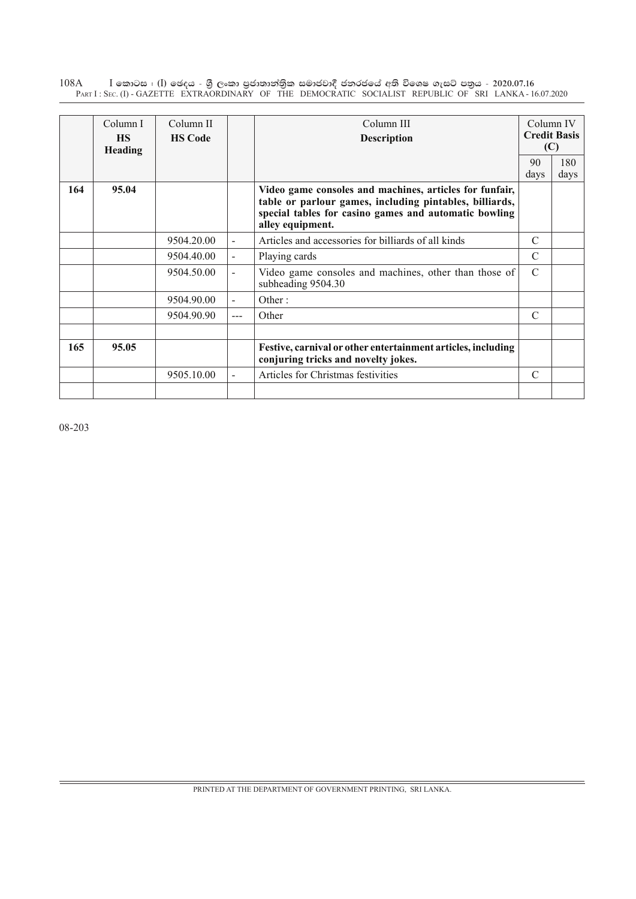| | Column I **HS Heading** | Column II **HS Code** | | Column III **Description** | Column IV **Credit Basis (C)** | |
|---|---|---|---|---|---|---|
| | | | | | 90 days | 180 days |
| **164** | **95.04** | | | **Video game consoles and machines, articles for funfair, table or parlour games, including pintables, billiards, special tables for casino games and automatic bowling alley equipment.** | | |
| | | 9504.20.00 | - | Articles and accessories for billiards of all kinds | C | |
| | | 9504.40.00 | - | Playing cards | C | |
| | | 9504.50.00 | - | Video game consoles and machines, other than those of subheading 9504.30 | C | |
| | | 9504.90.00 | - | Other : | | |
| | | 9504.90.90 | --- | Other | C | |
| | | | | | | |
| **165** | **95.05** | | | **Festive, carnival or other entertainment articles, including conjuring tricks and novelty jokes.** | | |
| | | 9505.10.00 | - | Articles for Christmas festivities | C | |
| | | | | | | |

08-203

PRINTED AT THE DEPARTMENT OF GOVERNMENT PRINTING, SRI LANKA.